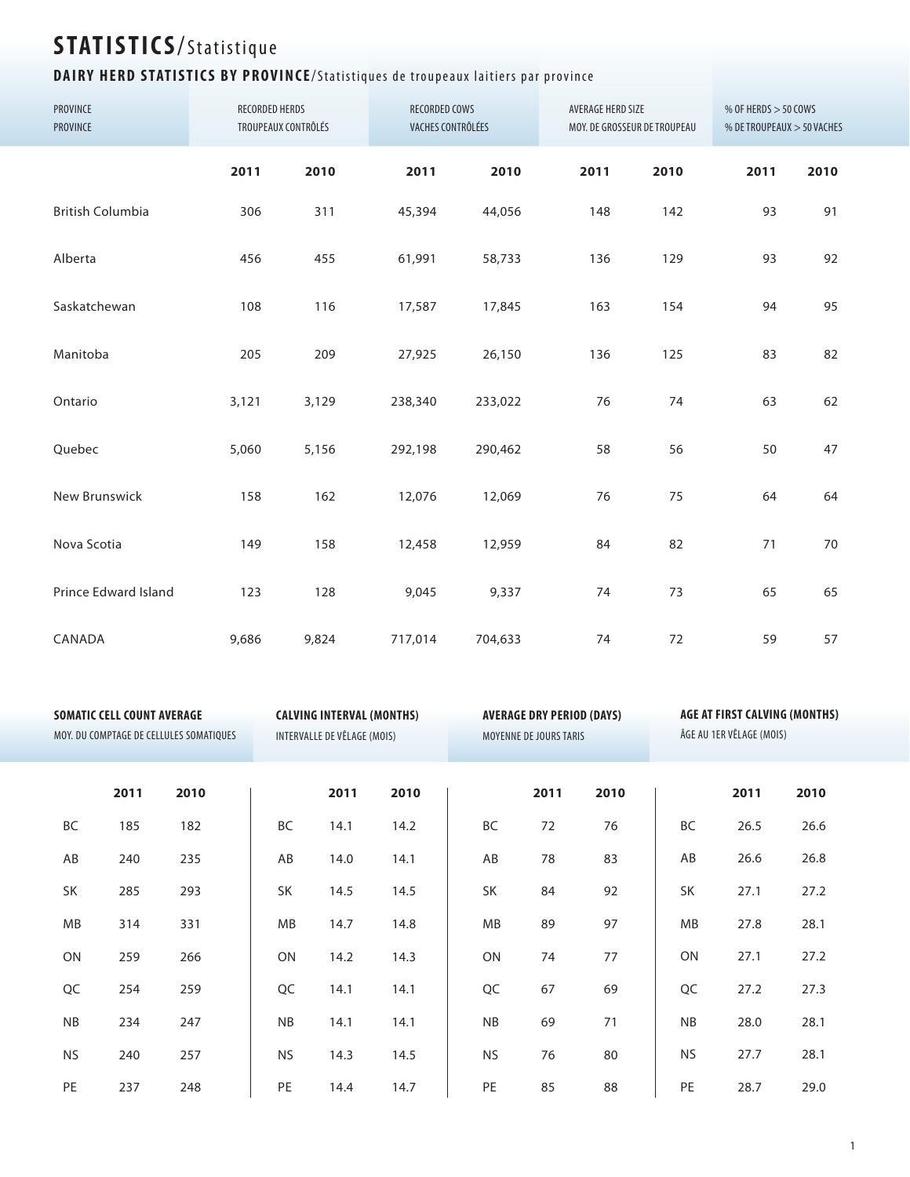# STATISTICS/Statistique

## DAIRY HERD STATISTICS BY PROVINCE/Statistiques de troupeaux laitiers par province

| PROVINCE<br>PROVINCE | RECORDED HERDS<br>TROUPEAUX CONTRÔLÉS | | RECORDED COWS<br>VACHES CONTRÔLÉES | | AVERAGE HERD SIZE<br>MOY. DE GROSSEUR DE TROUPEAU | | % OF HERDS > 50 COWS<br>% DE TROUPEAUX > 50 VACHES | |
|---|---|---|---|---|---|---|---|---|
| | **2011** | **2010** | **2011** | **2010** | **2011** | **2010** | **2011** | **2010** |
| British Columbia | 306 | 311 | 45,394 | 44,056 | 148 | 142 | 93 | 91 |
| Alberta | 456 | 455 | 61,991 | 58,733 | 136 | 129 | 93 | 92 |
| Saskatchewan | 108 | 116 | 17,587 | 17,845 | 163 | 154 | 94 | 95 |
| Manitoba | 205 | 209 | 27,925 | 26,150 | 136 | 125 | 83 | 82 |
| Ontario | 3,121 | 3,129 | 238,340 | 233,022 | 76 | 74 | 63 | 62 |
| Quebec | 5,060 | 5,156 | 292,198 | 290,462 | 58 | 56 | 50 | 47 |
| New Brunswick | 158 | 162 | 12,076 | 12,069 | 76 | 75 | 64 | 64 |
| Nova Scotia | 149 | 158 | 12,458 | 12,959 | 84 | 82 | 71 | 70 |
| Prince Edward Island | 123 | 128 | 9,045 | 9,337 | 74 | 73 | 65 | 65 |
| CANADA | 9,686 | 9,824 | 717,014 | 704,633 | 74 | 72 | 59 | 57 |

**SOMATIC CELL COUNT AVERAGE**
MOY. DU COMPTAGE DE CELLULES SOMATIQUES

| | **2011** | **2010** |
|---|---|---|
| BC | 185 | 182 |
| AB | 240 | 235 |
| SK | 285 | 293 |
| MB | 314 | 331 |
| ON | 259 | 266 |
| QC | 254 | 259 |
| NB | 234 | 247 |
| NS | 240 | 257 |
| PE | 237 | 248 |

**CALVING INTERVAL (MONTHS)**
INTERVALLE DE VÊLAGE (MOIS)

| | **2011** | **2010** |
|---|---|---|
| BC | 14.1 | 14.2 |
| AB | 14.0 | 14.1 |
| SK | 14.5 | 14.5 |
| MB | 14.7 | 14.8 |
| ON | 14.2 | 14.3 |
| QC | 14.1 | 14.1 |
| NB | 14.1 | 14.1 |
| NS | 14.3 | 14.5 |
| PE | 14.4 | 14.7 |

**AVERAGE DRY PERIOD (DAYS)**
MOYENNE DE JOURS TARIS

| | **2011** | **2010** |
|---|---|---|
| BC | 72 | 76 |
| AB | 78 | 83 |
| SK | 84 | 92 |
| MB | 89 | 97 |
| ON | 74 | 77 |
| QC | 67 | 69 |
| NB | 69 | 71 |
| NS | 76 | 80 |
| PE | 85 | 88 |

**AGE AT FIRST CALVING (MONTHS)**
ÂGE AU 1ER VÊLAGE (MOIS)

| | **2011** | **2010** |
|---|---|---|
| BC | 26.5 | 26.6 |
| AB | 26.6 | 26.8 |
| SK | 27.1 | 27.2 |
| MB | 27.8 | 28.1 |
| ON | 27.1 | 27.2 |
| QC | 27.2 | 27.3 |
| NB | 28.0 | 28.1 |
| NS | 27.7 | 28.1 |
| PE | 28.7 | 29.0 |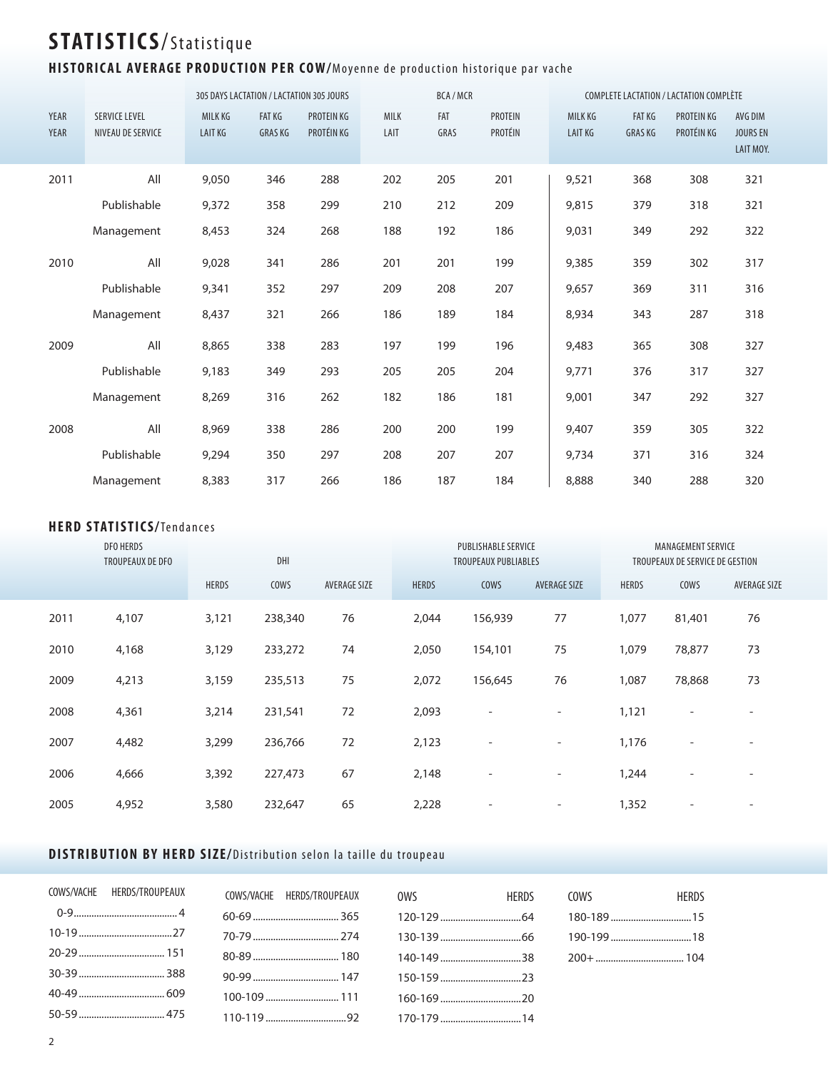# STATISTICS/Statistique

## HISTORICAL AVERAGE PRODUCTION PER COW/Moyenne de production historique par vache

| | | 305 DAYS LACTATION / LACTATION 305 JOURS | | | BCA / MCR | | | COMPLETE LACTATION / LACTATION COMPLÈTE | | | |
|---|---|---|---|---|---|---|---|---|---|---|---|
| YEAR<br>YEAR | SERVICE LEVEL<br>NIVEAU DE SERVICE | MILK KG<br>LAIT KG | FAT KG<br>GRAS KG | PROTEIN KG<br>PROTÉIN KG | MILK<br>LAIT | FAT<br>GRAS | PROTEIN<br>PROTÉIN | MILK KG<br>LAIT KG | FAT KG<br>GRAS KG | PROTEIN KG<br>PROTÉIN KG | AVG DIM<br>JOURS EN LAIT MOY. |
| 2011 | All | 9,050 | 346 | 288 | 202 | 205 | 201 | 9,521 | 368 | 308 | 321 |
| | Publishable | 9,372 | 358 | 299 | 210 | 212 | 209 | 9,815 | 379 | 318 | 321 |
| | Management | 8,453 | 324 | 268 | 188 | 192 | 186 | 9,031 | 349 | 292 | 322 |
| 2010 | All | 9,028 | 341 | 286 | 201 | 201 | 199 | 9,385 | 359 | 302 | 317 |
| | Publishable | 9,341 | 352 | 297 | 209 | 208 | 207 | 9,657 | 369 | 311 | 316 |
| | Management | 8,437 | 321 | 266 | 186 | 189 | 184 | 8,934 | 343 | 287 | 318 |
| 2009 | All | 8,865 | 338 | 283 | 197 | 199 | 196 | 9,483 | 365 | 308 | 327 |
| | Publishable | 9,183 | 349 | 293 | 205 | 205 | 204 | 9,771 | 376 | 317 | 327 |
| | Management | 8,269 | 316 | 262 | 182 | 186 | 181 | 9,001 | 347 | 292 | 327 |
| 2008 | All | 8,969 | 338 | 286 | 200 | 200 | 199 | 9,407 | 359 | 305 | 322 |
| | Publishable | 9,294 | 350 | 297 | 208 | 207 | 207 | 9,734 | 371 | 316 | 324 |
| | Management | 8,383 | 317 | 266 | 186 | 187 | 184 | 8,888 | 340 | 288 | 320 |

## HERD STATISTICS/Tendances

| | DFO HERDS<br>TROUPEAUX DE DFO | DHI | | | PUBLISHABLE SERVICE<br>TROUPEAUX PUBLIABLES | | | MANAGEMENT SERVICE<br>TROUPEAUX DE SERVICE DE GESTION | | |
|---|---|---|---|---|---|---|---|---|---|---|
| | | HERDS | COWS | AVERAGE SIZE | HERDS | COWS | AVERAGE SIZE | HERDS | COWS | AVERAGE SIZE |
| 2011 | 4,107 | 3,121 | 238,340 | 76 | 2,044 | 156,939 | 77 | 1,077 | 81,401 | 76 |
| 2010 | 4,168 | 3,129 | 233,272 | 74 | 2,050 | 154,101 | 75 | 1,079 | 78,877 | 73 |
| 2009 | 4,213 | 3,159 | 235,513 | 75 | 2,072 | 156,645 | 76 | 1,087 | 78,868 | 73 |
| 2008 | 4,361 | 3,214 | 231,541 | 72 | 2,093 | - | - | 1,121 | - | - |
| 2007 | 4,482 | 3,299 | 236,766 | 72 | 2,123 | - | - | 1,176 | - | - |
| 2006 | 4,666 | 3,392 | 227,473 | 67 | 2,148 | - | - | 1,244 | - | - |
| 2005 | 4,952 | 3,580 | 232,647 | 65 | 2,228 | - | - | 1,352 | - | - |

## DISTRIBUTION BY HERD SIZE/Distribution selon la taille du troupeau

| COWS/VACHE | HERDS/TROUPEAUX |
|---|---|
| 0-9 | 4 |
| 10-19 | 27 |
| 20-29 | 151 |
| 30-39 | 388 |
| 40-49 | 609 |
| 50-59 | 475 |
| 60-69 | 365 |
| 70-79 | 274 |
| 80-89 | 180 |
| 90-99 | 147 |
| 100-109 | 111 |
| 110-119 | 92 |
| 120-129 | 64 |
| 130-139 | 66 |
| 140-149 | 38 |
| 150-159 | 23 |
| 160-169 | 20 |
| 170-179 | 14 |
| 180-189 | 15 |
| 190-199 | 18 |
| 200+ | 104 |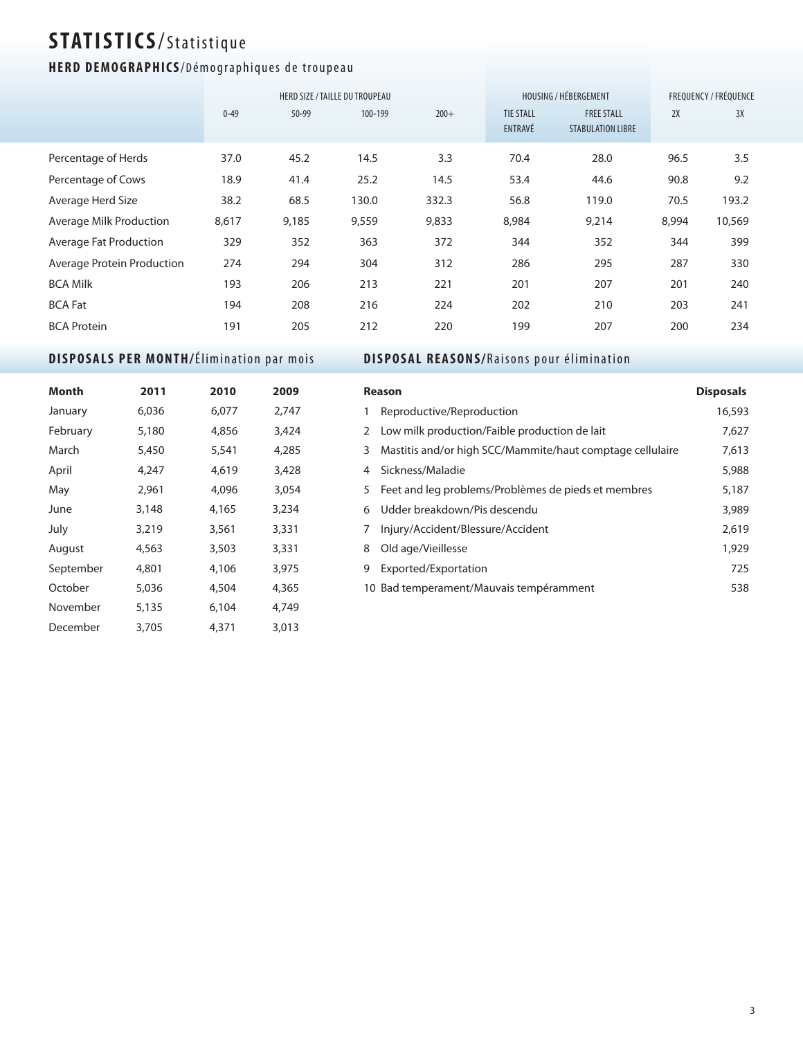# STATISTICS/Statistique

## HERD DEMOGRAPHICS/Démographiques de troupeau

| | HERD SIZE / TAILLE DU TROUPEAU | | | | HOUSING / HÉBERGEMENT | | FREQUENCY / FRÉQUENCE | |
|---|---|---|---|---|---|---|---|---|
| | 0-49 | 50-99 | 100-199 | 200+ | TIE STALL ENTRAVÉ | FREE STALL STABULATION LIBRE | 2X | 3X |
| Percentage of Herds | 37.0 | 45.2 | 14.5 | 3.3 | 70.4 | 28.0 | 96.5 | 3.5 |
| Percentage of Cows | 18.9 | 41.4 | 25.2 | 14.5 | 53.4 | 44.6 | 90.8 | 9.2 |
| Average Herd Size | 38.2 | 68.5 | 130.0 | 332.3 | 56.8 | 119.0 | 70.5 | 193.2 |
| Average Milk Production | 8,617 | 9,185 | 9,559 | 9,833 | 8,984 | 9,214 | 8,994 | 10,569 |
| Average Fat Production | 329 | 352 | 363 | 372 | 344 | 352 | 344 | 399 |
| Average Protein Production | 274 | 294 | 304 | 312 | 286 | 295 | 287 | 330 |
| BCA Milk | 193 | 206 | 213 | 221 | 201 | 207 | 201 | 240 |
| BCA Fat | 194 | 208 | 216 | 224 | 202 | 210 | 203 | 241 |
| BCA Protein | 191 | 205 | 212 | 220 | 199 | 207 | 200 | 234 |

## DISPOSALS PER MONTH/Élimination par mois

| Month | 2011 | 2010 | 2009 |
|---|---|---|---|
| January | 6,036 | 6,077 | 2,747 |
| February | 5,180 | 4,856 | 3,424 |
| March | 5,450 | 5,541 | 4,285 |
| April | 4,247 | 4,619 | 3,428 |
| May | 2,961 | 4,096 | 3,054 |
| June | 3,148 | 4,165 | 3,234 |
| July | 3,219 | 3,561 | 3,331 |
| August | 4,563 | 3,503 | 3,331 |
| September | 4,801 | 4,106 | 3,975 |
| October | 5,036 | 4,504 | 4,365 |
| November | 5,135 | 6,104 | 4,749 |
| December | 3,705 | 4,371 | 3,013 |

## DISPOSAL REASONS/Raisons pour élimination

| | Reason | Disposals |
|---|---|---|
| 1 | Reproductive/Reproduction | 16,593 |
| 2 | Low milk production/Faible production de lait | 7,627 |
| 3 | Mastitis and/or high SCC/Mammite/haut comptage cellulaire | 7,613 |
| 4 | Sickness/Maladie | 5,988 |
| 5 | Feet and leg problems/Problèmes de pieds et membres | 5,187 |
| 6 | Udder breakdown/Pis descendu | 3,989 |
| 7 | Injury/Accident/Blessure/Accident | 2,619 |
| 8 | Old age/Vieillesse | 1,929 |
| 9 | Exported/Exportation | 725 |
| 10 | Bad temperament/Mauvais tempéramment | 538 |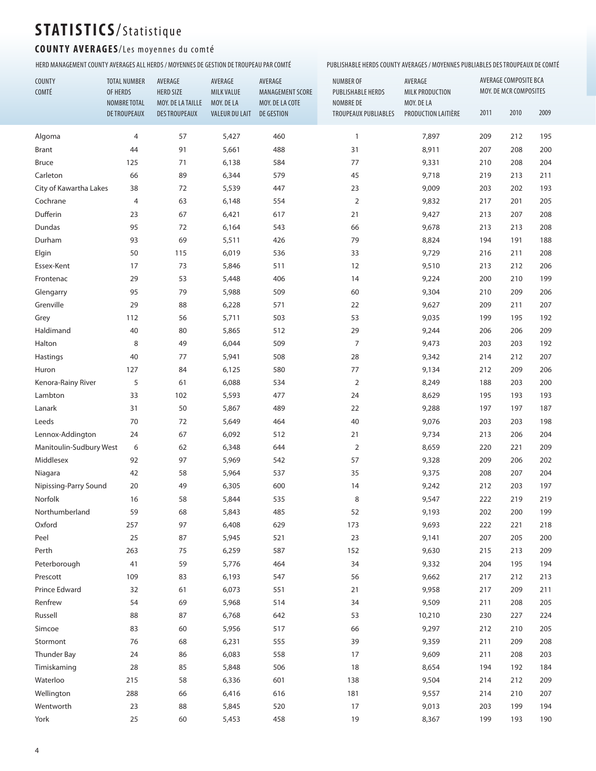# STATISTICS/Statistique

## COUNTY AVERAGES/Les moyennes du comté

| | HERD MANAGEMENT COUNTY AVERAGES ALL HERDS / MOYENNES DE GESTION DE TROUPEAU PAR COMTÉ | | | | PUBLISHABLE HERDS COUNTY AVERAGES / MOYENNES PUBLIABLES DES TROUPEAUX DE COMTÉ | | | | |
|---|---|---|---|---|---|---|---|---|---|
| COUNTY COMTÉ | TOTAL NUMBER OF HERDS NOMBRE TOTAL DE TROUPEAUX | AVERAGE HERD SIZE MOY. DE LA TAILLE DES TROUPEAUX | AVERAGE MILK VALUE MOY. DE LA VALEUR DU LAIT | AVERAGE MANAGEMENT SCORE MOY. DE LA COTE DE GESTION | NUMBER OF PUBLISHABLE HERDS NOMBRE DE TROUPEAUX PUBLIABLES | AVERAGE MILK PRODUCTION MOY. DE LA PRODUCTION LAITIÈRE | AVERAGE COMPOSITE BCA MOY. DE MCR COMPOSITES | | |
| | | | | | | | 2011 | 2010 | 2009 |
| Algoma | 4 | 57 | 5,427 | 460 | 1 | 7,897 | 209 | 212 | 195 |
| Brant | 44 | 91 | 5,661 | 488 | 31 | 8,911 | 207 | 208 | 200 |
| Bruce | 125 | 71 | 6,138 | 584 | 77 | 9,331 | 210 | 208 | 204 |
| Carleton | 66 | 89 | 6,344 | 579 | 45 | 9,718 | 219 | 213 | 211 |
| City of Kawartha Lakes | 38 | 72 | 5,539 | 447 | 23 | 9,009 | 203 | 202 | 193 |
| Cochrane | 4 | 63 | 6,148 | 554 | 2 | 9,832 | 217 | 201 | 205 |
| Dufferin | 23 | 67 | 6,421 | 617 | 21 | 9,427 | 213 | 207 | 208 |
| Dundas | 95 | 72 | 6,164 | 543 | 66 | 9,678 | 213 | 213 | 208 |
| Durham | 93 | 69 | 5,511 | 426 | 79 | 8,824 | 194 | 191 | 188 |
| Elgin | 50 | 115 | 6,019 | 536 | 33 | 9,729 | 216 | 211 | 208 |
| Essex-Kent | 17 | 73 | 5,846 | 511 | 12 | 9,510 | 213 | 212 | 206 |
| Frontenac | 29 | 53 | 5,448 | 406 | 14 | 9,224 | 200 | 210 | 199 |
| Glengarry | 95 | 79 | 5,988 | 509 | 60 | 9,304 | 210 | 209 | 206 |
| Grenville | 29 | 88 | 6,228 | 571 | 22 | 9,627 | 209 | 211 | 207 |
| Grey | 112 | 56 | 5,711 | 503 | 53 | 9,035 | 199 | 195 | 192 |
| Haldimand | 40 | 80 | 5,865 | 512 | 29 | 9,244 | 206 | 206 | 209 |
| Halton | 8 | 49 | 6,044 | 509 | 7 | 9,473 | 203 | 203 | 192 |
| Hastings | 40 | 77 | 5,941 | 508 | 28 | 9,342 | 214 | 212 | 207 |
| Huron | 127 | 84 | 6,125 | 580 | 77 | 9,134 | 212 | 209 | 206 |
| Kenora-Rainy River | 5 | 61 | 6,088 | 534 | 2 | 8,249 | 188 | 203 | 200 |
| Lambton | 33 | 102 | 5,593 | 477 | 24 | 8,629 | 195 | 193 | 193 |
| Lanark | 31 | 50 | 5,867 | 489 | 22 | 9,288 | 197 | 197 | 187 |
| Leeds | 70 | 72 | 5,649 | 464 | 40 | 9,076 | 203 | 203 | 198 |
| Lennox-Addington | 24 | 67 | 6,092 | 512 | 21 | 9,734 | 213 | 206 | 204 |
| Manitoulin-Sudbury West | 6 | 62 | 6,348 | 644 | 2 | 8,659 | 220 | 221 | 209 |
| Middlesex | 92 | 97 | 5,969 | 542 | 57 | 9,328 | 209 | 206 | 202 |
| Niagara | 42 | 58 | 5,964 | 537 | 35 | 9,375 | 208 | 207 | 204 |
| Nipissing-Parry Sound | 20 | 49 | 6,305 | 600 | 14 | 9,242 | 212 | 203 | 197 |
| Norfolk | 16 | 58 | 5,844 | 535 | 8 | 9,547 | 222 | 219 | 219 |
| Northumberland | 59 | 68 | 5,843 | 485 | 52 | 9,193 | 202 | 200 | 199 |
| Oxford | 257 | 97 | 6,408 | 629 | 173 | 9,693 | 222 | 221 | 218 |
| Peel | 25 | 87 | 5,945 | 521 | 23 | 9,141 | 207 | 205 | 200 |
| Perth | 263 | 75 | 6,259 | 587 | 152 | 9,630 | 215 | 213 | 209 |
| Peterborough | 41 | 59 | 5,776 | 464 | 34 | 9,332 | 204 | 195 | 194 |
| Prescott | 109 | 83 | 6,193 | 547 | 56 | 9,662 | 217 | 212 | 213 |
| Prince Edward | 32 | 61 | 6,073 | 551 | 21 | 9,958 | 217 | 209 | 211 |
| Renfrew | 54 | 69 | 5,968 | 514 | 34 | 9,509 | 211 | 208 | 205 |
| Russell | 88 | 87 | 6,768 | 642 | 53 | 10,210 | 230 | 227 | 224 |
| Simcoe | 83 | 60 | 5,956 | 517 | 66 | 9,297 | 212 | 210 | 205 |
| Stormont | 76 | 68 | 6,231 | 555 | 39 | 9,359 | 211 | 209 | 208 |
| Thunder Bay | 24 | 86 | 6,083 | 558 | 17 | 9,609 | 211 | 208 | 203 |
| Timiskaming | 28 | 85 | 5,848 | 506 | 18 | 8,654 | 194 | 192 | 184 |
| Waterloo | 215 | 58 | 6,336 | 601 | 138 | 9,504 | 214 | 212 | 209 |
| Wellington | 288 | 66 | 6,416 | 616 | 181 | 9,557 | 214 | 210 | 207 |
| Wentworth | 23 | 88 | 5,845 | 520 | 17 | 9,013 | 203 | 199 | 194 |
| York | 25 | 60 | 5,453 | 458 | 19 | 8,367 | 199 | 193 | 190 |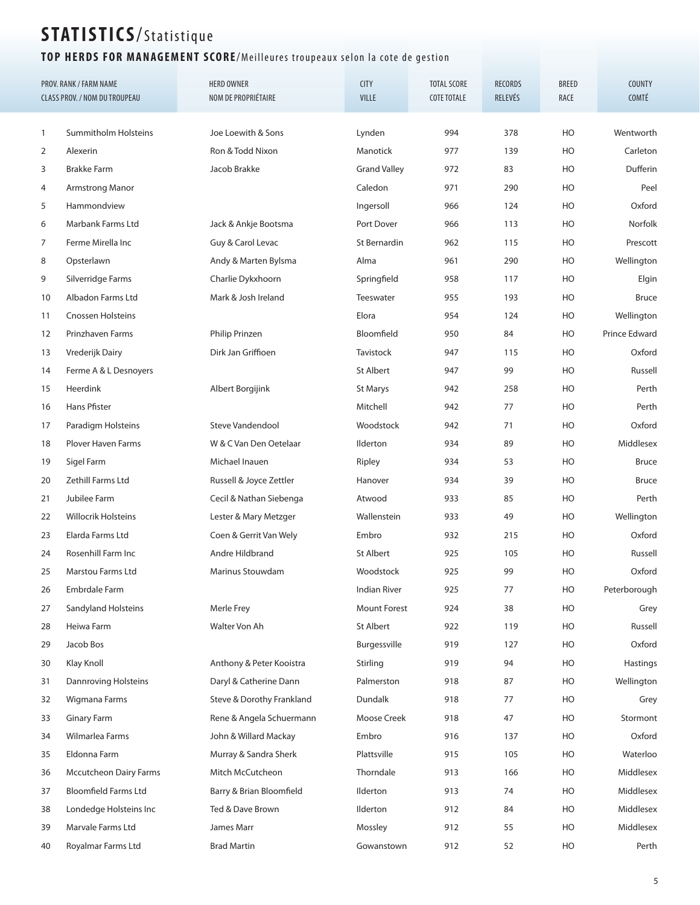# STATISTICS/Statistique

## TOP HERDS FOR MANAGEMENT SCORE/Meilleures troupeaux selon la cote de gestion

| PROV. RANK / FARM NAME<br>CLASS PROV. / NOM DU TROUPEAU | | HERD OWNER<br>NOM DE PROPRIÉTAIRE | CITY<br>VILLE | TOTAL SCORE<br>COTE TOTALE | RECORDS<br>RELEVÉS | BREED<br>RACE | COUNTY<br>COMTÉ |
|---|---|---|---|---|---|---|---|
| 1 | Summitholm Holsteins | Joe Loewith & Sons | Lynden | 994 | 378 | HO | Wentworth |
| 2 | Alexerin | Ron & Todd Nixon | Manotick | 977 | 139 | HO | Carleton |
| 3 | Brakke Farm | Jacob Brakke | Grand Valley | 972 | 83 | HO | Dufferin |
| 4 | Armstrong Manor | | Caledon | 971 | 290 | HO | Peel |
| 5 | Hammondview | | Ingersoll | 966 | 124 | HO | Oxford |
| 6 | Marbank Farms Ltd | Jack & Ankje Bootsma | Port Dover | 966 | 113 | HO | Norfolk |
| 7 | Ferme Mirella Inc | Guy & Carol Levac | St Bernardin | 962 | 115 | HO | Prescott |
| 8 | Opsterlawn | Andy & Marten Bylsma | Alma | 961 | 290 | HO | Wellington |
| 9 | Silverridge Farms | Charlie Dykxhoorn | Springfield | 958 | 117 | HO | Elgin |
| 10 | Albadon Farms Ltd | Mark & Josh Ireland | Teeswater | 955 | 193 | HO | Bruce |
| 11 | Cnossen Holsteins | | Elora | 954 | 124 | HO | Wellington |
| 12 | Prinzhaven Farms | Philip Prinzen | Bloomfield | 950 | 84 | HO | Prince Edward |
| 13 | Vrederijk Dairy | Dirk Jan Griffioen | Tavistock | 947 | 115 | HO | Oxford |
| 14 | Ferme A & L Desnoyers | | St Albert | 947 | 99 | HO | Russell |
| 15 | Heerdink | Albert Borgijink | St Marys | 942 | 258 | HO | Perth |
| 16 | Hans Pfister | | Mitchell | 942 | 77 | HO | Perth |
| 17 | Paradigm Holsteins | Steve Vandendool | Woodstock | 942 | 71 | HO | Oxford |
| 18 | Plover Haven Farms | W & C Van Den Oetelaar | Ilderton | 934 | 89 | HO | Middlesex |
| 19 | Sigel Farm | Michael Inauen | Ripley | 934 | 53 | HO | Bruce |
| 20 | Zethill Farms Ltd | Russell & Joyce Zettler | Hanover | 934 | 39 | HO | Bruce |
| 21 | Jubilee Farm | Cecil & Nathan Siebenga | Atwood | 933 | 85 | HO | Perth |
| 22 | Willocrik Holsteins | Lester & Mary Metzger | Wallenstein | 933 | 49 | HO | Wellington |
| 23 | Elarda Farms Ltd | Coen & Gerrit Van Wely | Embro | 932 | 215 | HO | Oxford |
| 24 | Rosenhill Farm Inc | Andre Hildbrand | St Albert | 925 | 105 | HO | Russell |
| 25 | Marstou Farms Ltd | Marinus Stouwdam | Woodstock | 925 | 99 | HO | Oxford |
| 26 | Embrdale Farm | | Indian River | 925 | 77 | HO | Peterborough |
| 27 | Sandyland Holsteins | Merle Frey | Mount Forest | 924 | 38 | HO | Grey |
| 28 | Heiwa Farm | Walter Von Ah | St Albert | 922 | 119 | HO | Russell |
| 29 | Jacob Bos | | Burgessville | 919 | 127 | HO | Oxford |
| 30 | Klay Knoll | Anthony & Peter Kooistra | Stirling | 919 | 94 | HO | Hastings |
| 31 | Dannroving Holsteins | Daryl & Catherine Dann | Palmerston | 918 | 87 | HO | Wellington |
| 32 | Wigmana Farms | Steve & Dorothy Frankland | Dundalk | 918 | 77 | HO | Grey |
| 33 | Ginary Farm | Rene & Angela Schuermann | Moose Creek | 918 | 47 | HO | Stormont |
| 34 | Wilmarlea Farms | John & Willard Mackay | Embro | 916 | 137 | HO | Oxford |
| 35 | Eldonna Farm | Murray & Sandra Sherk | Plattsville | 915 | 105 | HO | Waterloo |
| 36 | Mccutcheon Dairy Farms | Mitch McCutcheon | Thorndale | 913 | 166 | HO | Middlesex |
| 37 | Bloomfield Farms Ltd | Barry & Brian Bloomfield | Ilderton | 913 | 74 | HO | Middlesex |
| 38 | Londedge Holsteins Inc | Ted & Dave Brown | Ilderton | 912 | 84 | HO | Middlesex |
| 39 | Marvale Farms Ltd | James Marr | Mossley | 912 | 55 | HO | Middlesex |
| 40 | Royalmar Farms Ltd | Brad Martin | Gowanstown | 912 | 52 | HO | Perth |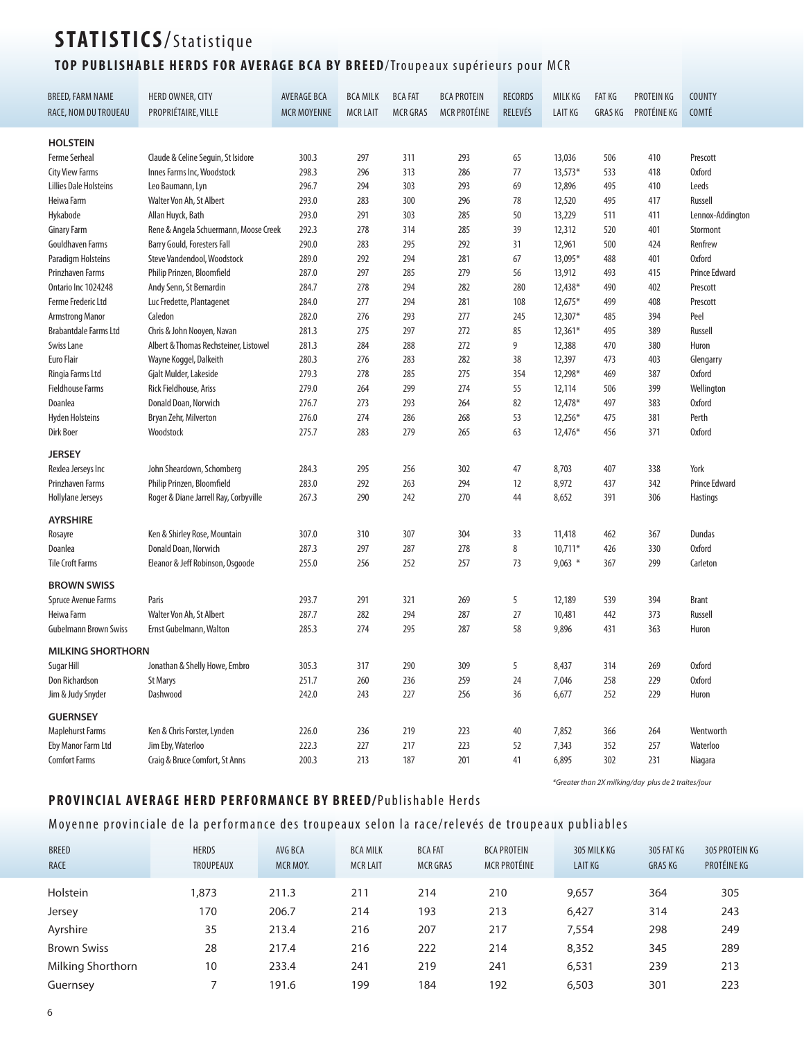# STATISTICS/Statistique

## TOP PUBLISHABLE HERDS FOR AVERAGE BCA BY BREED/Troupeaux supérieurs pour MCR

| BREED, FARM NAME<br>RACE, NOM DU TROUEAU | HERD OWNER, CITY<br>PROPRIÉTAIRE, VILLE | AVERAGE BCA<br>MCR MOYENNE | BCA MILK<br>MCR LAIT | BCA FAT<br>MCR GRAS | BCA PROTEIN<br>MCR PROTÉINE | RECORDS<br>RELEVÉS | MILK KG<br>LAIT KG | FAT KG<br>GRAS KG | PROTEIN KG<br>PROTÉINE KG | COUNTY<br>COMTÉ |
|---|---|---|---|---|---|---|---|---|---|---|
| **HOLSTEIN** | | | | | | | | | | |
| Ferme Serheal | Claude & Celine Seguin, St Isidore | 300.3 | 297 | 311 | 293 | 65 | 13,036 | 506 | 410 | Prescott |
| City View Farms | Innes Farms Inc, Woodstock | 298.3 | 296 | 313 | 286 | 77 | 13,573* | 533 | 418 | Oxford |
| Lillies Dale Holsteins | Leo Baumann, Lyn | 296.7 | 294 | 303 | 293 | 69 | 12,896 | 495 | 410 | Leeds |
| Heiwa Farm | Walter Von Ah, St Albert | 293.0 | 283 | 300 | 296 | 78 | 12,520 | 495 | 417 | Russell |
| Hykabode | Allan Huyck, Bath | 293.0 | 291 | 303 | 285 | 50 | 13,229 | 511 | 411 | Lennox-Addington |
| Ginary Farm | Rene & Angela Schuermann, Moose Creek | 292.3 | 278 | 314 | 285 | 39 | 12,312 | 520 | 401 | Stormont |
| Gouldhaven Farms | Barry Gould, Foresters Fall | 290.0 | 283 | 295 | 292 | 31 | 12,961 | 500 | 424 | Renfrew |
| Paradigm Holsteins | Steve Vandendool, Woodstock | 289.0 | 292 | 294 | 281 | 67 | 13,095* | 488 | 401 | Oxford |
| Prinzhaven Farms | Philip Prinzen, Bloomfield | 287.0 | 297 | 285 | 279 | 56 | 13,912 | 493 | 415 | Prince Edward |
| Ontario Inc 1024248 | Andy Senn, St Bernardin | 284.7 | 278 | 294 | 282 | 280 | 12,438* | 490 | 402 | Prescott |
| Ferme Frederic Ltd | Luc Fredette, Plantagenet | 284.0 | 277 | 294 | 281 | 108 | 12,675* | 499 | 408 | Prescott |
| Armstrong Manor | Caledon | 282.0 | 276 | 293 | 277 | 245 | 12,307* | 485 | 394 | Peel |
| Brabantdale Farms Ltd | Chris & John Nooyen, Navan | 281.3 | 275 | 297 | 272 | 85 | 12,361* | 495 | 389 | Russell |
| Swiss Lane | Albert & Thomas Rechsteiner, Listowel | 281.3 | 284 | 288 | 272 | 9 | 12,388 | 470 | 380 | Huron |
| Euro Flair | Wayne Koggel, Dalkeith | 280.3 | 276 | 283 | 282 | 38 | 12,397 | 473 | 403 | Glengarry |
| Ringia Farms Ltd | Gjalt Mulder, Lakeside | 279.3 | 278 | 285 | 275 | 354 | 12,298* | 469 | 387 | Oxford |
| Fieldhouse Farms | Rick Fieldhouse, Ariss | 279.0 | 264 | 299 | 274 | 55 | 12,114 | 506 | 399 | Wellington |
| Doanlea | Donald Doan, Norwich | 276.7 | 273 | 293 | 264 | 82 | 12,478* | 497 | 383 | Oxford |
| Hyden Holsteins | Bryan Zehr, Milverton | 276.0 | 274 | 286 | 268 | 53 | 12,256* | 475 | 381 | Perth |
| Dirk Boer | Woodstock | 275.7 | 283 | 279 | 265 | 63 | 12,476* | 456 | 371 | Oxford |
| **JERSEY** | | | | | | | | | | |
| Rexlea Jerseys Inc | John Sheardown, Schomberg | 284.3 | 295 | 256 | 302 | 47 | 8,703 | 407 | 338 | York |
| Prinzhaven Farms | Philip Prinzen, Bloomfield | 283.0 | 292 | 263 | 294 | 12 | 8,972 | 437 | 342 | Prince Edward |
| Hollylane Jerseys | Roger & Diane Jarrell Ray, Corbyville | 267.3 | 290 | 242 | 270 | 44 | 8,652 | 391 | 306 | Hastings |
| **AYRSHIRE** | | | | | | | | | | |
| Rosayre | Ken & Shirley Rose, Mountain | 307.0 | 310 | 307 | 304 | 33 | 11,418 | 462 | 367 | Dundas |
| Doanlea | Donald Doan, Norwich | 287.3 | 297 | 287 | 278 | 8 | 10,711* | 426 | 330 | Oxford |
| Tile Croft Farms | Eleanor & Jeff Robinson, Osgoode | 255.0 | 256 | 252 | 257 | 73 | 9,063 * | 367 | 299 | Carleton |
| **BROWN SWISS** | | | | | | | | | | |
| Spruce Avenue Farms | Paris | 293.7 | 291 | 321 | 269 | 5 | 12,189 | 539 | 394 | Brant |
| Heiwa Farm | Walter Von Ah, St Albert | 287.7 | 282 | 294 | 287 | 27 | 10,481 | 442 | 373 | Russell |
| Gubelmann Brown Swiss | Ernst Gubelmann, Walton | 285.3 | 274 | 295 | 287 | 58 | 9,896 | 431 | 363 | Huron |
| **MILKING SHORTHORN** | | | | | | | | | | |
| Sugar Hill | Jonathan & Shelly Howe, Embro | 305.3 | 317 | 290 | 309 | 5 | 8,437 | 314 | 269 | Oxford |
| Don Richardson | St Marys | 251.7 | 260 | 236 | 259 | 24 | 7,046 | 258 | 229 | Oxford |
| Jim & Judy Snyder | Dashwood | 242.0 | 243 | 227 | 256 | 36 | 6,677 | 252 | 229 | Huron |
| **GUERNSEY** | | | | | | | | | | |
| Maplehurst Farms | Ken & Chris Forster, Lynden | 226.0 | 236 | 219 | 223 | 40 | 7,852 | 366 | 264 | Wentworth |
| Eby Manor Farm Ltd | Jim Eby, Waterloo | 222.3 | 227 | 217 | 223 | 52 | 7,343 | 352 | 257 | Waterloo |
| Comfort Farms | Craig & Bruce Comfort, St Anns | 200.3 | 213 | 187 | 201 | 41 | 6,895 | 302 | 231 | Niagara |

*\*Greater than 2X milking/day plus de 2 traites/jour*

## PROVINCIAL AVERAGE HERD PERFORMANCE BY BREED/Publishable Herds

Moyenne provinciale de la performance des troupeaux selon la race/relevés de troupeaux publiables

| BREED<br>RACE | HERDS<br>TROUPEAUX | AVG BCA<br>MCR MOY. | BCA MILK<br>MCR LAIT | BCA FAT<br>MCR GRAS | BCA PROTEIN<br>MCR PROTÉINE | 305 MILK KG<br>LAIT KG | 305 FAT KG<br>GRAS KG | 305 PROTEIN KG<br>PROTÉINE KG |
|---|---|---|---|---|---|---|---|---|
| Holstein | 1,873 | 211.3 | 211 | 214 | 210 | 9,657 | 364 | 305 |
| Jersey | 170 | 206.7 | 214 | 193 | 213 | 6,427 | 314 | 243 |
| Ayrshire | 35 | 213.4 | 216 | 207 | 217 | 7,554 | 298 | 249 |
| Brown Swiss | 28 | 217.4 | 216 | 222 | 214 | 8,352 | 345 | 289 |
| Milking Shorthorn | 10 | 233.4 | 241 | 219 | 241 | 6,531 | 239 | 213 |
| Guernsey | 7 | 191.6 | 199 | 184 | 192 | 6,503 | 301 | 223 |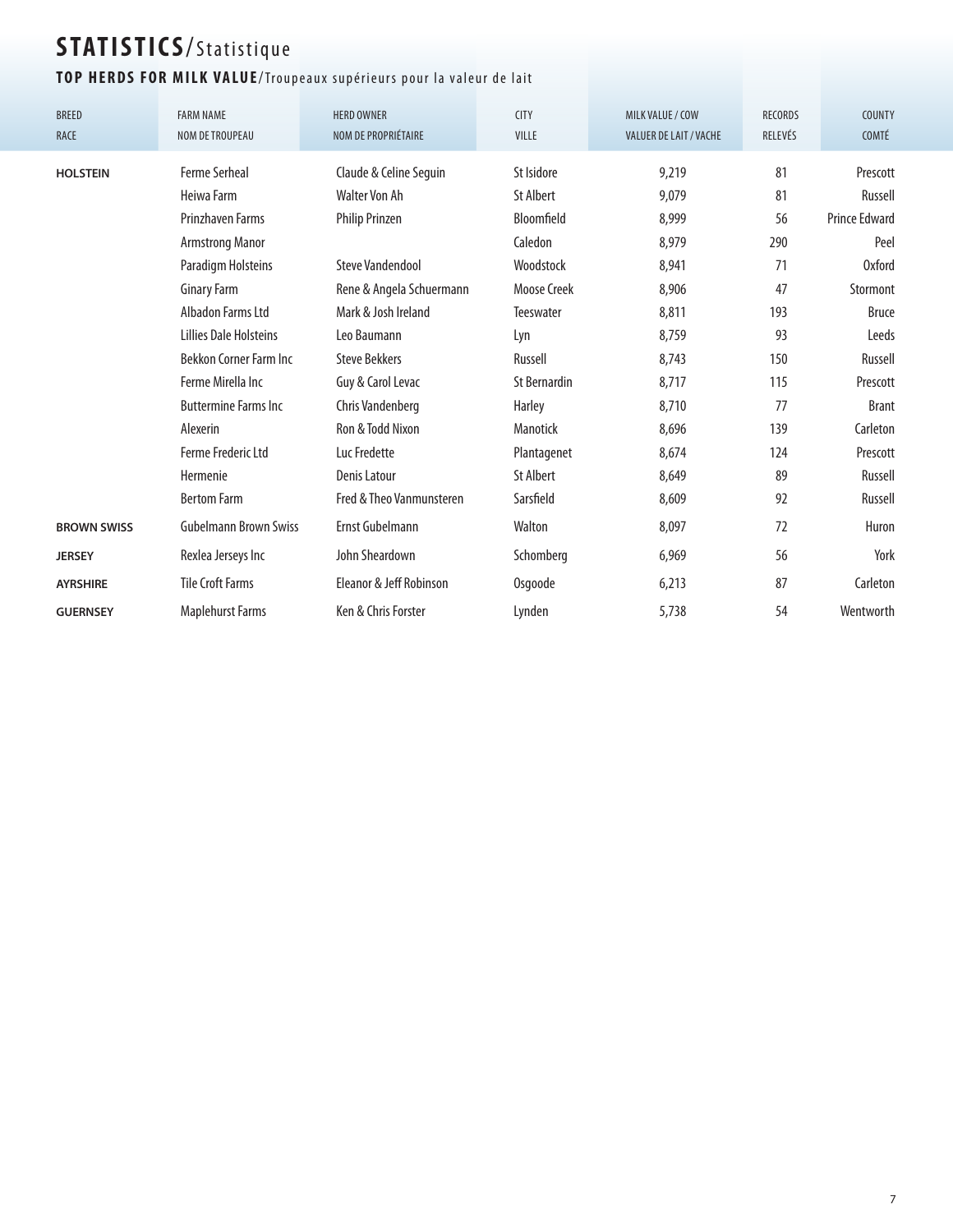# STATISTICS/Statistique

## TOP HERDS FOR MILK VALUE/Troupeaux supérieurs pour la valeur de lait

| BREED<br>RACE | FARM NAME<br>NOM DE TROUPEAU | HERD OWNER<br>NOM DE PROPRIÉTAIRE | CITY<br>VILLE | MILK VALUE / COW<br>VALUER DE LAIT / VACHE | RECORDS<br>RELEVÉS | COUNTY<br>COMTÉ |
|---|---|---|---|---|---|---|
| **HOLSTEIN** | Ferme Serheal | Claude & Celine Seguin | St Isidore | 9,219 | 81 | Prescott |
| | Heiwa Farm | Walter Von Ah | St Albert | 9,079 | 81 | Russell |
| | Prinzhaven Farms | Philip Prinzen | Bloomfield | 8,999 | 56 | Prince Edward |
| | Armstrong Manor | | Caledon | 8,979 | 290 | Peel |
| | Paradigm Holsteins | Steve Vandendool | Woodstock | 8,941 | 71 | Oxford |
| | Ginary Farm | Rene & Angela Schuermann | Moose Creek | 8,906 | 47 | Stormont |
| | Albadon Farms Ltd | Mark & Josh Ireland | Teeswater | 8,811 | 193 | Bruce |
| | Lillies Dale Holsteins | Leo Baumann | Lyn | 8,759 | 93 | Leeds |
| | Bekkon Corner Farm Inc | Steve Bekkers | Russell | 8,743 | 150 | Russell |
| | Ferme Mirella Inc | Guy & Carol Levac | St Bernardin | 8,717 | 115 | Prescott |
| | Buttermine Farms Inc | Chris Vandenberg | Harley | 8,710 | 77 | Brant |
| | Alexerin | Ron & Todd Nixon | Manotick | 8,696 | 139 | Carleton |
| | Ferme Frederic Ltd | Luc Fredette | Plantagenet | 8,674 | 124 | Prescott |
| | Hermenie | Denis Latour | St Albert | 8,649 | 89 | Russell |
| | Bertom Farm | Fred & Theo Vanmunsteren | Sarsfield | 8,609 | 92 | Russell |
| **BROWN SWISS** | Gubelmann Brown Swiss | Ernst Gubelmann | Walton | 8,097 | 72 | Huron |
| **JERSEY** | Rexlea Jerseys Inc | John Sheardown | Schomberg | 6,969 | 56 | York |
| **AYRSHIRE** | Tile Croft Farms | Eleanor & Jeff Robinson | Osgoode | 6,213 | 87 | Carleton |
| **GUERNSEY** | Maplehurst Farms | Ken & Chris Forster | Lynden | 5,738 | 54 | Wentworth |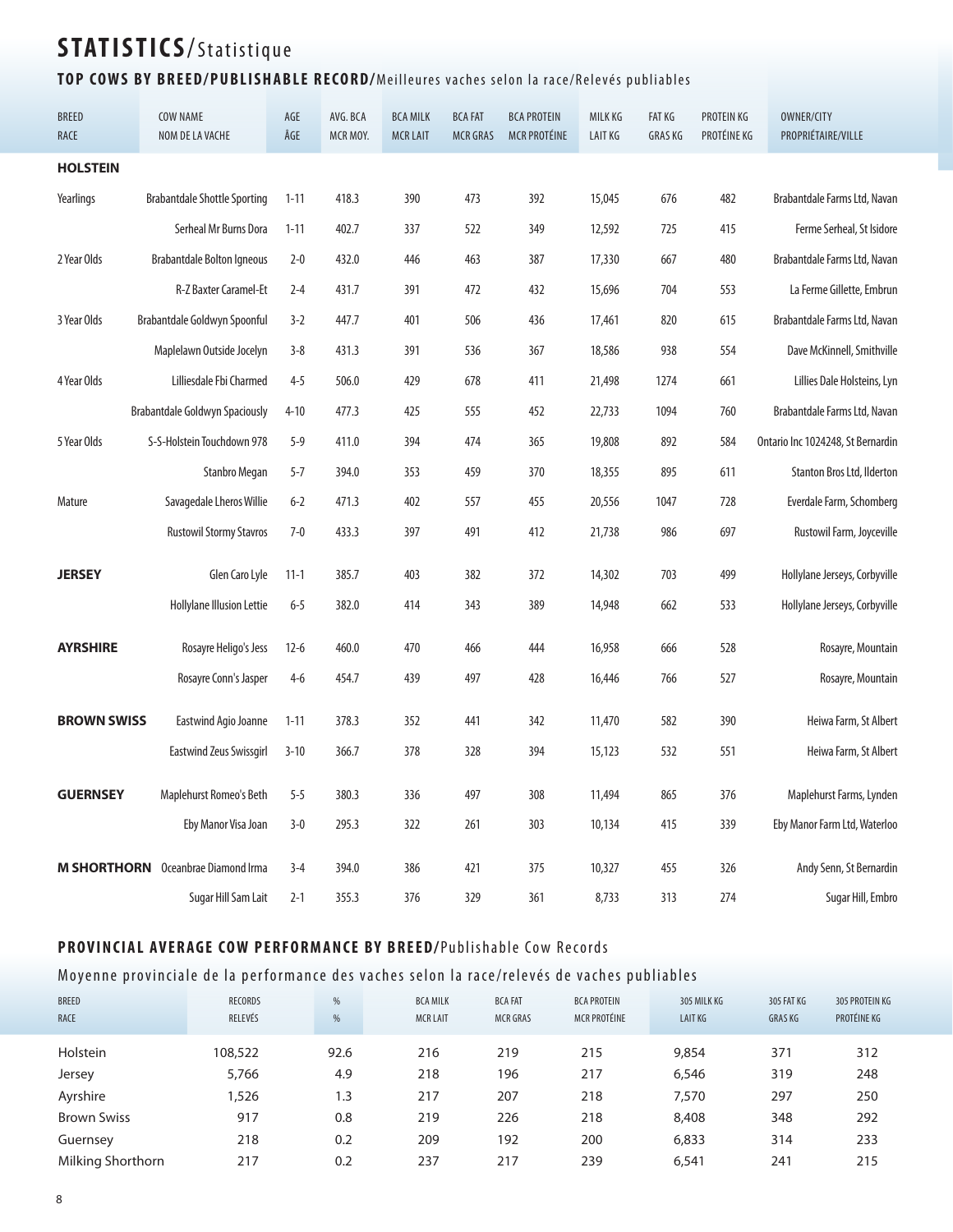# STATISTICS/Statistique

## TOP COWS BY BREED/PUBLISHABLE RECORD/Meilleures vaches selon la race/Relevés publiables

| BREED<br>RACE | COW NAME<br>NOM DE LA VACHE | AGE<br>ÂGE | AVG. BCA<br>MCR MOY. | BCA MILK<br>MCR LAIT | BCA FAT<br>MCR GRAS | BCA PROTEIN<br>MCR PROTÉINE | MILK KG<br>LAIT KG | FAT KG<br>GRAS KG | PROTEIN KG<br>PROTÉINE KG | OWNER/CITY<br>PROPRIÉTAIRE/VILLE |
|---|---|---|---|---|---|---|---|---|---|---|
| **HOLSTEIN** | | | | | | | | | | |
| Yearlings | Brabantdale Shottle Sporting | 1-11 | 418.3 | 390 | 473 | 392 | 15,045 | 676 | 482 | Brabantdale Farms Ltd, Navan |
| | Serheal Mr Burns Dora | 1-11 | 402.7 | 337 | 522 | 349 | 12,592 | 725 | 415 | Ferme Serheal, St Isidore |
| 2 Year Olds | Brabantdale Bolton Igneous | 2-0 | 432.0 | 446 | 463 | 387 | 17,330 | 667 | 480 | Brabantdale Farms Ltd, Navan |
| | R-Z Baxter Caramel-Et | 2-4 | 431.7 | 391 | 472 | 432 | 15,696 | 704 | 553 | La Ferme Gillette, Embrun |
| 3 Year Olds | Brabantdale Goldwyn Spoonful | 3-2 | 447.7 | 401 | 506 | 436 | 17,461 | 820 | 615 | Brabantdale Farms Ltd, Navan |
| | Maplelawn Outside Jocelyn | 3-8 | 431.3 | 391 | 536 | 367 | 18,586 | 938 | 554 | Dave McKinnell, Smithville |
| 4 Year Olds | Lilliesdale Fbi Charmed | 4-5 | 506.0 | 429 | 678 | 411 | 21,498 | 1274 | 661 | Lillies Dale Holsteins, Lyn |
| | Brabantdale Goldwyn Spaciously | 4-10 | 477.3 | 425 | 555 | 452 | 22,733 | 1094 | 760 | Brabantdale Farms Ltd, Navan |
| 5 Year Olds | S-S-Holstein Touchdown 978 | 5-9 | 411.0 | 394 | 474 | 365 | 19,808 | 892 | 584 | Ontario Inc 1024248, St Bernardin |
| | Stanbro Megan | 5-7 | 394.0 | 353 | 459 | 370 | 18,355 | 895 | 611 | Stanton Bros Ltd, Ilderton |
| Mature | Savagedale Lheros Willie | 6-2 | 471.3 | 402 | 557 | 455 | 20,556 | 1047 | 728 | Everdale Farm, Schomberg |
| | Rustowil Stormy Stavros | 7-0 | 433.3 | 397 | 491 | 412 | 21,738 | 986 | 697 | Rustowil Farm, Joyceville |
| **JERSEY** | Glen Caro Lyle | 11-1 | 385.7 | 403 | 382 | 372 | 14,302 | 703 | 499 | Hollylane Jerseys, Corbyville |
| | Hollylane Illusion Lettie | 6-5 | 382.0 | 414 | 343 | 389 | 14,948 | 662 | 533 | Hollylane Jerseys, Corbyville |
| **AYRSHIRE** | Rosayre Heligo's Jess | 12-6 | 460.0 | 470 | 466 | 444 | 16,958 | 666 | 528 | Rosayre, Mountain |
| | Rosayre Conn's Jasper | 4-6 | 454.7 | 439 | 497 | 428 | 16,446 | 766 | 527 | Rosayre, Mountain |
| **BROWN SWISS** | Eastwind Agio Joanne | 1-11 | 378.3 | 352 | 441 | 342 | 11,470 | 582 | 390 | Heiwa Farm, St Albert |
| | Eastwind Zeus Swissgirl | 3-10 | 366.7 | 378 | 328 | 394 | 15,123 | 532 | 551 | Heiwa Farm, St Albert |
| **GUERNSEY** | Maplehurst Romeo's Beth | 5-5 | 380.3 | 336 | 497 | 308 | 11,494 | 865 | 376 | Maplehurst Farms, Lynden |
| | Eby Manor Visa Joan | 3-0 | 295.3 | 322 | 261 | 303 | 10,134 | 415 | 339 | Eby Manor Farm Ltd, Waterloo |
| **M SHORTHORN** | Oceanbrae Diamond Irma | 3-4 | 394.0 | 386 | 421 | 375 | 10,327 | 455 | 326 | Andy Senn, St Bernardin |
| | Sugar Hill Sam Lait | 2-1 | 355.3 | 376 | 329 | 361 | 8,733 | 313 | 274 | Sugar Hill, Embro |

## PROVINCIAL AVERAGE COW PERFORMANCE BY BREED/Publishable Cow Records

Moyenne provinciale de la performance des vaches selon la race/relevés de vaches publiables

| BREED<br>RACE | RECORDS<br>RELEVÉS | %<br>% | BCA MILK<br>MCR LAIT | BCA FAT<br>MCR GRAS | BCA PROTEIN<br>MCR PROTÉINE | 305 MILK KG<br>LAIT KG | 305 FAT KG<br>GRAS KG | 305 PROTEIN KG<br>PROTÉINE KG |
|---|---|---|---|---|---|---|---|---|
| Holstein | 108,522 | 92.6 | 216 | 219 | 215 | 9,854 | 371 | 312 |
| Jersey | 5,766 | 4.9 | 218 | 196 | 217 | 6,546 | 319 | 248 |
| Ayrshire | 1,526 | 1.3 | 217 | 207 | 218 | 7,570 | 297 | 250 |
| Brown Swiss | 917 | 0.8 | 219 | 226 | 218 | 8,408 | 348 | 292 |
| Guernsey | 218 | 0.2 | 209 | 192 | 200 | 6,833 | 314 | 233 |
| Milking Shorthorn | 217 | 0.2 | 237 | 217 | 239 | 6,541 | 241 | 215 |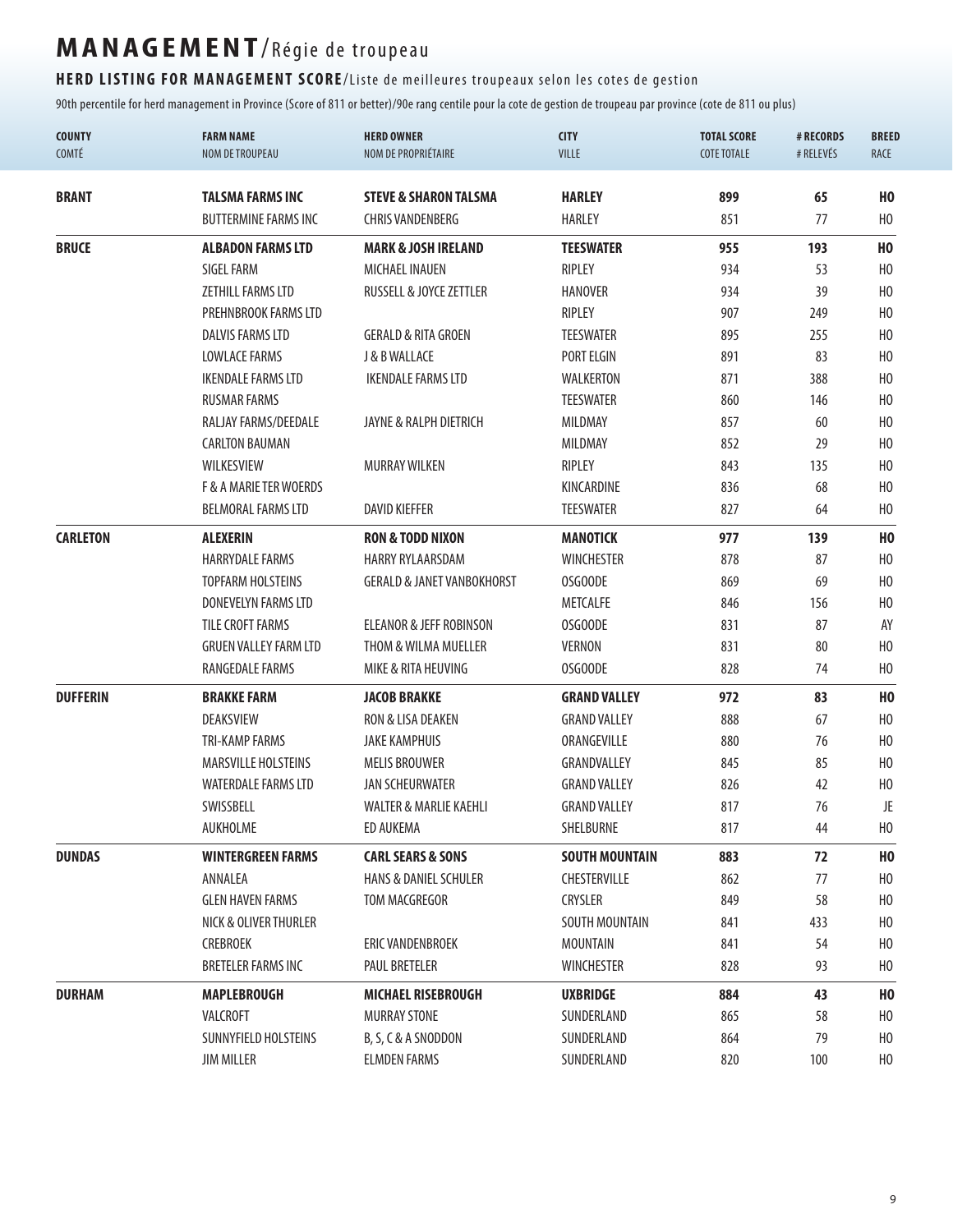# MANAGEMENT/Régie de troupeau

## HERD LISTING FOR MANAGEMENT SCORE/Liste de meilleures troupeaux selon les cotes de gestion

90th percentile for herd management in Province (Score of 811 or better)/90e rang centile pour la cote de gestion de troupeau par province (cote de 811 ou plus)

| COUNTY<br>COMTÉ | FARM NAME<br>NOM DE TROUPEAU | HERD OWNER<br>NOM DE PROPRIÉTAIRE | CITY<br>VILLE | TOTAL SCORE<br>COTE TOTALE | # RECORDS<br># RELEVÉS | BREED<br>RACE |
|---|---|---|---|---|---|---|
| **BRANT** | **TALSMA FARMS INC** | **STEVE & SHARON TALSMA** | **HARLEY** | **899** | **65** | **HO** |
| | BUTTERMINE FARMS INC | CHRIS VANDENBERG | HARLEY | 851 | 77 | HO |
| **BRUCE** | **ALBADON FARMS LTD** | **MARK & JOSH IRELAND** | **TEESWATER** | **955** | **193** | **HO** |
| | SIGEL FARM | MICHAEL INAUEN | RIPLEY | 934 | 53 | HO |
| | ZETHILL FARMS LTD | RUSSELL & JOYCE ZETTLER | HANOVER | 934 | 39 | HO |
| | PREHNBROOK FARMS LTD | | RIPLEY | 907 | 249 | HO |
| | DALVIS FARMS LTD | GERALD & RITA GROEN | TEESWATER | 895 | 255 | HO |
| | LOWLACE FARMS | J & B WALLACE | PORT ELGIN | 891 | 83 | HO |
| | IKENDALE FARMS LTD | IKENDALE FARMS LTD | WALKERTON | 871 | 388 | HO |
| | RUSMAR FARMS | | TEESWATER | 860 | 146 | HO |
| | RALJAY FARMS/DEEDALE | JAYNE & RALPH DIETRICH | MILDMAY | 857 | 60 | HO |
| | CARLTON BAUMAN | | MILDMAY | 852 | 29 | HO |
| | WILKESVIEW | MURRAY WILKEN | RIPLEY | 843 | 135 | HO |
| | F & A MARIE TER WOERDS | | KINCARDINE | 836 | 68 | HO |
| | BELMORAL FARMS LTD | DAVID KIEFFER | TEESWATER | 827 | 64 | HO |
| **CARLETON** | **ALEXERIN** | **RON & TODD NIXON** | **MANOTICK** | **977** | **139** | **HO** |
| | HARRYDALE FARMS | HARRY RYLAARSDAM | WINCHESTER | 878 | 87 | HO |
| | TOPFARM HOLSTEINS | GERALD & JANET VANBOKHORST | OSGOODE | 869 | 69 | HO |
| | DONEVELYN FARMS LTD | | METCALFE | 846 | 156 | HO |
| | TILE CROFT FARMS | ELEANOR & JEFF ROBINSON | OSGOODE | 831 | 87 | AY |
| | GRUEN VALLEY FARM LTD | THOM & WILMA MUELLER | VERNON | 831 | 80 | HO |
| | RANGEDALE FARMS | MIKE & RITA HEUVING | OSGOODE | 828 | 74 | HO |
| **DUFFERIN** | **BRAKKE FARM** | **JACOB BRAKKE** | **GRAND VALLEY** | **972** | **83** | **HO** |
| | DEAKSVIEW | RON & LISA DEAKEN | GRAND VALLEY | 888 | 67 | HO |
| | TRI-KAMP FARMS | JAKE KAMPHUIS | ORANGEVILLE | 880 | 76 | HO |
| | MARSVILLE HOLSTEINS | MELIS BROUWER | GRANDVALLEY | 845 | 85 | HO |
| | WATERDALE FARMS LTD | JAN SCHEURWATER | GRAND VALLEY | 826 | 42 | HO |
| | SWISSBELL | WALTER & MARLIE KAEHLI | GRAND VALLEY | 817 | 76 | JE |
| | AUKHOLME | ED AUKEMA | SHELBURNE | 817 | 44 | HO |
| **DUNDAS** | **WINTERGREEN FARMS** | **CARL SEARS & SONS** | **SOUTH MOUNTAIN** | **883** | **72** | **HO** |
| | ANNALEA | HANS & DANIEL SCHULER | CHESTERVILLE | 862 | 77 | HO |
| | GLEN HAVEN FARMS | TOM MACGREGOR | CRYSLER | 849 | 58 | HO |
| | NICK & OLIVER THURLER | | SOUTH MOUNTAIN | 841 | 433 | HO |
| | CREBROEK | ERIC VANDENBROEK | MOUNTAIN | 841 | 54 | HO |
| | BRETELER FARMS INC | PAUL BRETELER | WINCHESTER | 828 | 93 | HO |
| **DURHAM** | **MAPLEBROUGH** | **MICHAEL RISEBROUGH** | **UXBRIDGE** | **884** | **43** | **HO** |
| | VALCROFT | MURRAY STONE | SUNDERLAND | 865 | 58 | HO |
| | SUNNYFIELD HOLSTEINS | B, S, C & A SNODDON | SUNDERLAND | 864 | 79 | HO |
| | JIM MILLER | ELMDEN FARMS | SUNDERLAND | 820 | 100 | HO |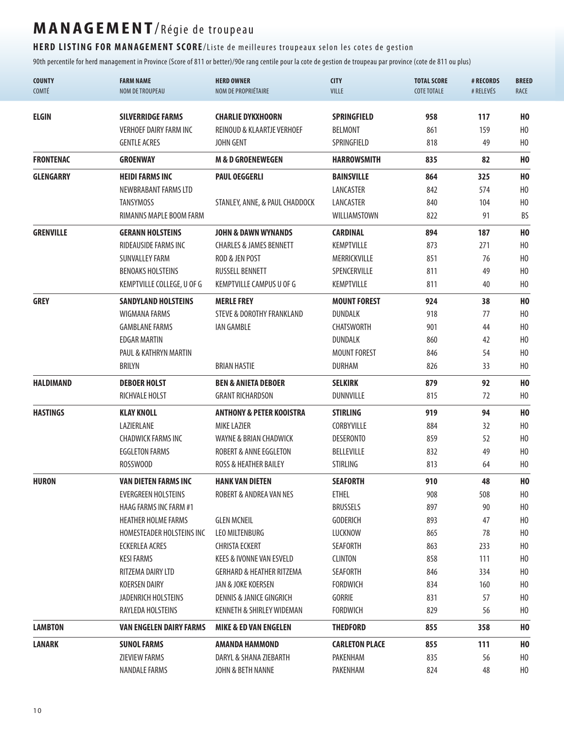# MANAGEMENT/Régie de troupeau

## HERD LISTING FOR MANAGEMENT SCORE/Liste de meilleures troupeaux selon les cotes de gestion

90th percentile for herd management in Province (Score of 811 or better)/90e rang centile pour la cote de gestion de troupeau par province (cote de 811 ou plus)

| COUNTY<br>COMTÉ | FARM NAME<br>NOM DE TROUPEAU | HERD OWNER<br>NOM DE PROPRIÉTAIRE | CITY<br>VILLE | TOTAL SCORE<br>COTE TOTALE | # RECORDS<br># RELEVÉS | BREED<br>RACE |
|---|---|---|---|---|---|---|
| **ELGIN** | **SILVERRIDGE FARMS** | **CHARLIE DYKXHOORN** | **SPRINGFIELD** | **958** | **117** | **HO** |
| | VERHOEF DAIRY FARM INC | REINOUD & KLAARTJE VERHOEF | BELMONT | 861 | 159 | HO |
| | GENTLE ACRES | JOHN GENT | SPRINGFIELD | 818 | 49 | HO |
| **FRONTENAC** | **GROENWAY** | **M & D GROENEWEGEN** | **HARROWSMITH** | **835** | **82** | **HO** |
| **GLENGARRY** | **HEIDI FARMS INC** | **PAUL OEGGERLI** | **BAINSVILLE** | **864** | **325** | **HO** |
| | NEWBRABANT FARMS LTD | | LANCASTER | 842 | 574 | HO |
| | TANSYMOSS | STANLEY, ANNE, & PAUL CHADDOCK | LANCASTER | 840 | 104 | HO |
| | RIMANNS MAPLE BOOM FARM | | WILLIAMSTOWN | 822 | 91 | BS |
| **GRENVILLE** | **GERANN HOLSTEINS** | **JOHN & DAWN WYNANDS** | **CARDINAL** | **894** | **187** | **HO** |
| | RIDEAUSIDE FARMS INC | CHARLES & JAMES BENNETT | KEMPTVILLE | 873 | 271 | HO |
| | SUNVALLEY FARM | ROD & JEN POST | MERRICKVILLE | 851 | 76 | HO |
| | BENOAKS HOLSTEINS | RUSSELL BENNETT | SPENCERVILLE | 811 | 49 | HO |
| | KEMPTVILLE COLLEGE, U OF G | KEMPTVILLE CAMPUS U OF G | KEMPTVILLE | 811 | 40 | HO |
| **GREY** | **SANDYLAND HOLSTEINS** | **MERLE FREY** | **MOUNT FOREST** | **924** | **38** | **HO** |
| | WIGMANA FARMS | STEVE & DOROTHY FRANKLAND | DUNDALK | 918 | 77 | HO |
| | GAMBLANE FARMS | IAN GAMBLE | CHATSWORTH | 901 | 44 | HO |
| | EDGAR MARTIN | | DUNDALK | 860 | 42 | HO |
| | PAUL & KATHRYN MARTIN | | MOUNT FOREST | 846 | 54 | HO |
| | BRILYN | BRIAN HASTIE | DURHAM | 826 | 33 | HO |
| **HALDIMAND** | **DEBOER HOLST** | **BEN & ANIETA DEBOER** | **SELKIRK** | **879** | **92** | **HO** |
| | RICHVALE HOLST | GRANT RICHARDSON | DUNNVILLE | 815 | 72 | HO |
| **HASTINGS** | **KLAY KNOLL** | **ANTHONY & PETER KOOISTRA** | **STIRLING** | **919** | **94** | **HO** |
| | LAZIERLANE | MIKE LAZIER | CORBYVILLE | 884 | 32 | HO |
| | CHADWICK FARMS INC | WAYNE & BRIAN CHADWICK | DESERONTO | 859 | 52 | HO |
| | EGGLETON FARMS | ROBERT & ANNE EGGLETON | BELLEVILLE | 832 | 49 | HO |
| | ROSSWOOD | ROSS & HEATHER BAILEY | STIRLING | 813 | 64 | HO |
| **HURON** | **VAN DIETEN FARMS INC** | **HANK VAN DIETEN** | **SEAFORTH** | **910** | **48** | **HO** |
| | EVERGREEN HOLSTEINS | ROBERT & ANDREA VAN NES | ETHEL | 908 | 508 | HO |
| | HAAG FARMS INC FARM #1 | | BRUSSELS | 897 | 90 | HO |
| | HEATHER HOLME FARMS | GLEN MCNEIL | GODERICH | 893 | 47 | HO |
| | HOMESTEADER HOLSTEINS INC | LEO MILTENBURG | LUCKNOW | 865 | 78 | HO |
| | ECKERLEA ACRES | CHRISTA ECKERT | SEAFORTH | 863 | 233 | HO |
| | KESI FARMS | KEES & IVONNE VAN ESVELD | CLINTON | 858 | 111 | HO |
| | RITZEMA DAIRY LTD | GERHARD & HEATHER RITZEMA | SEAFORTH | 846 | 334 | HO |
| | KOERSEN DAIRY | JAN & JOKE KOERSEN | FORDWICH | 834 | 160 | HO |
| | JADENRICH HOLSTEINS | DENNIS & JANICE GINGRICH | GORRIE | 831 | 57 | HO |
| | RAYLEDA HOLSTEINS | KENNETH & SHIRLEY WIDEMAN | FORDWICH | 829 | 56 | HO |
| **LAMBTON** | **VAN ENGELEN DAIRY FARMS** | **MIKE & ED VAN ENGELEN** | **THEDFORD** | **855** | **358** | **HO** |
| **LANARK** | **SUNOL FARMS** | **AMANDA HAMMOND** | **CARLETON PLACE** | **855** | **111** | **HO** |
| | ZIEVIEW FARMS | DARYL & SHANA ZIEBARTH | PAKENHAM | 835 | 56 | HO |
| | NANDALE FARMS | JOHN & BETH NANNE | PAKENHAM | 824 | 48 | HO |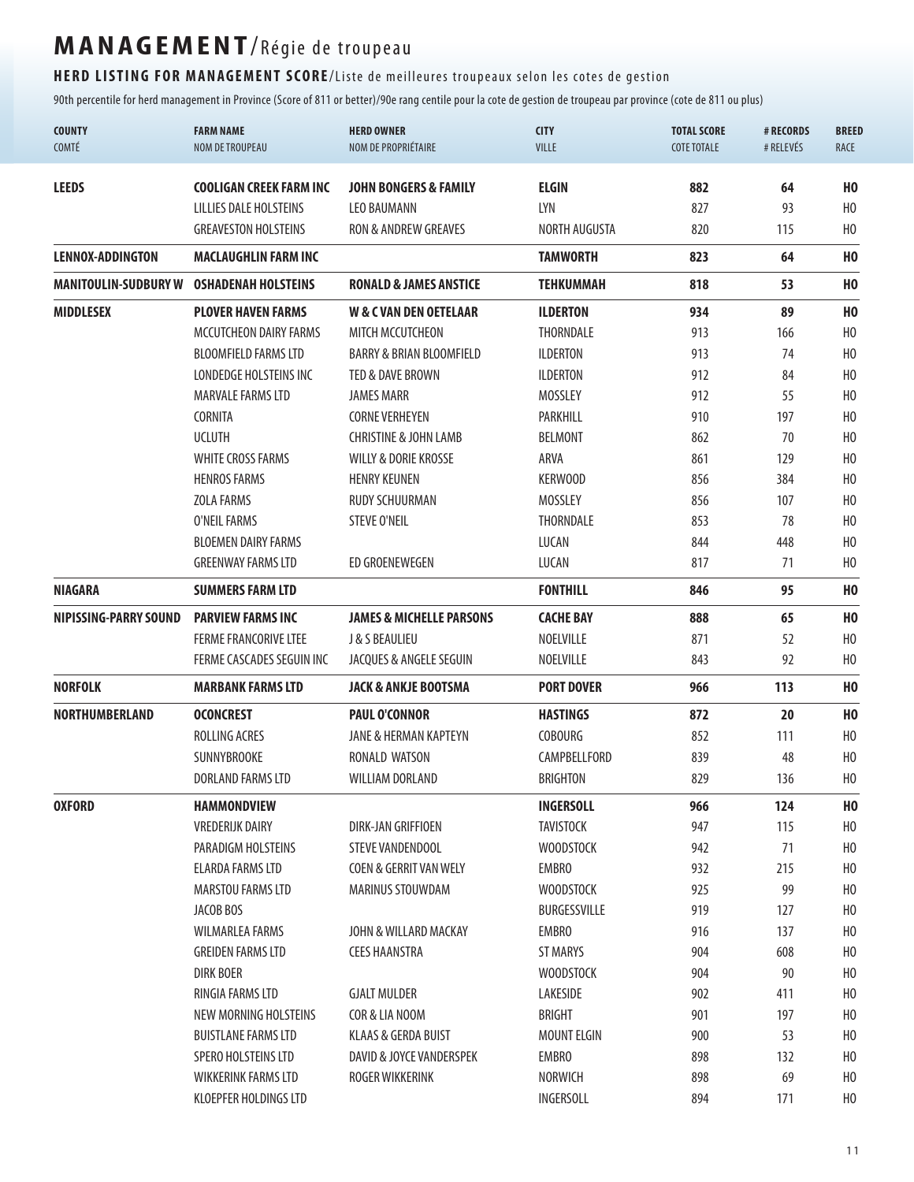# MANAGEMENT/Régie de troupeau

## HERD LISTING FOR MANAGEMENT SCORE/Liste de meilleures troupeaux selon les cotes de gestion

90th percentile for herd management in Province (Score of 811 or better)/90e rang centile pour la cote de gestion de troupeau par province (cote de 811 ou plus)

| COUNTY<br>COMTÉ | FARM NAME<br>NOM DE TROUPEAU | HERD OWNER<br>NOM DE PROPRIÉTAIRE | CITY<br>VILLE | TOTAL SCORE<br>COTE TOTALE | # RECORDS<br># RELEVÉS | BREED<br>RACE |
|---|---|---|---|---|---|---|
| **LEEDS** | **COOLIGAN CREEK FARM INC** | **JOHN BONGERS & FAMILY** | **ELGIN** | **882** | **64** | **HO** |
| | LILLIES DALE HOLSTEINS | LEO BAUMANN | LYN | 827 | 93 | HO |
| | GREAVESTON HOLSTEINS | RON & ANDREW GREAVES | NORTH AUGUSTA | 820 | 115 | HO |
| **LENNOX-ADDINGTON** | **MACLAUGHLIN FARM INC** | | **TAMWORTH** | **823** | **64** | **HO** |
| **MANITOULIN-SUDBURY W** | **OSHADENAH HOLSTEINS** | **RONALD & JAMES ANSTICE** | **TEHKUMMAH** | **818** | **53** | **HO** |
| **MIDDLESEX** | **PLOVER HAVEN FARMS** | **W & C VAN DEN OETELAAR** | **ILDERTON** | **934** | **89** | **HO** |
| | MCCUTCHEON DAIRY FARMS | MITCH MCCUTCHEON | THORNDALE | 913 | 166 | HO |
| | BLOOMFIELD FARMS LTD | BARRY & BRIAN BLOOMFIELD | ILDERTON | 913 | 74 | HO |
| | LONDEDGE HOLSTEINS INC | TED & DAVE BROWN | ILDERTON | 912 | 84 | HO |
| | MARVALE FARMS LTD | JAMES MARR | MOSSLEY | 912 | 55 | HO |
| | CORNITA | CORNE VERHEYEN | PARKHILL | 910 | 197 | HO |
| | UCLUTH | CHRISTINE & JOHN LAMB | BELMONT | 862 | 70 | HO |
| | WHITE CROSS FARMS | WILLY & DORIE KROSSE | ARVA | 861 | 129 | HO |
| | HENROS FARMS | HENRY KEUNEN | KERWOOD | 856 | 384 | HO |
| | ZOLA FARMS | RUDY SCHUURMAN | MOSSLEY | 856 | 107 | HO |
| | O'NEIL FARMS | STEVE O'NEIL | THORNDALE | 853 | 78 | HO |
| | BLOEMEN DAIRY FARMS | | LUCAN | 844 | 448 | HO |
| | GREENWAY FARMS LTD | ED GROENEWEGEN | LUCAN | 817 | 71 | HO |
| **NIAGARA** | **SUMMERS FARM LTD** | | **FONTHILL** | **846** | **95** | **HO** |
| **NIPISSING-PARRY SOUND** | **PARVIEW FARMS INC** | **JAMES & MICHELLE PARSONS** | **CACHE BAY** | **888** | **65** | **HO** |
| | FERME FRANCORIVE LTEE | J & S BEAULIEU | NOELVILLE | 871 | 52 | HO |
| | FERME CASCADES SEGUIN INC | JACQUES & ANGELE SEGUIN | NOELVILLE | 843 | 92 | HO |
| **NORFOLK** | **MARBANK FARMS LTD** | **JACK & ANKJE BOOTSMA** | **PORT DOVER** | **966** | **113** | **HO** |
| **NORTHUMBERLAND** | **OCONCREST** | **PAUL O'CONNOR** | **HASTINGS** | **872** | **20** | **HO** |
| | ROLLING ACRES | JANE & HERMAN KAPTEYN | COBOURG | 852 | 111 | HO |
| | SUNNYBROOKE | RONALD WATSON | CAMPBELLFORD | 839 | 48 | HO |
| | DORLAND FARMS LTD | WILLIAM DORLAND | BRIGHTON | 829 | 136 | HO |
| **OXFORD** | **HAMMONDVIEW** | | **INGERSOLL** | **966** | **124** | **HO** |
| | VREDERIJK DAIRY | DIRK-JAN GRIFFIOEN | TAVISTOCK | 947 | 115 | HO |
| | PARADIGM HOLSTEINS | STEVE VANDENDOOL | WOODSTOCK | 942 | 71 | HO |
| | ELARDA FARMS LTD | COEN & GERRIT VAN WELY | EMBRO | 932 | 215 | HO |
| | MARSTOU FARMS LTD | MARINUS STOUWDAM | WOODSTOCK | 925 | 99 | HO |
| | JACOB BOS | | BURGESSVILLE | 919 | 127 | HO |
| | WILMARLEA FARMS | JOHN & WILLARD MACKAY | EMBRO | 916 | 137 | HO |
| | GREIDEN FARMS LTD | CEES HAANSTRA | ST MARYS | 904 | 608 | HO |
| | DIRK BOER | | WOODSTOCK | 904 | 90 | HO |
| | RINGIA FARMS LTD | GJALT MULDER | LAKESIDE | 902 | 411 | HO |
| | NEW MORNING HOLSTEINS | COR & LIA NOOM | BRIGHT | 901 | 197 | HO |
| | BUISTLANE FARMS LTD | KLAAS & GERDA BUIST | MOUNT ELGIN | 900 | 53 | HO |
| | SPERO HOLSTEINS LTD | DAVID & JOYCE VANDERSPEK | EMBRO | 898 | 132 | HO |
| | WIKKERINK FARMS LTD | ROGER WIKKERINK | NORWICH | 898 | 69 | HO |
| | KLOEPFER HOLDINGS LTD | | INGERSOLL | 894 | 171 | HO |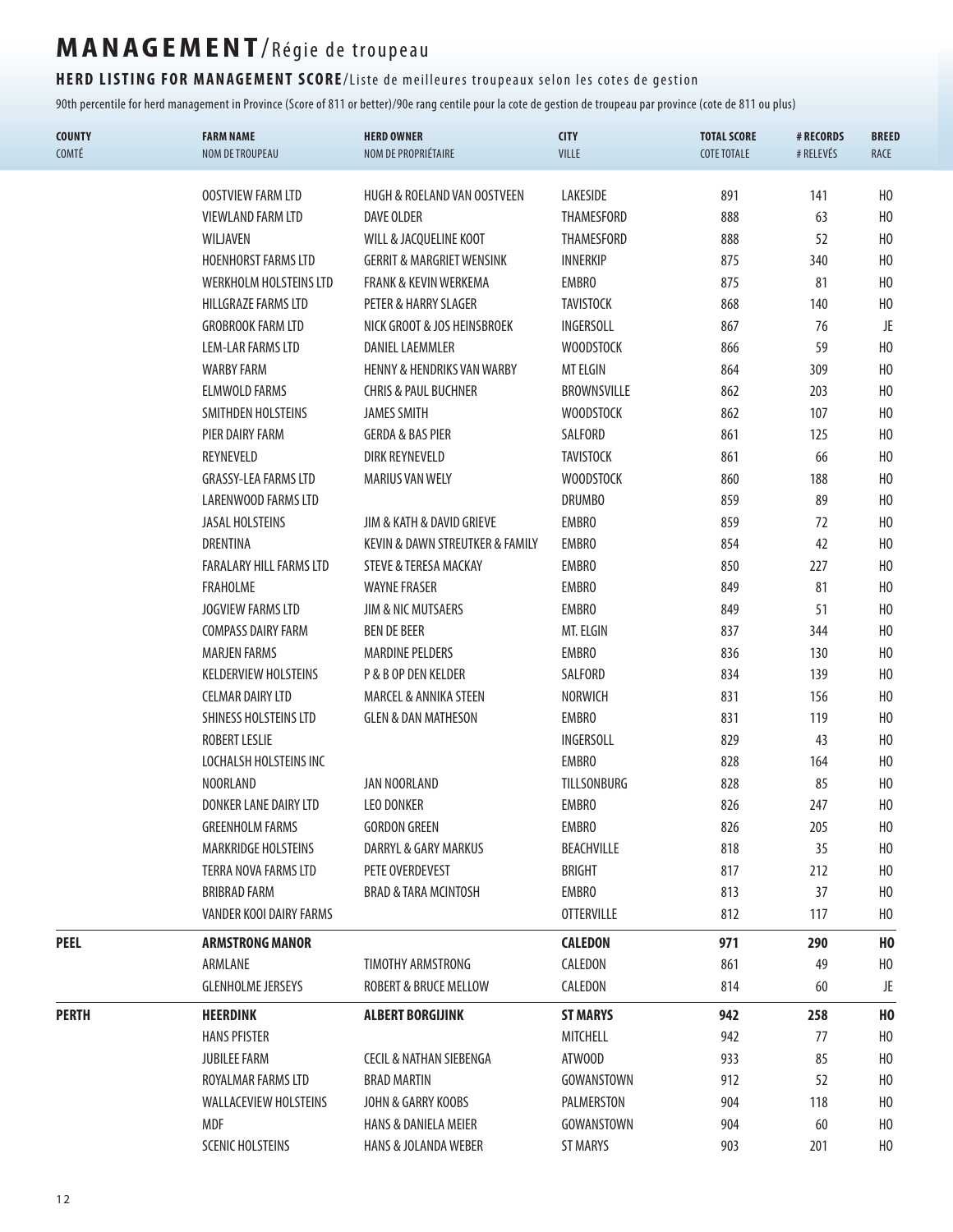# MANAGEMENT/Régie de troupeau

## HERD LISTING FOR MANAGEMENT SCORE/Liste de meilleures troupeaux selon les cotes de gestion

90th percentile for herd management in Province (Score of 811 or better)/90e rang centile pour la cote de gestion de troupeau par province (cote de 811 ou plus)

| COUNTY COMTÉ | FARM NAME NOM DE TROUPEAU | HERD OWNER NOM DE PROPRIÉTAIRE | CITY VILLE | TOTAL SCORE COTE TOTALE | # RECORDS # RELEVÉS | BREED RACE |
|---|---|---|---|---|---|---|
| | OOSTVIEW FARM LTD | HUGH & ROELAND VAN OOSTVEEN | LAKESIDE | 891 | 141 | HO |
| | VIEWLAND FARM LTD | DAVE OLDER | THAMESFORD | 888 | 63 | HO |
| | WILJAVEN | WILL & JACQUELINE KOOT | THAMESFORD | 888 | 52 | HO |
| | HOENHORST FARMS LTD | GERRIT & MARGRIET WENSINK | INNERKIP | 875 | 340 | HO |
| | WERKHOLM HOLSTEINS LTD | FRANK & KEVIN WERKEMA | EMBRO | 875 | 81 | HO |
| | HILLGRAZE FARMS LTD | PETER & HARRY SLAGER | TAVISTOCK | 868 | 140 | HO |
| | GROBROOK FARM LTD | NICK GROOT & JOS HEINSBROEK | INGERSOLL | 867 | 76 | JE |
| | LEM-LAR FARMS LTD | DANIEL LAEMMLER | WOODSTOCK | 866 | 59 | HO |
| | WARBY FARM | HENNY & HENDRIKS VAN WARBY | MT ELGIN | 864 | 309 | HO |
| | ELMWOLD FARMS | CHRIS & PAUL BUCHNER | BROWNSVILLE | 862 | 203 | HO |
| | SMITHDEN HOLSTEINS | JAMES SMITH | WOODSTOCK | 862 | 107 | HO |
| | PIER DAIRY FARM | GERDA & BAS PIER | SALFORD | 861 | 125 | HO |
| | REYNEVELD | DIRK REYNEVELD | TAVISTOCK | 861 | 66 | HO |
| | GRASSY-LEA FARMS LTD | MARIUS VAN WELY | WOODSTOCK | 860 | 188 | HO |
| | LARENWOOD FARMS LTD | | DRUMBO | 859 | 89 | HO |
| | JASAL HOLSTEINS | JIM & KATH & DAVID GRIEVE | EMBRO | 859 | 72 | HO |
| | DRENTINA | KEVIN & DAWN STREUTKER & FAMILY | EMBRO | 854 | 42 | HO |
| | FARALARY HILL FARMS LTD | STEVE & TERESA MACKAY | EMBRO | 850 | 227 | HO |
| | FRAHOLME | WAYNE FRASER | EMBRO | 849 | 81 | HO |
| | JOGVIEW FARMS LTD | JIM & NIC MUTSAERS | EMBRO | 849 | 51 | HO |
| | COMPASS DAIRY FARM | BEN DE BEER | MT. ELGIN | 837 | 344 | HO |
| | MARJEN FARMS | MARDINE PELDERS | EMBRO | 836 | 130 | HO |
| | KELDERVIEW HOLSTEINS | P & B OP DEN KELDER | SALFORD | 834 | 139 | HO |
| | CELMAR DAIRY LTD | MARCEL & ANNIKA STEEN | NORWICH | 831 | 156 | HO |
| | SHINESS HOLSTEINS LTD | GLEN & DAN MATHESON | EMBRO | 831 | 119 | HO |
| | ROBERT LESLIE | | INGERSOLL | 829 | 43 | HO |
| | LOCHALSH HOLSTEINS INC | | EMBRO | 828 | 164 | HO |
| | NOORLAND | JAN NOORLAND | TILLSONBURG | 828 | 85 | HO |
| | DONKER LANE DAIRY LTD | LEO DONKER | EMBRO | 826 | 247 | HO |
| | GREENHOLM FARMS | GORDON GREEN | EMBRO | 826 | 205 | HO |
| | MARKRIDGE HOLSTEINS | DARRYL & GARY MARKUS | BEACHVILLE | 818 | 35 | HO |
| | TERRA NOVA FARMS LTD | PETE OVERDEVEST | BRIGHT | 817 | 212 | HO |
| | BRIBRAD FARM | BRAD & TARA MCINTOSH | EMBRO | 813 | 37 | HO |
| | VANDER KOOI DAIRY FARMS | | OTTERVILLE | 812 | 117 | HO |
| **PEEL** | **ARMSTRONG MANOR** | | **CALEDON** | **971** | **290** | **HO** |
| | ARMLANE | TIMOTHY ARMSTRONG | CALEDON | 861 | 49 | HO |
| | GLENHOLME JERSEYS | ROBERT & BRUCE MELLOW | CALEDON | 814 | 60 | JE |
| **PERTH** | **HEERDINK** | **ALBERT BORGIJINK** | **ST MARYS** | **942** | **258** | **HO** |
| | HANS PFISTER | | MITCHELL | 942 | 77 | HO |
| | JUBILEE FARM | CECIL & NATHAN SIEBENGA | ATWOOD | 933 | 85 | HO |
| | ROYALMAR FARMS LTD | BRAD MARTIN | GOWANSTOWN | 912 | 52 | HO |
| | WALLACEVIEW HOLSTEINS | JOHN & GARRY KOOBS | PALMERSTON | 904 | 118 | HO |
| | MDF | HANS & DANIELA MEIER | GOWANSTOWN | 904 | 60 | HO |
| | SCENIC HOLSTEINS | HANS & JOLANDA WEBER | ST MARYS | 903 | 201 | HO |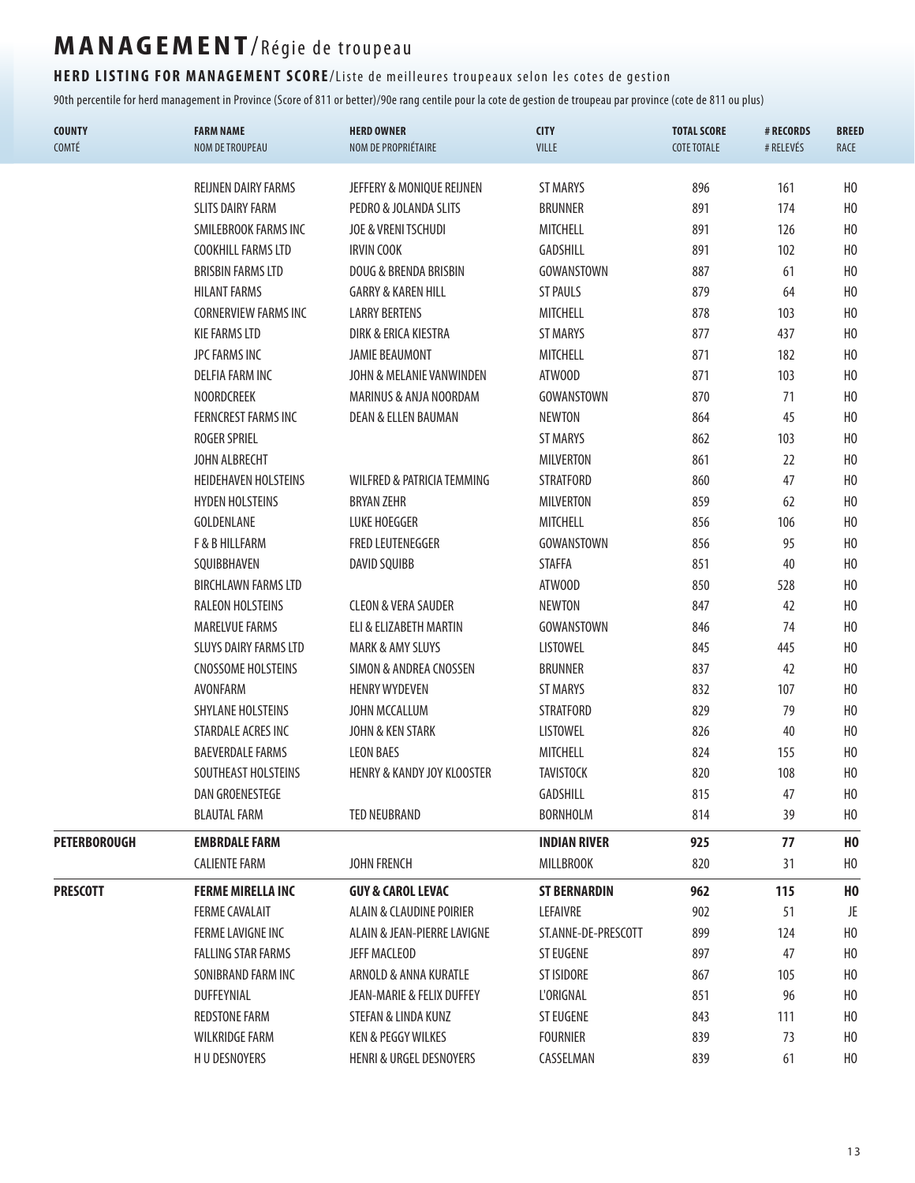# MANAGEMENT/Régie de troupeau

## HERD LISTING FOR MANAGEMENT SCORE/Liste de meilleures troupeaux selon les cotes de gestion

90th percentile for herd management in Province (Score of 811 or better)/90e rang centile pour la cote de gestion de troupeau par province (cote de 811 ou plus)

| COUNTY<br>COMTÉ | FARM NAME<br>NOM DE TROUPEAU | HERD OWNER<br>NOM DE PROPRIÉTAIRE | CITY<br>VILLE | TOTAL SCORE<br>COTE TOTALE | # RECORDS<br># RELEVÉS | BREED<br>RACE |
|---|---|---|---|---|---|---|
| | REIJNEN DAIRY FARMS | JEFFERY & MONIQUE REIJNEN | ST MARYS | 896 | 161 | HO |
| | SLITS DAIRY FARM | PEDRO & JOLANDA SLITS | BRUNNER | 891 | 174 | HO |
| | SMILEBROOK FARMS INC | JOE & VRENI TSCHUDI | MITCHELL | 891 | 126 | HO |
| | COOKHILL FARMS LTD | IRVIN COOK | GADSHILL | 891 | 102 | HO |
| | BRISBIN FARMS LTD | DOUG & BRENDA BRISBIN | GOWANSTOWN | 887 | 61 | HO |
| | HILANT FARMS | GARRY & KAREN HILL | ST PAULS | 879 | 64 | HO |
| | CORNERVIEW FARMS INC | LARRY BERTENS | MITCHELL | 878 | 103 | HO |
| | KIE FARMS LTD | DIRK & ERICA KIESTRA | ST MARYS | 877 | 437 | HO |
| | JPC FARMS INC | JAMIE BEAUMONT | MITCHELL | 871 | 182 | HO |
| | DELFIA FARM INC | JOHN & MELANIE VANWINDEN | ATWOOD | 871 | 103 | HO |
| | NOORDCREEK | MARINUS & ANJA NOORDAM | GOWANSTOWN | 870 | 71 | HO |
| | FERNCREST FARMS INC | DEAN & ELLEN BAUMAN | NEWTON | 864 | 45 | HO |
| | ROGER SPRIEL | | ST MARYS | 862 | 103 | HO |
| | JOHN ALBRECHT | | MILVERTON | 861 | 22 | HO |
| | HEIDEHAVEN HOLSTEINS | WILFRED & PATRICIA TEMMING | STRATFORD | 860 | 47 | HO |
| | HYDEN HOLSTEINS | BRYAN ZEHR | MILVERTON | 859 | 62 | HO |
| | GOLDENLANE | LUKE HOEGGER | MITCHELL | 856 | 106 | HO |
| | F & B HILLFARM | FRED LEUTENEGGER | GOWANSTOWN | 856 | 95 | HO |
| | SQUIBBHAVEN | DAVID SQUIBB | STAFFA | 851 | 40 | HO |
| | BIRCHLAWN FARMS LTD | | ATWOOD | 850 | 528 | HO |
| | RALEON HOLSTEINS | CLEON & VERA SAUDER | NEWTON | 847 | 42 | HO |
| | MARELVUE FARMS | ELI & ELIZABETH MARTIN | GOWANSTOWN | 846 | 74 | HO |
| | SLUYS DAIRY FARMS LTD | MARK & AMY SLUYS | LISTOWEL | 845 | 445 | HO |
| | CNOSSOME HOLSTEINS | SIMON & ANDREA CNOSSEN | BRUNNER | 837 | 42 | HO |
| | AVONFARM | HENRY WYDEVEN | ST MARYS | 832 | 107 | HO |
| | SHYLANE HOLSTEINS | JOHN MCCALLUM | STRATFORD | 829 | 79 | HO |
| | STARDALE ACRES INC | JOHN & KEN STARK | LISTOWEL | 826 | 40 | HO |
| | BAEVERDALE FARMS | LEON BAES | MITCHELL | 824 | 155 | HO |
| | SOUTHEAST HOLSTEINS | HENRY & KANDY JOY KLOOSTER | TAVISTOCK | 820 | 108 | HO |
| | DAN GROENESTEGE | | GADSHILL | 815 | 47 | HO |
| | BLAUTAL FARM | TED NEUBRAND | BORNHOLM | 814 | 39 | HO |
| **PETERBOROUGH** | **EMBRDALE FARM** | | **INDIAN RIVER** | **925** | **77** | **HO** |
| | CALIENTE FARM | JOHN FRENCH | MILLBROOK | 820 | 31 | HO |
| **PRESCOTT** | **FERME MIRELLA INC** | **GUY & CAROL LEVAC** | **ST BERNARDIN** | **962** | **115** | **HO** |
| | FERME CAVALAIT | ALAIN & CLAUDINE POIRIER | LEFAIVRE | 902 | 51 | JE |
| | FERME LAVIGNE INC | ALAIN & JEAN-PIERRE LAVIGNE | ST.ANNE-DE-PRESCOTT | 899 | 124 | HO |
| | FALLING STAR FARMS | JEFF MACLEOD | ST EUGENE | 897 | 47 | HO |
| | SONIBRAND FARM INC | ARNOLD & ANNA KURATLE | ST ISIDORE | 867 | 105 | HO |
| | DUFFEYNIAL | JEAN-MARIE & FELIX DUFFEY | L'ORIGNAL | 851 | 96 | HO |
| | REDSTONE FARM | STEFAN & LINDA KUNZ | ST EUGENE | 843 | 111 | HO |
| | WILKRIDGE FARM | KEN & PEGGY WILKES | FOURNIER | 839 | 73 | HO |
| | H U DESNOYERS | HENRI & URGEL DESNOYERS | CASSELMAN | 839 | 61 | HO |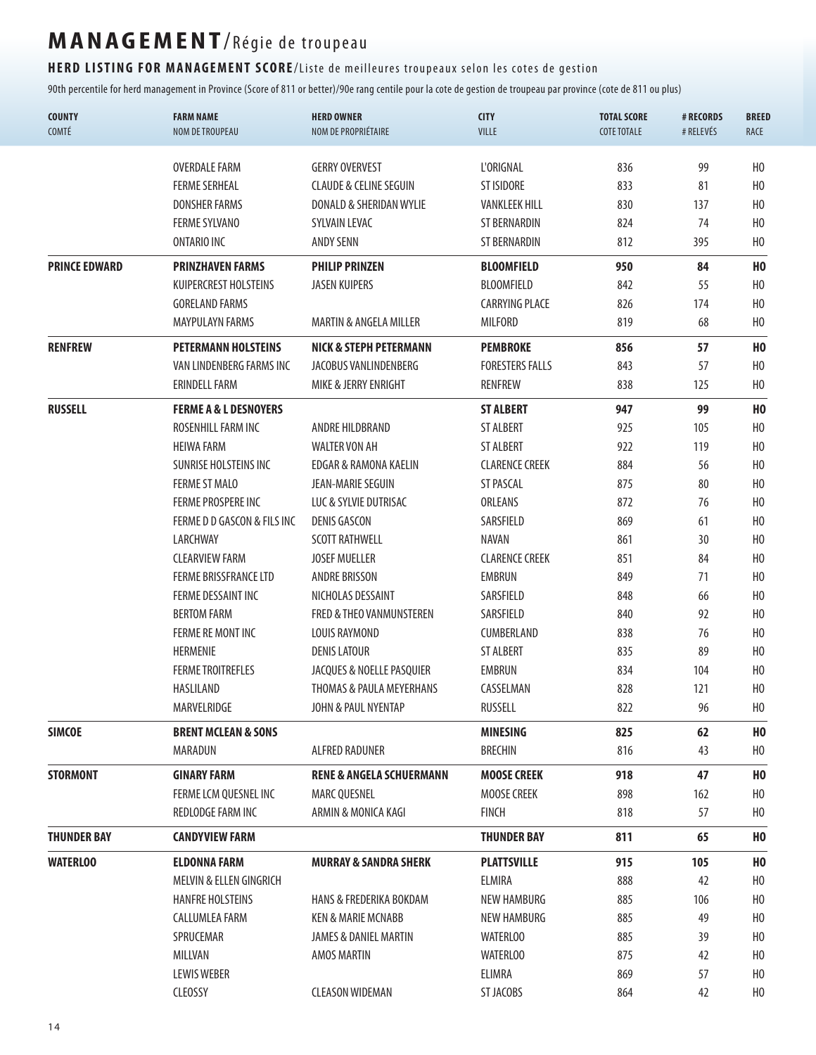# MANAGEMENT/Régie de troupeau

## HERD LISTING FOR MANAGEMENT SCORE/Liste de meilleures troupeaux selon les cotes de gestion

90th percentile for herd management in Province (Score of 811 or better)/90e rang centile pour la cote de gestion de troupeau par province (cote de 811 ou plus)

| COUNTY<br>COMTÉ | FARM NAME<br>NOM DE TROUPEAU | HERD OWNER<br>NOM DE PROPRIÉTAIRE | CITY<br>VILLE | TOTAL SCORE<br>COTE TOTALE | # RECORDS<br># RELEVÉS | BREED<br>RACE |
|---|---|---|---|---|---|---|
| | OVERDALE FARM | GERRY OVERVEST | L'ORIGNAL | 836 | 99 | HO |
| | FERME SERHEAL | CLAUDE & CELINE SEGUIN | ST ISIDORE | 833 | 81 | HO |
| | DONSHER FARMS | DONALD & SHERIDAN WYLIE | VANKLEEK HILL | 830 | 137 | HO |
| | FERME SYLVANO | SYLVAIN LEVAC | ST BERNARDIN | 824 | 74 | HO |
| | ONTARIO INC | ANDY SENN | ST BERNARDIN | 812 | 395 | HO |
| **PRINCE EDWARD** | **PRINZHAVEN FARMS** | **PHILIP PRINZEN** | **BLOOMFIELD** | **950** | **84** | **HO** |
| | KUIPERCREST HOLSTEINS | JASEN KUIPERS | BLOOMFIELD | 842 | 55 | HO |
| | GORELAND FARMS | | CARRYING PLACE | 826 | 174 | HO |
| | MAYPULAYN FARMS | MARTIN & ANGELA MILLER | MILFORD | 819 | 68 | HO |
| **RENFREW** | **PETERMANN HOLSTEINS** | **NICK & STEPH PETERMANN** | **PEMBROKE** | **856** | **57** | **HO** |
| | VAN LINDENBERG FARMS INC | JACOBUS VANLINDENBERG | FORESTERS FALLS | 843 | 57 | HO |
| | ERINDELL FARM | MIKE & JERRY ENRIGHT | RENFREW | 838 | 125 | HO |
| **RUSSELL** | **FERME A & L DESNOYERS** | | **ST ALBERT** | **947** | **99** | **HO** |
| | ROSENHILL FARM INC | ANDRE HILDBRAND | ST ALBERT | 925 | 105 | HO |
| | HEIWA FARM | WALTER VON AH | ST ALBERT | 922 | 119 | HO |
| | SUNRISE HOLSTEINS INC | EDGAR & RAMONA KAELIN | CLARENCE CREEK | 884 | 56 | HO |
| | FERME ST MALO | JEAN-MARIE SEGUIN | ST PASCAL | 875 | 80 | HO |
| | FERME PROSPERE INC | LUC & SYLVIE DUTRISAC | ORLEANS | 872 | 76 | HO |
| | FERME D D GASCON & FILS INC | DENIS GASCON | SARSFIELD | 869 | 61 | HO |
| | LARCHWAY | SCOTT RATHWELL | NAVAN | 861 | 30 | HO |
| | CLEARVIEW FARM | JOSEF MUELLER | CLARENCE CREEK | 851 | 84 | HO |
| | FERME BRISSFRANCE LTD | ANDRE BRISSON | EMBRUN | 849 | 71 | HO |
| | FERME DESSAINT INC | NICHOLAS DESSAINT | SARSFIELD | 848 | 66 | HO |
| | BERTOM FARM | FRED & THEO VANMUNSTEREN | SARSFIELD | 840 | 92 | HO |
| | FERME RE MONT INC | LOUIS RAYMOND | CUMBERLAND | 838 | 76 | HO |
| | HERMENIE | DENIS LATOUR | ST ALBERT | 835 | 89 | HO |
| | FERME TROITREFLES | JACQUES & NOELLE PASQUIER | EMBRUN | 834 | 104 | HO |
| | HASLILAND | THOMAS & PAULA MEYERHANS | CASSELMAN | 828 | 121 | HO |
| | MARVELRIDGE | JOHN & PAUL NYENTAP | RUSSELL | 822 | 96 | HO |
| **SIMCOE** | **BRENT MCLEAN & SONS** | | **MINESING** | **825** | **62** | **HO** |
| | MARADUN | ALFRED RADUNER | BRECHIN | 816 | 43 | HO |
| **STORMONT** | **GINARY FARM** | **RENE & ANGELA SCHUERMANN** | **MOOSE CREEK** | **918** | **47** | **HO** |
| | FERME LCM QUESNEL INC | MARC QUESNEL | MOOSE CREEK | 898 | 162 | HO |
| | REDLODGE FARM INC | ARMIN & MONICA KAGI | FINCH | 818 | 57 | HO |
| **THUNDER BAY** | **CANDYVIEW FARM** | | **THUNDER BAY** | **811** | **65** | **HO** |
| **WATERLOO** | **ELDONNA FARM** | **MURRAY & SANDRA SHERK** | **PLATTSVILLE** | **915** | **105** | **HO** |
| | MELVIN & ELLEN GINGRICH | | ELMIRA | 888 | 42 | HO |
| | HANFRE HOLSTEINS | HANS & FREDERIKA BOKDAM | NEW HAMBURG | 885 | 106 | HO |
| | CALLUMLEA FARM | KEN & MARIE MCNABB | NEW HAMBURG | 885 | 49 | HO |
| | SPRUCEMAR | JAMES & DANIEL MARTIN | WATERLOO | 885 | 39 | HO |
| | MILLVAN | AMOS MARTIN | WATERLOO | 875 | 42 | HO |
| | LEWIS WEBER | | ELIMRA | 869 | 57 | HO |
| | CLEOSSY | CLEASON WIDEMAN | ST JACOBS | 864 | 42 | HO |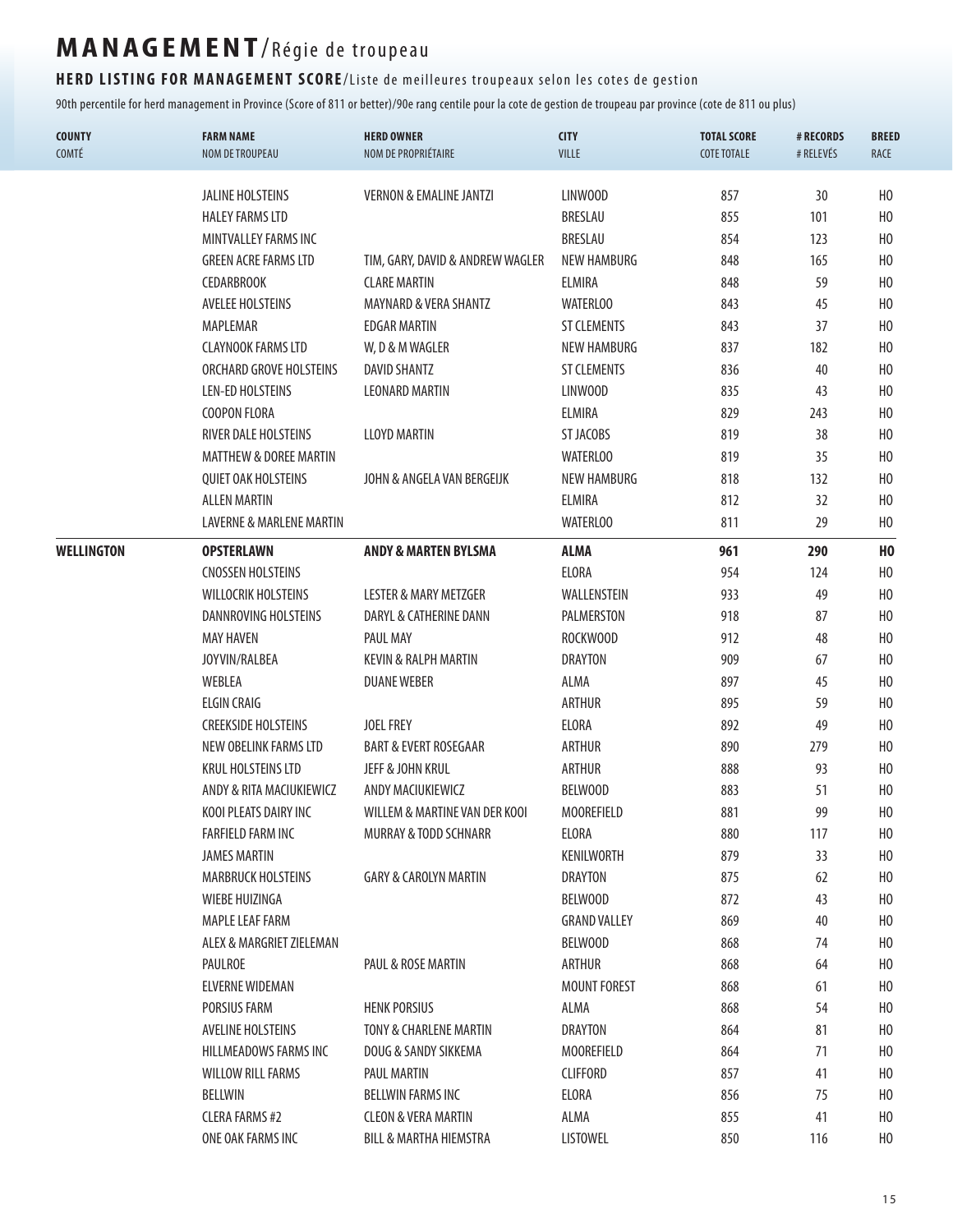# MANAGEMENT/Régie de troupeau

## HERD LISTING FOR MANAGEMENT SCORE/Liste de meilleures troupeaux selon les cotes de gestion

90th percentile for herd management in Province (Score of 811 or better)/90e rang centile pour la cote de gestion de troupeau par province (cote de 811 ou plus)

| COUNTY<br>COMTÉ | FARM NAME<br>NOM DE TROUPEAU | HERD OWNER<br>NOM DE PROPRIÉTAIRE | CITY<br>VILLE | TOTAL SCORE<br>COTE TOTALE | # RECORDS<br># RELEVÉS | BREED<br>RACE |
|---|---|---|---|---|---|---|
| | JALINE HOLSTEINS | VERNON & EMALINE JANTZI | LINWOOD | 857 | 30 | HO |
| | HALEY FARMS LTD | | BRESLAU | 855 | 101 | HO |
| | MINTVALLEY FARMS INC | | BRESLAU | 854 | 123 | HO |
| | GREEN ACRE FARMS LTD | TIM, GARY, DAVID & ANDREW WAGLER | NEW HAMBURG | 848 | 165 | HO |
| | CEDARBROOK | CLARE MARTIN | ELMIRA | 848 | 59 | HO |
| | AVELEE HOLSTEINS | MAYNARD & VERA SHANTZ | WATERLOO | 843 | 45 | HO |
| | MAPLEMAR | EDGAR MARTIN | ST CLEMENTS | 843 | 37 | HO |
| | CLAYNOOK FARMS LTD | W, D & M WAGLER | NEW HAMBURG | 837 | 182 | HO |
| | ORCHARD GROVE HOLSTEINS | DAVID SHANTZ | ST CLEMENTS | 836 | 40 | HO |
| | LEN-ED HOLSTEINS | LEONARD MARTIN | LINWOOD | 835 | 43 | HO |
| | COOPON FLORA | | ELMIRA | 829 | 243 | HO |
| | RIVER DALE HOLSTEINS | LLOYD MARTIN | ST JACOBS | 819 | 38 | HO |
| | MATTHEW & DOREE MARTIN | | WATERLOO | 819 | 35 | HO |
| | QUIET OAK HOLSTEINS | JOHN & ANGELA VAN BERGEIJK | NEW HAMBURG | 818 | 132 | HO |
| | ALLEN MARTIN | | ELMIRA | 812 | 32 | HO |
| | LAVERNE & MARLENE MARTIN | | WATERLOO | 811 | 29 | HO |
| **WELLINGTON** | **OPSTERLAWN** | **ANDY & MARTEN BYLSMA** | **ALMA** | **961** | **290** | **HO** |
| | CNOSSEN HOLSTEINS | | ELORA | 954 | 124 | HO |
| | WILLOCRIK HOLSTEINS | LESTER & MARY METZGER | WALLENSTEIN | 933 | 49 | HO |
| | DANNROVING HOLSTEINS | DARYL & CATHERINE DANN | PALMERSTON | 918 | 87 | HO |
| | MAY HAVEN | PAUL MAY | ROCKWOOD | 912 | 48 | HO |
| | JOYVIN/RALBEA | KEVIN & RALPH MARTIN | DRAYTON | 909 | 67 | HO |
| | WEBLEA | DUANE WEBER | ALMA | 897 | 45 | HO |
| | ELGIN CRAIG | | ARTHUR | 895 | 59 | HO |
| | CREEKSIDE HOLSTEINS | JOEL FREY | ELORA | 892 | 49 | HO |
| | NEW OBELINK FARMS LTD | BART & EVERT ROSEGAAR | ARTHUR | 890 | 279 | HO |
| | KRUL HOLSTEINS LTD | JEFF & JOHN KRUL | ARTHUR | 888 | 93 | HO |
| | ANDY & RITA MACIUKIEWICZ | ANDY MACIUKIEWICZ | BELWOOD | 883 | 51 | HO |
| | KOOI PLEATS DAIRY INC | WILLEM & MARTINE VAN DER KOOI | MOOREFIELD | 881 | 99 | HO |
| | FARFIELD FARM INC | MURRAY & TODD SCHNARR | ELORA | 880 | 117 | HO |
| | JAMES MARTIN | | KENILWORTH | 879 | 33 | HO |
| | MARBRUCK HOLSTEINS | GARY & CAROLYN MARTIN | DRAYTON | 875 | 62 | HO |
| | WIEBE HUIZINGA | | BELWOOD | 872 | 43 | HO |
| | MAPLE LEAF FARM | | GRAND VALLEY | 869 | 40 | HO |
| | ALEX & MARGRIET ZIELEMAN | | BELWOOD | 868 | 74 | HO |
| | PAULROE | PAUL & ROSE MARTIN | ARTHUR | 868 | 64 | HO |
| | ELVERNE WIDEMAN | | MOUNT FOREST | 868 | 61 | HO |
| | PORSIUS FARM | HENK PORSIUS | ALMA | 868 | 54 | HO |
| | AVELINE HOLSTEINS | TONY & CHARLENE MARTIN | DRAYTON | 864 | 81 | HO |
| | HILLMEADOWS FARMS INC | DOUG & SANDY SIKKEMA | MOOREFIELD | 864 | 71 | HO |
| | WILLOW RILL FARMS | PAUL MARTIN | CLIFFORD | 857 | 41 | HO |
| | BELLWIN | BELLWIN FARMS INC | ELORA | 856 | 75 | HO |
| | CLERA FARMS #2 | CLEON & VERA MARTIN | ALMA | 855 | 41 | HO |
| | ONE OAK FARMS INC | BILL & MARTHA HIEMSTRA | LISTOWEL | 850 | 116 | HO |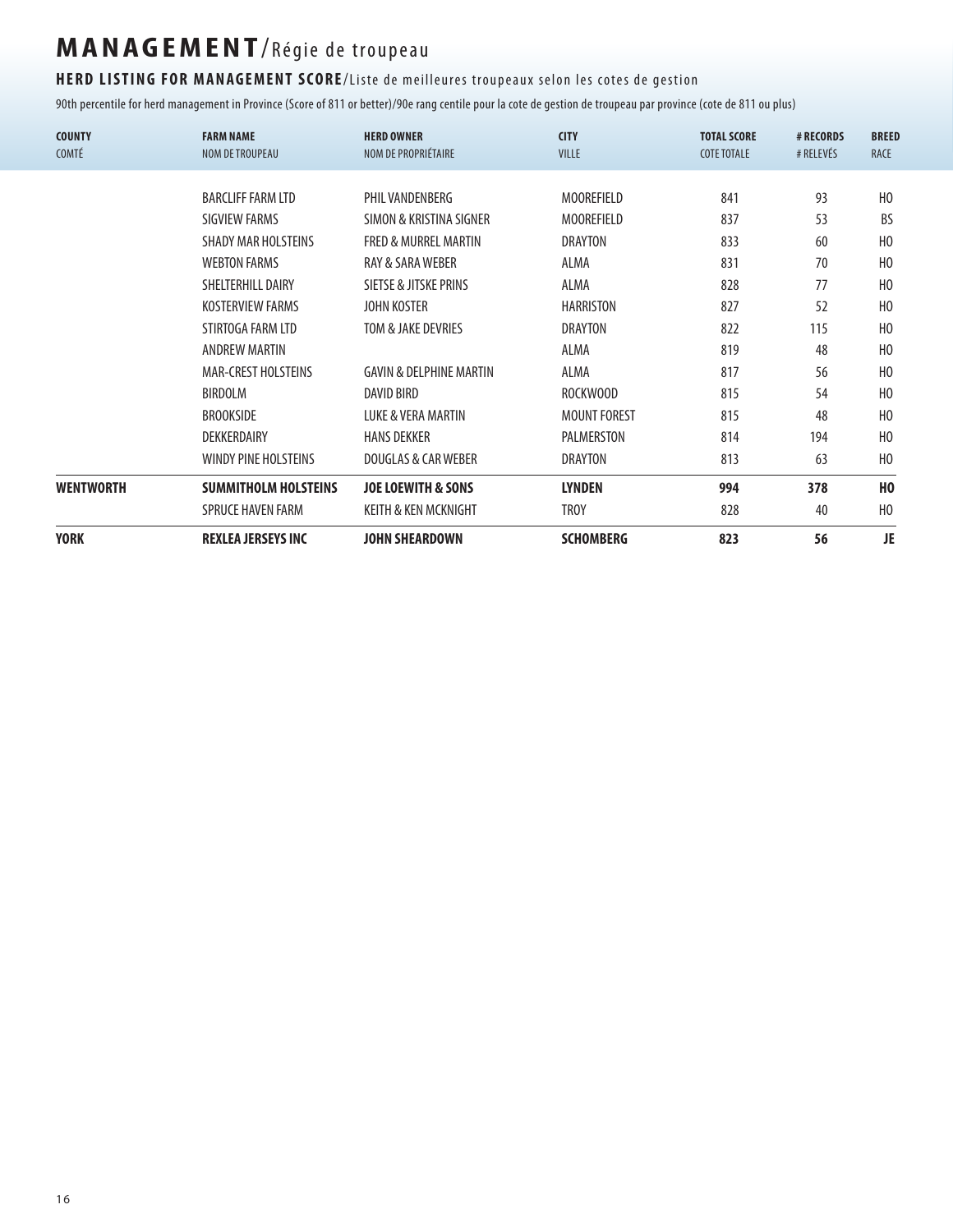# MANAGEMENT/Régie de troupeau

## HERD LISTING FOR MANAGEMENT SCORE/Liste de meilleures troupeaux selon les cotes de gestion

90th percentile for herd management in Province (Score of 811 or better)/90e rang centile pour la cote de gestion de troupeau par province (cote de 811 ou plus)

| COUNTY<br>COMTÉ | FARM NAME<br>NOM DE TROUPEAU | HERD OWNER<br>NOM DE PROPRIÉTAIRE | CITY<br>VILLE | TOTAL SCORE<br>COTE TOTALE | # RECORDS<br># RELEVÉS | BREED<br>RACE |
|---|---|---|---|---|---|---|
| | BARCLIFF FARM LTD | PHIL VANDENBERG | MOOREFIELD | 841 | 93 | HO |
| | SIGVIEW FARMS | SIMON & KRISTINA SIGNER | MOOREFIELD | 837 | 53 | BS |
| | SHADY MAR HOLSTEINS | FRED & MURREL MARTIN | DRAYTON | 833 | 60 | HO |
| | WEBTON FARMS | RAY & SARA WEBER | ALMA | 831 | 70 | HO |
| | SHELTERHILL DAIRY | SIETSE & JITSKE PRINS | ALMA | 828 | 77 | HO |
| | KOSTERVIEW FARMS | JOHN KOSTER | HARRISTON | 827 | 52 | HO |
| | STIRTOGA FARM LTD | TOM & JAKE DEVRIES | DRAYTON | 822 | 115 | HO |
| | ANDREW MARTIN | | ALMA | 819 | 48 | HO |
| | MAR-CREST HOLSTEINS | GAVIN & DELPHINE MARTIN | ALMA | 817 | 56 | HO |
| | BIRDOLM | DAVID BIRD | ROCKWOOD | 815 | 54 | HO |
| | BROOKSIDE | LUKE & VERA MARTIN | MOUNT FOREST | 815 | 48 | HO |
| | DEKKERDAIRY | HANS DEKKER | PALMERSTON | 814 | 194 | HO |
| | WINDY PINE HOLSTEINS | DOUGLAS & CAR WEBER | DRAYTON | 813 | 63 | HO |
| **WENTWORTH** | **SUMMITHOLM HOLSTEINS** | **JOE LOEWITH & SONS** | **LYNDEN** | **994** | **378** | **HO** |
| | SPRUCE HAVEN FARM | KEITH & KEN MCKNIGHT | TROY | 828 | 40 | HO |
| **YORK** | **REXLEA JERSEYS INC** | **JOHN SHEARDOWN** | **SCHOMBERG** | **823** | **56** | **JE** |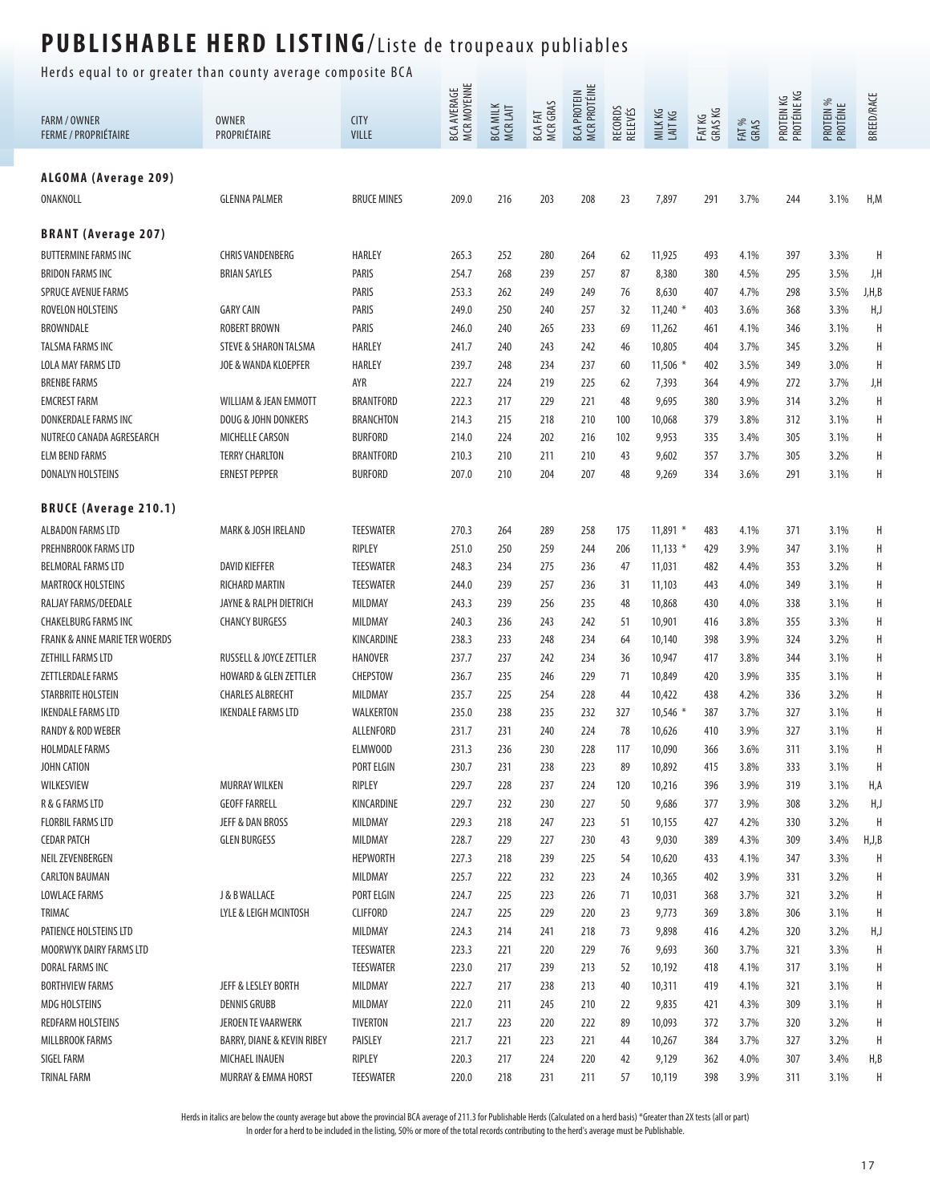# PUBLISHABLE HERD LISTING/Liste de troupeaux publiables

Herds equal to or greater than county average composite BCA

| FARM / OWNER FERME / PROPRIÉTAIRE | OWNER PROPRIÉTAIRE | CITY VILLE | BCA AVERAGE MCR MOYENNE | BCA MILK MCR LAIT | BCA FAT MCR GRAS | BCA PROTEIN MCR PROTÉINE | RECORDS RELEVÉS | MILK KG LAIT KG | FAT KG GRAS KG | FAT % GRAS | PROTEIN KG PROTÉINE KG | PROTEIN % PROTÉINE | BREED/RACE |
|---|---|---|---|---|---|---|---|---|---|---|---|---|---|
| **ALGOMA (Average 209)** | | | | | | | | | | | | | |
| ONAKNOLL | GLENNA PALMER | BRUCE MINES | 209.0 | 216 | 203 | 208 | 23 | 7,897 | 291 | 3.7% | 244 | 3.1% | H,M |
| **BRANT (Average 207)** | | | | | | | | | | | | | |
| BUTTERMINE FARMS INC | CHRIS VANDENBERG | HARLEY | 265.3 | 252 | 280 | 264 | 62 | 11,925 | 493 | 4.1% | 397 | 3.3% | H |
| BRIDON FARMS INC | BRIAN SAYLES | PARIS | 254.7 | 268 | 239 | 257 | 87 | 8,380 | 380 | 4.5% | 295 | 3.5% | J,H |
| SPRUCE AVENUE FARMS | | PARIS | 253.3 | 262 | 249 | 249 | 76 | 8,630 | 407 | 4.7% | 298 | 3.5% | J,H,B |
| ROVELON HOLSTEINS | GARY CAIN | PARIS | 249.0 | 250 | 240 | 257 | 32 | 11,240 * | 403 | 3.6% | 368 | 3.3% | H,J |
| BROWNDALE | ROBERT BROWN | PARIS | 246.0 | 240 | 265 | 233 | 69 | 11,262 | 461 | 4.1% | 346 | 3.1% | H |
| TALSMA FARMS INC | STEVE & SHARON TALSMA | HARLEY | 241.7 | 240 | 243 | 242 | 46 | 10,805 | 404 | 3.7% | 345 | 3.2% | H |
| LOLA MAY FARMS LTD | JOE & WANDA KLOEPFER | HARLEY | 239.7 | 248 | 234 | 237 | 60 | 11,506 * | 402 | 3.5% | 349 | 3.0% | H |
| BRENBE FARMS | | AYR | 222.7 | 224 | 219 | 225 | 62 | 7,393 | 364 | 4.9% | 272 | 3.7% | J,H |
| EMCREST FARM | WILLIAM & JEAN EMMOTT | BRANTFORD | 222.3 | 217 | 229 | 221 | 48 | 9,695 | 380 | 3.9% | 314 | 3.2% | H |
| DONKERDALE FARMS INC | DOUG & JOHN DONKERS | BRANCHTON | 214.3 | 215 | 218 | 210 | 100 | 10,068 | 379 | 3.8% | 312 | 3.1% | H |
| NUTRECO CANADA AGRESEARCH | MICHELLE CARSON | BURFORD | 214.0 | 224 | 202 | 216 | 102 | 9,953 | 335 | 3.4% | 305 | 3.1% | H |
| ELM BEND FARMS | TERRY CHARLTON | BRANTFORD | 210.3 | 210 | 211 | 210 | 43 | 9,602 | 357 | 3.7% | 305 | 3.2% | H |
| DONALYN HOLSTEINS | ERNEST PEPPER | BURFORD | 207.0 | 210 | 204 | 207 | 48 | 9,269 | 334 | 3.6% | 291 | 3.1% | H |
| **BRUCE (Average 210.1)** | | | | | | | | | | | | | |
| ALBADON FARMS LTD | MARK & JOSH IRELAND | TEESWATER | 270.3 | 264 | 289 | 258 | 175 | 11,891 * | 483 | 4.1% | 371 | 3.1% | H |
| PREHNBROOK FARMS LTD | | RIPLEY | 251.0 | 250 | 259 | 244 | 206 | 11,133 * | 429 | 3.9% | 347 | 3.1% | H |
| BELMORAL FARMS LTD | DAVID KIEFFER | TEESWATER | 248.3 | 234 | 275 | 236 | 47 | 11,031 | 482 | 4.4% | 353 | 3.2% | H |
| MARTROCK HOLSTEINS | RICHARD MARTIN | TEESWATER | 244.0 | 239 | 257 | 236 | 31 | 11,103 | 443 | 4.0% | 349 | 3.1% | H |
| RALJAY FARMS/DEEDALE | JAYNE & RALPH DIETRICH | MILDMAY | 243.3 | 239 | 256 | 235 | 48 | 10,868 | 430 | 4.0% | 338 | 3.1% | H |
| CHAKELBURG FARMS INC | CHANCY BURGESS | MILDMAY | 240.3 | 236 | 243 | 242 | 51 | 10,901 | 416 | 3.8% | 355 | 3.3% | H |
| FRANK & ANNE MARIE TER WOERDS | | KINCARDINE | 238.3 | 233 | 248 | 234 | 64 | 10,140 | 398 | 3.9% | 324 | 3.2% | H |
| ZETHILL FARMS LTD | RUSSELL & JOYCE ZETTLER | HANOVER | 237.7 | 237 | 242 | 234 | 36 | 10,947 | 417 | 3.8% | 344 | 3.1% | H |
| ZETTLERDALE FARMS | HOWARD & GLEN ZETTLER | CHEPSTOW | 236.7 | 235 | 246 | 229 | 71 | 10,849 | 420 | 3.9% | 335 | 3.1% | H |
| STARBRITE HOLSTEIN | CHARLES ALBRECHT | MILDMAY | 235.7 | 225 | 254 | 228 | 44 | 10,422 | 438 | 4.2% | 336 | 3.2% | H |
| IKENDALE FARMS LTD | IKENDALE FARMS LTD | WALKERTON | 235.0 | 238 | 235 | 232 | 327 | 10,546 * | 387 | 3.7% | 327 | 3.1% | H |
| RANDY & ROD WEBER | | ALLENFORD | 231.7 | 231 | 240 | 224 | 78 | 10,626 | 410 | 3.9% | 327 | 3.1% | H |
| HOLMDALE FARMS | | ELMWOOD | 231.3 | 236 | 230 | 228 | 117 | 10,090 | 366 | 3.6% | 311 | 3.1% | H |
| JOHN CATION | | PORT ELGIN | 230.7 | 231 | 238 | 223 | 89 | 10,892 | 415 | 3.8% | 333 | 3.1% | H |
| WILKESVIEW | MURRAY WILKEN | RIPLEY | 229.7 | 228 | 237 | 224 | 120 | 10,216 | 396 | 3.9% | 319 | 3.1% | H,A |
| R & G FARMS LTD | GEOFF FARRELL | KINCARDINE | 229.7 | 232 | 230 | 227 | 50 | 9,686 | 377 | 3.9% | 308 | 3.2% | H,J |
| FLORBIL FARMS LTD | JEFF & DAN BROSS | MILDMAY | 229.3 | 218 | 247 | 223 | 51 | 10,155 | 427 | 4.2% | 330 | 3.2% | H |
| CEDAR PATCH | GLEN BURGESS | MILDMAY | 228.7 | 229 | 227 | 230 | 43 | 9,030 | 389 | 4.3% | 309 | 3.4% | H,J,B |
| NEIL ZEVENBERGEN | | HEPWORTH | 227.3 | 218 | 239 | 225 | 54 | 10,620 | 433 | 4.1% | 347 | 3.3% | H |
| CARLTON BAUMAN | | MILDMAY | 225.7 | 222 | 232 | 223 | 24 | 10,365 | 402 | 3.9% | 331 | 3.2% | H |
| LOWLACE FARMS | J & B WALLACE | PORT ELGIN | 224.7 | 225 | 223 | 226 | 71 | 10,031 | 368 | 3.7% | 321 | 3.2% | H |
| TRIMAC | LYLE & LEIGH MCINTOSH | CLIFFORD | 224.7 | 225 | 229 | 220 | 23 | 9,773 | 369 | 3.8% | 306 | 3.1% | H |
| PATIENCE HOLSTEINS LTD | | MILDMAY | 224.3 | 214 | 241 | 218 | 73 | 9,898 | 416 | 4.2% | 320 | 3.2% | H,J |
| MOORWYK DAIRY FARMS LTD | | TEESWATER | 223.3 | 221 | 220 | 229 | 76 | 9,693 | 360 | 3.7% | 321 | 3.3% | H |
| DORAL FARMS INC | | TEESWATER | 223.0 | 217 | 239 | 213 | 52 | 10,192 | 418 | 4.1% | 317 | 3.1% | H |
| BORTHVIEW FARMS | JEFF & LESLEY BORTH | MILDMAY | 222.7 | 217 | 238 | 213 | 40 | 10,311 | 419 | 4.1% | 321 | 3.1% | H |
| MDG HOLSTEINS | DENNIS GRUBB | MILDMAY | 222.0 | 211 | 245 | 210 | 22 | 9,835 | 421 | 4.3% | 309 | 3.1% | H |
| REDFARM HOLSTEINS | JEROEN TE VAARWERK | TIVERTON | 221.7 | 223 | 220 | 222 | 89 | 10,093 | 372 | 3.7% | 320 | 3.2% | H |
| MILLBROOK FARMS | BARRY, DIANE & KEVIN RIBEY | PAISLEY | 221.7 | 221 | 223 | 221 | 44 | 10,267 | 384 | 3.7% | 327 | 3.2% | H |
| SIGEL FARM | MICHAEL INAUEN | RIPLEY | 220.3 | 217 | 224 | 220 | 42 | 9,129 | 362 | 4.0% | 307 | 3.4% | H,B |
| TRINAL FARM | MURRAY & EMMA HORST | TEESWATER | 220.0 | 218 | 231 | 211 | 57 | 10,119 | 398 | 3.9% | 311 | 3.1% | H |

Herds in italics are below the county average but above the provincial BCA average of 211.3 for Publishable Herds (Calculated on a herd basis) *Greater than 2X tests (all or part)
In order for a herd to be included in the listing, 50% or more of the total records contributing to the herd's average must be Publishable.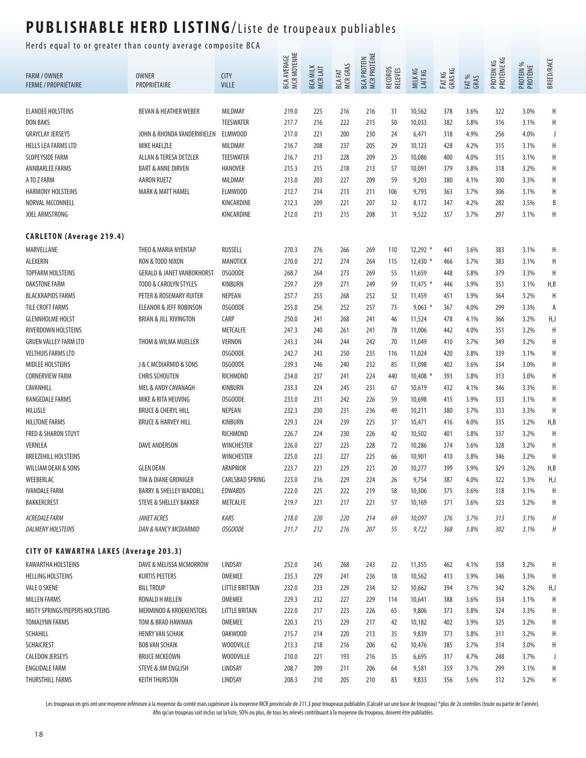# PUBLISHABLE HERD LISTING/Liste de troupeaux publiables

Herds equal to or greater than county average composite BCA

| FARM / OWNER<br>FERME / PROPRIÉTAIRE | OWNER<br>PROPRIÉTAIRE | CITY<br>VILLE | BCA AVERAGE<br>MCR MOYENNE | BCA MILK<br>MCR LAIT | BCA FAT<br>MCR GRAS | BCA PROTEIN<br>MCR PROTÉINE | RECORDS<br>RELEVÉS | MILK KG<br>LAIT KG | FAT KG<br>GRAS KG | FAT %<br>GRAS | PROTEIN KG<br>PROTÉINE KG | PROTEIN %<br>PROTÉINE | BREED/RACE |
|---|---|---|---|---|---|---|---|---|---|---|---|---|---|
| ELANDEE HOLSTEINS | BEVAN & HEATHER WEBER | MILDMAY | 219.0 | 225 | 216 | 216 | 31 | 10,562 | 378 | 3.6% | 322 | 3.0% | H |
| DON BAKS | | TEESWATER | 217.7 | 216 | 222 | 215 | 50 | 10,033 | 382 | 3.8% | 316 | 3.1% | H |
| GRAYCLAY JERSEYS | JOHN & RHONDA VANDERWIELEN | ELMWOOD | 217.0 | 221 | 200 | 230 | 24 | 6,471 | 318 | 4.9% | 256 | 4.0% | J |
| HELLS LEA FARMS LTD | MIKE HAELZLE | MILDMAY | 216.7 | 208 | 237 | 205 | 29 | 10,123 | 428 | 4.2% | 315 | 3.1% | H |
| SLOPEYSIDE FARM | ALLAN & TERESA DETZLER | TEESWATER | 216.7 | 213 | 228 | 209 | 23 | 10,086 | 400 | 4.0% | 315 | 3.1% | H |
| ANNBARLEE FARMS | BART & ANNE DIRVEN | HANOVER | 215.3 | 215 | 218 | 213 | 57 | 10,091 | 379 | 3.8% | 318 | 3.2% | H |
| A TO Z FARM | AARON RUETZ | MILDMAY | 213.0 | 203 | 227 | 209 | 59 | 9,203 | 380 | 4.1% | 300 | 3.3% | H |
| HARMONY HOLSTEINS | MARK & MATT HAMEL | ELMWOOD | 212.7 | 214 | 213 | 211 | 106 | 9,793 | 363 | 3.7% | 306 | 3.1% | H |
| NORVAL MCCONNELL | | KINCARDINE | 212.3 | 209 | 221 | 207 | 32 | 8,172 | 347 | 4.2% | 282 | 3.5% | B |
| JOEL ARMSTRONG | | KINCARDINE | 212.0 | 213 | 215 | 208 | 31 | 9,522 | 357 | 3.7% | 297 | 3.1% | H |
| **CARLETON (Average 219.4)** | | | | | | | | | | | | | |
| MARVELLANE | THEO & MARIA NYENTAP | RUSSELL | 270.3 | 276 | 266 | 269 | 110 | 12,292 * | 441 | 3.6% | 383 | 3.1% | H |
| ALEXERIN | RON & TODD NIXON | MANOTICK | 270.0 | 272 | 274 | 264 | 115 | 12,430 * | 466 | 3.7% | 383 | 3.1% | H |
| TOPFARM HOLSTEINS | GERALD & JANET VANBOKHORST | OSGOODE | 268.7 | 264 | 273 | 269 | 55 | 11,659 | 448 | 3.8% | 379 | 3.3% | H |
| OAKSTONE FARM | TODD & CAROLYN STYLES | KINBURN | 259.7 | 259 | 271 | 249 | 59 | 11,475 * | 446 | 3.9% | 351 | 3.1% | H,B |
| BLACKRAPIDS FARMS | PETER & ROSEMARY RUITER | NEPEAN | 257.7 | 253 | 268 | 252 | 32 | 11,459 | 451 | 3.9% | 364 | 3.2% | H |
| TILE CROFT FARMS | ELEANOR & JEFF ROBINSON | OSGOODE | 255.0 | 256 | 252 | 257 | 73 | 9,063 * | 367 | 4.0% | 299 | 3.3% | A |
| GLENNHOLME HOLST | BRIAN & JILL RIVINGTON | CARP | 250.0 | 241 | 268 | 241 | 46 | 11,524 | 478 | 4.1% | 366 | 3.2% | H,J |
| RIVERDOWN HOLSTEINS | | METCALFE | 247.3 | 240 | 261 | 241 | 78 | 11,006 | 442 | 4.0% | 351 | 3.2% | H |
| GRUEN VALLEY FARM LTD | THOM & WILMA MUELLER | VERNON | 243.3 | 244 | 244 | 242 | 70 | 11,049 | 410 | 3.7% | 349 | 3.2% | H |
| VELTHUIS FARMS LTD | | OSGOODE | 242.7 | 243 | 250 | 235 | 116 | 11,024 | 420 | 3.8% | 339 | 3.1% | H |
| MIDLEE HOLSTEINS | J & C MCDIARMID & SONS | OSGOODE | 239.3 | 246 | 240 | 232 | 85 | 11,098 | 402 | 3.6% | 334 | 3.0% | H |
| CORNERVIEW FARM | CHRIS SCHOUTEN | RICHMOND | 234.0 | 237 | 241 | 224 | 440 | 10,408 * | 393 | 3.8% | 313 | 3.0% | H |
| CAVANHILL | MEL & ANDY CAVANAGH | KINBURN | 233.3 | 224 | 245 | 231 | 67 | 10,619 | 432 | 4.1% | 346 | 3.3% | H |
| RANGEDALE FARMS | MIKE & RITA HEUVING | OSGOODE | 233.0 | 231 | 242 | 226 | 59 | 10,698 | 415 | 3.9% | 333 | 3.1% | H |
| HILLISLE | BRUCE & CHERYL HILL | NEPEAN | 232.3 | 230 | 231 | 236 | 49 | 10,211 | 380 | 3.7% | 333 | 3.3% | H |
| HILLTONE FARMS | BRUCE & HARVEY HILL | KINBURN | 229.3 | 224 | 239 | 225 | 37 | 10,471 | 416 | 4.0% | 335 | 3.2% | H,B |
| FRED & SHARON STUYT | | RICHMOND | 226.7 | 224 | 230 | 226 | 42 | 10,502 | 401 | 3.8% | 337 | 3.2% | H |
| VERNLEA | DAVE ANDERSON | WINCHESTER | 226.0 | 227 | 223 | 228 | 72 | 10,286 | 374 | 3.6% | 328 | 3.2% | H |
| BREEZEHILL HOLSTEINS | | WINCHESTER | 225.0 | 223 | 227 | 225 | 66 | 10,901 | 410 | 3.8% | 346 | 3.2% | H |
| WILLIAM DEAN & SONS | GLEN DEAN | ARNPRIOR | 223.7 | 221 | 229 | 221 | 20 | 10,277 | 399 | 3.9% | 329 | 3.2% | H,B |
| WEEBERLAC | TIM & DIANE GRONIGER | CARLSBAD SPRING | 223.0 | 216 | 229 | 224 | 26 | 9,754 | 387 | 4.0% | 322 | 3.3% | H,J |
| IVANDALE FARM | BARRY & SHELLEY WADDELL | EDWARDS | 222.0 | 225 | 222 | 219 | 58 | 10,306 | 375 | 3.6% | 318 | 3.1% | H |
| BAKKERCREST | STEVE & SHELLEY BAKKER | METCALFE | 219.7 | 221 | 217 | 221 | 57 | 10,169 | 371 | 3.6% | 323 | 3.2% | H |
| *ACREDALE FARM* | *JANET ACRES* | *KARS* | *218.0* | *220* | *220* | *214* | *69* | *10,097* | *376* | *3.7%* | *313* | *3.1%* | *H* |
| *DALMENY HOLSTEINS* | *DAN & NANCY MCDIARMID* | *OSGOODE* | *211.7* | *212* | *216* | *207* | *55* | *9,722* | *368* | *3.8%* | *302* | *3.1%* | *H* |
| **CITY OF KAWARTHA LAKES (Average 203.3)** | | | | | | | | | | | | | |
| KAWARTHA HOLSTEINS | DAVE & MELISSA MCMORROW | LINDSAY | 252.0 | 245 | 268 | 243 | 22 | 11,355 | 462 | 4.1% | 358 | 3.2% | H |
| HELLING HOLSTEINS | KURTIS PEETERS | OMEMEE | 235.3 | 229 | 241 | 236 | 18 | 10,562 | 413 | 3.9% | 346 | 3.3% | H |
| VALE O SKENE | BILL TROUP | LITTLE BRITTAIN | 232.0 | 233 | 229 | 234 | 32 | 10,662 | 394 | 3.7% | 342 | 3.2% | H,J |
| MILLEN FARMS | RONALD H MILLEN | OMEMEE | 229.3 | 232 | 227 | 229 | 114 | 10,641 | 388 | 3.6% | 334 | 3.1% | H |
| MISTY SPRINGS/PIEPERS HOLSTEINS | MERMINOD & KROEKENSTOEL | LITTLE BRITAIN | 222.0 | 217 | 223 | 226 | 65 | 9,806 | 373 | 3.8% | 324 | 3.3% | H |
| TOMALYNN FARMS | TOM & BRAD HAWMAN | OMEMEE | 220.3 | 215 | 229 | 217 | 42 | 10,182 | 402 | 3.9% | 325 | 3.2% | H |
| SCHAHILL | HENRY VAN SCHAIK | OAKWOOD | 215.7 | 214 | 220 | 213 | 35 | 9,839 | 373 | 3.8% | 311 | 3.2% | H |
| SCHAICREST | BOB VAN SCHAIK | WOODVILLE | 213.3 | 218 | 216 | 206 | 62 | 10,476 | 385 | 3.7% | 314 | 3.0% | H |
| CALEDON JERSEYS | BRUCE MCKEOWN | WOODVILLE | 210.0 | 221 | 193 | 216 | 35 | 6,695 | 317 | 4.7% | 248 | 3.7% | J |
| ENGLIDALE FARM | STEVE & JIM ENGLISH | LINDSAY | 208.7 | 209 | 211 | 206 | 64 | 9,581 | 359 | 3.7% | 299 | 3.1% | H |
| THURSTHILL FARMS | KEITH THURSTON | LINDSAY | 208.3 | 210 | 205 | 210 | 83 | 9,833 | 356 | 3.6% | 312 | 3.2% | H |

Les troupeaux en gris ont une moyenne inférieure à la moyenne du comté mais supérieure à la moyenne MCR provinciale de 211.3 pour troupeaux publiables (Calculé sur une base de troupeau) *plus de 2x contrôles (toute ou partie de l'année). Afin qu'un troupeau soit inclus sur la liste, 50% ou plus, de tous les relevés contribuant à la moyenne du troupeau, doivent être publiables.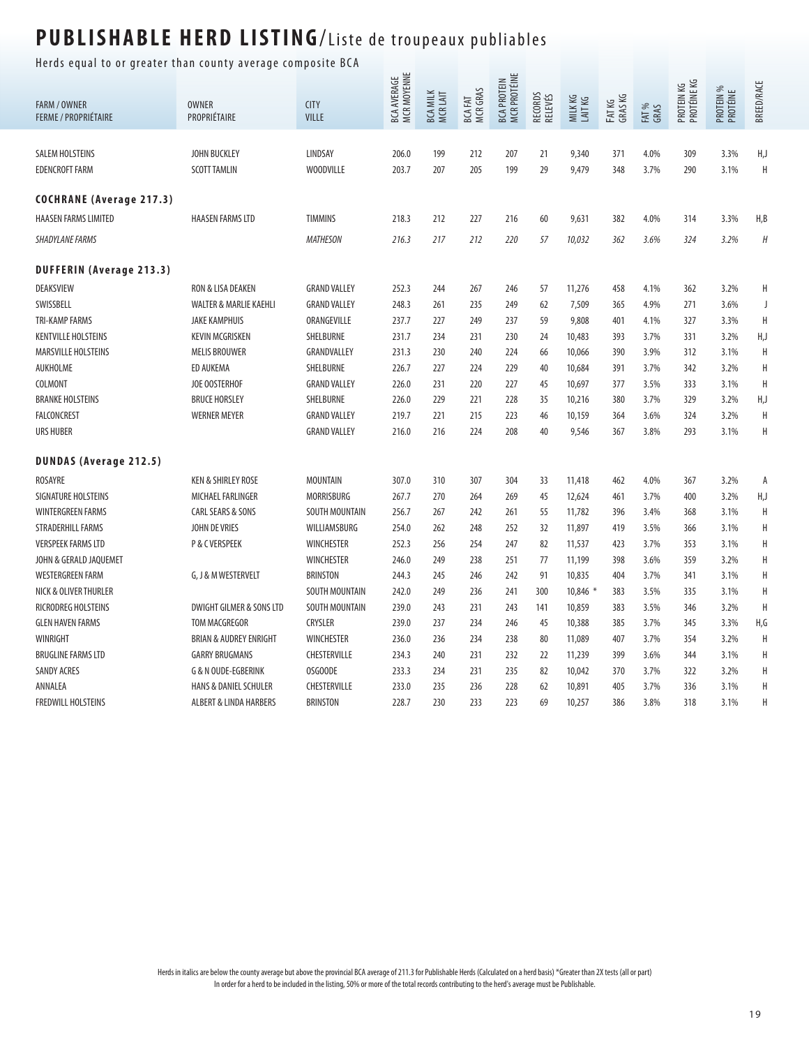# PUBLISHABLE HERD LISTING/Liste de troupeaux publiables

Herds equal to or greater than county average composite BCA

| FARM / OWNER<br>FERME / PROPRIÉTAIRE | OWNER<br>PROPRIÉTAIRE | CITY<br>VILLE | BCA AVERAGE<br>MCR MOYENNE | BCA MILK<br>MCR LAIT | BCA FAT<br>MCR GRAS | BCA PROTEIN<br>MCR PROTÉINE | RECORDS<br>RELEVÉS | MILK KG<br>LAIT KG | FAT KG<br>GRAS KG | FAT %<br>GRAS | PROTEIN KG<br>PROTÉINE KG | PROTEIN %<br>PROTÉINE | BREED/RACE |
|---|---|---|---|---|---|---|---|---|---|---|---|---|---|
| SALEM HOLSTEINS | JOHN BUCKLEY | LINDSAY | 206.0 | 199 | 212 | 207 | 21 | 9,340 | 371 | 4.0% | 309 | 3.3% | H,J |
| EDENCROFT FARM | SCOTT TAMLIN | WOODVILLE | 203.7 | 207 | 205 | 199 | 29 | 9,479 | 348 | 3.7% | 290 | 3.1% | H |
| **COCHRANE (Average 217.3)** | | | | | | | | | | | | | |
| HAASEN FARMS LIMITED | HAASEN FARMS LTD | TIMMINS | 218.3 | 212 | 227 | 216 | 60 | 9,631 | 382 | 4.0% | 314 | 3.3% | H,B |
| *SHADYLANE FARMS* | | *MATHESON* | *216.3* | *217* | *212* | *220* | *57* | *10,032* | *362* | *3.6%* | *324* | *3.2%* | *H* |
| **DUFFERIN (Average 213.3)** | | | | | | | | | | | | | |
| DEAKSVIEW | RON & LISA DEAKEN | GRAND VALLEY | 252.3 | 244 | 267 | 246 | 57 | 11,276 | 458 | 4.1% | 362 | 3.2% | H |
| SWISSBELL | WALTER & MARLIE KAEHLI | GRAND VALLEY | 248.3 | 261 | 235 | 249 | 62 | 7,509 | 365 | 4.9% | 271 | 3.6% | J |
| TRI-KAMP FARMS | JAKE KAMPHUIS | ORANGEVILLE | 237.7 | 227 | 249 | 237 | 59 | 9,808 | 401 | 4.1% | 327 | 3.3% | H |
| KENTVILLE HOLSTEINS | KEVIN MCGRISKEN | SHELBURNE | 231.7 | 234 | 231 | 230 | 24 | 10,483 | 393 | 3.7% | 331 | 3.2% | H,J |
| MARSVILLE HOLSTEINS | MELIS BROUWER | GRANDVALLEY | 231.3 | 230 | 240 | 224 | 66 | 10,066 | 390 | 3.9% | 312 | 3.1% | H |
| AUKHOLME | ED AUKEMA | SHELBURNE | 226.7 | 227 | 224 | 229 | 40 | 10,684 | 391 | 3.7% | 342 | 3.2% | H |
| COLMONT | JOE OOSTERHOF | GRAND VALLEY | 226.0 | 231 | 220 | 227 | 45 | 10,697 | 377 | 3.5% | 333 | 3.1% | H |
| BRANKE HOLSTEINS | BRUCE HORSLEY | SHELBURNE | 226.0 | 229 | 221 | 228 | 35 | 10,216 | 380 | 3.7% | 329 | 3.2% | H,J |
| FALCONCREST | WERNER MEYER | GRAND VALLEY | 219.7 | 221 | 215 | 223 | 46 | 10,159 | 364 | 3.6% | 324 | 3.2% | H |
| URS HUBER | | GRAND VALLEY | 216.0 | 216 | 224 | 208 | 40 | 9,546 | 367 | 3.8% | 293 | 3.1% | H |
| **DUNDAS (Average 212.5)** | | | | | | | | | | | | | |
| ROSAYRE | KEN & SHIRLEY ROSE | MOUNTAIN | 307.0 | 310 | 307 | 304 | 33 | 11,418 | 462 | 4.0% | 367 | 3.2% | A |
| SIGNATURE HOLSTEINS | MICHAEL FARLINGER | MORRISBURG | 267.7 | 270 | 264 | 269 | 45 | 12,624 | 461 | 3.7% | 400 | 3.2% | H,J |
| WINTERGREEN FARMS | CARL SEARS & SONS | SOUTH MOUNTAIN | 256.7 | 267 | 242 | 261 | 55 | 11,782 | 396 | 3.4% | 368 | 3.1% | H |
| STRADERHILL FARMS | JOHN DE VRIES | WILLIAMSBURG | 254.0 | 262 | 248 | 252 | 32 | 11,897 | 419 | 3.5% | 366 | 3.1% | H |
| VERSPEEK FARMS LTD | P & C VERSPEEK | WINCHESTER | 252.3 | 256 | 254 | 247 | 82 | 11,537 | 423 | 3.7% | 353 | 3.1% | H |
| JOHN & GERALD JAQUEMET | | WINCHESTER | 246.0 | 249 | 238 | 251 | 77 | 11,199 | 398 | 3.6% | 359 | 3.2% | H |
| WESTERGREEN FARM | G, J & M WESTERVELT | BRINSTON | 244.3 | 245 | 246 | 242 | 91 | 10,835 | 404 | 3.7% | 341 | 3.1% | H |
| NICK & OLIVER THURLER | | SOUTH MOUNTAIN | 242.0 | 249 | 236 | 241 | 300 | 10,846 * | 383 | 3.5% | 335 | 3.1% | H |
| RICRODREG HOLSTEINS | DWIGHT GILMER & SONS LTD | SOUTH MOUNTAIN | 239.0 | 243 | 231 | 243 | 141 | 10,859 | 383 | 3.5% | 346 | 3.2% | H |
| GLEN HAVEN FARMS | TOM MACGREGOR | CRYSLER | 239.0 | 237 | 234 | 246 | 45 | 10,388 | 385 | 3.7% | 345 | 3.3% | H,G |
| WINRIGHT | BRIAN & AUDREY ENRIGHT | WINCHESTER | 236.0 | 236 | 234 | 238 | 80 | 11,089 | 407 | 3.7% | 354 | 3.2% | H |
| BRUGLINE FARMS LTD | GARRY BRUGMANS | CHESTERVILLE | 234.3 | 240 | 231 | 232 | 22 | 11,239 | 399 | 3.6% | 344 | 3.1% | H |
| SANDY ACRES | G & N OUDE-EGBERINK | OSGOODE | 233.3 | 234 | 231 | 235 | 82 | 10,042 | 370 | 3.7% | 322 | 3.2% | H |
| ANNALEA | HANS & DANIEL SCHULER | CHESTERVILLE | 233.0 | 235 | 236 | 228 | 62 | 10,891 | 405 | 3.7% | 336 | 3.1% | H |
| FREDWILL HOLSTEINS | ALBERT & LINDA HARBERS | BRINSTON | 228.7 | 230 | 233 | 223 | 69 | 10,257 | 386 | 3.8% | 318 | 3.1% | H |

Herds in italics are below the county average but above the provincial BCA average of 211.3 for Publishable Herds (Calculated on a herd basis) *Greater than 2X tests (all or part)
In order for a herd to be included in the listing, 50% or more of the total records contributing to the herd's average must be Publishable.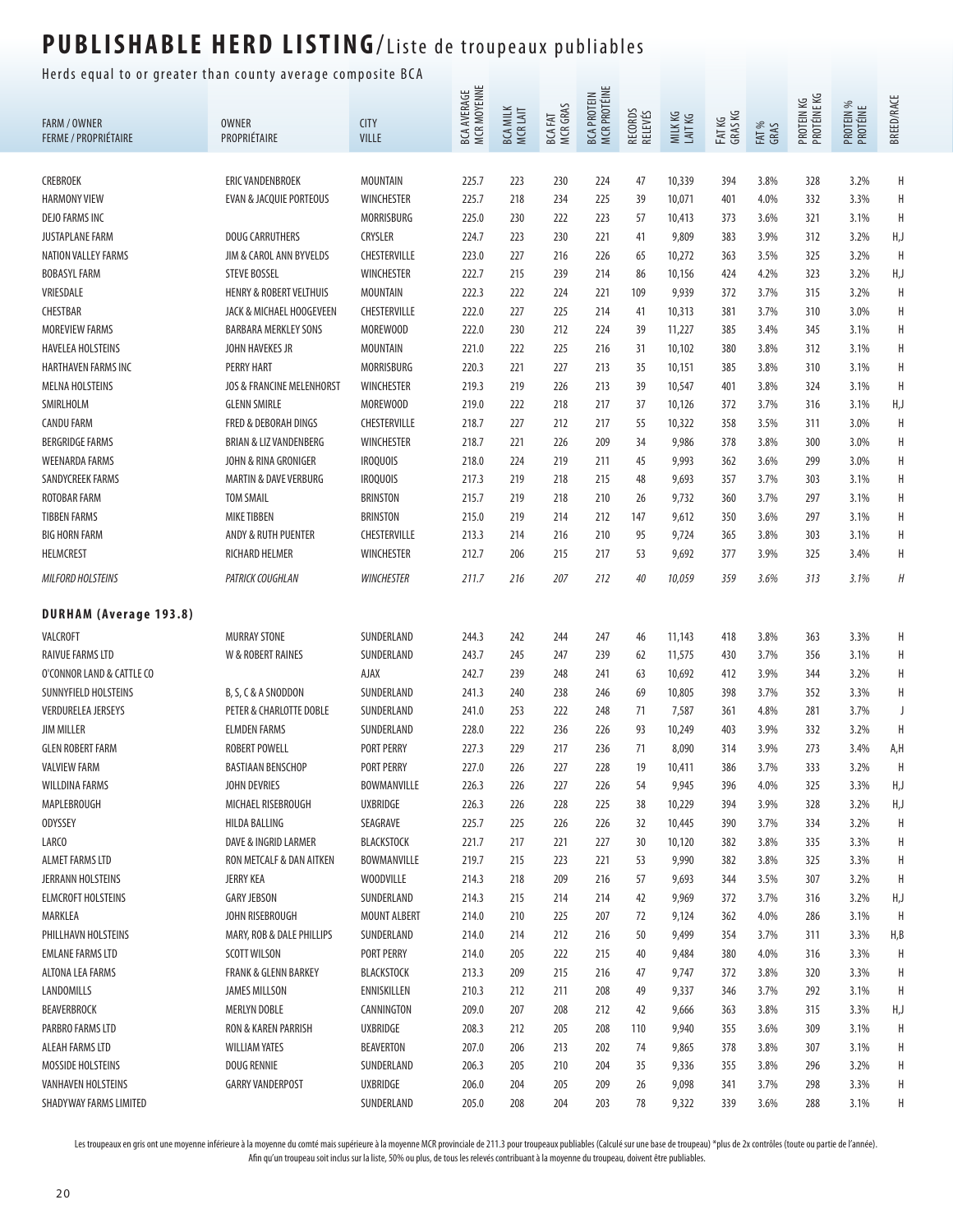# PUBLISHABLE HERD LISTING/Liste de troupeaux publiables

Herds equal to or greater than county average composite BCA

| FARM / OWNER<br>FERME / PROPRIÉTAIRE | OWNER<br>PROPRIÉTAIRE | CITY<br>VILLE | BCA AVERAGE<br>MCR MOYENNE | BCA MILK<br>MCR LAIT | BCA FAT<br>MCR GRAS | BCA PROTEIN<br>MCR PROTÉINE | RECORDS<br>RELEVÉS | MILK KG<br>LAIT KG | FAT KG<br>GRAS KG | FAT %<br>GRAS | PROTEIN KG<br>PROTÉINE KG | PROTEIN %<br>PROTÉINE | BREED/RACE |
|---|---|---|---|---|---|---|---|---|---|---|---|---|---|
| CREBROEK | ERIC VANDENBROEK | MOUNTAIN | 225.7 | 223 | 230 | 224 | 47 | 10,339 | 394 | 3.8% | 328 | 3.2% | H |
| HARMONY VIEW | EVAN & JACQUIE PORTEOUS | WINCHESTER | 225.7 | 218 | 234 | 225 | 39 | 10,071 | 401 | 4.0% | 332 | 3.3% | H |
| DEJO FARMS INC | | MORRISBURG | 225.0 | 230 | 222 | 223 | 57 | 10,413 | 373 | 3.6% | 321 | 3.1% | H |
| JUSTAPLANE FARM | DOUG CARRUTHERS | CRYSLER | 224.7 | 223 | 230 | 221 | 41 | 9,809 | 383 | 3.9% | 312 | 3.2% | H,J |
| NATION VALLEY FARMS | JIM & CAROL ANN BYVELDS | CHESTERVILLE | 223.0 | 227 | 216 | 226 | 65 | 10,272 | 363 | 3.5% | 325 | 3.2% | H |
| BOBASYL FARM | STEVE BOSSEL | WINCHESTER | 222.7 | 215 | 239 | 214 | 86 | 10,156 | 424 | 4.2% | 323 | 3.2% | H,J |
| VRIESDALE | HENRY & ROBERT VELTHUIS | MOUNTAIN | 222.3 | 222 | 224 | 221 | 109 | 9,939 | 372 | 3.7% | 315 | 3.2% | H |
| CHESTBAR | JACK & MICHAEL HOOGEVEEN | CHESTERVILLE | 222.0 | 227 | 225 | 214 | 41 | 10,313 | 381 | 3.7% | 310 | 3.0% | H |
| MOREVIEW FARMS | BARBARA MERKLEY SONS | MOREWOOD | 222.0 | 230 | 212 | 224 | 39 | 11,227 | 385 | 3.4% | 345 | 3.1% | H |
| HAVELEA HOLSTEINS | JOHN HAVEKES JR | MOUNTAIN | 221.0 | 222 | 225 | 216 | 31 | 10,102 | 380 | 3.8% | 312 | 3.1% | H |
| HARTHAVEN FARMS INC | PERRY HART | MORRISBURG | 220.3 | 221 | 227 | 213 | 35 | 10,151 | 385 | 3.8% | 310 | 3.1% | H |
| MELNA HOLSTEINS | JOS & FRANCINE MELENHORST | WINCHESTER | 219.3 | 219 | 226 | 213 | 39 | 10,547 | 401 | 3.8% | 324 | 3.1% | H |
| SMIRLHOLM | GLENN SMIRLE | MOREWOOD | 219.0 | 222 | 218 | 217 | 37 | 10,126 | 372 | 3.7% | 316 | 3.1% | H,J |
| CANDU FARM | FRED & DEBORAH DINGS | CHESTERVILLE | 218.7 | 227 | 212 | 217 | 55 | 10,322 | 358 | 3.5% | 311 | 3.0% | H |
| BERGRIDGE FARMS | BRIAN & LIZ VANDENBERG | WINCHESTER | 218.7 | 221 | 226 | 209 | 34 | 9,986 | 378 | 3.8% | 300 | 3.0% | H |
| WEENARDA FARMS | JOHN & RINA GRONIGER | IROQUOIS | 218.0 | 224 | 219 | 211 | 45 | 9,993 | 362 | 3.6% | 299 | 3.0% | H |
| SANDYCREEK FARMS | MARTIN & DAVE VERBURG | IROQUOIS | 217.3 | 219 | 218 | 215 | 48 | 9,693 | 357 | 3.7% | 303 | 3.1% | H |
| ROTOBAR FARM | TOM SMAIL | BRINSTON | 215.7 | 219 | 218 | 210 | 26 | 9,732 | 360 | 3.7% | 297 | 3.1% | H |
| TIBBEN FARMS | MIKE TIBBEN | BRINSTON | 215.0 | 219 | 214 | 212 | 147 | 9,612 | 350 | 3.6% | 297 | 3.1% | H |
| BIG HORN FARM | ANDY & RUTH PUENTER | CHESTERVILLE | 213.3 | 214 | 216 | 210 | 95 | 9,724 | 365 | 3.8% | 303 | 3.1% | H |
| HELMCREST | RICHARD HELMER | WINCHESTER | 212.7 | 206 | 215 | 217 | 53 | 9,692 | 377 | 3.9% | 325 | 3.4% | H |
| *MILFORD HOLSTEINS* | *PATRICK COUGHLAN* | *WINCHESTER* | *211.7* | *216* | *207* | *212* | *40* | *10,059* | *359* | *3.6%* | *313* | *3.1%* | *H* |

## DURHAM (Average 193.8)

| FARM / OWNER<br>FERME / PROPRIÉTAIRE | OWNER<br>PROPRIÉTAIRE | CITY<br>VILLE | BCA AVERAGE<br>MCR MOYENNE | BCA MILK<br>MCR LAIT | BCA FAT<br>MCR GRAS | BCA PROTEIN<br>MCR PROTÉINE | RECORDS<br>RELEVÉS | MILK KG<br>LAIT KG | FAT KG<br>GRAS KG | FAT %<br>GRAS | PROTEIN KG<br>PROTÉINE KG | PROTEIN %<br>PROTÉINE | BREED/RACE |
|---|---|---|---|---|---|---|---|---|---|---|---|---|---|
| VALCROFT | MURRAY STONE | SUNDERLAND | 244.3 | 242 | 244 | 247 | 46 | 11,143 | 418 | 3.8% | 363 | 3.3% | H |
| RAIVUE FARMS LTD | W & ROBERT RAINES | SUNDERLAND | 243.7 | 245 | 247 | 239 | 62 | 11,575 | 430 | 3.7% | 356 | 3.1% | H |
| O'CONNOR LAND & CATTLE CO | | AJAX | 242.7 | 239 | 248 | 241 | 63 | 10,692 | 412 | 3.9% | 344 | 3.2% | H |
| SUNNYFIELD HOLSTEINS | B, S, C & A SNODDON | SUNDERLAND | 241.3 | 240 | 238 | 246 | 69 | 10,805 | 398 | 3.7% | 352 | 3.3% | H |
| VERDURELEA JERSEYS | PETER & CHARLOTTE DOBLE | SUNDERLAND | 241.0 | 253 | 222 | 248 | 71 | 7,587 | 361 | 4.8% | 281 | 3.7% | J |
| JIM MILLER | ELMDEN FARMS | SUNDERLAND | 228.0 | 222 | 236 | 226 | 93 | 10,249 | 403 | 3.9% | 332 | 3.2% | H |
| GLEN ROBERT FARM | ROBERT POWELL | PORT PERRY | 227.3 | 229 | 217 | 236 | 71 | 8,090 | 314 | 3.9% | 273 | 3.4% | A,H |
| VALVIEW FARM | BASTIAAN BENSCHOP | PORT PERRY | 227.0 | 226 | 227 | 228 | 19 | 10,411 | 386 | 3.7% | 333 | 3.2% | H |
| WILLDINA FARMS | JOHN DEVRIES | BOWMANVILLE | 226.3 | 226 | 227 | 226 | 54 | 9,945 | 396 | 4.0% | 325 | 3.3% | H,J |
| MAPLEBROUGH | MICHAEL RISEBROUGH | UXBRIDGE | 226.3 | 226 | 228 | 225 | 38 | 10,229 | 394 | 3.9% | 328 | 3.2% | H,J |
| ODYSSEY | HILDA BALLING | SEAGRAVE | 225.7 | 225 | 226 | 226 | 32 | 10,445 | 390 | 3.7% | 334 | 3.2% | H |
| LARCO | DAVE & INGRID LARMER | BLACKSTOCK | 221.7 | 217 | 221 | 227 | 30 | 10,120 | 382 | 3.8% | 335 | 3.3% | H |
| ALMET FARMS LTD | RON METCALF & DAN AITKEN | BOWMANVILLE | 219.7 | 215 | 223 | 221 | 53 | 9,990 | 382 | 3.8% | 325 | 3.3% | H |
| JERRANN HOLSTEINS | JERRY KEA | WOODVILLE | 214.3 | 218 | 209 | 216 | 57 | 9,693 | 344 | 3.5% | 307 | 3.2% | H |
| ELMCROFT HOLSTEINS | GARY JEBSON | SUNDERLAND | 214.3 | 215 | 214 | 214 | 42 | 9,969 | 372 | 3.7% | 316 | 3.2% | H,J |
| MARKLEA | JOHN RISEBROUGH | MOUNT ALBERT | 214.0 | 210 | 225 | 207 | 72 | 9,124 | 362 | 4.0% | 286 | 3.1% | H |
| PHILLHAVN HOLSTEINS | MARY, ROB & DALE PHILLIPS | SUNDERLAND | 214.0 | 214 | 212 | 216 | 50 | 9,499 | 354 | 3.7% | 311 | 3.3% | H,B |
| EMLANE FARMS LTD | SCOTT WILSON | PORT PERRY | 214.0 | 205 | 222 | 215 | 40 | 9,484 | 380 | 4.0% | 316 | 3.3% | H |
| ALTONA LEA FARMS | FRANK & GLENN BARKEY | BLACKSTOCK | 213.3 | 209 | 215 | 216 | 47 | 9,747 | 372 | 3.8% | 320 | 3.3% | H |
| LANDOMILLS | JAMES MILLSON | ENNISKILLEN | 210.3 | 212 | 211 | 208 | 49 | 9,337 | 346 | 3.7% | 292 | 3.1% | H |
| BEAVERBROCK | MERLYN DOBLE | CANNINGTON | 209.0 | 207 | 208 | 212 | 42 | 9,666 | 363 | 3.8% | 315 | 3.3% | H,J |
| PARBRO FARMS LTD | RON & KAREN PARRISH | UXBRIDGE | 208.3 | 212 | 205 | 208 | 110 | 9,940 | 355 | 3.6% | 309 | 3.1% | H |
| ALEAH FARMS LTD | WILLIAM YATES | BEAVERTON | 207.0 | 206 | 213 | 202 | 74 | 9,865 | 378 | 3.8% | 307 | 3.1% | H |
| MOSSIDE HOLSTEINS | DOUG RENNIE | SUNDERLAND | 206.3 | 205 | 210 | 204 | 35 | 9,336 | 355 | 3.8% | 296 | 3.2% | H |
| VANHAVEN HOLSTEINS | GARRY VANDERPOST | UXBRIDGE | 206.0 | 204 | 205 | 209 | 26 | 9,098 | 341 | 3.7% | 298 | 3.3% | H |
| SHADYWAY FARMS LIMITED | | SUNDERLAND | 205.0 | 208 | 204 | 203 | 78 | 9,322 | 339 | 3.6% | 288 | 3.1% | H |

Les troupeaux en gris ont une moyenne inférieure à la moyenne du comté mais supérieure à la moyenne MCR provinciale de 211.3 pour troupeaux publiables (Calculé sur une base de troupeau) *plus de 2x contrôles (toute ou partie de l'année). Afin qu'un troupeau soit inclus sur la liste, 50% ou plus, de tous les relevés contribuant à la moyenne du troupeau, doivent être publiables.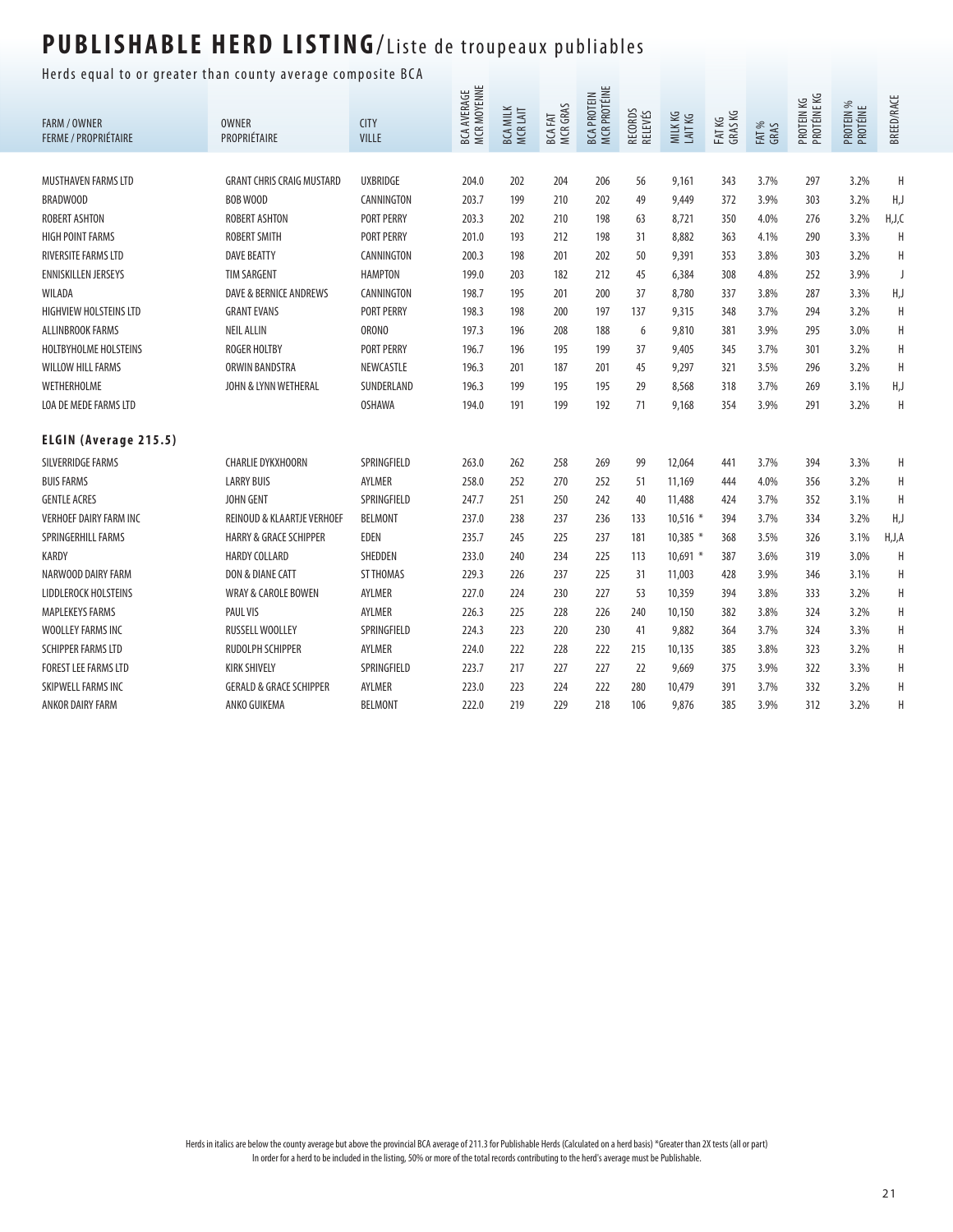# PUBLISHABLE HERD LISTING/Liste de troupeaux publiables

Herds equal to or greater than county average composite BCA

| FARM / OWNER<br>FERME / PROPRIÉTAIRE | OWNER<br>PROPRIÉTAIRE | CITY<br>VILLE | BCA AVERAGE<br>MCR MOYENNE | BCA MILK<br>MCR LAIT | BCA FAT<br>MCR GRAS | BCA PROTEIN<br>MCR PROTÉINE | RECORDS<br>RELEVÉS | MILK KG<br>LAIT KG | FAT KG<br>GRAS KG | FAT %<br>GRAS | PROTEIN KG<br>PROTÉINE KG | PROTEIN %<br>PROTÉINE | BREED/RACE |
|---|---|---|---|---|---|---|---|---|---|---|---|---|---|
| MUSTHAVEN FARMS LTD | GRANT CHRIS CRAIG MUSTARD | UXBRIDGE | 204.0 | 202 | 204 | 206 | 56 | 9,161 | 343 | 3.7% | 297 | 3.2% | H |
| BRADWOOD | BOB WOOD | CANNINGTON | 203.7 | 199 | 210 | 202 | 49 | 9,449 | 372 | 3.9% | 303 | 3.2% | H,J |
| ROBERT ASHTON | ROBERT ASHTON | PORT PERRY | 203.3 | 202 | 210 | 198 | 63 | 8,721 | 350 | 4.0% | 276 | 3.2% | H,J,C |
| HIGH POINT FARMS | ROBERT SMITH | PORT PERRY | 201.0 | 193 | 212 | 198 | 31 | 8,882 | 363 | 4.1% | 290 | 3.3% | H |
| RIVERSITE FARMS LTD | DAVE BEATTY | CANNINGTON | 200.3 | 198 | 201 | 202 | 50 | 9,391 | 353 | 3.8% | 303 | 3.2% | H |
| ENNISKILLEN JERSEYS | TIM SARGENT | HAMPTON | 199.0 | 203 | 182 | 212 | 45 | 6,384 | 308 | 4.8% | 252 | 3.9% | J |
| WILADA | DAVE & BERNICE ANDREWS | CANNINGTON | 198.7 | 195 | 201 | 200 | 37 | 8,780 | 337 | 3.8% | 287 | 3.3% | H,J |
| HIGHVIEW HOLSTEINS LTD | GRANT EVANS | PORT PERRY | 198.3 | 198 | 200 | 197 | 137 | 9,315 | 348 | 3.7% | 294 | 3.2% | H |
| ALLINBROOK FARMS | NEIL ALLIN | ORONO | 197.3 | 196 | 208 | 188 | 6 | 9,810 | 381 | 3.9% | 295 | 3.0% | H |
| HOLTBYHOLME HOLSTEINS | ROGER HOLTBY | PORT PERRY | 196.7 | 196 | 195 | 199 | 37 | 9,405 | 345 | 3.7% | 301 | 3.2% | H |
| WILLOW HILL FARMS | ORWIN BANDSTRA | NEWCASTLE | 196.3 | 201 | 187 | 201 | 45 | 9,297 | 321 | 3.5% | 296 | 3.2% | H |
| WETHERHOLME | JOHN & LYNN WETHERAL | SUNDERLAND | 196.3 | 199 | 195 | 195 | 29 | 8,568 | 318 | 3.7% | 269 | 3.1% | H,J |
| LOA DE MEDE FARMS LTD | | OSHAWA | 194.0 | 191 | 199 | 192 | 71 | 9,168 | 354 | 3.9% | 291 | 3.2% | H |
| **ELGIN (Average 215.5)** | | | | | | | | | | | | | |
| SILVERRIDGE FARMS | CHARLIE DYKXHOORN | SPRINGFIELD | 263.0 | 262 | 258 | 269 | 99 | 12,064 | 441 | 3.7% | 394 | 3.3% | H |
| BUIS FARMS | LARRY BUIS | AYLMER | 258.0 | 252 | 270 | 252 | 51 | 11,169 | 444 | 4.0% | 356 | 3.2% | H |
| GENTLE ACRES | JOHN GENT | SPRINGFIELD | 247.7 | 251 | 250 | 242 | 40 | 11,488 | 424 | 3.7% | 352 | 3.1% | H |
| VERHOEF DAIRY FARM INC | REINOUD & KLAARTJE VERHOEF | BELMONT | 237.0 | 238 | 237 | 236 | 133 | 10,516 * | 394 | 3.7% | 334 | 3.2% | H,J |
| SPRINGERHILL FARMS | HARRY & GRACE SCHIPPER | EDEN | 235.7 | 245 | 225 | 237 | 181 | 10,385 * | 368 | 3.5% | 326 | 3.1% | H,J,A |
| KARDY | HARDY COLLARD | SHEDDEN | 233.0 | 240 | 234 | 225 | 113 | 10,691 * | 387 | 3.6% | 319 | 3.0% | H |
| NARWOOD DAIRY FARM | DON & DIANE CATT | ST THOMAS | 229.3 | 226 | 237 | 225 | 31 | 11,003 | 428 | 3.9% | 346 | 3.1% | H |
| LIDDLEROCK HOLSTEINS | WRAY & CAROLE BOWEN | AYLMER | 227.0 | 224 | 230 | 227 | 53 | 10,359 | 394 | 3.8% | 333 | 3.2% | H |
| MAPLEKEYS FARMS | PAUL VIS | AYLMER | 226.3 | 225 | 228 | 226 | 240 | 10,150 | 382 | 3.8% | 324 | 3.2% | H |
| WOOLLEY FARMS INC | RUSSELL WOOLLEY | SPRINGFIELD | 224.3 | 223 | 220 | 230 | 41 | 9,882 | 364 | 3.7% | 324 | 3.3% | H |
| SCHIPPER FARMS LTD | RUDOLPH SCHIPPER | AYLMER | 224.0 | 222 | 228 | 222 | 215 | 10,135 | 385 | 3.8% | 323 | 3.2% | H |
| FOREST LEE FARMS LTD | KIRK SHIVELY | SPRINGFIELD | 223.7 | 217 | 227 | 227 | 22 | 9,669 | 375 | 3.9% | 322 | 3.3% | H |
| SKIPWELL FARMS INC | GERALD & GRACE SCHIPPER | AYLMER | 223.0 | 223 | 224 | 222 | 280 | 10,479 | 391 | 3.7% | 332 | 3.2% | H |
| ANKOR DAIRY FARM | ANKO GUIKEMA | BELMONT | 222.0 | 219 | 229 | 218 | 106 | 9,876 | 385 | 3.9% | 312 | 3.2% | H |

Herds in italics are below the county average but above the provincial BCA average of 211.3 for Publishable Herds (Calculated on a herd basis) *Greater than 2X tests (all or part)
In order for a herd to be included in the listing, 50% or more of the total records contributing to the herd's average must be Publishable.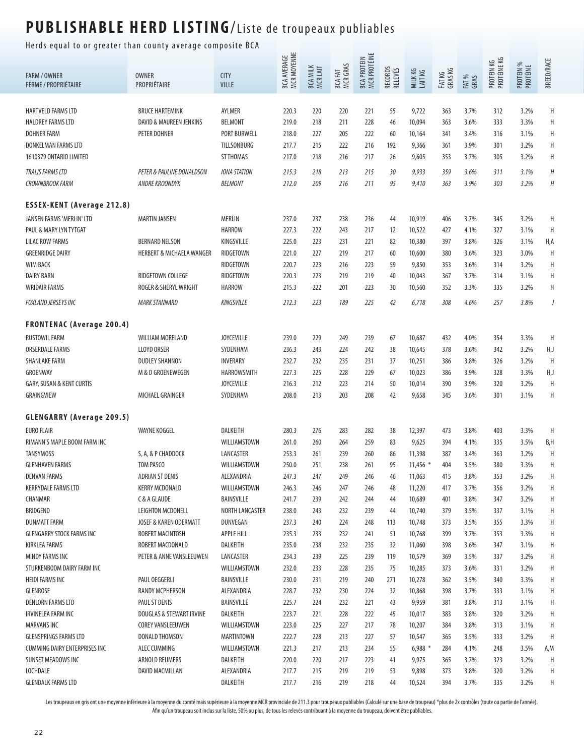# PUBLISHABLE HERD LISTING/Liste de troupeaux publiables

Herds equal to or greater than county average composite BCA

| FARM / OWNER<br>FERME / PROPRIÉTAIRE | OWNER<br>PROPRIÉTAIRE | CITY<br>VILLE | BCA AVERAGE<br>MCR MOYENNE | BCA MILK<br>MCR LAIT | BCA FAT<br>MCR GRAS | BCA PROTEIN<br>MCR PROTÉINE | RECORDS<br>RELEVÉS | MILK KG<br>LAIT KG | FAT KG<br>GRAS KG | FAT %<br>GRAS | PROTEIN KG<br>PROTÉINE KG | PROTEIN %<br>PROTÉINE | BREED/RACE |
|---|---|---|---|---|---|---|---|---|---|---|---|---|---|
| HARTVELD FARMS LTD | BRUCE HARTEMINK | AYLMER | 220.3 | 220 | 220 | 221 | 55 | 9,722 | 363 | 3.7% | 312 | 3.2% | H |
| HALDREY FARMS LTD | DAVID & MAUREEN JENKINS | BELMONT | 219.0 | 218 | 211 | 228 | 46 | 10,094 | 363 | 3.6% | 333 | 3.3% | H |
| DOHNER FARM | PETER DOHNER | PORT BURWELL | 218.0 | 227 | 205 | 222 | 60 | 10,164 | 341 | 3.4% | 316 | 3.1% | H |
| DONKELMAN FARMS LTD | | TILLSONBURG | 217.7 | 215 | 222 | 216 | 192 | 9,366 | 361 | 3.9% | 301 | 3.2% | H |
| 1610379 ONTARIO LIMITED | | ST THOMAS | 217.0 | 218 | 216 | 217 | 26 | 9,605 | 353 | 3.7% | 305 | 3.2% | H |
| *TRALIS FARMS LTD* | *PETER & PAULINE DONALDSON* | *IONA STATION* | *215.3* | *218* | *213* | *215* | *30* | *9,933* | *359* | *3.6%* | *311* | *3.1%* | *H* |
| *CROWNBROOK FARM* | *ANDRE KROONDYK* | *BELMONT* | *212.0* | *209* | *216* | *211* | *95* | *9,410* | *363* | *3.9%* | *303* | *3.2%* | *H* |
| **ESSEX-KENT (Average 212.8)** | | | | | | | | | | | | | |
| JANSEN FARMS 'MERLIN' LTD | MARTIN JANSEN | MERLIN | 237.0 | 237 | 238 | 236 | 44 | 10,919 | 406 | 3.7% | 345 | 3.2% | H |
| PAUL & MARY LYN TYTGAT | | HARROW | 227.3 | 222 | 243 | 217 | 12 | 10,522 | 427 | 4.1% | 327 | 3.1% | H |
| LILAC ROW FARMS | BERNARD NELSON | KINGSVILLE | 225.0 | 223 | 231 | 221 | 82 | 10,380 | 397 | 3.8% | 326 | 3.1% | H,A |
| GREENRIDGE DAIRY | HERBERT & MICHAELA WANGER | RIDGETOWN | 221.0 | 227 | 219 | 217 | 60 | 10,600 | 380 | 3.6% | 323 | 3.0% | H |
| WIM BACK | | RIDGETOWN | 220.7 | 223 | 216 | 223 | 59 | 9,850 | 353 | 3.6% | 314 | 3.2% | H |
| DAIRY BARN | RIDGETOWN COLLEGE | RIDGETOWN | 220.3 | 223 | 219 | 219 | 40 | 10,043 | 367 | 3.7% | 314 | 3.1% | H |
| WRIDAIR FARMS | ROGER & SHERYL WRIGHT | HARROW | 215.3 | 222 | 201 | 223 | 30 | 10,560 | 352 | 3.3% | 335 | 3.2% | H |
| *FOXLAND JERSEYS INC* | *MARK STANNARD* | *KINGSVILLE* | *212.3* | *223* | *189* | *225* | *42* | *6,718* | *308* | *4.6%* | *257* | *3.8%* | *J* |
| **FRONTENAC (Average 200.4)** | | | | | | | | | | | | | |
| RUSTOWIL FARM | WILLIAM MORELAND | JOYCEVILLE | 239.0 | 229 | 249 | 239 | 67 | 10,687 | 432 | 4.0% | 354 | 3.3% | H |
| ORSERDALE FARMS | LLOYD ORSER | SYDENHAM | 236.3 | 243 | 224 | 242 | 38 | 10,645 | 378 | 3.6% | 342 | 3.2% | H,J |
| SHANLAKE FARM | DUDLEY SHANNON | INVERARY | 232.7 | 232 | 235 | 231 | 37 | 10,251 | 386 | 3.8% | 326 | 3.2% | H |
| GROENWAY | M & D GROENEWEGEN | HARROWSMITH | 227.3 | 225 | 228 | 229 | 67 | 10,023 | 386 | 3.9% | 328 | 3.3% | H,J |
| GARY, SUSAN & KENT CURTIS | | JOYCEVILLE | 216.3 | 212 | 223 | 214 | 50 | 10,014 | 390 | 3.9% | 320 | 3.2% | H |
| GRAINGVIEW | MICHAEL GRAINGER | SYDENHAM | 208.0 | 213 | 203 | 208 | 42 | 9,658 | 345 | 3.6% | 301 | 3.1% | H |
| **GLENGARRY (Average 209.5)** | | | | | | | | | | | | | |
| EURO FLAIR | WAYNE KOGGEL | DALKEITH | 280.3 | 276 | 283 | 282 | 38 | 12,397 | 473 | 3.8% | 403 | 3.3% | H |
| RIMANN'S MAPLE BOOM FARM INC | | WILLIAMSTOWN | 261.0 | 260 | 264 | 259 | 83 | 9,625 | 394 | 4.1% | 335 | 3.5% | B,H |
| TANSYMOSS | S, A, & P CHADDOCK | LANCASTER | 253.3 | 261 | 239 | 260 | 86 | 11,398 | 387 | 3.4% | 363 | 3.2% | H |
| GLENHAVEN FARMS | TOM PASCO | WILLIAMSTOWN | 250.0 | 251 | 238 | 261 | 95 | 11,456 * | 404 | 3.5% | 380 | 3.3% | H |
| DENVAN FARMS | ADRIAN ST DENIS | ALEXANDRIA | 247.3 | 247 | 249 | 246 | 46 | 11,063 | 415 | 3.8% | 353 | 3.2% | H |
| KERRYDALE FARMS LTD | KERRY MCDONALD | WILLIAMSTOWN | 246.3 | 246 | 247 | 246 | 48 | 11,220 | 417 | 3.7% | 356 | 3.2% | H |
| CHANMAR | C & A GLAUDE | BAINSVILLE | 241.7 | 239 | 242 | 244 | 44 | 10,689 | 401 | 3.8% | 347 | 3.2% | H |
| BRIDGEND | LEIGHTON MCDONELL | NORTH LANCASTER | 238.0 | 243 | 232 | 239 | 44 | 10,740 | 379 | 3.5% | 337 | 3.1% | H |
| DUNMATT FARM | JOSEF & KAREN ODERMATT | DUNVEGAN | 237.3 | 240 | 224 | 248 | 113 | 10,748 | 373 | 3.5% | 355 | 3.3% | H |
| GLENGARRY STOCK FARMS INC | ROBERT MACINTOSH | APPLE HILL | 235.3 | 233 | 232 | 241 | 51 | 10,768 | 399 | 3.7% | 353 | 3.3% | H |
| KIRKLEA FARMS | ROBERT MACDONALD | DALKEITH | 235.0 | 238 | 232 | 235 | 32 | 11,060 | 398 | 3.6% | 347 | 3.1% | H |
| MINDY FARMS INC | PETER & ANNE VANSLEEUWEN | LANCASTER | 234.3 | 239 | 225 | 239 | 119 | 10,579 | 369 | 3.5% | 337 | 3.2% | H |
| STURKENBOOM DAIRY FARM INC | | WILLIAMSTOWN | 232.0 | 233 | 228 | 235 | 75 | 10,285 | 373 | 3.6% | 331 | 3.2% | H |
| HEIDI FARMS INC | PAUL OEGGERLI | BAINSVILLE | 230.0 | 231 | 219 | 240 | 271 | 10,278 | 362 | 3.5% | 340 | 3.3% | H |
| GLENROSE | RANDY MCPHERSON | ALEXANDRIA | 228.7 | 232 | 230 | 224 | 32 | 10,868 | 398 | 3.7% | 333 | 3.1% | H |
| DENLORN FARMS LTD | PAUL ST DENIS | BAINSVILLE | 225.7 | 224 | 232 | 221 | 43 | 9,959 | 381 | 3.8% | 313 | 3.1% | H |
| IRVINELEA FARM INC | DOUGLAS & STEWART IRVINE | DALKEITH | 223.7 | 221 | 228 | 222 | 45 | 10,017 | 383 | 3.8% | 320 | 3.2% | H |
| MARVANS INC | COREY VANSLEEUWEN | WILLIAMSTOWN | 223.0 | 225 | 227 | 217 | 78 | 10,207 | 384 | 3.8% | 313 | 3.1% | H |
| GLENSPRINGS FARMS LTD | DONALD THOMSON | MARTINTOWN | 222.7 | 228 | 213 | 227 | 57 | 10,547 | 365 | 3.5% | 333 | 3.2% | H |
| CUMMING DAIRY ENTERPRISES INC | ALEC CUMMING | WILLIAMSTOWN | 221.3 | 217 | 213 | 234 | 55 | 6,988 * | 284 | 4.1% | 248 | 3.5% | A,M |
| SUNSET MEADOWS INC | ARNOLD REIJMERS | DALKEITH | 220.0 | 220 | 217 | 223 | 41 | 9,975 | 365 | 3.7% | 323 | 3.2% | H |
| LOCHDALE | DAVID MACMILLAN | ALEXANDRIA | 217.7 | 215 | 219 | 219 | 53 | 9,898 | 373 | 3.8% | 320 | 3.2% | H |
| GLENDALK FARMS LTD | | DALKEITH | 217.7 | 216 | 219 | 218 | 44 | 10,524 | 394 | 3.7% | 335 | 3.2% | H |

Les troupeaux en gris ont une moyenne inférieure à la moyenne du comté mais supérieure à la moyenne MCR provinciale de 211.3 pour troupeaux publiables (Calculé sur une base de troupeau) *plus de 2x contrôles (toute ou partie de l'année).
Afin qu'un troupeau soit inclus sur la liste, 50% ou plus, de tous les relevés contribuant à la moyenne du troupeau, doivent être publiables.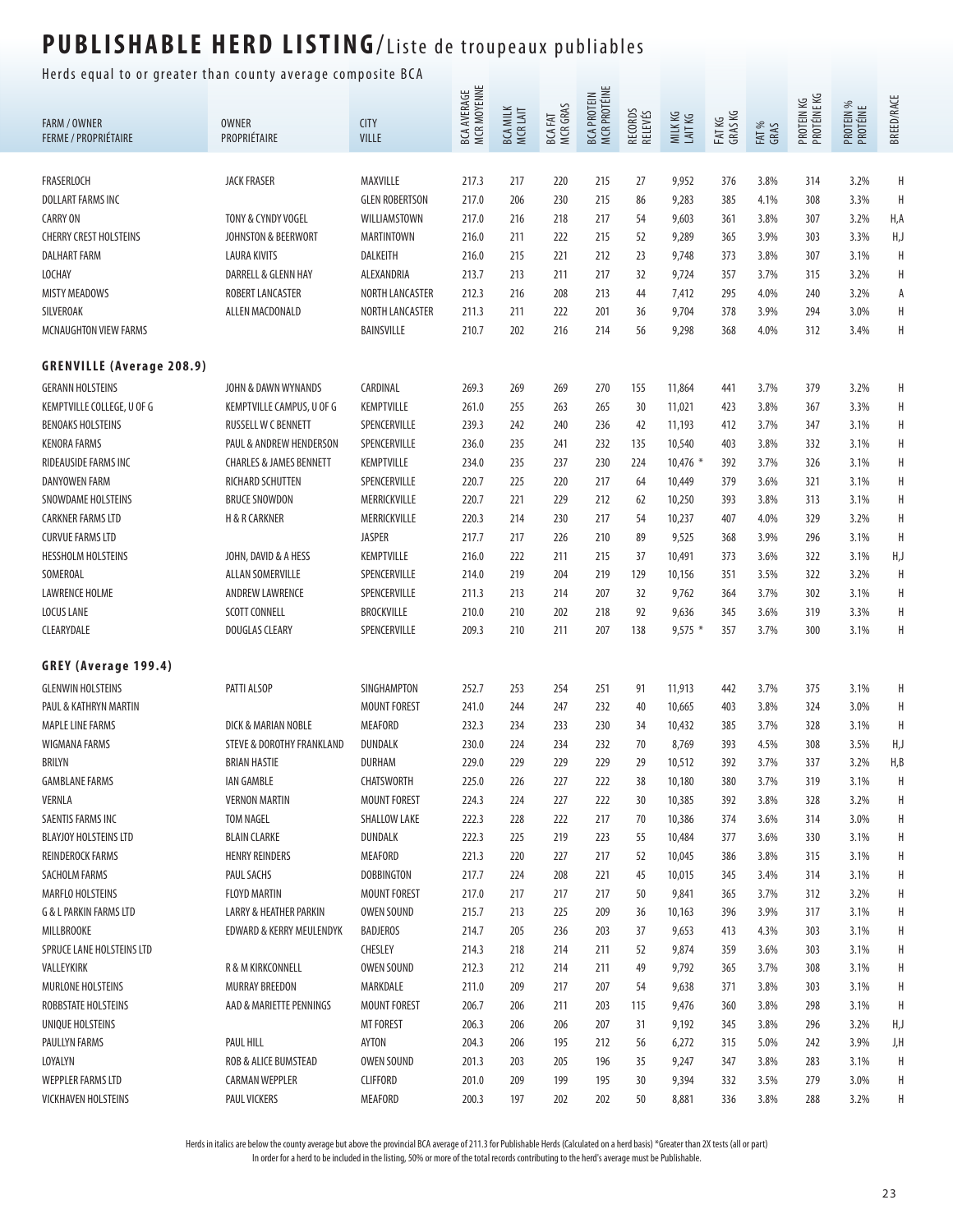# PUBLISHABLE HERD LISTING/Liste de troupeaux publiables

Herds equal to or greater than county average composite BCA

| FARM / OWNER<br>FERME / PROPRIÉTAIRE | OWNER<br>PROPRIÉTAIRE | CITY<br>VILLE | BCA AVERAGE<br>MCR MOYENNE | BCA MILK<br>MCR LAIT | BCA FAT<br>MCR GRAS | BCA PROTEIN<br>MCR PROTÉINE | RECORDS<br>RELEVÉS | MILK KG<br>LAIT KG | FAT KG<br>GRAS KG | FAT %<br>GRAS | PROTEIN KG<br>PROTÉINE KG | PROTEIN %<br>PROTÉINE | BREED/RACE |
|---|---|---|---|---|---|---|---|---|---|---|---|---|---|
| FRASERLOCH | JACK FRASER | MAXVILLE | 217.3 | 217 | 220 | 215 | 27 | 9,952 | 376 | 3.8% | 314 | 3.2% | H |
| DOLLART FARMS INC | | GLEN ROBERTSON | 217.0 | 206 | 230 | 215 | 86 | 9,283 | 385 | 4.1% | 308 | 3.3% | H |
| CARRY ON | TONY & CYNDY VOGEL | WILLIAMSTOWN | 217.0 | 216 | 218 | 217 | 54 | 9,603 | 361 | 3.8% | 307 | 3.2% | H,A |
| CHERRY CREST HOLSTEINS | JOHNSTON & BEERWORT | MARTINTOWN | 216.0 | 211 | 222 | 215 | 52 | 9,289 | 365 | 3.9% | 303 | 3.3% | H,J |
| DALHART FARM | LAURA KIVITS | DALKEITH | 216.0 | 215 | 221 | 212 | 23 | 9,748 | 373 | 3.8% | 307 | 3.1% | H |
| LOCHAY | DARRELL & GLENN HAY | ALEXANDRIA | 213.7 | 213 | 211 | 217 | 32 | 9,724 | 357 | 3.7% | 315 | 3.2% | H |
| MISTY MEADOWS | ROBERT LANCASTER | NORTH LANCASTER | 212.3 | 216 | 208 | 213 | 44 | 7,412 | 295 | 4.0% | 240 | 3.2% | A |
| SILVEROAK | ALLEN MACDONALD | NORTH LANCASTER | 211.3 | 211 | 222 | 201 | 36 | 9,704 | 378 | 3.9% | 294 | 3.0% | H |
| MCNAUGHTON VIEW FARMS | | BAINSVILLE | 210.7 | 202 | 216 | 214 | 56 | 9,298 | 368 | 4.0% | 312 | 3.4% | H |
| **GRENVILLE (Average 208.9)** | | | | | | | | | | | | | |
| GERANN HOLSTEINS | JOHN & DAWN WYNANDS | CARDINAL | 269.3 | 269 | 269 | 270 | 155 | 11,864 | 441 | 3.7% | 379 | 3.2% | H |
| KEMPTVILLE COLLEGE, U OF G | KEMPTVILLE CAMPUS, U OF G | KEMPTVILLE | 261.0 | 255 | 263 | 265 | 30 | 11,021 | 423 | 3.8% | 367 | 3.3% | H |
| BENOAKS HOLSTEINS | RUSSELL W C BENNETT | SPENCERVILLE | 239.3 | 242 | 240 | 236 | 42 | 11,193 | 412 | 3.7% | 347 | 3.1% | H |
| KENORA FARMS | PAUL & ANDREW HENDERSON | SPENCERVILLE | 236.0 | 235 | 241 | 232 | 135 | 10,540 | 403 | 3.8% | 332 | 3.1% | H |
| RIDEAUSIDE FARMS INC | CHARLES & JAMES BENNETT | KEMPTVILLE | 234.0 | 235 | 237 | 230 | 224 | 10,476 * | 392 | 3.7% | 326 | 3.1% | H |
| DANYOWEN FARM | RICHARD SCHUTTEN | SPENCERVILLE | 220.7 | 225 | 220 | 217 | 64 | 10,449 | 379 | 3.6% | 321 | 3.1% | H |
| SNOWDAME HOLSTEINS | BRUCE SNOWDON | MERRICKVILLE | 220.7 | 221 | 229 | 212 | 62 | 10,250 | 393 | 3.8% | 313 | 3.1% | H |
| CARKNER FARMS LTD | H & R CARKNER | MERRICKVILLE | 220.3 | 214 | 230 | 217 | 54 | 10,237 | 407 | 4.0% | 329 | 3.2% | H |
| CURVUE FARMS LTD | | JASPER | 217.7 | 217 | 226 | 210 | 89 | 9,525 | 368 | 3.9% | 296 | 3.1% | H |
| HESSHOLM HOLSTEINS | JOHN, DAVID & A HESS | KEMPTVILLE | 216.0 | 222 | 211 | 215 | 37 | 10,491 | 373 | 3.6% | 322 | 3.1% | H,J |
| SOMEROAL | ALLAN SOMERVILLE | SPENCERVILLE | 214.0 | 219 | 204 | 219 | 129 | 10,156 | 351 | 3.5% | 322 | 3.2% | H |
| LAWRENCE HOLME | ANDREW LAWRENCE | SPENCERVILLE | 211.3 | 213 | 214 | 207 | 32 | 9,762 | 364 | 3.7% | 302 | 3.1% | H |
| LOCUS LANE | SCOTT CONNELL | BROCKVILLE | 210.0 | 210 | 202 | 218 | 92 | 9,636 | 345 | 3.6% | 319 | 3.3% | H |
| CLEARYDALE | DOUGLAS CLEARY | SPENCERVILLE | 209.3 | 210 | 211 | 207 | 138 | 9,575 * | 357 | 3.7% | 300 | 3.1% | H |
| **GREY (Average 199.4)** | | | | | | | | | | | | | |
| GLENWIN HOLSTEINS | PATTI ALSOP | SINGHAMPTON | 252.7 | 253 | 254 | 251 | 91 | 11,913 | 442 | 3.7% | 375 | 3.1% | H |
| PAUL & KATHRYN MARTIN | | MOUNT FOREST | 241.0 | 244 | 247 | 232 | 40 | 10,665 | 403 | 3.8% | 324 | 3.0% | H |
| MAPLE LINE FARMS | DICK & MARIAN NOBLE | MEAFORD | 232.3 | 234 | 233 | 230 | 34 | 10,432 | 385 | 3.7% | 328 | 3.1% | H |
| WIGMANA FARMS | STEVE & DOROTHY FRANKLAND | DUNDALK | 230.0 | 224 | 234 | 232 | 70 | 8,769 | 393 | 4.5% | 308 | 3.5% | H,J |
| BRILYN | BRIAN HASTIE | DURHAM | 229.0 | 229 | 229 | 229 | 29 | 10,512 | 392 | 3.7% | 337 | 3.2% | H,B |
| GAMBLANE FARMS | IAN GAMBLE | CHATSWORTH | 225.0 | 226 | 227 | 222 | 38 | 10,180 | 380 | 3.7% | 319 | 3.1% | H |
| VERNLA | VERNON MARTIN | MOUNT FOREST | 224.3 | 224 | 227 | 222 | 30 | 10,385 | 392 | 3.8% | 328 | 3.2% | H |
| SAENTIS FARMS INC | TOM NAGEL | SHALLOW LAKE | 222.3 | 228 | 222 | 217 | 70 | 10,386 | 374 | 3.6% | 314 | 3.0% | H |
| BLAYJOY HOLSTEINS LTD | BLAIN CLARKE | DUNDALK | 222.3 | 225 | 219 | 223 | 55 | 10,484 | 377 | 3.6% | 330 | 3.1% | H |
| REINDEROCK FARMS | HENRY REINDERS | MEAFORD | 221.3 | 220 | 227 | 217 | 52 | 10,045 | 386 | 3.8% | 315 | 3.1% | H |
| SACHOLM FARMS | PAUL SACHS | DOBBINGTON | 217.7 | 224 | 208 | 221 | 45 | 10,015 | 345 | 3.4% | 314 | 3.1% | H |
| MARFLO HOLSTEINS | FLOYD MARTIN | MOUNT FOREST | 217.0 | 217 | 217 | 217 | 50 | 9,841 | 365 | 3.7% | 312 | 3.2% | H |
| G & L PARKIN FARMS LTD | LARRY & HEATHER PARKIN | OWEN SOUND | 215.7 | 213 | 225 | 209 | 36 | 10,163 | 396 | 3.9% | 317 | 3.1% | H |
| MILLBROOKE | EDWARD & KERRY MEULENDYK | BADJEROS | 214.7 | 205 | 236 | 203 | 37 | 9,653 | 413 | 4.3% | 303 | 3.1% | H |
| SPRUCE LANE HOLSTEINS LTD | | CHESLEY | 214.3 | 218 | 214 | 211 | 52 | 9,874 | 359 | 3.6% | 303 | 3.1% | H |
| VALLEYKIRK | R & M KIRKCONNELL | OWEN SOUND | 212.3 | 212 | 214 | 211 | 49 | 9,792 | 365 | 3.7% | 308 | 3.1% | H |
| MURLONE HOLSTEINS | MURRAY BREEDON | MARKDALE | 211.0 | 209 | 217 | 207 | 54 | 9,638 | 371 | 3.8% | 303 | 3.1% | H |
| ROBBSTATE HOLSTEINS | AAD & MARIETTE PENNINGS | MOUNT FOREST | 206.7 | 206 | 211 | 203 | 115 | 9,476 | 360 | 3.8% | 298 | 3.1% | H |
| UNIQUE HOLSTEINS | | MT FOREST | 206.3 | 206 | 206 | 207 | 31 | 9,192 | 345 | 3.8% | 296 | 3.2% | H,J |
| PAULLYN FARMS | PAUL HILL | AYTON | 204.3 | 206 | 195 | 212 | 56 | 6,272 | 315 | 5.0% | 242 | 3.9% | J,H |
| LOYALYN | ROB & ALICE BUMSTEAD | OWEN SOUND | 201.3 | 203 | 205 | 196 | 35 | 9,247 | 347 | 3.8% | 283 | 3.1% | H |
| WEPPLER FARMS LTD | CARMAN WEPPLER | CLIFFORD | 201.0 | 209 | 199 | 195 | 30 | 9,394 | 332 | 3.5% | 279 | 3.0% | H |
| VICKHAVEN HOLSTEINS | PAUL VICKERS | MEAFORD | 200.3 | 197 | 202 | 202 | 50 | 8,881 | 336 | 3.8% | 288 | 3.2% | H |

Herds in italics are below the county average but above the provincial BCA average of 211.3 for Publishable Herds (Calculated on a herd basis) *Greater than 2X tests (all or part)
In order for a herd to be included in the listing, 50% or more of the total records contributing to the herd's average must be Publishable.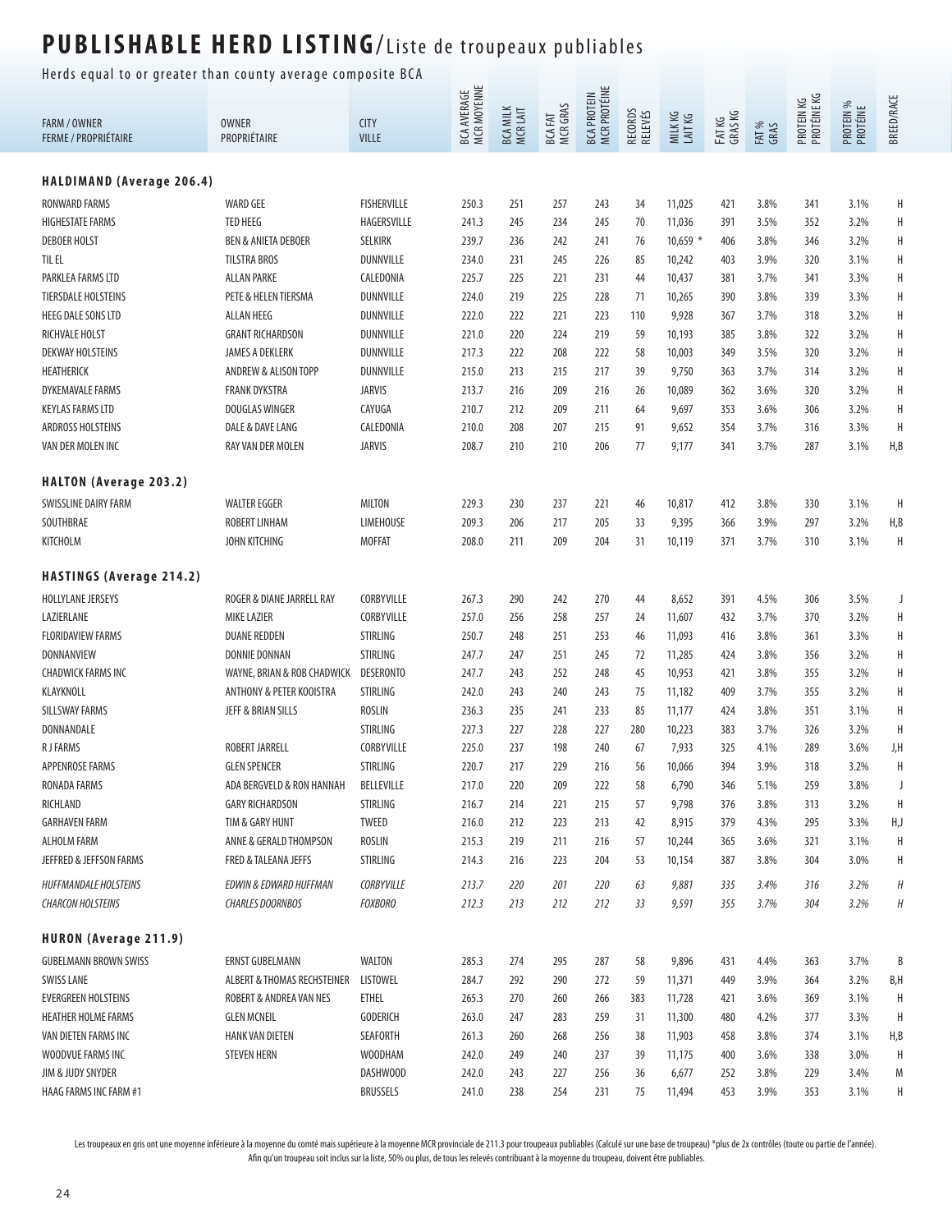# PUBLISHABLE HERD LISTING/Liste de troupeaux publiables

Herds equal to or greater than county average composite BCA

| FARM / OWNER FERME / PROPRIÉTAIRE | OWNER PROPRIÉTAIRE | CITY VILLE | BCA AVERAGE MCR MOYENNE | BCA MILK MCR LAIT | BCA FAT MCR GRAS | BCA PROTEIN MCR PROTÉINE | RECORDS RELEVÉS | MILK KG LAIT KG | FAT KG GRAS KG | FAT % GRAS | PROTEIN KG PROTÉINE KG | PROTEIN % PROTÉINE | BREED/RACE |
|---|---|---|---|---|---|---|---|---|---|---|---|---|---|
| **HALDIMAND (Average 206.4)** | | | | | | | | | | | | | |
| RONWARD FARMS | WARD GEE | FISHERVILLE | 250.3 | 251 | 257 | 243 | 34 | 11,025 | 421 | 3.8% | 341 | 3.1% | H |
| HIGHESTATE FARMS | TED HEEG | HAGERSVILLE | 241.3 | 245 | 234 | 245 | 70 | 11,036 | 391 | 3.5% | 352 | 3.2% | H |
| DEBOER HOLST | BEN & ANIETA DEBOER | SELKIRK | 239.7 | 236 | 242 | 241 | 76 | 10,659 * | 406 | 3.8% | 346 | 3.2% | H |
| TIL EL | TILSTRA BROS | DUNNVILLE | 234.0 | 231 | 245 | 226 | 85 | 10,242 | 403 | 3.9% | 320 | 3.1% | H |
| PARKLEA FARMS LTD | ALLAN PARKE | CALEDONIA | 225.7 | 225 | 221 | 231 | 44 | 10,437 | 381 | 3.7% | 341 | 3.3% | H |
| TIERSDALE HOLSTEINS | PETE & HELEN TIERSMA | DUNNVILLE | 224.0 | 219 | 225 | 228 | 71 | 10,265 | 390 | 3.8% | 339 | 3.3% | H |
| HEEG DALE SONS LTD | ALLAN HEEG | DUNNVILLE | 222.0 | 222 | 221 | 223 | 110 | 9,928 | 367 | 3.7% | 318 | 3.2% | H |
| RICHVALE HOLST | GRANT RICHARDSON | DUNNVILLE | 221.0 | 220 | 224 | 219 | 59 | 10,193 | 385 | 3.8% | 322 | 3.2% | H |
| DEKWAY HOLSTEINS | JAMES A DEKLERK | DUNNVILLE | 217.3 | 222 | 208 | 222 | 58 | 10,003 | 349 | 3.5% | 320 | 3.2% | H |
| HEATHERICK | ANDREW & ALISON TOPP | DUNNVILLE | 215.0 | 213 | 215 | 217 | 39 | 9,750 | 363 | 3.7% | 314 | 3.2% | H |
| DYKEMAVALE FARMS | FRANK DYKSTRA | JARVIS | 213.7 | 216 | 209 | 216 | 26 | 10,089 | 362 | 3.6% | 320 | 3.2% | H |
| KEYLAS FARMS LTD | DOUGLAS WINGER | CAYUGA | 210.7 | 212 | 209 | 211 | 64 | 9,697 | 353 | 3.6% | 306 | 3.2% | H |
| ARDROSS HOLSTEINS | DALE & DAVE LANG | CALEDONIA | 210.0 | 208 | 207 | 215 | 91 | 9,652 | 354 | 3.7% | 316 | 3.3% | H |
| VAN DER MOLEN INC | RAY VAN DER MOLEN | JARVIS | 208.7 | 210 | 210 | 206 | 77 | 9,177 | 341 | 3.7% | 287 | 3.1% | H,B |
| **HALTON (Average 203.2)** | | | | | | | | | | | | | |
| SWISSLINE DAIRY FARM | WALTER EGGER | MILTON | 229.3 | 230 | 237 | 221 | 46 | 10,817 | 412 | 3.8% | 330 | 3.1% | H |
| SOUTHBRAE | ROBERT LINHAM | LIMEHOUSE | 209.3 | 206 | 217 | 205 | 33 | 9,395 | 366 | 3.9% | 297 | 3.2% | H,B |
| KITCHOLM | JOHN KITCHING | MOFFAT | 208.0 | 211 | 209 | 204 | 31 | 10,119 | 371 | 3.7% | 310 | 3.1% | H |
| **HASTINGS (Average 214.2)** | | | | | | | | | | | | | |
| HOLLYLANE JERSEYS | ROGER & DIANE JARRELL RAY | CORBYVILLE | 267.3 | 290 | 242 | 270 | 44 | 8,652 | 391 | 4.5% | 306 | 3.5% | J |
| LAZIERLANE | MIKE LAZIER | CORBYVILLE | 257.0 | 256 | 258 | 257 | 24 | 11,607 | 432 | 3.7% | 370 | 3.2% | H |
| FLORIDAVIEW FARMS | DUANE REDDEN | STIRLING | 250.7 | 248 | 251 | 253 | 46 | 11,093 | 416 | 3.8% | 361 | 3.3% | H |
| DONNANVIEW | DONNIE DONNAN | STIRLING | 247.7 | 247 | 251 | 245 | 72 | 11,285 | 424 | 3.8% | 356 | 3.2% | H |
| CHADWICK FARMS INC | WAYNE, BRIAN & ROB CHADWICK | DESERONTO | 247.7 | 243 | 252 | 248 | 45 | 10,953 | 421 | 3.8% | 355 | 3.2% | H |
| KLAYKNOLL | ANTHONY & PETER KOOISTRA | STIRLING | 242.0 | 243 | 240 | 243 | 75 | 11,182 | 409 | 3.7% | 355 | 3.2% | H |
| SILLSWAY FARMS | JEFF & BRIAN SILLS | ROSLIN | 236.3 | 235 | 241 | 233 | 85 | 11,177 | 424 | 3.8% | 351 | 3.1% | H |
| DONNANDALE | | STIRLING | 227.3 | 227 | 228 | 227 | 280 | 10,223 | 383 | 3.7% | 326 | 3.2% | H |
| R J FARMS | ROBERT JARRELL | CORBYVILLE | 225.0 | 237 | 198 | 240 | 67 | 7,933 | 325 | 4.1% | 289 | 3.6% | J,H |
| APPENROSE FARMS | GLEN SPENCER | STIRLING | 220.7 | 217 | 229 | 216 | 56 | 10,066 | 394 | 3.9% | 318 | 3.2% | H |
| RONADA FARMS | ADA BERGVELD & RON HANNAH | BELLEVILLE | 217.0 | 220 | 209 | 222 | 58 | 6,790 | 346 | 5.1% | 259 | 3.8% | J |
| RICHLAND | GARY RICHARDSON | STIRLING | 216.7 | 214 | 221 | 215 | 57 | 9,798 | 376 | 3.8% | 313 | 3.2% | H |
| GARHAVEN FARM | TIM & GARY HUNT | TWEED | 216.0 | 212 | 223 | 213 | 42 | 8,915 | 379 | 4.3% | 295 | 3.3% | H,J |
| ALHOLM FARM | ANNE & GERALD THOMPSON | ROSLIN | 215.3 | 219 | 211 | 216 | 57 | 10,244 | 365 | 3.6% | 321 | 3.1% | H |
| JEFFRED & JEFFSON FARMS | FRED & TALEANA JEFFS | STIRLING | 214.3 | 216 | 223 | 204 | 53 | 10,154 | 387 | 3.8% | 304 | 3.0% | H |
| *HUFFMANDALE HOLSTEINS* | *EDWIN & EDWARD HUFFMAN* | *CORBYVILLE* | *213.7* | *220* | *201* | *220* | *63* | *9,881* | *335* | *3.4%* | *316* | *3.2%* | *H* |
| *CHARCON HOLSTEINS* | *CHARLES DOORNBOS* | *FOXBORO* | *212.3* | *213* | *212* | *212* | *33* | *9,591* | *355* | *3.7%* | *304* | *3.2%* | *H* |
| **HURON (Average 211.9)** | | | | | | | | | | | | | |
| GUBELMANN BROWN SWISS | ERNST GUBELMANN | WALTON | 285.3 | 274 | 295 | 287 | 58 | 9,896 | 431 | 4.4% | 363 | 3.7% | B |
| SWISS LANE | ALBERT & THOMAS RECHSTEINER | LISTOWEL | 284.7 | 292 | 290 | 272 | 59 | 11,371 | 449 | 3.9% | 364 | 3.2% | B,H |
| EVERGREEN HOLSTEINS | ROBERT & ANDREA VAN NES | ETHEL | 265.3 | 270 | 260 | 266 | 383 | 11,728 | 421 | 3.6% | 369 | 3.1% | H |
| HEATHER HOLME FARMS | GLEN MCNEIL | GODERICH | 263.0 | 247 | 283 | 259 | 31 | 11,300 | 480 | 4.2% | 377 | 3.3% | H |
| VAN DIETEN FARMS INC | HANK VAN DIETEN | SEAFORTH | 261.3 | 260 | 268 | 256 | 38 | 11,903 | 458 | 3.8% | 374 | 3.1% | H,B |
| WOODVUE FARMS INC | STEVEN HERN | WOODHAM | 242.0 | 249 | 240 | 237 | 39 | 11,175 | 400 | 3.6% | 338 | 3.0% | H |
| JIM & JUDY SNYDER | | DASHWOOD | 242.0 | 243 | 227 | 256 | 36 | 6,677 | 252 | 3.8% | 229 | 3.4% | M |
| HAAG FARMS INC FARM #1 | | BRUSSELS | 241.0 | 238 | 254 | 231 | 75 | 11,494 | 453 | 3.9% | 353 | 3.1% | H |

Les troupeaux en gris ont une moyenne inférieure à la moyenne du comté mais supérieure à la moyenne MCR provinciale de 211.3 pour troupeaux publiables (Calculé sur une base de troupeau) *plus de 2x contrôles (toute ou partie de l'année).
Afin qu'un troupeau soit inclus sur la liste, 50% ou plus, de tous les relevés contribuant à la moyenne du troupeau, doivent être publiables.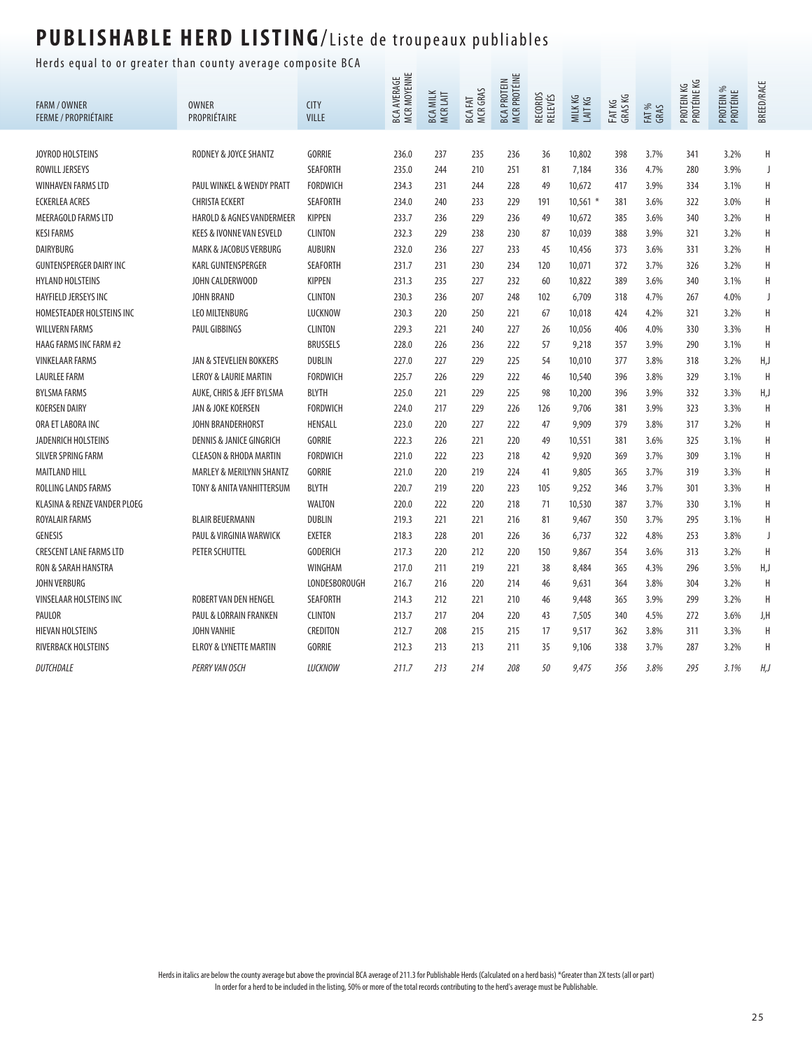# PUBLISHABLE HERD LISTING/Liste de troupeaux publiables

Herds equal to or greater than county average composite BCA

| FARM / OWNER<br>FERME / PROPRIÉTAIRE | OWNER<br>PROPRIÉTAIRE | CITY<br>VILLE | BCA AVERAGE<br>MCR MOYENNE | BCA MILK<br>MCR LAIT | BCA FAT<br>MCR GRAS | BCA PROTEIN<br>MCR PROTÉINE | RECORDS<br>RELEVÉS | MILK KG<br>LAIT KG | FAT KG<br>GRAS KG | FAT %<br>GRAS | PROTEIN KG<br>PROTÉINE KG | PROTEIN %<br>PROTÉINE | BREED/RACE |
|---|---|---|---|---|---|---|---|---|---|---|---|---|---|
| JOYROD HOLSTEINS | RODNEY & JOYCE SHANTZ | GORRIE | 236.0 | 237 | 235 | 236 | 36 | 10,802 | 398 | 3.7% | 341 | 3.2% | H |
| ROWILL JERSEYS | | SEAFORTH | 235.0 | 244 | 210 | 251 | 81 | 7,184 | 336 | 4.7% | 280 | 3.9% | J |
| WINHAVEN FARMS LTD | PAUL WINKEL & WENDY PRATT | FORDWICH | 234.3 | 231 | 244 | 228 | 49 | 10,672 | 417 | 3.9% | 334 | 3.1% | H |
| ECKERLEA ACRES | CHRISTA ECKERT | SEAFORTH | 234.0 | 240 | 233 | 229 | 191 | 10,561 * | 381 | 3.6% | 322 | 3.0% | H |
| MEERAGOLD FARMS LTD | HAROLD & AGNES VANDERMEER | KIPPEN | 233.7 | 236 | 229 | 236 | 49 | 10,672 | 385 | 3.6% | 340 | 3.2% | H |
| KESI FARMS | KEES & IVONNE VAN ESVELD | CLINTON | 232.3 | 229 | 238 | 230 | 87 | 10,039 | 388 | 3.9% | 321 | 3.2% | H |
| DAIRYBURG | MARK & JACOBUS VERBURG | AUBURN | 232.0 | 236 | 227 | 233 | 45 | 10,456 | 373 | 3.6% | 331 | 3.2% | H |
| GUNTENSPERGER DAIRY INC | KARL GUNTENSPERGER | SEAFORTH | 231.7 | 231 | 230 | 234 | 120 | 10,071 | 372 | 3.7% | 326 | 3.2% | H |
| HYLAND HOLSTEINS | JOHN CALDERWOOD | KIPPEN | 231.3 | 235 | 227 | 232 | 60 | 10,822 | 389 | 3.6% | 340 | 3.1% | H |
| HAYFIELD JERSEYS INC | JOHN BRAND | CLINTON | 230.3 | 236 | 207 | 248 | 102 | 6,709 | 318 | 4.7% | 267 | 4.0% | J |
| HOMESTEADER HOLSTEINS INC | LEO MILTENBURG | LUCKNOW | 230.3 | 220 | 250 | 221 | 67 | 10,018 | 424 | 4.2% | 321 | 3.2% | H |
| WILLVERN FARMS | PAUL GIBBINGS | CLINTON | 229.3 | 221 | 240 | 227 | 26 | 10,056 | 406 | 4.0% | 330 | 3.3% | H |
| HAAG FARMS INC FARM #2 | | BRUSSELS | 228.0 | 226 | 236 | 222 | 57 | 9,218 | 357 | 3.9% | 290 | 3.1% | H |
| VINKELAAR FARMS | JAN & STEVELIEN BOKKERS | DUBLIN | 227.0 | 227 | 229 | 225 | 54 | 10,010 | 377 | 3.8% | 318 | 3.2% | H,J |
| LAURLEE FARM | LEROY & LAURIE MARTIN | FORDWICH | 225.7 | 226 | 229 | 222 | 46 | 10,540 | 396 | 3.8% | 329 | 3.1% | H |
| BYLSMA FARMS | AUKE, CHRIS & JEFF BYLSMA | BLYTH | 225.0 | 221 | 229 | 225 | 98 | 10,200 | 396 | 3.9% | 332 | 3.3% | H,J |
| KOERSEN DAIRY | JAN & JOKE KOERSEN | FORDWICH | 224.0 | 217 | 229 | 226 | 126 | 9,706 | 381 | 3.9% | 323 | 3.3% | H |
| ORA ET LABORA INC | JOHN BRANDERHORST | HENSALL | 223.0 | 220 | 227 | 222 | 47 | 9,909 | 379 | 3.8% | 317 | 3.2% | H |
| JADENRICH HOLSTEINS | DENNIS & JANICE GINGRICH | GORRIE | 222.3 | 226 | 221 | 220 | 49 | 10,551 | 381 | 3.6% | 325 | 3.1% | H |
| SILVER SPRING FARM | CLEASON & RHODA MARTIN | FORDWICH | 221.0 | 222 | 223 | 218 | 42 | 9,920 | 369 | 3.7% | 309 | 3.1% | H |
| MAITLAND HILL | MARLEY & MERILYNN SHANTZ | GORRIE | 221.0 | 220 | 219 | 224 | 41 | 9,805 | 365 | 3.7% | 319 | 3.3% | H |
| ROLLING LANDS FARMS | TONY & ANITA VANHITTERSUM | BLYTH | 220.7 | 219 | 220 | 223 | 105 | 9,252 | 346 | 3.7% | 301 | 3.3% | H |
| KLASINA & RENZE VANDER PLOEG | | WALTON | 220.0 | 222 | 220 | 218 | 71 | 10,530 | 387 | 3.7% | 330 | 3.1% | H |
| ROYALAIR FARMS | BLAIR BEUERMANN | DUBLIN | 219.3 | 221 | 221 | 216 | 81 | 9,467 | 350 | 3.7% | 295 | 3.1% | H |
| GENESIS | PAUL & VIRGINIA WARWICK | EXETER | 218.3 | 228 | 201 | 226 | 36 | 6,737 | 322 | 4.8% | 253 | 3.8% | J |
| CRESCENT LANE FARMS LTD | PETER SCHUTTEL | GODERICH | 217.3 | 220 | 212 | 220 | 150 | 9,867 | 354 | 3.6% | 313 | 3.2% | H |
| RON & SARAH HANSTRA | | WINGHAM | 217.0 | 211 | 219 | 221 | 38 | 8,484 | 365 | 4.3% | 296 | 3.5% | H,J |
| JOHN VERBURG | | LONDESBOROUGH | 216.7 | 216 | 220 | 214 | 46 | 9,631 | 364 | 3.8% | 304 | 3.2% | H |
| VINSELAAR HOLSTEINS INC | ROBERT VAN DEN HENGEL | SEAFORTH | 214.3 | 212 | 221 | 210 | 46 | 9,448 | 365 | 3.9% | 299 | 3.2% | H |
| PAULOR | PAUL & LORRAIN FRANKEN | CLINTON | 213.7 | 217 | 204 | 220 | 43 | 7,505 | 340 | 4.5% | 272 | 3.6% | J,H |
| HIEVAN HOLSTEINS | JOHN VANHIE | CREDITON | 212.7 | 208 | 215 | 215 | 17 | 9,517 | 362 | 3.8% | 311 | 3.3% | H |
| RIVERBACK HOLSTEINS | ELROY & LYNETTE MARTIN | GORRIE | 212.3 | 213 | 213 | 211 | 35 | 9,106 | 338 | 3.7% | 287 | 3.2% | H |
| *DUTCHDALE* | *PERRY VAN OSCH* | *LUCKNOW* | *211.7* | *213* | *214* | *208* | *50* | *9,475* | *356* | *3.8%* | *295* | *3.1%* | *H,J* |

Herds in italics are below the county average but above the provincial BCA average of 211.3 for Publishable Herds (Calculated on a herd basis) *Greater than 2X tests (all or part)
In order for a herd to be included in the listing, 50% or more of the total records contributing to the herd's average must be Publishable.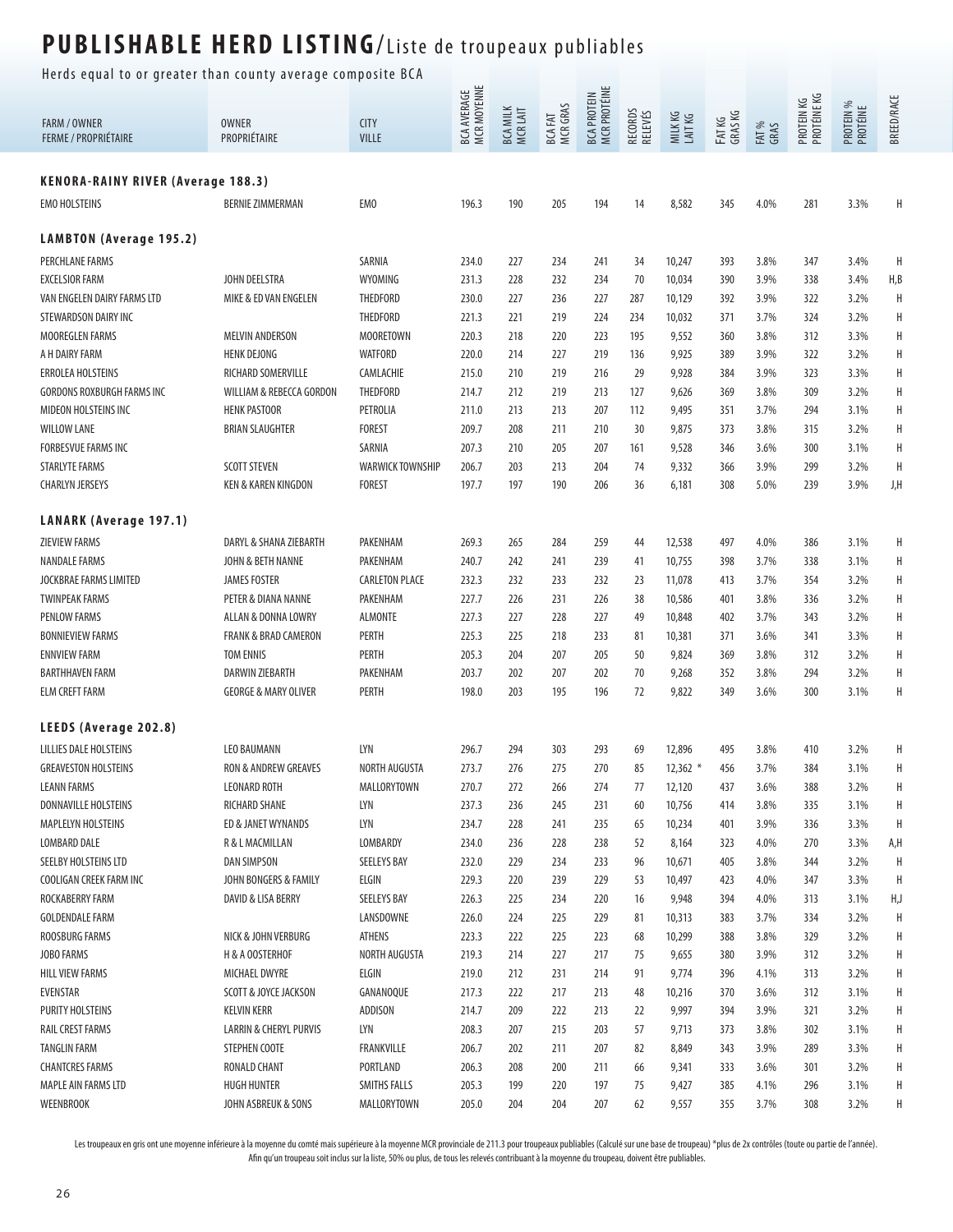# PUBLISHABLE HERD LISTING/Liste de troupeaux publiables

Herds equal to or greater than county average composite BCA

| FARM / OWNER<br>FERME / PROPRIÉTAIRE | OWNER<br>PROPRIÉTAIRE | CITY<br>VILLE | BCA AVERAGE<br>MCR MOYENNE | BCA MILK<br>MCR LAIT | BCA FAT<br>MCR GRAS | BCA PROTEIN<br>MCR PROTÉINE | RECORDS<br>RELEVÉS | MILK KG<br>LAIT KG | FAT KG<br>GRAS KG | FAT %<br>GRAS | PROTEIN KG<br>PROTÉINE KG | PROTEIN %<br>PROTÉINE | BREED/RACE |
|---|---|---|---|---|---|---|---|---|---|---|---|---|---|
| **KENORA-RAINY RIVER (Average 188.3)** | | | | | | | | | | | | | |
| EMO HOLSTEINS | BERNIE ZIMMERMAN | EMO | 196.3 | 190 | 205 | 194 | 14 | 8,582 | 345 | 4.0% | 281 | 3.3% | H |
| **LAMBTON (Average 195.2)** | | | | | | | | | | | | | |
| PERCHLANE FARMS | | SARNIA | 234.0 | 227 | 234 | 241 | 34 | 10,247 | 393 | 3.8% | 347 | 3.4% | H |
| EXCELSIOR FARM | JOHN DEELSTRA | WYOMING | 231.3 | 228 | 232 | 234 | 70 | 10,034 | 390 | 3.9% | 338 | 3.4% | H,B |
| VAN ENGELEN DAIRY FARMS LTD | MIKE & ED VAN ENGELEN | THEDFORD | 230.0 | 227 | 236 | 227 | 287 | 10,129 | 392 | 3.9% | 322 | 3.2% | H |
| STEWARDSON DAIRY INC | | THEDFORD | 221.3 | 221 | 219 | 224 | 234 | 10,032 | 371 | 3.7% | 324 | 3.2% | H |
| MOOREGLEN FARMS | MELVIN ANDERSON | MOORETOWN | 220.3 | 218 | 220 | 223 | 195 | 9,552 | 360 | 3.8% | 312 | 3.3% | H |
| A H DAIRY FARM | HENK DEJONG | WATFORD | 220.0 | 214 | 227 | 219 | 136 | 9,925 | 389 | 3.9% | 322 | 3.2% | H |
| ERROLEA HOLSTEINS | RICHARD SOMERVILLE | CAMLACHIE | 215.0 | 210 | 219 | 216 | 29 | 9,928 | 384 | 3.9% | 323 | 3.3% | H |
| GORDONS ROXBURGH FARMS INC | WILLIAM & REBECCA GORDON | THEDFORD | 214.7 | 212 | 219 | 213 | 127 | 9,626 | 369 | 3.8% | 309 | 3.2% | H |
| MIDEON HOLSTEINS INC | HENK PASTOOR | PETROLIA | 211.0 | 213 | 213 | 207 | 112 | 9,495 | 351 | 3.7% | 294 | 3.1% | H |
| WILLOW LANE | BRIAN SLAUGHTER | FOREST | 209.7 | 208 | 211 | 210 | 30 | 9,875 | 373 | 3.8% | 315 | 3.2% | H |
| FORBESVUE FARMS INC | | SARNIA | 207.3 | 210 | 205 | 207 | 161 | 9,528 | 346 | 3.6% | 300 | 3.1% | H |
| STARLYTE FARMS | SCOTT STEVEN | WARWICK TOWNSHIP | 206.7 | 203 | 213 | 204 | 74 | 9,332 | 366 | 3.9% | 299 | 3.2% | H |
| CHARLYN JERSEYS | KEN & KAREN KINGDON | FOREST | 197.7 | 197 | 190 | 206 | 36 | 6,181 | 308 | 5.0% | 239 | 3.9% | J,H |
| **LANARK (Average 197.1)** | | | | | | | | | | | | | |
| ZIEVIEW FARMS | DARYL & SHANA ZIEBARTH | PAKENHAM | 269.3 | 265 | 284 | 259 | 44 | 12,538 | 497 | 4.0% | 386 | 3.1% | H |
| NANDALE FARMS | JOHN & BETH NANNE | PAKENHAM | 240.7 | 242 | 241 | 239 | 41 | 10,755 | 398 | 3.7% | 338 | 3.1% | H |
| JOCKBRAE FARMS LIMITED | JAMES FOSTER | CARLETON PLACE | 232.3 | 232 | 233 | 232 | 23 | 11,078 | 413 | 3.7% | 354 | 3.2% | H |
| TWINPEAK FARMS | PETER & DIANA NANNE | PAKENHAM | 227.7 | 226 | 231 | 226 | 38 | 10,586 | 401 | 3.8% | 336 | 3.2% | H |
| PENLOW FARMS | ALLAN & DONNA LOWRY | ALMONTE | 227.3 | 227 | 228 | 227 | 49 | 10,848 | 402 | 3.7% | 343 | 3.2% | H |
| BONNIEVIEW FARMS | FRANK & BRAD CAMERON | PERTH | 225.3 | 225 | 218 | 233 | 81 | 10,381 | 371 | 3.6% | 341 | 3.3% | H |
| ENNVIEW FARM | TOM ENNIS | PERTH | 205.3 | 204 | 207 | 205 | 50 | 9,824 | 369 | 3.8% | 312 | 3.2% | H |
| BARTHHAVEN FARM | DARWIN ZIEBARTH | PAKENHAM | 203.7 | 202 | 207 | 202 | 70 | 9,268 | 352 | 3.8% | 294 | 3.2% | H |
| ELM CREFT FARM | GEORGE & MARY OLIVER | PERTH | 198.0 | 203 | 195 | 196 | 72 | 9,822 | 349 | 3.6% | 300 | 3.1% | H |
| **LEEDS (Average 202.8)** | | | | | | | | | | | | | |
| LILLIES DALE HOLSTEINS | LEO BAUMANN | LYN | 296.7 | 294 | 303 | 293 | 69 | 12,896 | 495 | 3.8% | 410 | 3.2% | H |
| GREAVESTON HOLSTEINS | RON & ANDREW GREAVES | NORTH AUGUSTA | 273.7 | 276 | 275 | 270 | 85 | 12,362 * | 456 | 3.7% | 384 | 3.1% | H |
| LEANN FARMS | LEONARD ROTH | MALLORYTOWN | 270.7 | 272 | 266 | 274 | 77 | 12,120 | 437 | 3.6% | 388 | 3.2% | H |
| DONNAVILLE HOLSTEINS | RICHARD SHANE | LYN | 237.3 | 236 | 245 | 231 | 60 | 10,756 | 414 | 3.8% | 335 | 3.1% | H |
| MAPLELYN HOLSTEINS | ED & JANET WYNANDS | LYN | 234.7 | 228 | 241 | 235 | 65 | 10,234 | 401 | 3.9% | 336 | 3.3% | H |
| LOMBARD DALE | R & L MACMILLAN | LOMBARDY | 234.0 | 236 | 228 | 238 | 52 | 8,164 | 323 | 4.0% | 270 | 3.3% | A,H |
| SEELBY HOLSTEINS LTD | DAN SIMPSON | SEELEYS BAY | 232.0 | 229 | 234 | 233 | 96 | 10,671 | 405 | 3.8% | 344 | 3.2% | H |
| COOLIGAN CREEK FARM INC | JOHN BONGERS & FAMILY | ELGIN | 229.3 | 220 | 239 | 229 | 53 | 10,497 | 423 | 4.0% | 347 | 3.3% | H |
| ROCKABERRY FARM | DAVID & LISA BERRY | SEELEYS BAY | 226.3 | 225 | 234 | 220 | 16 | 9,948 | 394 | 4.0% | 313 | 3.1% | H,J |
| GOLDENDALE FARM | | LANSDOWNE | 226.0 | 224 | 225 | 229 | 81 | 10,313 | 383 | 3.7% | 334 | 3.2% | H |
| ROOSBURG FARMS | NICK & JOHN VERBURG | ATHENS | 223.3 | 222 | 225 | 223 | 68 | 10,299 | 388 | 3.8% | 329 | 3.2% | H |
| JOBO FARMS | H & A OOSTERHOF | NORTH AUGUSTA | 219.3 | 214 | 227 | 217 | 75 | 9,655 | 380 | 3.9% | 312 | 3.2% | H |
| HILL VIEW FARMS | MICHAEL DWYRE | ELGIN | 219.0 | 212 | 231 | 214 | 91 | 9,774 | 396 | 4.1% | 313 | 3.2% | H |
| EVENSTAR | SCOTT & JOYCE JACKSON | GANANOQUE | 217.3 | 222 | 217 | 213 | 48 | 10,216 | 370 | 3.6% | 312 | 3.1% | H |
| PURITY HOLSTEINS | KELVIN KERR | ADDISON | 214.7 | 209 | 222 | 213 | 22 | 9,997 | 394 | 3.9% | 321 | 3.2% | H |
| RAIL CREST FARMS | LARRIN & CHERYL PURVIS | LYN | 208.3 | 207 | 215 | 203 | 57 | 9,713 | 373 | 3.8% | 302 | 3.1% | H |
| TANGLIN FARM | STEPHEN COOTE | FRANKVILLE | 206.7 | 202 | 211 | 207 | 82 | 8,849 | 343 | 3.9% | 289 | 3.3% | H |
| CHANTCRES FARMS | RONALD CHANT | PORTLAND | 206.3 | 208 | 200 | 211 | 66 | 9,341 | 333 | 3.6% | 301 | 3.2% | H |
| MAPLE AIN FARMS LTD | HUGH HUNTER | SMITHS FALLS | 205.3 | 199 | 220 | 197 | 75 | 9,427 | 385 | 4.1% | 296 | 3.1% | H |
| WEENBROOK | JOHN ASBREUK & SONS | MALLORYTOWN | 205.0 | 204 | 204 | 207 | 62 | 9,557 | 355 | 3.7% | 308 | 3.2% | H |

Les troupeaux en gris ont une moyenne inférieure à la moyenne du comté mais supérieure à la moyenne MCR provinciale de 211.3 pour troupeaux publiables (Calculé sur une base de troupeau) *plus de 2x contrôles (toute ou partie de l'année). Afin qu'un troupeau soit inclus sur la liste, 50% ou plus, de tous les relevés contribuant à la moyenne du troupeau, doivent être publiables.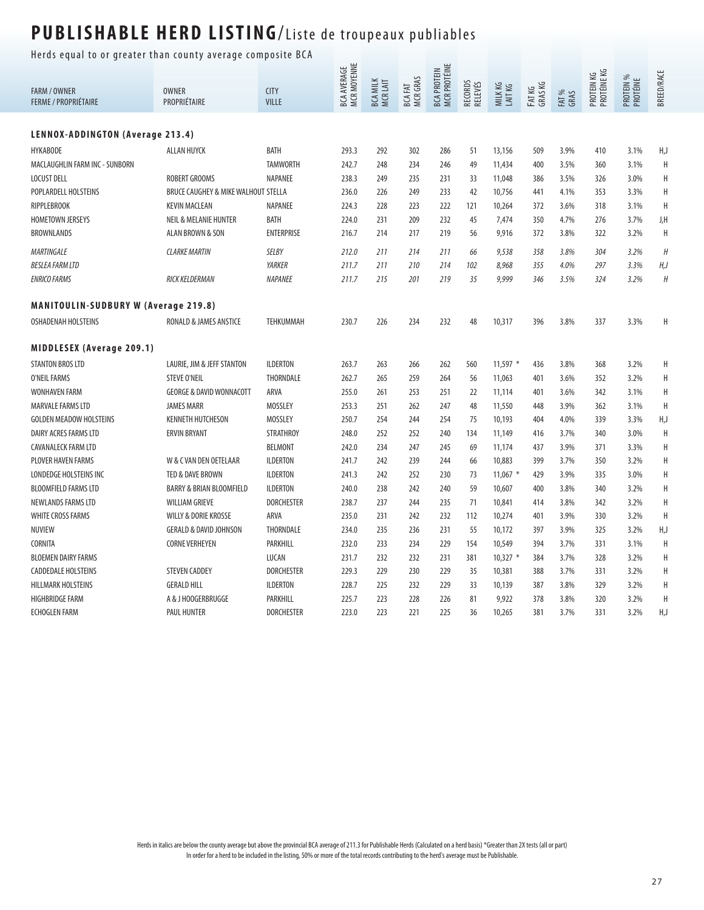# PUBLISHABLE HERD LISTING/Liste de troupeaux publiables

Herds equal to or greater than county average composite BCA

| FARM / OWNER<br>FERME / PROPRIÉTAIRE | OWNER<br>PROPRIÉTAIRE | CITY<br>VILLE | BCA AVERAGE<br>MCR MOYENNE | BCA MILK<br>MCR LAIT | BCA FAT<br>MCR GRAS | BCA PROTEIN<br>MCR PROTÉINE | RECORDS<br>RELEVÉS | MILK KG<br>LAIT KG | FAT KG<br>GRAS KG | FAT %<br>GRAS | PROTEIN KG<br>PROTÉINE KG | PROTEIN %<br>PROTÉINE | BREED/RACE |
|---|---|---|---|---|---|---|---|---|---|---|---|---|---|
| **LENNOX-ADDINGTON (Average 213.4)** | | | | | | | | | | | | | |
| HYKABODE | ALLAN HUYCK | BATH | 293.3 | 292 | 302 | 286 | 51 | 13,156 | 509 | 3.9% | 410 | 3.1% | H,J |
| MACLAUGHLIN FARM INC - SUNBORN | | TAMWORTH | 242.7 | 248 | 234 | 246 | 49 | 11,434 | 400 | 3.5% | 360 | 3.1% | H |
| LOCUST DELL | ROBERT GROOMS | NAPANEE | 238.3 | 249 | 235 | 231 | 33 | 11,048 | 386 | 3.5% | 326 | 3.0% | H |
| POPLARDELL HOLSTEINS | BRUCE CAUGHEY & MIKE WALHOUT | STELLA | 236.0 | 226 | 249 | 233 | 42 | 10,756 | 441 | 4.1% | 353 | 3.3% | H |
| RIPPLEBROOK | KEVIN MACLEAN | NAPANEE | 224.3 | 228 | 223 | 222 | 121 | 10,264 | 372 | 3.6% | 318 | 3.1% | H |
| HOMETOWN JERSEYS | NEIL & MELANIE HUNTER | BATH | 224.0 | 231 | 209 | 232 | 45 | 7,474 | 350 | 4.7% | 276 | 3.7% | J,H |
| BROWNLANDS | ALAN BROWN & SON | ENTERPRISE | 216.7 | 214 | 217 | 219 | 56 | 9,916 | 372 | 3.8% | 322 | 3.2% | H |
| *MARTINGALE* | *CLARKE MARTIN* | *SELBY* | *212.0* | *211* | *214* | *211* | *66* | *9,538* | *358* | *3.8%* | *304* | *3.2%* | *H* |
| *BESLEA FARM LTD* | | *YARKER* | *211.7* | *211* | *210* | *214* | *102* | *8,968* | *355* | *4.0%* | *297* | *3.3%* | *H,J* |
| *ENRICO FARMS* | *RICK KELDERMAN* | *NAPANEE* | *211.7* | *215* | *201* | *219* | *35* | *9,999* | *346* | *3.5%* | *324* | *3.2%* | *H* |
| **MANITOULIN-SUDBURY W (Average 219.8)** | | | | | | | | | | | | | |
| OSHADENAH HOLSTEINS | RONALD & JAMES ANSTICE | TEHKUMMAH | 230.7 | 226 | 234 | 232 | 48 | 10,317 | 396 | 3.8% | 337 | 3.3% | H |
| **MIDDLESEX (Average 209.1)** | | | | | | | | | | | | | |
| STANTON BROS LTD | LAURIE, JIM & JEFF STANTON | ILDERTON | 263.7 | 263 | 266 | 262 | 560 | 11,597 * | 436 | 3.8% | 368 | 3.2% | H |
| O'NEIL FARMS | STEVE O'NEIL | THORNDALE | 262.7 | 265 | 259 | 264 | 56 | 11,063 | 401 | 3.6% | 352 | 3.2% | H |
| WONHAVEN FARM | GEORGE & DAVID WONNACOTT | ARVA | 255.0 | 261 | 253 | 251 | 22 | 11,114 | 401 | 3.6% | 342 | 3.1% | H |
| MARVALE FARMS LTD | JAMES MARR | MOSSLEY | 253.3 | 251 | 262 | 247 | 48 | 11,550 | 448 | 3.9% | 362 | 3.1% | H |
| GOLDEN MEADOW HOLSTEINS | KENNETH HUTCHESON | MOSSLEY | 250.7 | 254 | 244 | 254 | 75 | 10,193 | 404 | 4.0% | 339 | 3.3% | H,J |
| DAIRY ACRES FARMS LTD | ERVIN BRYANT | STRATHROY | 248.0 | 252 | 252 | 240 | 134 | 11,149 | 416 | 3.7% | 340 | 3.0% | H |
| CAVANALECK FARM LTD | | BELMONT | 242.0 | 234 | 247 | 245 | 69 | 11,174 | 437 | 3.9% | 371 | 3.3% | H |
| PLOVER HAVEN FARMS | W & C VAN DEN OETELAAR | ILDERTON | 241.7 | 242 | 239 | 244 | 66 | 10,883 | 399 | 3.7% | 350 | 3.2% | H |
| LONDEDGE HOLSTEINS INC | TED & DAVE BROWN | ILDERTON | 241.3 | 242 | 252 | 230 | 73 | 11,067 * | 429 | 3.9% | 335 | 3.0% | H |
| BLOOMFIELD FARMS LTD | BARRY & BRIAN BLOOMFIELD | ILDERTON | 240.0 | 238 | 242 | 240 | 59 | 10,607 | 400 | 3.8% | 340 | 3.2% | H |
| NEWLANDS FARMS LTD | WILLIAM GRIEVE | DORCHESTER | 238.7 | 237 | 244 | 235 | 71 | 10,841 | 414 | 3.8% | 342 | 3.2% | H |
| WHITE CROSS FARMS | WILLY & DORIE KROSSE | ARVA | 235.0 | 231 | 242 | 232 | 112 | 10,274 | 401 | 3.9% | 330 | 3.2% | H |
| NUVIEW | GERALD & DAVID JOHNSON | THORNDALE | 234.0 | 235 | 236 | 231 | 55 | 10,172 | 397 | 3.9% | 325 | 3.2% | H,J |
| CORNITA | CORNE VERHEYEN | PARKHILL | 232.0 | 233 | 234 | 229 | 154 | 10,549 | 394 | 3.7% | 331 | 3.1% | H |
| BLOEMEN DAIRY FARMS | | LUCAN | 231.7 | 232 | 232 | 231 | 381 | 10,327 * | 384 | 3.7% | 328 | 3.2% | H |
| CADDEDALE HOLSTEINS | STEVEN CADDEY | DORCHESTER | 229.3 | 229 | 230 | 229 | 35 | 10,381 | 388 | 3.7% | 331 | 3.2% | H |
| HILLMARK HOLSTEINS | GERALD HILL | ILDERTON | 228.7 | 225 | 232 | 229 | 33 | 10,139 | 387 | 3.8% | 329 | 3.2% | H |
| HIGHBRIDGE FARM | A & J HOOGERBRUGGE | PARKHILL | 225.7 | 223 | 228 | 226 | 81 | 9,922 | 378 | 3.8% | 320 | 3.2% | H |
| ECHOGLEN FARM | PAUL HUNTER | DORCHESTER | 223.0 | 223 | 221 | 225 | 36 | 10,265 | 381 | 3.7% | 331 | 3.2% | H,J |

Herds in italics are below the county average but above the provincial BCA average of 211.3 for Publishable Herds (Calculated on a herd basis) *Greater than 2X tests (all or part)
In order for a herd to be included in the listing, 50% or more of the total records contributing to the herd's average must be Publishable.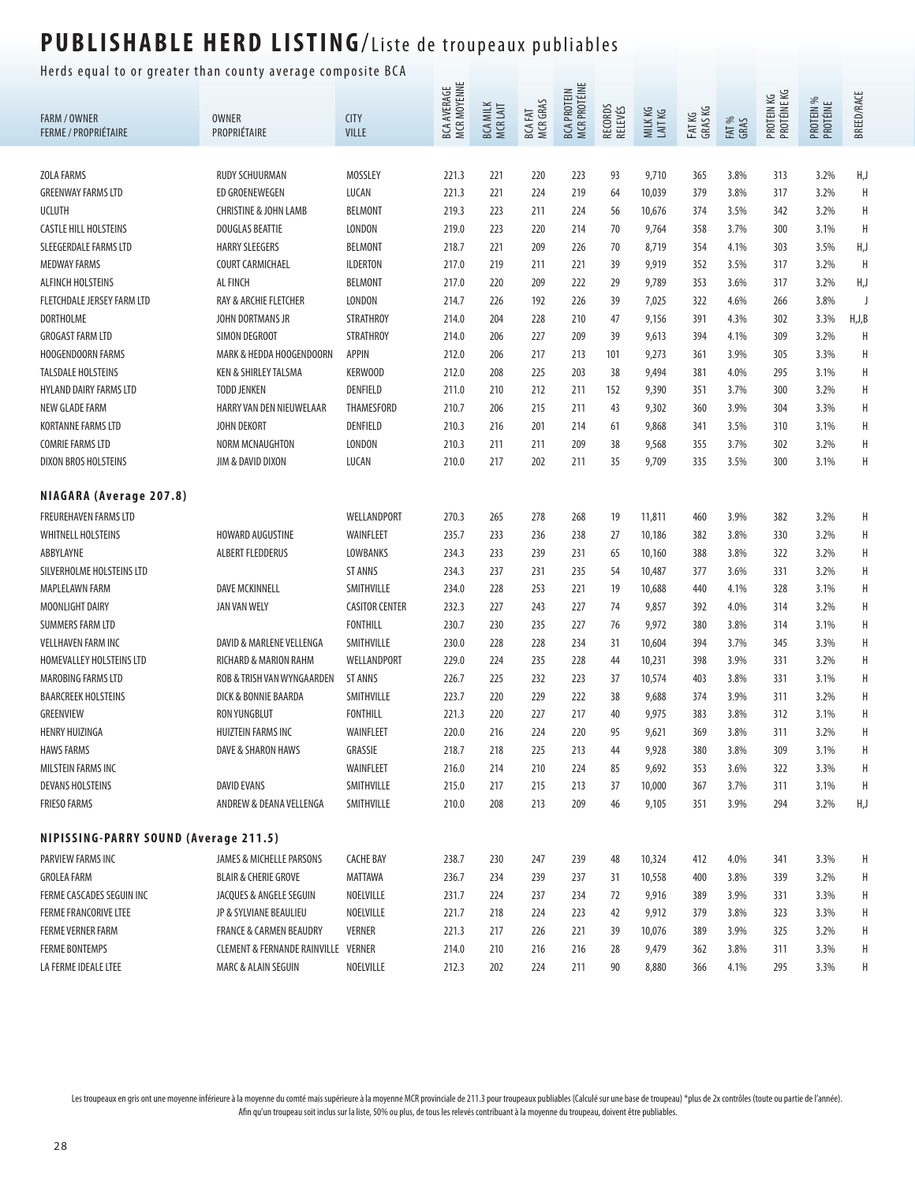# PUBLISHABLE HERD LISTING/Liste de troupeaux publiables

Herds equal to or greater than county average composite BCA

| FARM / OWNER<br>FERME / PROPRIÉTAIRE | OWNER<br>PROPRIÉTAIRE | CITY<br>VILLE | BCA AVERAGE<br>MCR MOYENNE | BCA MILK<br>MCR LAIT | BCA FAT<br>MCR GRAS | BCA PROTEIN<br>MCR PROTÉINE | RECORDS<br>RELEVÉS | MILK KG<br>LAIT KG | FAT KG<br>GRAS KG | FAT %<br>GRAS | PROTEIN KG<br>PROTÉINE KG | PROTEIN %<br>PROTÉINE | BREED/RACE |
|---|---|---|---|---|---|---|---|---|---|---|---|---|---|
| ZOLA FARMS | RUDY SCHUURMAN | MOSSLEY | 221.3 | 221 | 220 | 223 | 93 | 9,710 | 365 | 3.8% | 313 | 3.2% | H,J |
| GREENWAY FARMS LTD | ED GROENEWEGEN | LUCAN | 221.3 | 221 | 224 | 219 | 64 | 10,039 | 379 | 3.8% | 317 | 3.2% | H |
| UCLUTH | CHRISTINE & JOHN LAMB | BELMONT | 219.3 | 223 | 211 | 224 | 56 | 10,676 | 374 | 3.5% | 342 | 3.2% | H |
| CASTLE HILL HOLSTEINS | DOUGLAS BEATTIE | LONDON | 219.0 | 223 | 220 | 214 | 70 | 9,764 | 358 | 3.7% | 300 | 3.1% | H |
| SLEEGERDALE FARMS LTD | HARRY SLEEGERS | BELMONT | 218.7 | 221 | 209 | 226 | 70 | 8,719 | 354 | 4.1% | 303 | 3.5% | H,J |
| MEDWAY FARMS | COURT CARMICHAEL | ILDERTON | 217.0 | 219 | 211 | 221 | 39 | 9,919 | 352 | 3.5% | 317 | 3.2% | H |
| ALFINCH HOLSTEINS | AL FINCH | BELMONT | 217.0 | 220 | 209 | 222 | 29 | 9,789 | 353 | 3.6% | 317 | 3.2% | H,J |
| FLETCHDALE JERSEY FARM LTD | RAY & ARCHIE FLETCHER | LONDON | 214.7 | 226 | 192 | 226 | 39 | 7,025 | 322 | 4.6% | 266 | 3.8% | J |
| DORTHOLME | JOHN DORTMANS JR | STRATHROY | 214.0 | 204 | 228 | 210 | 47 | 9,156 | 391 | 4.3% | 302 | 3.3% | H,J,B |
| GROGAST FARM LTD | SIMON DEGROOT | STRATHROY | 214.0 | 206 | 227 | 209 | 39 | 9,613 | 394 | 4.1% | 309 | 3.2% | H |
| HOOGENDOORN FARMS | MARK & HEDDA HOOGENDOORN | APPIN | 212.0 | 206 | 217 | 213 | 101 | 9,273 | 361 | 3.9% | 305 | 3.3% | H |
| TALSDALE HOLSTEINS | KEN & SHIRLEY TALSMA | KERWOOD | 212.0 | 208 | 225 | 203 | 38 | 9,494 | 381 | 4.0% | 295 | 3.1% | H |
| HYLAND DAIRY FARMS LTD | TODD JENKEN | DENFIELD | 211.0 | 210 | 212 | 211 | 152 | 9,390 | 351 | 3.7% | 300 | 3.2% | H |
| NEW GLADE FARM | HARRY VAN DEN NIEUWELAAR | THAMESFORD | 210.7 | 206 | 215 | 211 | 43 | 9,302 | 360 | 3.9% | 304 | 3.3% | H |
| KORTANNE FARMS LTD | JOHN DEKORT | DENFIELD | 210.3 | 216 | 201 | 214 | 61 | 9,868 | 341 | 3.5% | 310 | 3.1% | H |
| COMRIE FARMS LTD | NORM MCNAUGHTON | LONDON | 210.3 | 211 | 211 | 209 | 38 | 9,568 | 355 | 3.7% | 302 | 3.2% | H |
| DIXON BROS HOLSTEINS | JIM & DAVID DIXON | LUCAN | 210.0 | 217 | 202 | 211 | 35 | 9,709 | 335 | 3.5% | 300 | 3.1% | H |
| **NIAGARA (Average 207.8)** | | | | | | | | | | | | | |
| FREUREHAVEN FARMS LTD | | WELLANDPORT | 270.3 | 265 | 278 | 268 | 19 | 11,811 | 460 | 3.9% | 382 | 3.2% | H |
| WHITNELL HOLSTEINS | HOWARD AUGUSTINE | WAINFLEET | 235.7 | 233 | 236 | 238 | 27 | 10,186 | 382 | 3.8% | 330 | 3.2% | H |
| ABBYLAYNE | ALBERT FLEDDERUS | LOWBANKS | 234.3 | 233 | 239 | 231 | 65 | 10,160 | 388 | 3.8% | 322 | 3.2% | H |
| SILVERHOLME HOLSTEINS LTD | | ST ANNS | 234.3 | 237 | 231 | 235 | 54 | 10,487 | 377 | 3.6% | 331 | 3.2% | H |
| MAPLELAWN FARM | DAVE MCKINNELL | SMITHVILLE | 234.0 | 228 | 253 | 221 | 19 | 10,688 | 440 | 4.1% | 328 | 3.1% | H |
| MOONLIGHT DAIRY | JAN VAN WELY | CASITOR CENTER | 232.3 | 227 | 243 | 227 | 74 | 9,857 | 392 | 4.0% | 314 | 3.2% | H |
| SUMMERS FARM LTD | | FONTHILL | 230.7 | 230 | 235 | 227 | 76 | 9,972 | 380 | 3.8% | 314 | 3.1% | H |
| VELLHAVEN FARM INC | DAVID & MARLENE VELLENGA | SMITHVILLE | 230.0 | 228 | 228 | 234 | 31 | 10,604 | 394 | 3.7% | 345 | 3.3% | H |
| HOMEVALLEY HOLSTEINS LTD | RICHARD & MARION RAHM | WELLANDPORT | 229.0 | 224 | 235 | 228 | 44 | 10,231 | 398 | 3.9% | 331 | 3.2% | H |
| MAROBING FARMS LTD | ROB & TRISH VAN WYNGAARDEN | ST ANNS | 226.7 | 225 | 232 | 223 | 37 | 10,574 | 403 | 3.8% | 331 | 3.1% | H |
| BAARCREEK HOLSTEINS | DICK & BONNIE BAARDA | SMITHVILLE | 223.7 | 220 | 229 | 222 | 38 | 9,688 | 374 | 3.9% | 311 | 3.2% | H |
| GREENVIEW | RON YUNGBLUT | FONTHILL | 221.3 | 220 | 227 | 217 | 40 | 9,975 | 383 | 3.8% | 312 | 3.1% | H |
| HENRY HUIZINGA | HUIZTEIN FARMS INC | WAINFLEET | 220.0 | 216 | 224 | 220 | 95 | 9,621 | 369 | 3.8% | 311 | 3.2% | H |
| HAWS FARMS | DAVE & SHARON HAWS | GRASSIE | 218.7 | 218 | 225 | 213 | 44 | 9,928 | 380 | 3.8% | 309 | 3.1% | H |
| MILSTEIN FARMS INC | | WAINFLEET | 216.0 | 214 | 210 | 224 | 85 | 9,692 | 353 | 3.6% | 322 | 3.3% | H |
| DEVANS HOLSTEINS | DAVID EVANS | SMITHVILLE | 215.0 | 217 | 215 | 213 | 37 | 10,000 | 367 | 3.7% | 311 | 3.1% | H |
| FRIESO FARMS | ANDREW & DEANA VELLENGA | SMITHVILLE | 210.0 | 208 | 213 | 209 | 46 | 9,105 | 351 | 3.9% | 294 | 3.2% | H,J |
| **NIPISSING-PARRY SOUND (Average 211.5)** | | | | | | | | | | | | | |
| PARVIEW FARMS INC | JAMES & MICHELLE PARSONS | CACHE BAY | 238.7 | 230 | 247 | 239 | 48 | 10,324 | 412 | 4.0% | 341 | 3.3% | H |
| GROLEA FARM | BLAIR & CHERIE GROVE | MATTAWA | 236.7 | 234 | 239 | 237 | 31 | 10,558 | 400 | 3.8% | 339 | 3.2% | H |
| FERME CASCADES SEGUIN INC | JACQUES & ANGELE SEGUIN | NOELVILLE | 231.7 | 224 | 237 | 234 | 72 | 9,916 | 389 | 3.9% | 331 | 3.3% | H |
| FERME FRANCORIVE LTEE | JP & SYLVIANE BEAULIEU | NOELVILLE | 221.7 | 218 | 224 | 223 | 42 | 9,912 | 379 | 3.8% | 323 | 3.3% | H |
| FERME VERNER FARM | FRANCE & CARMEN BEAUDRY | VERNER | 221.3 | 217 | 226 | 221 | 39 | 10,076 | 389 | 3.9% | 325 | 3.2% | H |
| FERME BONTEMPS | CLEMENT & FERNANDE RAINVILLE | VERNER | 214.0 | 210 | 216 | 216 | 28 | 9,479 | 362 | 3.8% | 311 | 3.3% | H |
| LA FERME IDEALE LTEE | MARC & ALAIN SEGUIN | NOELVILLE | 212.3 | 202 | 224 | 211 | 90 | 8,880 | 366 | 4.1% | 295 | 3.3% | H |

Les troupeaux en gris ont une moyenne inférieure à la moyenne du comté mais supérieure à la moyenne MCR provinciale de 211.3 pour troupeaux publiables (Calculé sur une base de troupeau) *plus de 2x contrôles (toute ou partie de l'année).
Afin qu'un troupeau soit inclus sur la liste, 50% ou plus, de tous les relevés contribuant à la moyenne du troupeau, doivent être publiables.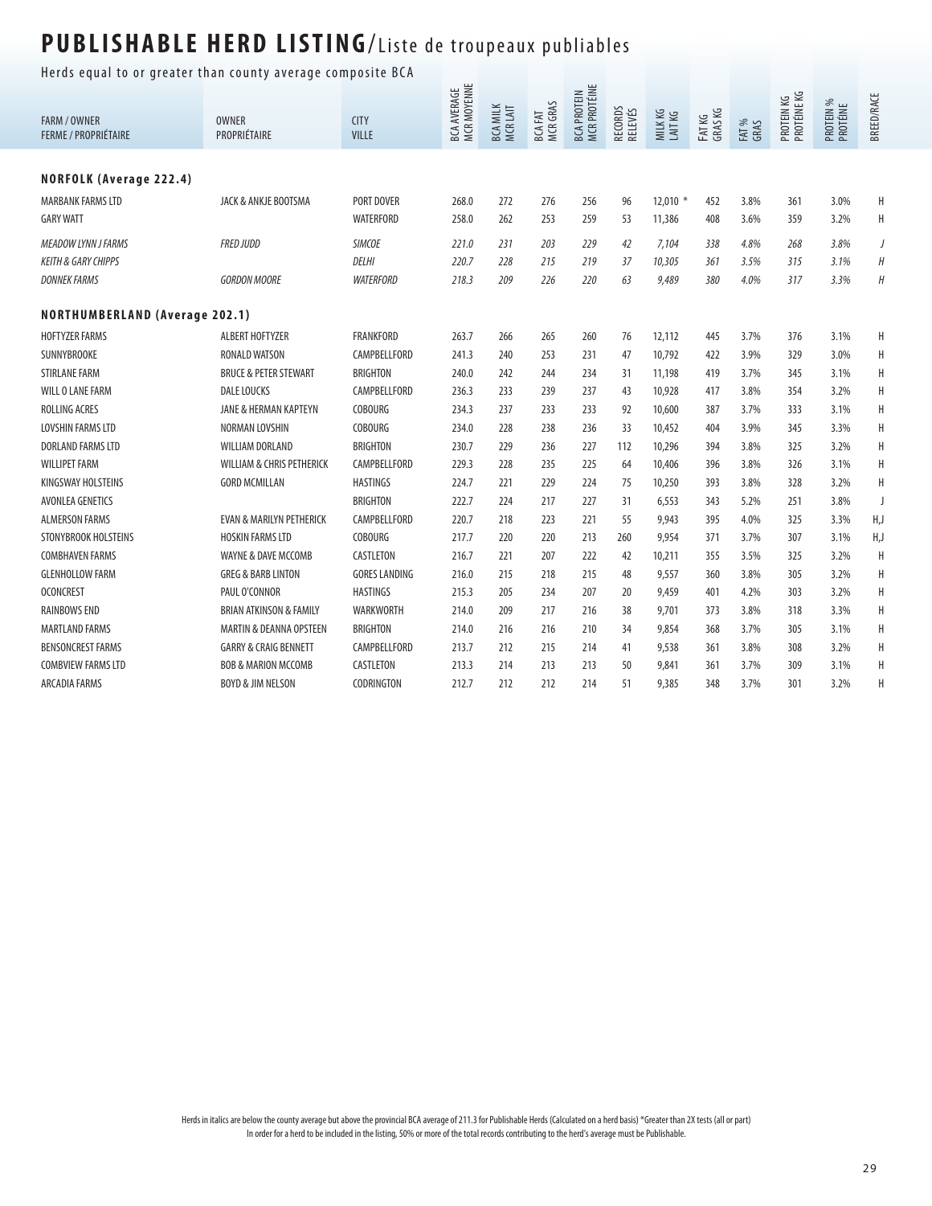# PUBLISHABLE HERD LISTING/Liste de troupeaux publiables

Herds equal to or greater than county average composite BCA

| FARM / OWNER<br>FERME / PROPRIÉTAIRE | OWNER<br>PROPRIÉTAIRE | CITY<br>VILLE | BCA AVERAGE<br>MCR MOYENNE | BCA MILK<br>MCR LAIT | BCA FAT<br>MCR GRAS | BCA PROTEIN<br>MCR PROTÉINE | RECORDS<br>RELEVÉS | MILK KG<br>LAIT KG | FAT KG<br>GRAS KG | FAT %<br>GRAS | PROTEIN KG<br>PROTÉINE KG | PROTEIN %<br>PROTÉINE | BREED/RACE |
|---|---|---|---|---|---|---|---|---|---|---|---|---|---|
| **NORFOLK (Average 222.4)** | | | | | | | | | | | | | |
| MARBANK FARMS LTD | JACK & ANKJE BOOTSMA | PORT DOVER | 268.0 | 272 | 276 | 256 | 96 | 12,010 * | 452 | 3.8% | 361 | 3.0% | H |
| GARY WATT | | WATERFORD | 258.0 | 262 | 253 | 259 | 53 | 11,386 | 408 | 3.6% | 359 | 3.2% | H |
| *MEADOW LYNN J FARMS* | *FRED JUDD* | *SIMCOE* | *221.0* | *231* | *203* | *229* | *42* | *7,104* | *338* | *4.8%* | *268* | *3.8%* | *J* |
| *KEITH & GARY CHIPPS* | | *DELHI* | *220.7* | *228* | *215* | *219* | *37* | *10,305* | *361* | *3.5%* | *315* | *3.1%* | *H* |
| *DONNEK FARMS* | *GORDON MOORE* | *WATERFORD* | *218.3* | *209* | *226* | *220* | *63* | *9,489* | *380* | *4.0%* | *317* | *3.3%* | *H* |
| **NORTHUMBERLAND (Average 202.1)** | | | | | | | | | | | | | |
| HOFTYZER FARMS | ALBERT HOFTYZER | FRANKFORD | 263.7 | 266 | 265 | 260 | 76 | 12,112 | 445 | 3.7% | 376 | 3.1% | H |
| SUNNYBROOKE | RONALD WATSON | CAMPBELLFORD | 241.3 | 240 | 253 | 231 | 47 | 10,792 | 422 | 3.9% | 329 | 3.0% | H |
| STIRLANE FARM | BRUCE & PETER STEWART | BRIGHTON | 240.0 | 242 | 244 | 234 | 31 | 11,198 | 419 | 3.7% | 345 | 3.1% | H |
| WILL O LANE FARM | DALE LOUCKS | CAMPBELLFORD | 236.3 | 233 | 239 | 237 | 43 | 10,928 | 417 | 3.8% | 354 | 3.2% | H |
| ROLLING ACRES | JANE & HERMAN KAPTEYN | COBOURG | 234.3 | 237 | 233 | 233 | 92 | 10,600 | 387 | 3.7% | 333 | 3.1% | H |
| LOVSHIN FARMS LTD | NORMAN LOVSHIN | COBOURG | 234.0 | 228 | 238 | 236 | 33 | 10,452 | 404 | 3.9% | 345 | 3.3% | H |
| DORLAND FARMS LTD | WILLIAM DORLAND | BRIGHTON | 230.7 | 229 | 236 | 227 | 112 | 10,296 | 394 | 3.8% | 325 | 3.2% | H |
| WILLIPET FARM | WILLIAM & CHRIS PETHERICK | CAMPBELLFORD | 229.3 | 228 | 235 | 225 | 64 | 10,406 | 396 | 3.8% | 326 | 3.1% | H |
| KINGSWAY HOLSTEINS | GORD MCMILLAN | HASTINGS | 224.7 | 221 | 229 | 224 | 75 | 10,250 | 393 | 3.8% | 328 | 3.2% | H |
| AVONLEA GENETICS | | BRIGHTON | 222.7 | 224 | 217 | 227 | 31 | 6,553 | 343 | 5.2% | 251 | 3.8% | J |
| ALMERSON FARMS | EVAN & MARILYN PETHERICK | CAMPBELLFORD | 220.7 | 218 | 223 | 221 | 55 | 9,943 | 395 | 4.0% | 325 | 3.3% | H,J |
| STONYBROOK HOLSTEINS | HOSKIN FARMS LTD | COBOURG | 217.7 | 220 | 220 | 213 | 260 | 9,954 | 371 | 3.7% | 307 | 3.1% | H,J |
| COMBHAVEN FARMS | WAYNE & DAVE MCCOMB | CASTLETON | 216.7 | 221 | 207 | 222 | 42 | 10,211 | 355 | 3.5% | 325 | 3.2% | H |
| GLENHOLLOW FARM | GREG & BARB LINTON | GORES LANDING | 216.0 | 215 | 218 | 215 | 48 | 9,557 | 360 | 3.8% | 305 | 3.2% | H |
| OCONCREST | PAUL O'CONNOR | HASTINGS | 215.3 | 205 | 234 | 207 | 20 | 9,459 | 401 | 4.2% | 303 | 3.2% | H |
| RAINBOWS END | BRIAN ATKINSON & FAMILY | WARKWORTH | 214.0 | 209 | 217 | 216 | 38 | 9,701 | 373 | 3.8% | 318 | 3.3% | H |
| MARTLAND FARMS | MARTIN & DEANNA OPSTEEN | BRIGHTON | 214.0 | 216 | 216 | 210 | 34 | 9,854 | 368 | 3.7% | 305 | 3.1% | H |
| BENSONCREST FARMS | GARRY & CRAIG BENNETT | CAMPBELLFORD | 213.7 | 212 | 215 | 214 | 41 | 9,538 | 361 | 3.8% | 308 | 3.2% | H |
| COMBVIEW FARMS LTD | BOB & MARION MCCOMB | CASTLETON | 213.3 | 214 | 213 | 213 | 50 | 9,841 | 361 | 3.7% | 309 | 3.1% | H |
| ARCADIA FARMS | BOYD & JIM NELSON | CODRINGTON | 212.7 | 212 | 212 | 214 | 51 | 9,385 | 348 | 3.7% | 301 | 3.2% | H |

Herds in italics are below the county average but above the provincial BCA average of 211.3 for Publishable Herds (Calculated on a herd basis) *Greater than 2X tests (all or part)
In order for a herd to be included in the listing, 50% or more of the total records contributing to the herd's average must be Publishable.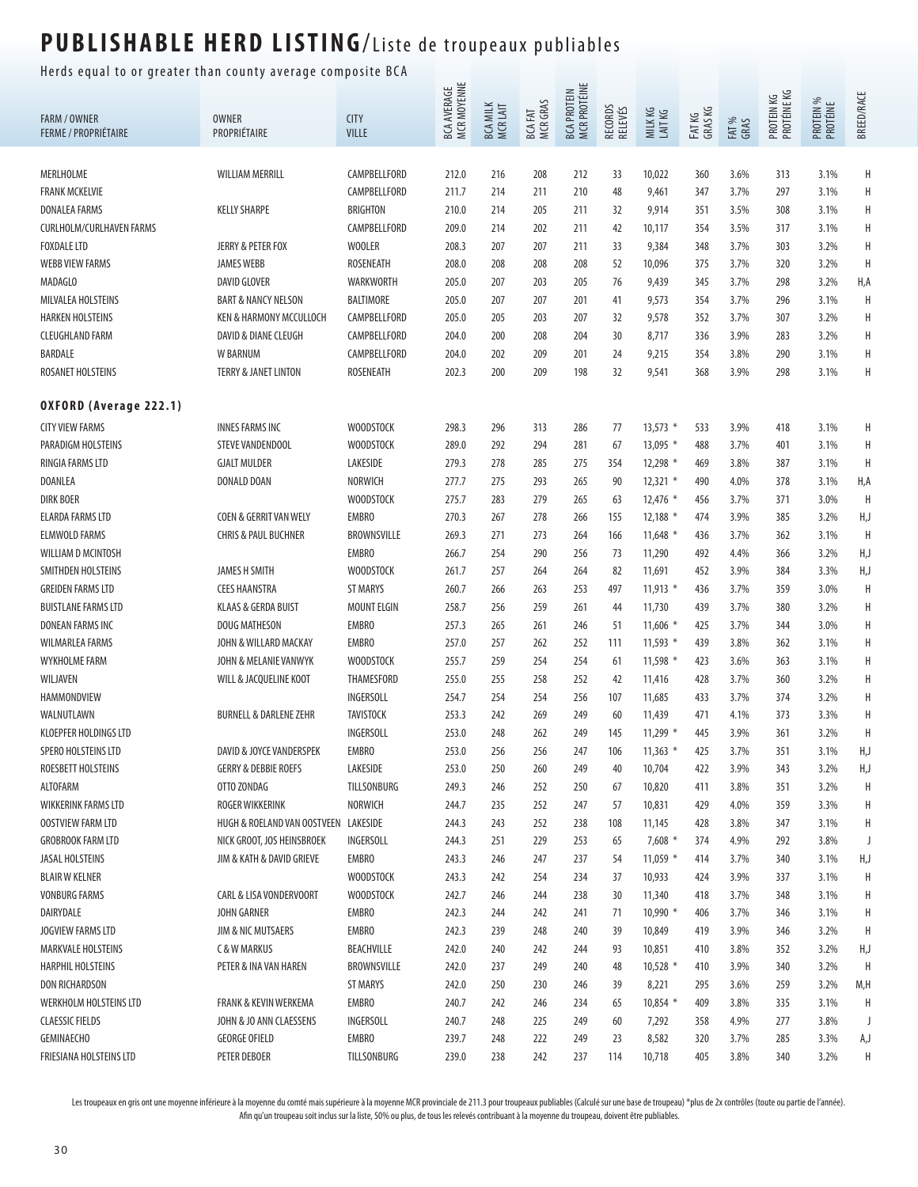# PUBLISHABLE HERD LISTING/Liste de troupeaux publiables

Herds equal to or greater than county average composite BCA

| FARM / OWNER<br>FERME / PROPRIÉTAIRE | OWNER<br>PROPRIÉTAIRE | CITY<br>VILLE | BCA AVERAGE<br>MCR MOYENNE | BCA MILK<br>MCR LAIT | BCA FAT<br>MCR GRAS | BCA PROTEIN<br>MCR PROTÉINE | RECORDS<br>RELEVÉS | MILK KG<br>LAIT KG | FAT KG<br>GRAS KG | FAT %<br>GRAS | PROTEIN KG<br>PROTÉINE KG | PROTEIN %<br>PROTÉINE | BREED/RACE |
|---|---|---|---|---|---|---|---|---|---|---|---|---|---|
| MERLHOLME | WILLIAM MERRILL | CAMPBELLFORD | 212.0 | 216 | 208 | 212 | 33 | 10,022 | 360 | 3.6% | 313 | 3.1% | H |
| FRANK MCKELVIE | | CAMPBELLFORD | 211.7 | 214 | 211 | 210 | 48 | 9,461 | 347 | 3.7% | 297 | 3.1% | H |
| DONALEA FARMS | KELLY SHARPE | BRIGHTON | 210.0 | 214 | 205 | 211 | 32 | 9,914 | 351 | 3.5% | 308 | 3.1% | H |
| CURLHOLM/CURLHAVEN FARMS | | CAMPBELLFORD | 209.0 | 214 | 202 | 211 | 42 | 10,117 | 354 | 3.5% | 317 | 3.1% | H |
| FOXDALE LTD | JERRY & PETER FOX | WOOLER | 208.3 | 207 | 207 | 211 | 33 | 9,384 | 348 | 3.7% | 303 | 3.2% | H |
| WEBB VIEW FARMS | JAMES WEBB | ROSENEATH | 208.0 | 208 | 208 | 208 | 52 | 10,096 | 375 | 3.7% | 320 | 3.2% | H |
| MADAGLO | DAVID GLOVER | WARKWORTH | 205.0 | 207 | 203 | 205 | 76 | 9,439 | 345 | 3.7% | 298 | 3.2% | H,A |
| MILVALEA HOLSTEINS | BART & NANCY NELSON | BALTIMORE | 205.0 | 207 | 207 | 201 | 41 | 9,573 | 354 | 3.7% | 296 | 3.1% | H |
| HARKEN HOLSTEINS | KEN & HARMONY MCCULLOCH | CAMPBELLFORD | 205.0 | 205 | 203 | 207 | 32 | 9,578 | 352 | 3.7% | 307 | 3.2% | H |
| CLEUGHLAND FARM | DAVID & DIANE CLEUGH | CAMPBELLFORD | 204.0 | 200 | 208 | 204 | 30 | 8,717 | 336 | 3.9% | 283 | 3.2% | H |
| BARDALE | W BARNUM | CAMPBELLFORD | 204.0 | 202 | 209 | 201 | 24 | 9,215 | 354 | 3.8% | 290 | 3.1% | H |
| ROSANET HOLSTEINS | TERRY & JANET LINTON | ROSENEATH | 202.3 | 200 | 209 | 198 | 32 | 9,541 | 368 | 3.9% | 298 | 3.1% | H |
| **OXFORD (Average 222.1)** | | | | | | | | | | | | | |
| CITY VIEW FARMS | INNES FARMS INC | WOODSTOCK | 298.3 | 296 | 313 | 286 | 77 | 13,573 * | 533 | 3.9% | 418 | 3.1% | H |
| PARADIGM HOLSTEINS | STEVE VANDENDOOL | WOODSTOCK | 289.0 | 292 | 294 | 281 | 67 | 13,095 * | 488 | 3.7% | 401 | 3.1% | H |
| RINGIA FARMS LTD | GJALT MULDER | LAKESIDE | 279.3 | 278 | 285 | 275 | 354 | 12,298 * | 469 | 3.8% | 387 | 3.1% | H |
| DOANLEA | DONALD DOAN | NORWICH | 277.7 | 275 | 293 | 265 | 90 | 12,321 * | 490 | 4.0% | 378 | 3.1% | H,A |
| DIRK BOER | | WOODSTOCK | 275.7 | 283 | 279 | 265 | 63 | 12,476 * | 456 | 3.7% | 371 | 3.0% | H |
| ELARDA FARMS LTD | COEN & GERRIT VAN WELY | EMBRO | 270.3 | 267 | 278 | 266 | 155 | 12,188 * | 474 | 3.9% | 385 | 3.2% | H,J |
| ELMWOLD FARMS | CHRIS & PAUL BUCHNER | BROWNSVILLE | 269.3 | 271 | 273 | 264 | 166 | 11,648 * | 436 | 3.7% | 362 | 3.1% | H |
| WILLIAM D MCINTOSH | | EMBRO | 266.7 | 254 | 290 | 256 | 73 | 11,290 | 492 | 4.4% | 366 | 3.2% | H,J |
| SMITHDEN HOLSTEINS | JAMES H SMITH | WOODSTOCK | 261.7 | 257 | 264 | 264 | 82 | 11,691 | 452 | 3.9% | 384 | 3.3% | H,J |
| GREIDEN FARMS LTD | CEES HAANSTRA | ST MARYS | 260.7 | 266 | 263 | 253 | 497 | 11,913 * | 436 | 3.7% | 359 | 3.0% | H |
| BUISTLANE FARMS LTD | KLAAS & GERDA BUIST | MOUNT ELGIN | 258.7 | 256 | 259 | 261 | 44 | 11,730 | 439 | 3.7% | 380 | 3.2% | H |
| DONEAN FARMS INC | DOUG MATHESON | EMBRO | 257.3 | 265 | 261 | 246 | 51 | 11,606 * | 425 | 3.7% | 344 | 3.0% | H |
| WILMARLEA FARMS | JOHN & WILLARD MACKAY | EMBRO | 257.0 | 257 | 262 | 252 | 111 | 11,593 * | 439 | 3.8% | 362 | 3.1% | H |
| WYKHOLME FARM | JOHN & MELANIE VANWYK | WOODSTOCK | 255.7 | 259 | 254 | 254 | 61 | 11,598 * | 423 | 3.6% | 363 | 3.1% | H |
| WILJAVEN | WILL & JACQUELINE KOOT | THAMESFORD | 255.0 | 255 | 258 | 252 | 42 | 11,416 | 428 | 3.7% | 360 | 3.2% | H |
| HAMMONDVIEW | | INGERSOLL | 254.7 | 254 | 254 | 256 | 107 | 11,685 | 433 | 3.7% | 374 | 3.2% | H |
| WALNUTLAWN | BURNELL & DARLENE ZEHR | TAVISTOCK | 253.3 | 242 | 269 | 249 | 60 | 11,439 | 471 | 4.1% | 373 | 3.3% | H |
| KLOEPFER HOLDINGS LTD | | INGERSOLL | 253.0 | 248 | 262 | 249 | 145 | 11,299 * | 445 | 3.9% | 361 | 3.2% | H |
| SPERO HOLSTEINS LTD | DAVID & JOYCE VANDERSPEK | EMBRO | 253.0 | 256 | 256 | 247 | 106 | 11,363 * | 425 | 3.7% | 351 | 3.1% | H,J |
| ROESBETT HOLSTEINS | GERRY & DEBBIE ROEFS | LAKESIDE | 253.0 | 250 | 260 | 249 | 40 | 10,704 | 422 | 3.9% | 343 | 3.2% | H,J |
| ALTOFARM | OTTO ZONDAG | TILLSONBURG | 249.3 | 246 | 252 | 250 | 67 | 10,820 | 411 | 3.8% | 351 | 3.2% | H |
| WIKKERINK FARMS LTD | ROGER WIKKERINK | NORWICH | 244.7 | 235 | 252 | 247 | 57 | 10,831 | 429 | 4.0% | 359 | 3.3% | H |
| OOSTVIEW FARM LTD | HUGH & ROELAND VAN OOSTVEEN | LAKESIDE | 244.3 | 243 | 252 | 238 | 108 | 11,145 | 428 | 3.8% | 347 | 3.1% | H |
| GROBROOK FARM LTD | NICK GROOT, JOS HEINSBROEK | INGERSOLL | 244.3 | 251 | 229 | 253 | 65 | 7,608 * | 374 | 4.9% | 292 | 3.8% | J |
| JASAL HOLSTEINS | JIM & KATH & DAVID GRIEVE | EMBRO | 243.3 | 246 | 247 | 237 | 54 | 11,059 * | 414 | 3.7% | 340 | 3.1% | H,J |
| BLAIR W KELNER | | WOODSTOCK | 243.3 | 242 | 254 | 234 | 37 | 10,933 | 424 | 3.9% | 337 | 3.1% | H |
| VONBURG FARMS | CARL & LISA VONDERVOORT | WOODSTOCK | 242.7 | 246 | 244 | 238 | 30 | 11,340 | 418 | 3.7% | 348 | 3.1% | H |
| DAIRYDALE | JOHN GARNER | EMBRO | 242.3 | 244 | 242 | 241 | 71 | 10,990 * | 406 | 3.7% | 346 | 3.1% | H |
| JOGVIEW FARMS LTD | JIM & NIC MUTSAERS | EMBRO | 242.3 | 239 | 248 | 240 | 39 | 10,849 | 419 | 3.9% | 346 | 3.2% | H |
| MARKVALE HOLSTEINS | C & W MARKUS | BEACHVILLE | 242.0 | 240 | 242 | 244 | 93 | 10,851 | 410 | 3.8% | 352 | 3.2% | H,J |
| HARPHIL HOLSTEINS | PETER & INA VAN HAREN | BROWNSVILLE | 242.0 | 237 | 249 | 240 | 48 | 10,528 * | 410 | 3.9% | 340 | 3.2% | H |
| DON RICHARDSON | | ST MARYS | 242.0 | 250 | 230 | 246 | 39 | 8,221 | 295 | 3.6% | 259 | 3.2% | M,H |
| WERKHOLM HOLSTEINS LTD | FRANK & KEVIN WERKEMA | EMBRO | 240.7 | 242 | 246 | 234 | 65 | 10,854 * | 409 | 3.8% | 335 | 3.1% | H |
| CLAESSIC FIELDS | JOHN & JO ANN CLAESSENS | INGERSOLL | 240.7 | 248 | 225 | 249 | 60 | 7,292 | 358 | 4.9% | 277 | 3.8% | J |
| GEMINAECHO | GEORGE OFIELD | EMBRO | 239.7 | 248 | 222 | 249 | 23 | 8,582 | 320 | 3.7% | 285 | 3.3% | A,J |
| FRIESIANA HOLSTEINS LTD | PETER DEBOER | TILLSONBURG | 239.0 | 238 | 242 | 237 | 114 | 10,718 | 405 | 3.8% | 340 | 3.2% | H |

Les troupeaux en gris ont une moyenne inférieure à la moyenne du comté mais supérieure à la moyenne MCR provinciale de 211.3 pour troupeaux publiables (Calculé sur une base de troupeau) *plus de 2x contrôles (toute ou partie de l'année). Afin qu'un troupeau soit inclus sur la liste, 50% ou plus, de tous les relevés contribuant à la moyenne du troupeau, doivent être publiables.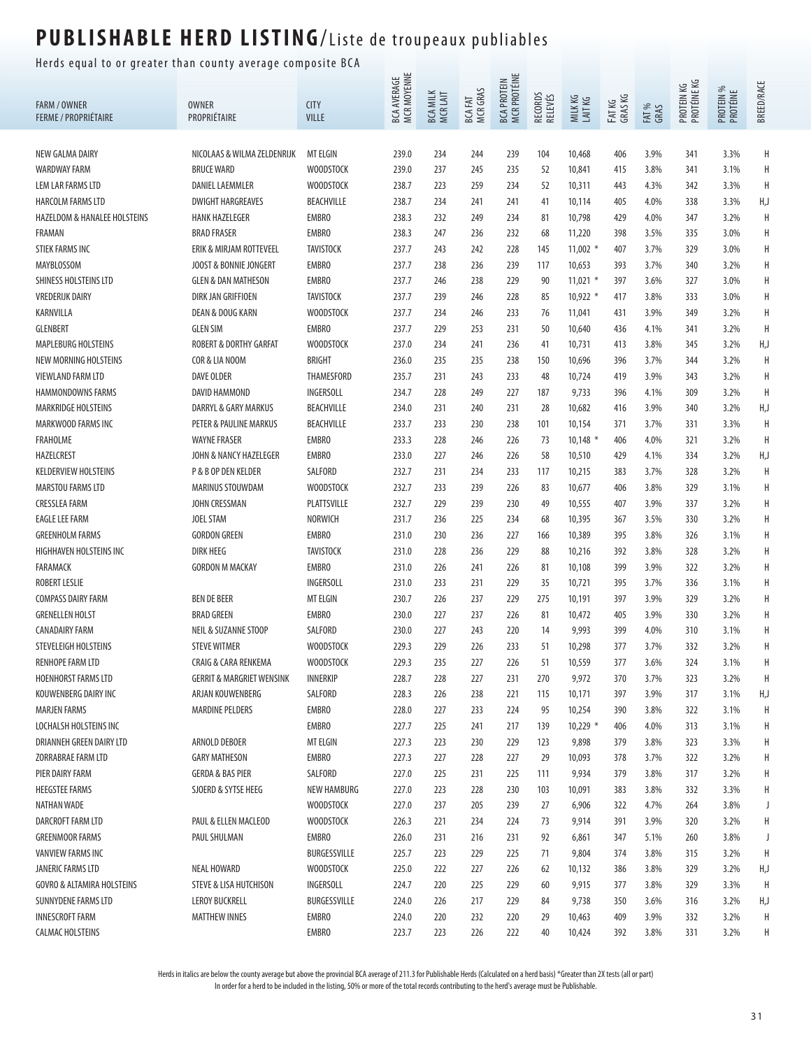# PUBLISHABLE HERD LISTING/Liste de troupeaux publiables

Herds equal to or greater than county average composite BCA

| FARM / OWNER<br>FERME / PROPRIÉTAIRE | OWNER<br>PROPRIÉTAIRE | CITY<br>VILLE | BCA AVERAGE<br>MCR MOYENNE | BCA MILK<br>MCR LAIT | BCA FAT<br>MCR GRAS | BCA PROTEIN<br>MCR PROTÉINE | RECORDS<br>RELEVÉS | MILK KG<br>LAIT KG | FAT KG<br>GRAS KG | FAT %<br>GRAS | PROTEIN KG<br>PROTÉINE KG | PROTEIN %<br>PROTÉINE | BREED/RACE |
|---|---|---|---|---|---|---|---|---|---|---|---|---|---|
| NEW GALMA DAIRY | NICOLAAS & WILMA ZELDENRIJK | MT ELGIN | 239.0 | 234 | 244 | 239 | 104 | 10,468 | 406 | 3.9% | 341 | 3.3% | H |
| WARDWAY FARM | BRUCE WARD | WOODSTOCK | 239.0 | 237 | 245 | 235 | 52 | 10,841 | 415 | 3.8% | 341 | 3.1% | H |
| LEM LAR FARMS LTD | DANIEL LAEMMLER | WOODSTOCK | 238.7 | 223 | 259 | 234 | 52 | 10,311 | 443 | 4.3% | 342 | 3.3% | H |
| HARCOLM FARMS LTD | DWIGHT HARGREAVES | BEACHVILLE | 238.7 | 234 | 241 | 241 | 41 | 10,114 | 405 | 4.0% | 338 | 3.3% | H,J |
| HAZELDOM & HANALEE HOLSTEINS | HANK HAZELEGER | EMBRO | 238.3 | 232 | 249 | 234 | 81 | 10,798 | 429 | 4.0% | 347 | 3.2% | H |
| FRAMAN | BRAD FRASER | EMBRO | 238.3 | 247 | 236 | 232 | 68 | 11,220 | 398 | 3.5% | 335 | 3.0% | H |
| STIEK FARMS INC | ERIK & MIRJAM ROTTEVEEL | TAVISTOCK | 237.7 | 243 | 242 | 228 | 145 | 11,002 * | 407 | 3.7% | 329 | 3.0% | H |
| MAYBLOSSOM | JOOST & BONNIE JONGERT | EMBRO | 237.7 | 238 | 236 | 239 | 117 | 10,653 | 393 | 3.7% | 340 | 3.2% | H |
| SHINESS HOLSTEINS LTD | GLEN & DAN MATHESON | EMBRO | 237.7 | 246 | 238 | 229 | 90 | 11,021 * | 397 | 3.6% | 327 | 3.0% | H |
| VREDERIJK DAIRY | DIRK JAN GRIFFIOEN | TAVISTOCK | 237.7 | 239 | 246 | 228 | 85 | 10,922 * | 417 | 3.8% | 333 | 3.0% | H |
| KARNVILLA | DEAN & DOUG KARN | WOODSTOCK | 237.7 | 234 | 246 | 233 | 76 | 11,041 | 431 | 3.9% | 349 | 3.2% | H |
| GLENBERT | GLEN SIM | EMBRO | 237.7 | 229 | 253 | 231 | 50 | 10,640 | 436 | 4.1% | 341 | 3.2% | H |
| MAPLEBURG HOLSTEINS | ROBERT & DORTHY GARFAT | WOODSTOCK | 237.0 | 234 | 241 | 236 | 41 | 10,731 | 413 | 3.8% | 345 | 3.2% | H,J |
| NEW MORNING HOLSTEINS | COR & LIA NOOM | BRIGHT | 236.0 | 235 | 235 | 238 | 150 | 10,696 | 396 | 3.7% | 344 | 3.2% | H |
| VIEWLAND FARM LTD | DAVE OLDER | THAMESFORD | 235.7 | 231 | 243 | 233 | 48 | 10,724 | 419 | 3.9% | 343 | 3.2% | H |
| HAMMONDOWNS FARMS | DAVID HAMMOND | INGERSOLL | 234.7 | 228 | 249 | 227 | 187 | 9,733 | 396 | 4.1% | 309 | 3.2% | H |
| MARKRIDGE HOLSTEINS | DARRYL & GARY MARKUS | BEACHVILLE | 234.0 | 231 | 240 | 231 | 28 | 10,682 | 416 | 3.9% | 340 | 3.2% | H,J |
| MARKWOOD FARMS INC | PETER & PAULINE MARKUS | BEACHVILLE | 233.7 | 233 | 230 | 238 | 101 | 10,154 | 371 | 3.7% | 331 | 3.3% | H |
| FRAHOLME | WAYNE FRASER | EMBRO | 233.3 | 228 | 246 | 226 | 73 | 10,148 * | 406 | 4.0% | 321 | 3.2% | H |
| HAZELCREST | JOHN & NANCY HAZELEGER | EMBRO | 233.0 | 227 | 246 | 226 | 58 | 10,510 | 429 | 4.1% | 334 | 3.2% | H,J |
| KELDERVIEW HOLSTEINS | P & B OP DEN KELDER | SALFORD | 232.7 | 231 | 234 | 233 | 117 | 10,215 | 383 | 3.7% | 328 | 3.2% | H |
| MARSTOU FARMS LTD | MARINUS STOUWDAM | WOODSTOCK | 232.7 | 233 | 239 | 226 | 83 | 10,677 | 406 | 3.8% | 329 | 3.1% | H |
| CRESSLEA FARM | JOHN CRESSMAN | PLATTSVILLE | 232.7 | 229 | 239 | 230 | 49 | 10,555 | 407 | 3.9% | 337 | 3.2% | H |
| EAGLE LEE FARM | JOEL STAM | NORWICH | 231.7 | 236 | 225 | 234 | 68 | 10,395 | 367 | 3.5% | 330 | 3.2% | H |
| GREENHOLM FARMS | GORDON GREEN | EMBRO | 231.0 | 230 | 236 | 227 | 166 | 10,389 | 395 | 3.8% | 326 | 3.1% | H |
| HIGHHAVEN HOLSTEINS INC | DIRK HEEG | TAVISTOCK | 231.0 | 228 | 236 | 229 | 88 | 10,216 | 392 | 3.8% | 328 | 3.2% | H |
| FARAMACK | GORDON M MACKAY | EMBRO | 231.0 | 226 | 241 | 226 | 81 | 10,108 | 399 | 3.9% | 322 | 3.2% | H |
| ROBERT LESLIE | | INGERSOLL | 231.0 | 233 | 231 | 229 | 35 | 10,721 | 395 | 3.7% | 336 | 3.1% | H |
| COMPASS DAIRY FARM | BEN DE BEER | MT ELGIN | 230.7 | 226 | 237 | 229 | 275 | 10,191 | 397 | 3.9% | 329 | 3.2% | H |
| GRENELLEN HOLST | BRAD GREEN | EMBRO | 230.0 | 227 | 237 | 226 | 81 | 10,472 | 405 | 3.9% | 330 | 3.2% | H |
| CANADAIRY FARM | NEIL & SUZANNE STOOP | SALFORD | 230.0 | 227 | 243 | 220 | 14 | 9,993 | 399 | 4.0% | 310 | 3.1% | H |
| STEVELEIGH HOLSTEINS | STEVE WITMER | WOODSTOCK | 229.3 | 229 | 226 | 233 | 51 | 10,298 | 377 | 3.7% | 332 | 3.2% | H |
| RENHOPE FARM LTD | CRAIG & CARA RENKEMA | WOODSTOCK | 229.3 | 235 | 227 | 226 | 51 | 10,559 | 377 | 3.6% | 324 | 3.1% | H |
| HOENHORST FARMS LTD | GERRIT & MARGRIET WENSINK | INNERKIP | 228.7 | 228 | 227 | 231 | 270 | 9,972 | 370 | 3.7% | 323 | 3.2% | H |
| KOUWENBERG DAIRY INC | ARJAN KOUWENBERG | SALFORD | 228.3 | 226 | 238 | 221 | 115 | 10,171 | 397 | 3.9% | 317 | 3.1% | H,J |
| MARJEN FARMS | MARDINE PELDERS | EMBRO | 228.0 | 227 | 233 | 224 | 95 | 10,254 | 390 | 3.8% | 322 | 3.1% | H |
| LOCHALSH HOLSTEINS INC | | EMBRO | 227.7 | 225 | 241 | 217 | 139 | 10,229 * | 406 | 4.0% | 313 | 3.1% | H |
| DRIANNEH GREEN DAIRY LTD | ARNOLD DEBOER | MT ELGIN | 227.3 | 223 | 230 | 229 | 123 | 9,898 | 379 | 3.8% | 323 | 3.3% | H |
| ZORRABRAE FARM LTD | GARY MATHESON | EMBRO | 227.3 | 227 | 228 | 227 | 29 | 10,093 | 378 | 3.7% | 322 | 3.2% | H |
| PIER DAIRY FARM | GERDA & BAS PIER | SALFORD | 227.0 | 225 | 231 | 225 | 111 | 9,934 | 379 | 3.8% | 317 | 3.2% | H |
| HEEGSTEE FARMS | SJOERD & SYTSE HEEG | NEW HAMBURG | 227.0 | 223 | 228 | 230 | 103 | 10,091 | 383 | 3.8% | 332 | 3.3% | H |
| NATHAN WADE | | WOODSTOCK | 227.0 | 237 | 205 | 239 | 27 | 6,906 | 322 | 4.7% | 264 | 3.8% | J |
| DARCROFT FARM LTD | PAUL & ELLEN MACLEOD | WOODSTOCK | 226.3 | 221 | 234 | 224 | 73 | 9,914 | 391 | 3.9% | 320 | 3.2% | H |
| GREENMOOR FARMS | PAUL SHULMAN | EMBRO | 226.0 | 231 | 216 | 231 | 92 | 6,861 | 347 | 5.1% | 260 | 3.8% | J |
| VANVIEW FARMS INC | | BURGESSVILLE | 225.7 | 223 | 229 | 225 | 71 | 9,804 | 374 | 3.8% | 315 | 3.2% | H |
| JANERIC FARMS LTD | NEAL HOWARD | WOODSTOCK | 225.0 | 222 | 227 | 226 | 62 | 10,132 | 386 | 3.8% | 329 | 3.2% | H,J |
| GOVRO & ALTAMIRA HOLSTEINS | STEVE & LISA HUTCHISON | INGERSOLL | 224.7 | 220 | 225 | 229 | 60 | 9,915 | 377 | 3.8% | 329 | 3.3% | H |
| SUNNYDENE FARMS LTD | LEROY BUCKRELL | BURGESSVILLE | 224.0 | 226 | 217 | 229 | 84 | 9,738 | 350 | 3.6% | 316 | 3.2% | H,J |
| INNESCROFT FARM | MATTHEW INNES | EMBRO | 224.0 | 220 | 232 | 220 | 29 | 10,463 | 409 | 3.9% | 332 | 3.2% | H |
| CALMAC HOLSTEINS | | EMBRO | 223.7 | 223 | 226 | 222 | 40 | 10,424 | 392 | 3.8% | 331 | 3.2% | H |

Herds in italics are below the county average but above the provincial BCA average of 211.3 for Publishable Herds (Calculated on a herd basis) *Greater than 2X tests (all or part)
In order for a herd to be included in the listing, 50% or more of the total records contributing to the herd's average must be Publishable.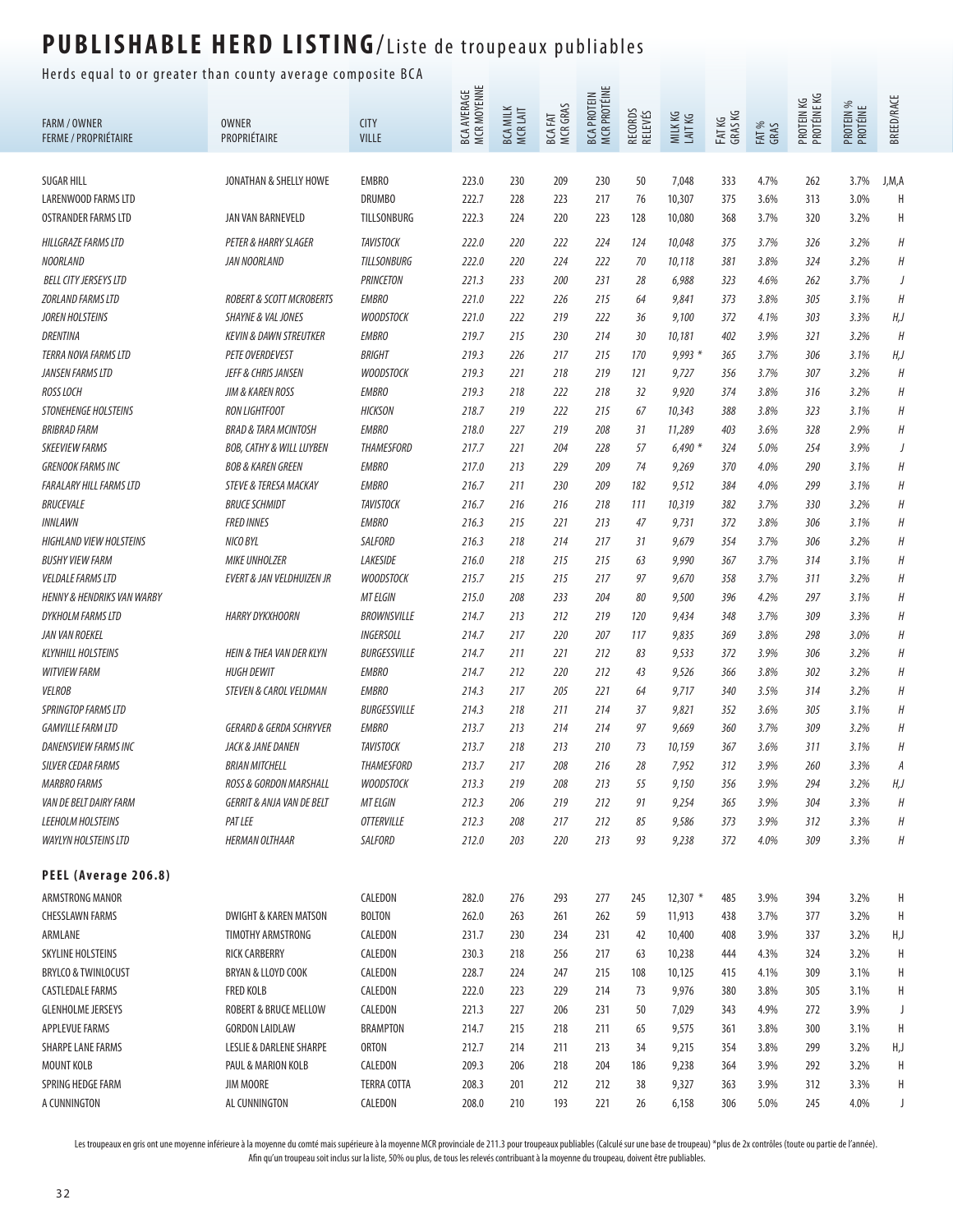# PUBLISHABLE HERD LISTING/Liste de troupeaux publiables

Herds equal to or greater than county average composite BCA

| FARM / OWNER<br>FERME / PROPRIÉTAIRE | OWNER<br>PROPRIÉTAIRE | CITY<br>VILLE | BCA AVERAGE<br>MCR MOYENNE | BCA MILK<br>MCR LAIT | BCA FAT<br>MCR GRAS | BCA PROTEIN<br>MCR PROTÉINE | RECORDS<br>RELEVÉS | MILK KG<br>LAIT KG | FAT KG<br>GRAS KG | FAT %<br>GRAS | PROTEIN KG<br>PROTÉINE KG | PROTEIN %<br>PROTÉINE | BREED/RACE |
|---|---|---|---|---|---|---|---|---|---|---|---|---|---|
| SUGAR HILL | JONATHAN & SHELLY HOWE | EMBRO | 223.0 | 230 | 209 | 230 | 50 | 7,048 | 333 | 4.7% | 262 | 3.7% | J,M,A |
| LARENWOOD FARMS LTD | | DRUMBO | 222.7 | 228 | 223 | 217 | 76 | 10,307 | 375 | 3.6% | 313 | 3.0% | H |
| OSTRANDER FARMS LTD | JAN VAN BARNEVELD | TILLSONBURG | 222.3 | 224 | 220 | 223 | 128 | 10,080 | 368 | 3.7% | 320 | 3.2% | H |
| *HILLGRAZE FARMS LTD* | *PETER & HARRY SLAGER* | *TAVISTOCK* | *222.0* | *220* | *222* | *224* | *124* | *10,048* | *375* | *3.7%* | *326* | *3.2%* | *H* |
| *NOORLAND* | *JAN NOORLAND* | *TILLSONBURG* | *222.0* | *220* | *224* | *222* | *70* | *10,118* | *381* | *3.8%* | *324* | *3.2%* | *H* |
| *BELL CITY JERSEYS LTD* | | *PRINCETON* | *221.3* | *233* | *200* | *231* | *28* | *6,988* | *323* | *4.6%* | *262* | *3.7%* | *J* |
| *ZORLAND FARMS LTD* | *ROBERT & SCOTT MCROBERTS* | *EMBRO* | *221.0* | *222* | *226* | *215* | *64* | *9,841* | *373* | *3.8%* | *305* | *3.1%* | *H* |
| *JOREN HOLSTEINS* | *SHAYNE & VAL JONES* | *WOODSTOCK* | *221.0* | *222* | *219* | *222* | *36* | *9,100* | *372* | *4.1%* | *303* | *3.3%* | *H,J* |
| *DRENTINA* | *KEVIN & DAWN STREUTKER* | *EMBRO* | *219.7* | *215* | *230* | *214* | *30* | *10,181* | *402* | *3.9%* | *321* | *3.2%* | *H* |
| *TERRA NOVA FARMS LTD* | *PETE OVERDEVEST* | *BRIGHT* | *219.3* | *226* | *217* | *215* | *170* | *9,993 ** | *365* | *3.7%* | *306* | *3.1%* | *H,J* |
| *JANSEN FARMS LTD* | *JEFF & CHRIS JANSEN* | *WOODSTOCK* | *219.3* | *221* | *218* | *219* | *121* | *9,727* | *356* | *3.7%* | *307* | *3.2%* | *H* |
| *ROSS LOCH* | *JIM & KAREN ROSS* | *EMBRO* | *219.3* | *218* | *222* | *218* | *32* | *9,920* | *374* | *3.8%* | *316* | *3.2%* | *H* |
| *STONEHENGE HOLSTEINS* | *RON LIGHTFOOT* | *HICKSON* | *218.7* | *219* | *222* | *215* | *67* | *10,343* | *388* | *3.8%* | *323* | *3.1%* | *H* |
| *BRIBRAD FARM* | *BRAD & TARA MCINTOSH* | *EMBRO* | *218.0* | *227* | *219* | *208* | *31* | *11,289* | *403* | *3.6%* | *328* | *2.9%* | *H* |
| *SKEEVIEW FARMS* | *BOB, CATHY & WILL LUYBEN* | *THAMESFORD* | *217.7* | *221* | *204* | *228* | *57* | *6,490 ** | *324* | *5.0%* | *254* | *3.9%* | *J* |
| *GRENOOK FARMS INC* | *BOB & KAREN GREEN* | *EMBRO* | *217.0* | *213* | *229* | *209* | *74* | *9,269* | *370* | *4.0%* | *290* | *3.1%* | *H* |
| *FARALARY HILL FARMS LTD* | *STEVE & TERESA MACKAY* | *EMBRO* | *216.7* | *211* | *230* | *209* | *182* | *9,512* | *384* | *4.0%* | *299* | *3.1%* | *H* |
| *BRUCEVALE* | *BRUCE SCHMIDT* | *TAVISTOCK* | *216.7* | *216* | *216* | *218* | *111* | *10,319* | *382* | *3.7%* | *330* | *3.2%* | *H* |
| *INNLAWN* | *FRED INNES* | *EMBRO* | *216.3* | *215* | *221* | *213* | *47* | *9,731* | *372* | *3.8%* | *306* | *3.1%* | *H* |
| *HIGHLAND VIEW HOLSTEINS* | *NICO BYL* | *SALFORD* | *216.3* | *218* | *214* | *217* | *31* | *9,679* | *354* | *3.7%* | *306* | *3.2%* | *H* |
| *BUSHY VIEW FARM* | *MIKE UNHOLZER* | *LAKESIDE* | *216.0* | *218* | *215* | *215* | *63* | *9,990* | *367* | *3.7%* | *314* | *3.1%* | *H* |
| *VELDALE FARMS LTD* | *EVERT & JAN VELDHUIZEN JR* | *WOODSTOCK* | *215.7* | *215* | *215* | *217* | *97* | *9,670* | *358* | *3.7%* | *311* | *3.2%* | *H* |
| *HENNY & HENDRIKS VAN WARBY* | | *MT ELGIN* | *215.0* | *208* | *233* | *204* | *80* | *9,500* | *396* | *4.2%* | *297* | *3.1%* | *H* |
| *DYKHOLM FARMS LTD* | *HARRY DYKXHOORN* | *BROWNSVILLE* | *214.7* | *213* | *212* | *219* | *120* | *9,434* | *348* | *3.7%* | *309* | *3.3%* | *H* |
| *JAN VAN ROEKEL* | | *INGERSOLL* | *214.7* | *217* | *220* | *207* | *117* | *9,835* | *369* | *3.8%* | *298* | *3.0%* | *H* |
| *KLYNHILL HOLSTEINS* | *HEIN & THEA VAN DER KLYN* | *BURGESSVILLE* | *214.7* | *211* | *221* | *212* | *83* | *9,533* | *372* | *3.9%* | *306* | *3.2%* | *H* |
| *WITVIEW FARM* | *HUGH DEWIT* | *EMBRO* | *214.7* | *212* | *220* | *212* | *43* | *9,526* | *366* | *3.8%* | *302* | *3.2%* | *H* |
| *VELROB* | *STEVEN & CAROL VELDMAN* | *EMBRO* | *214.3* | *217* | *205* | *221* | *64* | *9,717* | *340* | *3.5%* | *314* | *3.2%* | *H* |
| *SPRINGTOP FARMS LTD* | | *BURGESSVILLE* | *214.3* | *218* | *211* | *214* | *37* | *9,821* | *352* | *3.6%* | *305* | *3.1%* | *H* |
| *GAMVILLE FARM LTD* | *GERARD & GERDA SCHRYVER* | *EMBRO* | *213.7* | *213* | *214* | *214* | *97* | *9,669* | *360* | *3.7%* | *309* | *3.2%* | *H* |
| *DANENSVIEW FARMS INC* | *JACK & JANE DANEN* | *TAVISTOCK* | *213.7* | *218* | *213* | *210* | *73* | *10,159* | *367* | *3.6%* | *311* | *3.1%* | *H* |
| *SILVER CEDAR FARMS* | *BRIAN MITCHELL* | *THAMESFORD* | *213.7* | *217* | *208* | *216* | *28* | *7,952* | *312* | *3.9%* | *260* | *3.3%* | *A* |
| *MARBRO FARMS* | *ROSS & GORDON MARSHALL* | *WOODSTOCK* | *213.3* | *219* | *208* | *213* | *55* | *9,150* | *356* | *3.9%* | *294* | *3.2%* | *H,J* |
| *VAN DE BELT DAIRY FARM* | *GERRIT & ANJA VAN DE BELT* | *MT ELGIN* | *212.3* | *206* | *219* | *212* | *91* | *9,254* | *365* | *3.9%* | *304* | *3.3%* | *H* |
| *LEEHOLM HOLSTEINS* | *PAT LEE* | *OTTERVILLE* | *212.3* | *208* | *217* | *212* | *85* | *9,586* | *373* | *3.9%* | *312* | *3.3%* | *H* |
| *WAYLYN HOLSTEINS LTD* | *HERMAN OLTHAAR* | *SALFORD* | *212.0* | *203* | *220* | *213* | *93* | *9,238* | *372* | *4.0%* | *309* | *3.3%* | *H* |
| **PEEL (Average 206.8)** | | | | | | | | | | | | | |
| ARMSTRONG MANOR | | CALEDON | 282.0 | 276 | 293 | 277 | 245 | 12,307 * | 485 | 3.9% | 394 | 3.2% | H |
| CHESSLAWN FARMS | DWIGHT & KAREN MATSON | BOLTON | 262.0 | 263 | 261 | 262 | 59 | 11,913 | 438 | 3.7% | 377 | 3.2% | H |
| ARMLANE | TIMOTHY ARMSTRONG | CALEDON | 231.7 | 230 | 234 | 231 | 42 | 10,400 | 408 | 3.9% | 337 | 3.2% | H,J |
| SKYLINE HOLSTEINS | RICK CARBERRY | CALEDON | 230.3 | 218 | 256 | 217 | 63 | 10,238 | 444 | 4.3% | 324 | 3.2% | H |
| BRYLCO & TWINLOCUST | BRYAN & LLOYD COOK | CALEDON | 228.7 | 224 | 247 | 215 | 108 | 10,125 | 415 | 4.1% | 309 | 3.1% | H |
| CASTLEDALE FARMS | FRED KOLB | CALEDON | 222.0 | 223 | 229 | 214 | 73 | 9,976 | 380 | 3.8% | 305 | 3.1% | H |
| GLENHOLME JERSEYS | ROBERT & BRUCE MELLOW | CALEDON | 221.3 | 227 | 206 | 231 | 50 | 7,029 | 343 | 4.9% | 272 | 3.9% | J |
| APPLEVUE FARMS | GORDON LAIDLAW | BRAMPTON | 214.7 | 215 | 218 | 211 | 65 | 9,575 | 361 | 3.8% | 300 | 3.1% | H |
| SHARPE LANE FARMS | LESLIE & DARLENE SHARPE | ORTON | 212.7 | 214 | 211 | 213 | 34 | 9,215 | 354 | 3.8% | 299 | 3.2% | H,J |
| MOUNT KOLB | PAUL & MARION KOLB | CALEDON | 209.3 | 206 | 218 | 204 | 186 | 9,238 | 364 | 3.9% | 292 | 3.2% | H |
| SPRING HEDGE FARM | JIM MOORE | TERRA COTTA | 208.3 | 201 | 212 | 212 | 38 | 9,327 | 363 | 3.9% | 312 | 3.3% | H |
| A CUNNINGTON | AL CUNNINGTON | CALEDON | 208.0 | 210 | 193 | 221 | 26 | 6,158 | 306 | 5.0% | 245 | 4.0% | J |

Les troupeaux en gris ont une moyenne inférieure à la moyenne du comté mais supérieure à la moyenne MCR provinciale de 211.3 pour troupeaux publiables (Calculé sur une base de troupeau) *plus de 2x contrôles (toute ou partie de l'année). Afin qu'un troupeau soit inclus sur la liste, 50% ou plus, de tous les relevés contribuant à la moyenne du troupeau, doivent être publiables.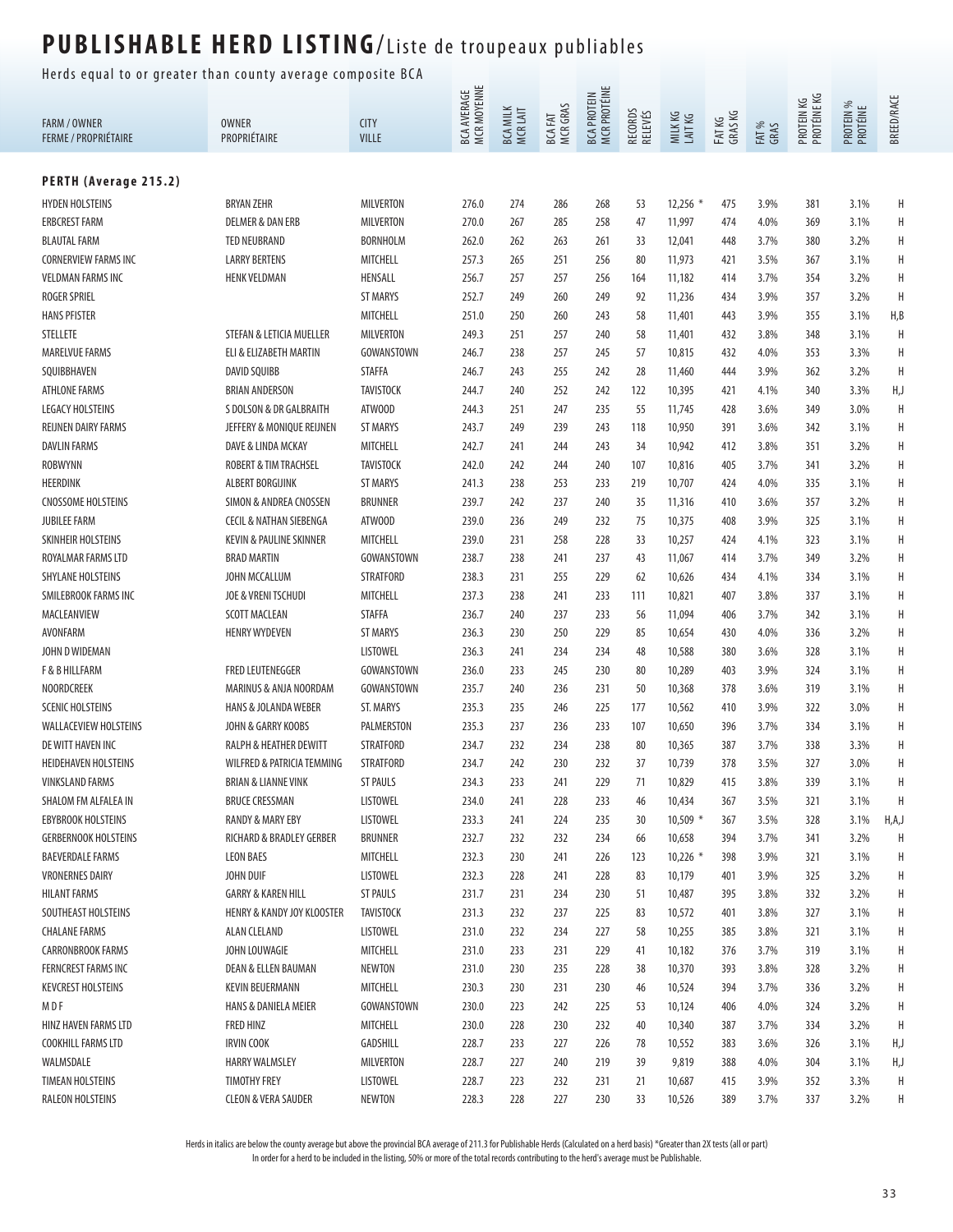# PUBLISHABLE HERD LISTING/Liste de troupeaux publiables

Herds equal to or greater than county average composite BCA

| FARM / OWNER FERME / PROPRIÉTAIRE | OWNER PROPRIÉTAIRE | CITY VILLE | BCA AVERAGE MCR MOYENNE | BCA MILK MCR LAIT | BCA FAT MCR GRAS | BCA PROTEIN MCR PROTÉINE | RECORDS RELEVÉS | MILK KG LAIT KG | FAT KG GRAS KG | FAT % GRAS | PROTEIN KG PROTÉINE KG | PROTEIN % PROTÉINE | BREED/RACE |
|---|---|---|---|---|---|---|---|---|---|---|---|---|---|
| **PERTH (Average 215.2)** | | | | | | | | | | | | | |
| HYDEN HOLSTEINS | BRYAN ZEHR | MILVERTON | 276.0 | 274 | 286 | 268 | 53 | 12,256 * | 475 | 3.9% | 381 | 3.1% | H |
| ERBCREST FARM | DELMER & DAN ERB | MILVERTON | 270.0 | 267 | 285 | 258 | 47 | 11,997 | 474 | 4.0% | 369 | 3.1% | H |
| BLAUTAL FARM | TED NEUBRAND | BORNHOLM | 262.0 | 262 | 263 | 261 | 33 | 12,041 | 448 | 3.7% | 380 | 3.2% | H |
| CORNERVIEW FARMS INC | LARRY BERTENS | MITCHELL | 257.3 | 265 | 251 | 256 | 80 | 11,973 | 421 | 3.5% | 367 | 3.1% | H |
| VELDMAN FARMS INC | HENK VELDMAN | HENSALL | 256.7 | 257 | 257 | 256 | 164 | 11,182 | 414 | 3.7% | 354 | 3.2% | H |
| ROGER SPRIEL | | ST MARYS | 252.7 | 249 | 260 | 249 | 92 | 11,236 | 434 | 3.9% | 357 | 3.2% | H |
| HANS PFISTER | | MITCHELL | 251.0 | 250 | 260 | 243 | 58 | 11,401 | 443 | 3.9% | 355 | 3.1% | H,B |
| STELLETE | STEFAN & LETICIA MUELLER | MILVERTON | 249.3 | 251 | 257 | 240 | 58 | 11,401 | 432 | 3.8% | 348 | 3.1% | H |
| MARELVUE FARMS | ELI & ELIZABETH MARTIN | GOWANSTOWN | 246.7 | 238 | 257 | 245 | 57 | 10,815 | 432 | 4.0% | 353 | 3.3% | H |
| SQUIBBHAVEN | DAVID SQUIBB | STAFFA | 246.7 | 243 | 255 | 242 | 28 | 11,460 | 444 | 3.9% | 362 | 3.2% | H |
| ATHLONE FARMS | BRIAN ANDERSON | TAVISTOCK | 244.7 | 240 | 252 | 242 | 122 | 10,395 | 421 | 4.1% | 340 | 3.3% | H,J |
| LEGACY HOLSTEINS | S DOLSON & DR GALBRAITH | ATWOOD | 244.3 | 251 | 247 | 235 | 55 | 11,745 | 428 | 3.6% | 349 | 3.0% | H |
| REIJNEN DAIRY FARMS | JEFFERY & MONIQUE REIJNEN | ST MARYS | 243.7 | 249 | 239 | 243 | 118 | 10,950 | 391 | 3.6% | 342 | 3.1% | H |
| DAVLIN FARMS | DAVE & LINDA MCKAY | MITCHELL | 242.7 | 241 | 244 | 243 | 34 | 10,942 | 412 | 3.8% | 351 | 3.2% | H |
| ROBWYNN | ROBERT & TIM TRACHSEL | TAVISTOCK | 242.0 | 242 | 244 | 240 | 107 | 10,816 | 405 | 3.7% | 341 | 3.2% | H |
| HEERDINK | ALBERT BORGIJINK | ST MARYS | 241.3 | 238 | 253 | 233 | 219 | 10,707 | 424 | 4.0% | 335 | 3.1% | H |
| CNOSSOME HOLSTEINS | SIMON & ANDREA CNOSSEN | BRUNNER | 239.7 | 242 | 237 | 240 | 35 | 11,316 | 410 | 3.6% | 357 | 3.2% | H |
| JUBILEE FARM | CECIL & NATHAN SIEBENGA | ATWOOD | 239.0 | 236 | 249 | 232 | 75 | 10,375 | 408 | 3.9% | 325 | 3.1% | H |
| SKINHEIR HOLSTEINS | KEVIN & PAULINE SKINNER | MITCHELL | 239.0 | 231 | 258 | 228 | 33 | 10,257 | 424 | 4.1% | 323 | 3.1% | H |
| ROYALMAR FARMS LTD | BRAD MARTIN | GOWANSTOWN | 238.7 | 238 | 241 | 237 | 43 | 11,067 | 414 | 3.7% | 349 | 3.2% | H |
| SHYLANE HOLSTEINS | JOHN MCCALLUM | STRATFORD | 238.3 | 231 | 255 | 229 | 62 | 10,626 | 434 | 4.1% | 334 | 3.1% | H |
| SMILEBROOK FARMS INC | JOE & VRENI TSCHUDI | MITCHELL | 237.3 | 238 | 241 | 233 | 111 | 10,821 | 407 | 3.8% | 337 | 3.1% | H |
| MACLEANVIEW | SCOTT MACLEAN | STAFFA | 236.7 | 240 | 237 | 233 | 56 | 11,094 | 406 | 3.7% | 342 | 3.1% | H |
| AVONFARM | HENRY WYDEVEN | ST MARYS | 236.3 | 230 | 250 | 229 | 85 | 10,654 | 430 | 4.0% | 336 | 3.2% | H |
| JOHN D WIDEMAN | | LISTOWEL | 236.3 | 241 | 234 | 234 | 48 | 10,588 | 380 | 3.6% | 328 | 3.1% | H |
| F & B HILLFARM | FRED LEUTENEGGER | GOWANSTOWN | 236.0 | 233 | 245 | 230 | 80 | 10,289 | 403 | 3.9% | 324 | 3.1% | H |
| NOORDCREEK | MARINUS & ANJA NOORDAM | GOWANSTOWN | 235.7 | 240 | 236 | 231 | 50 | 10,368 | 378 | 3.6% | 319 | 3.1% | H |
| SCENIC HOLSTEINS | HANS & JOLANDA WEBER | ST. MARYS | 235.3 | 235 | 246 | 225 | 177 | 10,562 | 410 | 3.9% | 322 | 3.0% | H |
| WALLACEVIEW HOLSTEINS | JOHN & GARRY KOOBS | PALMERSTON | 235.3 | 237 | 236 | 233 | 107 | 10,650 | 396 | 3.7% | 334 | 3.1% | H |
| DE WITT HAVEN INC | RALPH & HEATHER DEWITT | STRATFORD | 234.7 | 232 | 234 | 238 | 80 | 10,365 | 387 | 3.7% | 338 | 3.3% | H |
| HEIDEHAVEN HOLSTEINS | WILFRED & PATRICIA TEMMING | STRATFORD | 234.7 | 242 | 230 | 232 | 37 | 10,739 | 378 | 3.5% | 327 | 3.0% | H |
| VINKSLAND FARMS | BRIAN & LIANNE VINK | ST PAULS | 234.3 | 233 | 241 | 229 | 71 | 10,829 | 415 | 3.8% | 339 | 3.1% | H |
| SHALOM FM ALFALEA IN | BRUCE CRESSMAN | LISTOWEL | 234.0 | 241 | 228 | 233 | 46 | 10,434 | 367 | 3.5% | 321 | 3.1% | H |
| EBYBROOK HOLSTEINS | RANDY & MARY EBY | LISTOWEL | 233.3 | 241 | 224 | 235 | 30 | 10,509 * | 367 | 3.5% | 328 | 3.1% | H,A,J |
| GERBERNOOK HOLSTEINS | RICHARD & BRADLEY GERBER | BRUNNER | 232.7 | 232 | 232 | 234 | 66 | 10,658 | 394 | 3.7% | 341 | 3.2% | H |
| BAEVERDALE FARMS | LEON BAES | MITCHELL | 232.3 | 230 | 241 | 226 | 123 | 10,226 * | 398 | 3.9% | 321 | 3.1% | H |
| VRONERNES DAIRY | JOHN DUIF | LISTOWEL | 232.3 | 228 | 241 | 228 | 83 | 10,179 | 401 | 3.9% | 325 | 3.2% | H |
| HILANT FARMS | GARRY & KAREN HILL | ST PAULS | 231.7 | 231 | 234 | 230 | 51 | 10,487 | 395 | 3.8% | 332 | 3.2% | H |
| SOUTHEAST HOLSTEINS | HENRY & KANDY JOY KLOOSTER | TAVISTOCK | 231.3 | 232 | 237 | 225 | 83 | 10,572 | 401 | 3.8% | 327 | 3.1% | H |
| CHALANE FARMS | ALAN CLELAND | LISTOWEL | 231.0 | 232 | 234 | 227 | 58 | 10,255 | 385 | 3.8% | 321 | 3.1% | H |
| CARRONBROOK FARMS | JOHN LOUWAGIE | MITCHELL | 231.0 | 233 | 231 | 229 | 41 | 10,182 | 376 | 3.7% | 319 | 3.1% | H |
| FERNCREST FARMS INC | DEAN & ELLEN BAUMAN | NEWTON | 231.0 | 230 | 235 | 228 | 38 | 10,370 | 393 | 3.8% | 328 | 3.2% | H |
| KEVCREST HOLSTEINS | KEVIN BEUERMANN | MITCHELL | 230.3 | 230 | 231 | 230 | 46 | 10,524 | 394 | 3.7% | 336 | 3.2% | H |
| M D F | HANS & DANIELA MEIER | GOWANSTOWN | 230.0 | 223 | 242 | 225 | 53 | 10,124 | 406 | 4.0% | 324 | 3.2% | H |
| HINZ HAVEN FARMS LTD | FRED HINZ | MITCHELL | 230.0 | 228 | 230 | 232 | 40 | 10,340 | 387 | 3.7% | 334 | 3.2% | H |
| COOKHILL FARMS LTD | IRVIN COOK | GADSHILL | 228.7 | 233 | 227 | 226 | 78 | 10,552 | 383 | 3.6% | 326 | 3.1% | H,J |
| WALMSDALE | HARRY WALMSLEY | MILVERTON | 228.7 | 227 | 240 | 219 | 39 | 9,819 | 388 | 4.0% | 304 | 3.1% | H,J |
| TIMEAN HOLSTEINS | TIMOTHY FREY | LISTOWEL | 228.7 | 223 | 232 | 231 | 21 | 10,687 | 415 | 3.9% | 352 | 3.3% | H |
| RALEON HOLSTEINS | CLEON & VERA SAUDER | NEWTON | 228.3 | 228 | 227 | 230 | 33 | 10,526 | 389 | 3.7% | 337 | 3.2% | H |

Herds in italics are below the county average but above the provincial BCA average of 211.3 for Publishable Herds (Calculated on a herd basis) *Greater than 2X tests (all or part)
In order for a herd to be included in the listing, 50% or more of the total records contributing to the herd's average must be Publishable.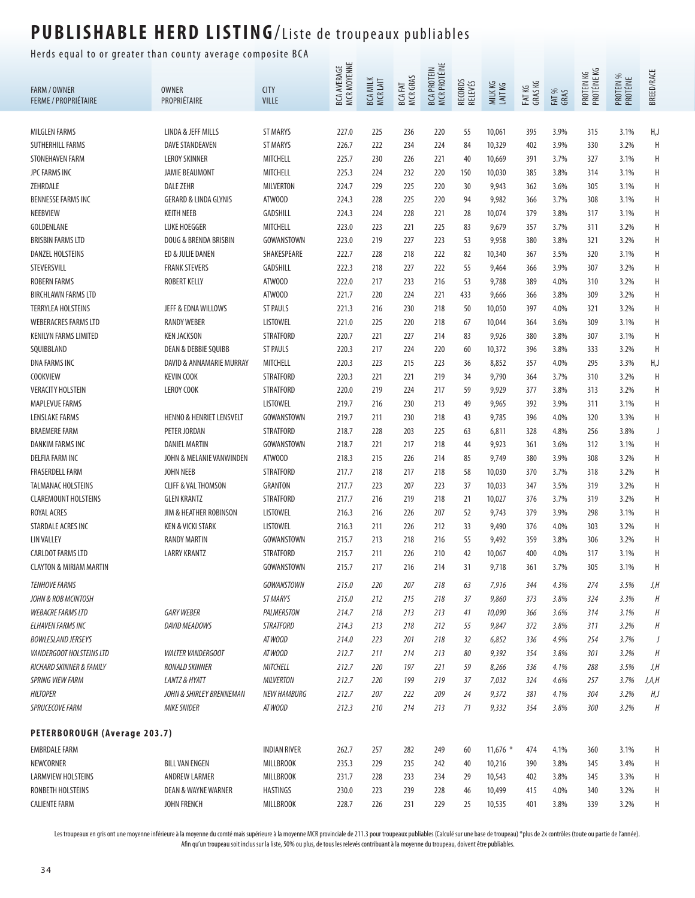# PUBLISHABLE HERD LISTING/Liste de troupeaux publiables

Herds equal to or greater than county average composite BCA

| FARM / OWNER FERME / PROPRIÉTAIRE | OWNER PROPRIÉTAIRE | CITY VILLE | BCA AVERAGE MCR MOYENNE | BCA MILK MCR LAIT | BCA FAT MCR GRAS | BCA PROTEIN MCR PROTÉINE | RECORDS RELEVÉS | MILK KG LAIT KG | FAT KG GRAS KG | FAT % GRAS | PROTEIN KG PROTÉINE KG | PROTEIN % PROTÉINE | BREED/RACE |
|---|---|---|---|---|---|---|---|---|---|---|---|---|---|
| MILGLEN FARMS | LINDA & JEFF MILLS | ST MARYS | 227.0 | 225 | 236 | 220 | 55 | 10,061 | 395 | 3.9% | 315 | 3.1% | H,J |
| SUTHERHILL FARMS | DAVE STANDEAVEN | ST MARYS | 226.7 | 222 | 234 | 224 | 84 | 10,329 | 402 | 3.9% | 330 | 3.2% | H |
| STONEHAVEN FARM | LEROY SKINNER | MITCHELL | 225.7 | 230 | 226 | 221 | 40 | 10,669 | 391 | 3.7% | 327 | 3.1% | H |
| JPC FARMS INC | JAMIE BEAUMONT | MITCHELL | 225.3 | 224 | 232 | 220 | 150 | 10,030 | 385 | 3.8% | 314 | 3.1% | H |
| ZEHRDALE | DALE ZEHR | MILVERTON | 224.7 | 229 | 225 | 220 | 30 | 9,943 | 362 | 3.6% | 305 | 3.1% | H |
| BENNESSE FARMS INC | GERARD & LINDA GLYNIS | ATWOOD | 224.3 | 228 | 225 | 220 | 94 | 9,982 | 366 | 3.7% | 308 | 3.1% | H |
| NEEBVIEW | KEITH NEEB | GADSHILL | 224.3 | 224 | 228 | 221 | 28 | 10,074 | 379 | 3.8% | 317 | 3.1% | H |
| GOLDENLANE | LUKE HOEGGER | MITCHELL | 223.0 | 223 | 221 | 225 | 83 | 9,679 | 357 | 3.7% | 311 | 3.2% | H |
| BRISBIN FARMS LTD | DOUG & BRENDA BRISBIN | GOWANSTOWN | 223.0 | 219 | 227 | 223 | 53 | 9,958 | 380 | 3.8% | 321 | 3.2% | H |
| DANZEL HOLSTEINS | ED & JULIE DANEN | SHAKESPEARE | 222.7 | 228 | 218 | 222 | 82 | 10,340 | 367 | 3.5% | 320 | 3.1% | H |
| STEVERSVILL | FRANK STEVERS | GADSHILL | 222.3 | 218 | 227 | 222 | 55 | 9,464 | 366 | 3.9% | 307 | 3.2% | H |
| ROBERN FARMS | ROBERT KELLY | ATWOOD | 222.0 | 217 | 233 | 216 | 53 | 9,788 | 389 | 4.0% | 310 | 3.2% | H |
| BIRCHLAWN FARMS LTD | | ATWOOD | 221.7 | 220 | 224 | 221 | 433 | 9,666 | 366 | 3.8% | 309 | 3.2% | H |
| TERRYLEA HOLSTEINS | JEFF & EDNA WILLOWS | ST PAULS | 221.3 | 216 | 230 | 218 | 50 | 10,050 | 397 | 4.0% | 321 | 3.2% | H |
| WEBERACRES FARMS LTD | RANDY WEBER | LISTOWEL | 221.0 | 225 | 220 | 218 | 67 | 10,044 | 364 | 3.6% | 309 | 3.1% | H |
| KENILYN FARMS LIMITED | KEN JACKSON | STRATFORD | 220.7 | 221 | 227 | 214 | 83 | 9,926 | 380 | 3.8% | 307 | 3.1% | H |
| SQUIBBLAND | DEAN & DEBBIE SQUIBB | ST PAULS | 220.3 | 217 | 224 | 220 | 60 | 10,372 | 396 | 3.8% | 333 | 3.2% | H |
| DNA FARMS INC | DAVID & ANNAMARIE MURRAY | MITCHELL | 220.3 | 223 | 215 | 223 | 36 | 8,852 | 357 | 4.0% | 295 | 3.3% | H,J |
| COOKVIEW | KEVIN COOK | STRATFORD | 220.3 | 221 | 221 | 219 | 34 | 9,790 | 364 | 3.7% | 310 | 3.2% | H |
| VERACITY HOLSTEIN | LEROY COOK | STRATFORD | 220.0 | 219 | 224 | 217 | 59 | 9,929 | 377 | 3.8% | 313 | 3.2% | H |
| MAPLEVUE FARMS | | LISTOWEL | 219.7 | 216 | 230 | 213 | 49 | 9,965 | 392 | 3.9% | 311 | 3.1% | H |
| LENSLAKE FARMS | HENNO & HENRIET LENSVELT | GOWANSTOWN | 219.7 | 211 | 230 | 218 | 43 | 9,785 | 396 | 4.0% | 320 | 3.3% | H |
| BRAEMERE FARM | PETER JORDAN | STRATFORD | 218.7 | 228 | 203 | 225 | 63 | 6,811 | 328 | 4.8% | 256 | 3.8% | J |
| DANKIM FARMS INC | DANIEL MARTIN | GOWANSTOWN | 218.7 | 221 | 217 | 218 | 44 | 9,923 | 361 | 3.6% | 312 | 3.1% | H |
| DELFIA FARM INC | JOHN & MELANIE VANWINDEN | ATWOOD | 218.3 | 215 | 226 | 214 | 85 | 9,749 | 380 | 3.9% | 308 | 3.2% | H |
| FRASERDELL FARM | JOHN NEEB | STRATFORD | 217.7 | 218 | 217 | 218 | 58 | 10,030 | 370 | 3.7% | 318 | 3.2% | H |
| TALMANAC HOLSTEINS | CLIFF & VAL THOMSON | GRANTON | 217.7 | 223 | 207 | 223 | 37 | 10,033 | 347 | 3.5% | 319 | 3.2% | H |
| CLAREMOUNT HOLSTEINS | GLEN KRANTZ | STRATFORD | 217.7 | 216 | 219 | 218 | 21 | 10,027 | 376 | 3.7% | 319 | 3.2% | H |
| ROYAL ACRES | JIM & HEATHER ROBINSON | LISTOWEL | 216.3 | 216 | 226 | 207 | 52 | 9,743 | 379 | 3.9% | 298 | 3.1% | H |
| STARDALE ACRES INC | KEN & VICKI STARK | LISTOWEL | 216.3 | 211 | 226 | 212 | 33 | 9,490 | 376 | 4.0% | 303 | 3.2% | H |
| LIN VALLEY | RANDY MARTIN | GOWANSTOWN | 215.7 | 213 | 218 | 216 | 55 | 9,492 | 359 | 3.8% | 306 | 3.2% | H |
| CARLDOT FARMS LTD | LARRY KRANTZ | STRATFORD | 215.7 | 211 | 226 | 210 | 42 | 10,067 | 400 | 4.0% | 317 | 3.1% | H |
| CLAYTON & MIRIAM MARTIN | | GOWANSTOWN | 215.7 | 217 | 216 | 214 | 31 | 9,718 | 361 | 3.7% | 305 | 3.1% | H |
| *TENHOVE FARMS* | | *GOWANSTOWN* | *215.0* | *220* | *207* | *218* | *63* | *7,916* | *344* | *4.3%* | *274* | *3.5%* | *J,H* |
| *JOHN & ROB MCINTOSH* | | *ST MARYS* | *215.0* | *212* | *215* | *218* | *37* | *9,860* | *373* | *3.8%* | *324* | *3.3%* | *H* |
| *WEBACRE FARMS LTD* | *GARY WEBER* | *PALMERSTON* | *214.7* | *218* | *213* | *213* | *41* | *10,090* | *366* | *3.6%* | *314* | *3.1%* | *H* |
| *ELHAVEN FARMS INC* | *DAVID MEADOWS* | *STRATFORD* | *214.3* | *213* | *218* | *212* | *55* | *9,847* | *372* | *3.8%* | *311* | *3.2%* | *H* |
| *BOWLESLAND JERSEYS* | | *ATWOOD* | *214.0* | *223* | *201* | *218* | *32* | *6,852* | *336* | *4.9%* | *254* | *3.7%* | *J* |
| *VANDERGOOT HOLSTEINS LTD* | *WALTER VANDERGOOT* | *ATWOOD* | *212.7* | *211* | *214* | *213* | *80* | *9,392* | *354* | *3.8%* | *301* | *3.2%* | *H* |
| *RICHARD SKINNER & FAMILY* | *RONALD SKINNER* | *MITCHELL* | *212.7* | *220* | *197* | *221* | *59* | *8,266* | *336* | *4.1%* | *288* | *3.5%* | *J,H* |
| *SPRING VIEW FARM* | *LANTZ & HYATT* | *MILVERTON* | *212.7* | *220* | *199* | *219* | *37* | *7,032* | *324* | *4.6%* | *257* | *3.7%* | *J,A,H* |
| *HILTOPER* | *JOHN & SHIRLEY BRENNEMAN* | *NEW HAMBURG* | *212.7* | *207* | *222* | *209* | *24* | *9,372* | *381* | *4.1%* | *304* | *3.2%* | *H,J* |
| *SPRUCECOVE FARM* | *MIKE SNIDER* | *ATWOOD* | *212.3* | *210* | *214* | *213* | *71* | *9,332* | *354* | *3.8%* | *300* | *3.2%* | *H* |

## PETERBOROUGH (Average 203.7)

| FARM / OWNER FERME / PROPRIÉTAIRE | OWNER PROPRIÉTAIRE | CITY VILLE | BCA AVERAGE MCR MOYENNE | BCA MILK MCR LAIT | BCA FAT MCR GRAS | BCA PROTEIN MCR PROTÉINE | RECORDS RELEVÉS | MILK KG LAIT KG | FAT KG GRAS KG | FAT % GRAS | PROTEIN KG PROTÉINE KG | PROTEIN % PROTÉINE | BREED/RACE |
|---|---|---|---|---|---|---|---|---|---|---|---|---|---|
| EMBRDALE FARM | | INDIAN RIVER | 262.7 | 257 | 282 | 249 | 60 | 11,676 * | 474 | 4.1% | 360 | 3.1% | H |
| NEWCORNER | BILL VAN ENGEN | MILLBROOK | 235.3 | 229 | 235 | 242 | 40 | 10,216 | 390 | 3.8% | 345 | 3.4% | H |
| LARMVIEW HOLSTEINS | ANDREW LARMER | MILLBROOK | 231.7 | 228 | 233 | 234 | 29 | 10,543 | 402 | 3.8% | 345 | 3.3% | H |
| RONBETH HOLSTEINS | DEAN & WAYNE WARNER | HASTINGS | 230.0 | 223 | 239 | 228 | 46 | 10,499 | 415 | 4.0% | 340 | 3.2% | H |
| CALIENTE FARM | JOHN FRENCH | MILLBROOK | 228.7 | 226 | 231 | 229 | 25 | 10,535 | 401 | 3.8% | 339 | 3.2% | H |

Les troupeaux en gris ont une moyenne inférieure à la moyenne du comté mais supérieure à la moyenne MCR provinciale de 211.3 pour troupeaux publiables (Calculé sur une base de troupeau) *plus de 2x contrôles (toute ou partie de l'année). Afin qu'un troupeau soit inclus sur la liste, 50% ou plus, de tous les relevés contribuant à la moyenne du troupeau, doivent être publiables.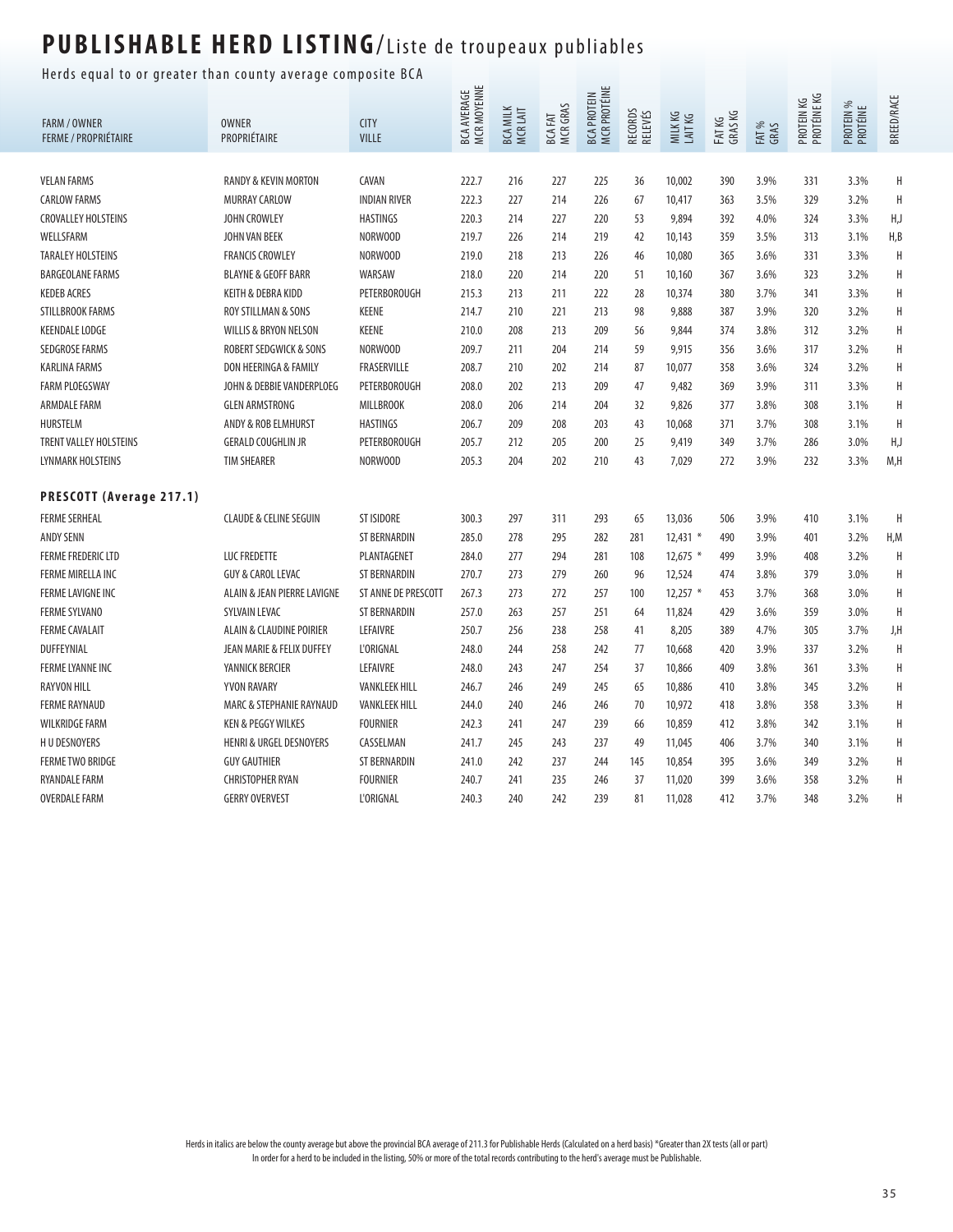# PUBLISHABLE HERD LISTING/Liste de troupeaux publiables

Herds equal to or greater than county average composite BCA

| FARM / OWNER<br>FERME / PROPRIÉTAIRE | OWNER<br>PROPRIÉTAIRE | CITY<br>VILLE | BCA AVERAGE<br>MCR MOYENNE | BCA MILK<br>MCR LAIT | BCA FAT<br>MCR GRAS | BCA PROTEIN<br>MCR PROTÉINE | RECORDS<br>RELEVÉS | MILK KG<br>LAIT KG | FAT KG<br>GRAS KG | FAT %<br>GRAS | PROTEIN KG<br>PROTÉINE KG | PROTEIN %<br>PROTÉINE | BREED/RACE |
|---|---|---|---|---|---|---|---|---|---|---|---|---|---|
| VELAN FARMS | RANDY & KEVIN MORTON | CAVAN | 222.7 | 216 | 227 | 225 | 36 | 10,002 | 390 | 3.9% | 331 | 3.3% | H |
| CARLOW FARMS | MURRAY CARLOW | INDIAN RIVER | 222.3 | 227 | 214 | 226 | 67 | 10,417 | 363 | 3.5% | 329 | 3.2% | H |
| CROVALLEY HOLSTEINS | JOHN CROWLEY | HASTINGS | 220.3 | 214 | 227 | 220 | 53 | 9,894 | 392 | 4.0% | 324 | 3.3% | H,J |
| WELLSFARM | JOHN VAN BEEK | NORWOOD | 219.7 | 226 | 214 | 219 | 42 | 10,143 | 359 | 3.5% | 313 | 3.1% | H,B |
| TARALEY HOLSTEINS | FRANCIS CROWLEY | NORWOOD | 219.0 | 218 | 213 | 226 | 46 | 10,080 | 365 | 3.6% | 331 | 3.3% | H |
| BARGEOLANE FARMS | BLAYNE & GEOFF BARR | WARSAW | 218.0 | 220 | 214 | 220 | 51 | 10,160 | 367 | 3.6% | 323 | 3.2% | H |
| KEDEB ACRES | KEITH & DEBRA KIDD | PETERBOROUGH | 215.3 | 213 | 211 | 222 | 28 | 10,374 | 380 | 3.7% | 341 | 3.3% | H |
| STILLBROOK FARMS | ROY STILLMAN & SONS | KEENE | 214.7 | 210 | 221 | 213 | 98 | 9,888 | 387 | 3.9% | 320 | 3.2% | H |
| KEENDALE LODGE | WILLIS & BRYON NELSON | KEENE | 210.0 | 208 | 213 | 209 | 56 | 9,844 | 374 | 3.8% | 312 | 3.2% | H |
| SEDGROSE FARMS | ROBERT SEDGWICK & SONS | NORWOOD | 209.7 | 211 | 204 | 214 | 59 | 9,915 | 356 | 3.6% | 317 | 3.2% | H |
| KARLINA FARMS | DON HEERINGA & FAMILY | FRASERVILLE | 208.7 | 210 | 202 | 214 | 87 | 10,077 | 358 | 3.6% | 324 | 3.2% | H |
| FARM PLOEGSWAY | JOHN & DEBBIE VANDERPLOEG | PETERBOROUGH | 208.0 | 202 | 213 | 209 | 47 | 9,482 | 369 | 3.9% | 311 | 3.3% | H |
| ARMDALE FARM | GLEN ARMSTRONG | MILLBROOK | 208.0 | 206 | 214 | 204 | 32 | 9,826 | 377 | 3.8% | 308 | 3.1% | H |
| HURSTELM | ANDY & ROB ELMHURST | HASTINGS | 206.7 | 209 | 208 | 203 | 43 | 10,068 | 371 | 3.7% | 308 | 3.1% | H |
| TRENT VALLEY HOLSTEINS | GERALD COUGHLIN JR | PETERBOROUGH | 205.7 | 212 | 205 | 200 | 25 | 9,419 | 349 | 3.7% | 286 | 3.0% | H,J |
| LYNMARK HOLSTEINS | TIM SHEARER | NORWOOD | 205.3 | 204 | 202 | 210 | 43 | 7,029 | 272 | 3.9% | 232 | 3.3% | M,H |
| **PRESCOTT (Average 217.1)** | | | | | | | | | | | | | |
| FERME SERHEAL | CLAUDE & CELINE SEGUIN | ST ISIDORE | 300.3 | 297 | 311 | 293 | 65 | 13,036 | 506 | 3.9% | 410 | 3.1% | H |
| ANDY SENN | | ST BERNARDIN | 285.0 | 278 | 295 | 282 | 281 | 12,431 * | 490 | 3.9% | 401 | 3.2% | H,M |
| FERME FREDERIC LTD | LUC FREDETTE | PLANTAGENET | 284.0 | 277 | 294 | 281 | 108 | 12,675 * | 499 | 3.9% | 408 | 3.2% | H |
| FERME MIRELLA INC | GUY & CAROL LEVAC | ST BERNARDIN | 270.7 | 273 | 279 | 260 | 96 | 12,524 | 474 | 3.8% | 379 | 3.0% | H |
| FERME LAVIGNE INC | ALAIN & JEAN PIERRE LAVIGNE | ST ANNE DE PRESCOTT | 267.3 | 273 | 272 | 257 | 100 | 12,257 * | 453 | 3.7% | 368 | 3.0% | H |
| FERME SYLVANO | SYLVAIN LEVAC | ST BERNARDIN | 257.0 | 263 | 257 | 251 | 64 | 11,824 | 429 | 3.6% | 359 | 3.0% | H |
| FERME CAVALAIT | ALAIN & CLAUDINE POIRIER | LEFAIVRE | 250.7 | 256 | 238 | 258 | 41 | 8,205 | 389 | 4.7% | 305 | 3.7% | J,H |
| DUFFEYNIAL | JEAN MARIE & FELIX DUFFEY | L'ORIGNAL | 248.0 | 244 | 258 | 242 | 77 | 10,668 | 420 | 3.9% | 337 | 3.2% | H |
| FERME LYANNE INC | YANNICK BERCIER | LEFAIVRE | 248.0 | 243 | 247 | 254 | 37 | 10,866 | 409 | 3.8% | 361 | 3.3% | H |
| RAYVON HILL | YVON RAVARY | VANKLEEK HILL | 246.7 | 246 | 249 | 245 | 65 | 10,886 | 410 | 3.8% | 345 | 3.2% | H |
| FERME RAYNAUD | MARC & STEPHANIE RAYNAUD | VANKLEEK HILL | 244.0 | 240 | 246 | 246 | 70 | 10,972 | 418 | 3.8% | 358 | 3.3% | H |
| WILKRIDGE FARM | KEN & PEGGY WILKES | FOURNIER | 242.3 | 241 | 247 | 239 | 66 | 10,859 | 412 | 3.8% | 342 | 3.1% | H |
| H U DESNOYERS | HENRI & URGEL DESNOYERS | CASSELMAN | 241.7 | 245 | 243 | 237 | 49 | 11,045 | 406 | 3.7% | 340 | 3.1% | H |
| FERME TWO BRIDGE | GUY GAUTHIER | ST BERNARDIN | 241.0 | 242 | 237 | 244 | 145 | 10,854 | 395 | 3.6% | 349 | 3.2% | H |
| RYANDALE FARM | CHRISTOPHER RYAN | FOURNIER | 240.7 | 241 | 235 | 246 | 37 | 11,020 | 399 | 3.6% | 358 | 3.2% | H |
| OVERDALE FARM | GERRY OVERVEST | L'ORIGNAL | 240.3 | 240 | 242 | 239 | 81 | 11,028 | 412 | 3.7% | 348 | 3.2% | H |

Herds in italics are below the county average but above the provincial BCA average of 211.3 for Publishable Herds (Calculated on a herd basis) *Greater than 2X tests (all or part)
In order for a herd to be included in the listing, 50% or more of the total records contributing to the herd's average must be Publishable.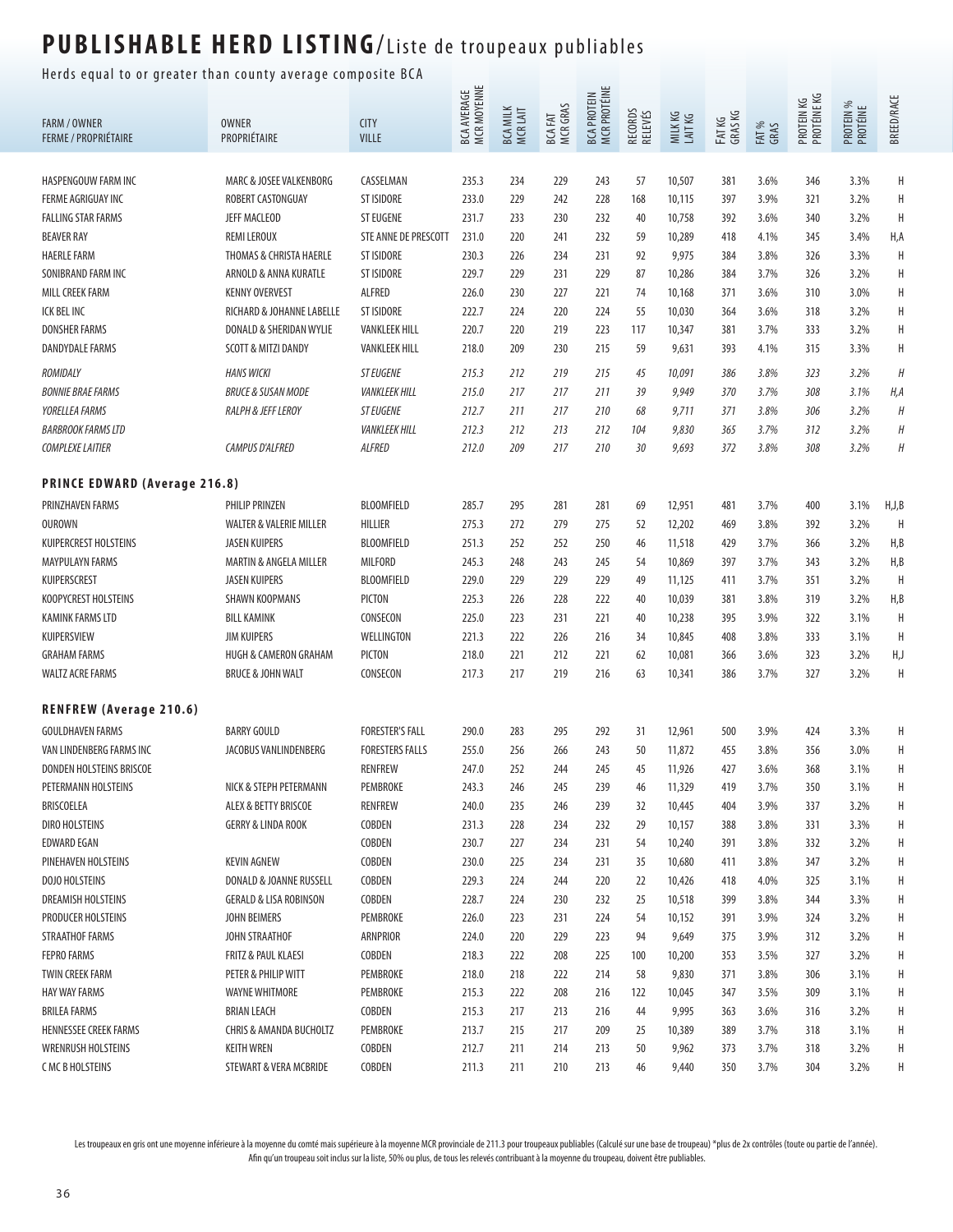# PUBLISHABLE HERD LISTING/Liste de troupeaux publiables

Herds equal to or greater than county average composite BCA

| FARM / OWNER<br>FERME / PROPRIÉTAIRE | OWNER<br>PROPRIÉTAIRE | CITY<br>VILLE | BCA AVERAGE<br>MCR MOYENNE | BCA MILK<br>MCR LAIT | BCA FAT<br>MCR GRAS | BCA PROTEIN<br>MCR PROTÉINE | RECORDS<br>RELEVÉS | MILK KG<br>LAIT KG | FAT KG<br>GRAS KG | FAT %<br>GRAS | PROTEIN KG<br>PROTÉINE KG | PROTEIN %<br>PROTÉINE | BREED/RACE |
|---|---|---|---|---|---|---|---|---|---|---|---|---|---|
| HASPENGOUW FARM INC | MARC & JOSEE VALKENBORG | CASSELMAN | 235.3 | 234 | 229 | 243 | 57 | 10,507 | 381 | 3.6% | 346 | 3.3% | H |
| FERME AGRIGUAY INC | ROBERT CASTONGUAY | ST ISIDORE | 233.0 | 229 | 242 | 228 | 168 | 10,115 | 397 | 3.9% | 321 | 3.2% | H |
| FALLING STAR FARMS | JEFF MACLEOD | ST EUGENE | 231.7 | 233 | 230 | 232 | 40 | 10,758 | 392 | 3.6% | 340 | 3.2% | H |
| BEAVER RAY | REMI LEROUX | STE ANNE DE PRESCOTT | 231.0 | 220 | 241 | 232 | 59 | 10,289 | 418 | 4.1% | 345 | 3.4% | H,A |
| HAERLE FARM | THOMAS & CHRISTA HAERLE | ST ISIDORE | 230.3 | 226 | 234 | 231 | 92 | 9,975 | 384 | 3.8% | 326 | 3.3% | H |
| SONIBRAND FARM INC | ARNOLD & ANNA KURATLE | ST ISIDORE | 229.7 | 229 | 231 | 229 | 87 | 10,286 | 384 | 3.7% | 326 | 3.2% | H |
| MILL CREEK FARM | KENNY OVERVEST | ALFRED | 226.0 | 230 | 227 | 221 | 74 | 10,168 | 371 | 3.6% | 310 | 3.0% | H |
| ICK BEL INC | RICHARD & JOHANNE LABELLE | ST ISIDORE | 222.7 | 224 | 220 | 224 | 55 | 10,030 | 364 | 3.6% | 318 | 3.2% | H |
| DONSHER FARMS | DONALD & SHERIDAN WYLIE | VANKLEEK HILL | 220.7 | 220 | 219 | 223 | 117 | 10,347 | 381 | 3.7% | 333 | 3.2% | H |
| DANDYDALE FARMS | SCOTT & MITZI DANDY | VANKLEEK HILL | 218.0 | 209 | 230 | 215 | 59 | 9,631 | 393 | 4.1% | 315 | 3.3% | H |
| *ROMIDALY* | *HANS WICKI* | *ST EUGENE* | *215.3* | *212* | *219* | *215* | *45* | *10,091* | *386* | *3.8%* | *323* | *3.2%* | *H* |
| *BONNIE BRAE FARMS* | *BRUCE & SUSAN MODE* | *VANKLEEK HILL* | *215.0* | *217* | *217* | *211* | *39* | *9,949* | *370* | *3.7%* | *308* | *3.1%* | *H,A* |
| *YORELLEA FARMS* | *RALPH & JEFF LEROY* | *ST EUGENE* | *212.7* | *211* | *217* | *210* | *68* | *9,711* | *371* | *3.8%* | *306* | *3.2%* | *H* |
| *BARBROOK FARMS LTD* | | *VANKLEEK HILL* | *212.3* | *212* | *213* | *212* | *104* | *9,830* | *365* | *3.7%* | *312* | *3.2%* | *H* |
| *COMPLEXE LAITIER* | *CAMPUS D'ALFRED* | *ALFRED* | *212.0* | *209* | *217* | *210* | *30* | *9,693* | *372* | *3.8%* | *308* | *3.2%* | *H* |
| **PRINCE EDWARD (Average 216.8)** | | | | | | | | | | | | | |
| PRINZHAVEN FARMS | PHILIP PRINZEN | BLOOMFIELD | 285.7 | 295 | 281 | 281 | 69 | 12,951 | 481 | 3.7% | 400 | 3.1% | H,J,B |
| OUROWN | WALTER & VALERIE MILLER | HILLIER | 275.3 | 272 | 279 | 275 | 52 | 12,202 | 469 | 3.8% | 392 | 3.2% | H |
| KUIPERCREST HOLSTEINS | JASEN KUIPERS | BLOOMFIELD | 251.3 | 252 | 252 | 250 | 46 | 11,518 | 429 | 3.7% | 366 | 3.2% | H,B |
| MAYPULAYN FARMS | MARTIN & ANGELA MILLER | MILFORD | 245.3 | 248 | 243 | 245 | 54 | 10,869 | 397 | 3.7% | 343 | 3.2% | H,B |
| KUIPERSCREST | JASEN KUIPERS | BLOOMFIELD | 229.0 | 229 | 229 | 229 | 49 | 11,125 | 411 | 3.7% | 351 | 3.2% | H |
| KOOPYCREST HOLSTEINS | SHAWN KOOPMANS | PICTON | 225.3 | 226 | 228 | 222 | 40 | 10,039 | 381 | 3.8% | 319 | 3.2% | H,B |
| KAMINK FARMS LTD | BILL KAMINK | CONSECON | 225.0 | 223 | 231 | 221 | 40 | 10,238 | 395 | 3.9% | 322 | 3.1% | H |
| KUIPERSVIEW | JIM KUIPERS | WELLINGTON | 221.3 | 222 | 226 | 216 | 34 | 10,845 | 408 | 3.8% | 333 | 3.1% | H |
| GRAHAM FARMS | HUGH & CAMERON GRAHAM | PICTON | 218.0 | 221 | 212 | 221 | 62 | 10,081 | 366 | 3.6% | 323 | 3.2% | H,J |
| WALTZ ACRE FARMS | BRUCE & JOHN WALT | CONSECON | 217.3 | 217 | 219 | 216 | 63 | 10,341 | 386 | 3.7% | 327 | 3.2% | H |
| **RENFREW (Average 210.6)** | | | | | | | | | | | | | |
| GOULDHAVEN FARMS | BARRY GOULD | FORESTER'S FALL | 290.0 | 283 | 295 | 292 | 31 | 12,961 | 500 | 3.9% | 424 | 3.3% | H |
| VAN LINDENBERG FARMS INC | JACOBUS VANLINDENBERG | FORESTERS FALLS | 255.0 | 256 | 266 | 243 | 50 | 11,872 | 455 | 3.8% | 356 | 3.0% | H |
| DONDEN HOLSTEINS BRISCOE | | RENFREW | 247.0 | 252 | 244 | 245 | 45 | 11,926 | 427 | 3.6% | 368 | 3.1% | H |
| PETERMANN HOLSTEINS | NICK & STEPH PETERMANN | PEMBROKE | 243.3 | 246 | 245 | 239 | 46 | 11,329 | 419 | 3.7% | 350 | 3.1% | H |
| BRISCOELEA | ALEX & BETTY BRISCOE | RENFREW | 240.0 | 235 | 246 | 239 | 32 | 10,445 | 404 | 3.9% | 337 | 3.2% | H |
| DIRO HOLSTEINS | GERRY & LINDA ROOK | COBDEN | 231.3 | 228 | 234 | 232 | 29 | 10,157 | 388 | 3.8% | 331 | 3.3% | H |
| EDWARD EGAN | | COBDEN | 230.7 | 227 | 234 | 231 | 54 | 10,240 | 391 | 3.8% | 332 | 3.2% | H |
| PINEHAVEN HOLSTEINS | KEVIN AGNEW | COBDEN | 230.0 | 225 | 234 | 231 | 35 | 10,680 | 411 | 3.8% | 347 | 3.2% | H |
| DOJO HOLSTEINS | DONALD & JOANNE RUSSELL | COBDEN | 229.3 | 224 | 244 | 220 | 22 | 10,426 | 418 | 4.0% | 325 | 3.1% | H |
| DREAMISH HOLSTEINS | GERALD & LISA ROBINSON | COBDEN | 228.7 | 224 | 230 | 232 | 25 | 10,518 | 399 | 3.8% | 344 | 3.3% | H |
| PRODUCER HOLSTEINS | JOHN BEIMERS | PEMBROKE | 226.0 | 223 | 231 | 224 | 54 | 10,152 | 391 | 3.9% | 324 | 3.2% | H |
| STRAATHOF FARMS | JOHN STRAATHOF | ARNPRIOR | 224.0 | 220 | 229 | 223 | 94 | 9,649 | 375 | 3.9% | 312 | 3.2% | H |
| FEPRO FARMS | FRITZ & PAUL KLAESI | COBDEN | 218.3 | 222 | 208 | 225 | 100 | 10,200 | 353 | 3.5% | 327 | 3.2% | H |
| TWIN CREEK FARM | PETER & PHILIP WITT | PEMBROKE | 218.0 | 218 | 222 | 214 | 58 | 9,830 | 371 | 3.8% | 306 | 3.1% | H |
| HAY WAY FARMS | WAYNE WHITMORE | PEMBROKE | 215.3 | 222 | 208 | 216 | 122 | 10,045 | 347 | 3.5% | 309 | 3.1% | H |
| BRILEA FARMS | BRIAN LEACH | COBDEN | 215.3 | 217 | 213 | 216 | 44 | 9,995 | 363 | 3.6% | 316 | 3.2% | H |
| HENNESSEE CREEK FARMS | CHRIS & AMANDA BUCHOLTZ | PEMBROKE | 213.7 | 215 | 217 | 209 | 25 | 10,389 | 389 | 3.7% | 318 | 3.1% | H |
| WRENRUSH HOLSTEINS | KEITH WREN | COBDEN | 212.7 | 211 | 214 | 213 | 50 | 9,962 | 373 | 3.7% | 318 | 3.2% | H |
| C MC B HOLSTEINS | STEWART & VERA MCBRIDE | COBDEN | 211.3 | 211 | 210 | 213 | 46 | 9,440 | 350 | 3.7% | 304 | 3.2% | H |

Les troupeaux en gris ont une moyenne inférieure à la moyenne du comté mais supérieure à la moyenne MCR provinciale de 211.3 pour troupeaux publiables (Calculé sur une base de troupeau) *plus de 2x contrôles (toute ou partie de l'année). Afin qu'un troupeau soit inclus sur la liste, 50% ou plus, de tous les relevés contribuant à la moyenne du troupeau, doivent être publiables.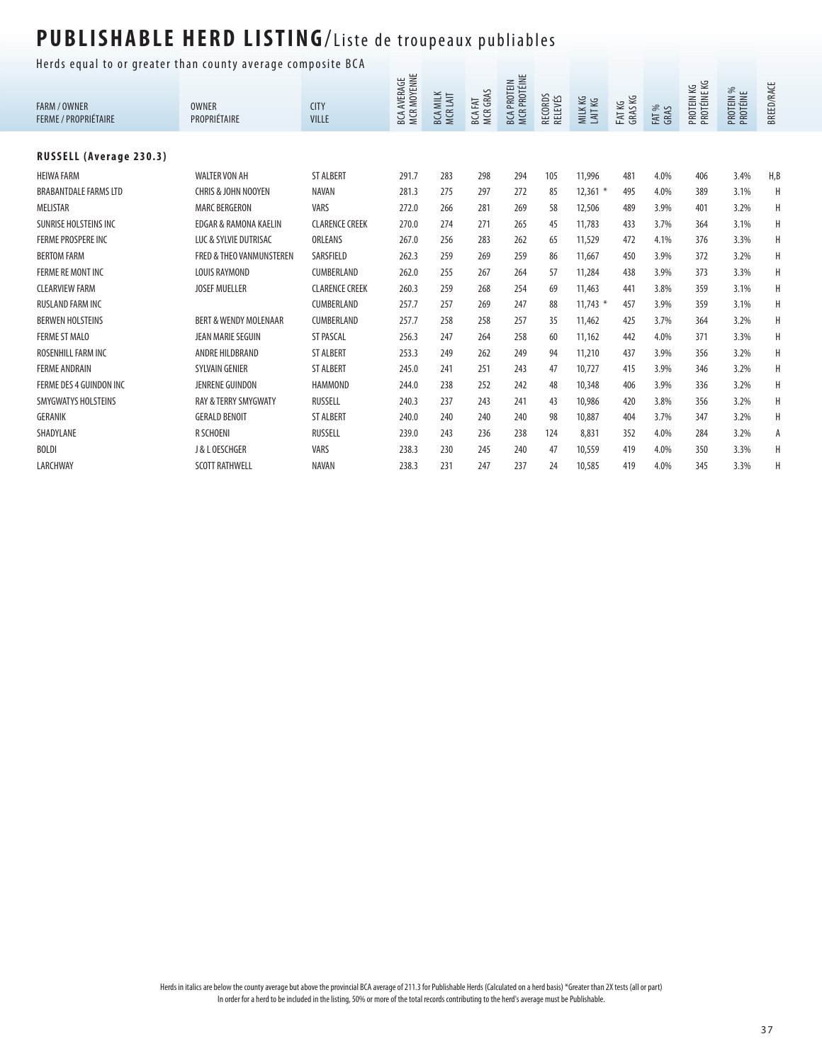# PUBLISHABLE HERD LISTING/Liste de troupeaux publiables

Herds equal to or greater than county average composite BCA

| FARM / OWNER<br>FERME / PROPRIÉTAIRE | OWNER<br>PROPRIÉTAIRE | CITY<br>VILLE | BCA AVERAGE<br>MCR MOYENNE | BCA MILK<br>MCR LAIT | BCA FAT<br>MCR GRAS | BCA PROTEIN<br>MCR PROTÉINE | RECORDS<br>RELEVÉS | MILK KG<br>LAIT KG | FAT KG<br>GRAS KG | FAT %<br>GRAS | PROTEIN KG<br>PROTÉINE KG | PROTEIN %<br>PROTÉINE | BREED/RACE |
|---|---|---|---|---|---|---|---|---|---|---|---|---|---|
| **RUSSELL (Average 230.3)** | | | | | | | | | | | | | |
| HEIWA FARM | WALTER VON AH | ST ALBERT | 291.7 | 283 | 298 | 294 | 105 | 11,996 | 481 | 4.0% | 406 | 3.4% | H,B |
| BRABANTDALE FARMS LTD | CHRIS & JOHN NOOYEN | NAVAN | 281.3 | 275 | 297 | 272 | 85 | 12,361 * | 495 | 4.0% | 389 | 3.1% | H |
| MELISTAR | MARC BERGERON | VARS | 272.0 | 266 | 281 | 269 | 58 | 12,506 | 489 | 3.9% | 401 | 3.2% | H |
| SUNRISE HOLSTEINS INC | EDGAR & RAMONA KAELIN | CLARENCE CREEK | 270.0 | 274 | 271 | 265 | 45 | 11,783 | 433 | 3.7% | 364 | 3.1% | H |
| FERME PROSPERE INC | LUC & SYLVIE DUTRISAC | ORLEANS | 267.0 | 256 | 283 | 262 | 65 | 11,529 | 472 | 4.1% | 376 | 3.3% | H |
| BERTOM FARM | FRED & THEO VANMUNSTEREN | SARSFIELD | 262.3 | 259 | 269 | 259 | 86 | 11,667 | 450 | 3.9% | 372 | 3.2% | H |
| FERME RE MONT INC | LOUIS RAYMOND | CUMBERLAND | 262.0 | 255 | 267 | 264 | 57 | 11,284 | 438 | 3.9% | 373 | 3.3% | H |
| CLEARVIEW FARM | JOSEF MUELLER | CLARENCE CREEK | 260.3 | 259 | 268 | 254 | 69 | 11,463 | 441 | 3.8% | 359 | 3.1% | H |
| RUSLAND FARM INC | | CUMBERLAND | 257.7 | 257 | 269 | 247 | 88 | 11,743 * | 457 | 3.9% | 359 | 3.1% | H |
| BERWEN HOLSTEINS | BERT & WENDY MOLENAAR | CUMBERLAND | 257.7 | 258 | 258 | 257 | 35 | 11,462 | 425 | 3.7% | 364 | 3.2% | H |
| FERME ST MALO | JEAN MARIE SEGUIN | ST PASCAL | 256.3 | 247 | 264 | 258 | 60 | 11,162 | 442 | 4.0% | 371 | 3.3% | H |
| ROSENHILL FARM INC | ANDRE HILDBRAND | ST ALBERT | 253.3 | 249 | 262 | 249 | 94 | 11,210 | 437 | 3.9% | 356 | 3.2% | H |
| FERME ANDRAIN | SYLVAIN GENIER | ST ALBERT | 245.0 | 241 | 251 | 243 | 47 | 10,727 | 415 | 3.9% | 346 | 3.2% | H |
| FERME DES 4 GUINDON INC | JENRENE GUINDON | HAMMOND | 244.0 | 238 | 252 | 242 | 48 | 10,348 | 406 | 3.9% | 336 | 3.2% | H |
| SMYGWATYS HOLSTEINS | RAY & TERRY SMYGWATY | RUSSELL | 240.3 | 237 | 243 | 241 | 43 | 10,986 | 420 | 3.8% | 356 | 3.2% | H |
| GERANIK | GERALD BENOIT | ST ALBERT | 240.0 | 240 | 240 | 240 | 98 | 10,887 | 404 | 3.7% | 347 | 3.2% | H |
| SHADYLANE | R SCHOENI | RUSSELL | 239.0 | 243 | 236 | 238 | 124 | 8,831 | 352 | 4.0% | 284 | 3.2% | A |
| BOLDI | J & L OESCHGER | VARS | 238.3 | 230 | 245 | 240 | 47 | 10,559 | 419 | 4.0% | 350 | 3.3% | H |
| LARCHWAY | SCOTT RATHWELL | NAVAN | 238.3 | 231 | 247 | 237 | 24 | 10,585 | 419 | 4.0% | 345 | 3.3% | H |

Herds in italics are below the county average but above the provincial BCA average of 211.3 for Publishable Herds (Calculated on a herd basis) *Greater than 2X tests (all or part)
In order for a herd to be included in the listing, 50% or more of the total records contributing to the herd's average must be Publishable.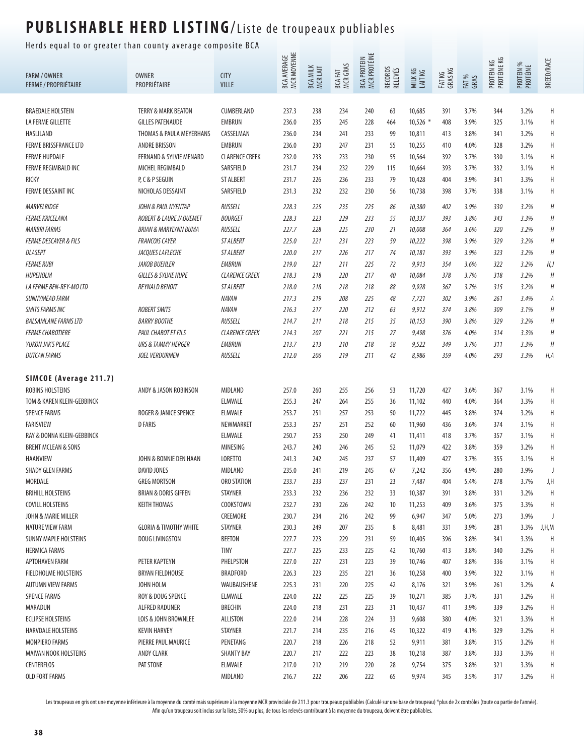# PUBLISHABLE HERD LISTING/Liste de troupeaux publiables

Herds equal to or greater than county average composite BCA

| FARM / OWNER<br>FERME / PROPRIÉTAIRE | OWNER<br>PROPRIÉTAIRE | CITY<br>VILLE | BCA AVERAGE<br>MCR MOYENNE | BCA MILK<br>MCR LAIT | BCA FAT<br>MCR GRAS | BCA PROTEIN<br>MCR PROTÉINE | RECORDS<br>RELEVÉS | MILK KG<br>LAIT KG | FAT KG<br>GRAS KG | FAT %<br>GRAS | PROTEIN KG<br>PROTÉINE KG | PROTEIN %<br>PROTÉINE | BREED/RACE |
|---|---|---|---|---|---|---|---|---|---|---|---|---|---|
| BRAEDALE HOLSTEIN | TERRY & MARK BEATON | CUMBERLAND | 237.3 | 238 | 234 | 240 | 63 | 10,685 | 391 | 3.7% | 344 | 3.2% | H |
| LA FERME GILLETTE | GILLES PATENAUDE | EMBRUN | 236.0 | 235 | 245 | 228 | 464 | 10,526 * | 408 | 3.9% | 325 | 3.1% | H |
| HASLILAND | THOMAS & PAULA MEYERHANS | CASSELMAN | 236.0 | 234 | 241 | 233 | 99 | 10,811 | 413 | 3.8% | 341 | 3.2% | H |
| FERME BRISSFRANCE LTD | ANDRE BRISSON | EMBRUN | 236.0 | 230 | 247 | 231 | 55 | 10,255 | 410 | 4.0% | 328 | 3.2% | H |
| FERME HUPDALE | FERNAND & SYLVIE MENARD | CLARENCE CREEK | 232.0 | 233 | 233 | 230 | 55 | 10,564 | 392 | 3.7% | 330 | 3.1% | H |
| FERME REGIMBALD INC | MICHEL REGIMBALD | SARSFIELD | 231.7 | 234 | 232 | 229 | 115 | 10,664 | 393 | 3.7% | 332 | 3.1% | H |
| RICKY | P, C & P SEGUIN | ST ALBERT | 231.7 | 226 | 236 | 233 | 79 | 10,428 | 404 | 3.9% | 341 | 3.3% | H |
| FERME DESSAINT INC | NICHOLAS DESSAINT | SARSFIELD | 231.3 | 232 | 232 | 230 | 56 | 10,738 | 398 | 3.7% | 338 | 3.1% | H |
| *MARVELRIDGE* | *JOHN & PAUL NYENTAP* | *RUSSELL* | *228.3* | *225* | *235* | *225* | *86* | *10,380* | *402* | *3.9%* | *330* | *3.2%* | *H* |
| *FERME KRICELANA* | *ROBERT & LAURE JAQUEMET* | *BOURGET* | *228.3* | *223* | *229* | *233* | *55* | *10,337* | *393* | *3.8%* | *343* | *3.3%* | *H* |
| *MARBRI FARMS* | *BRIAN & MARYLYNN BUMA* | *RUSSELL* | *227.7* | *228* | *225* | *230* | *21* | *10,008* | *364* | *3.6%* | *320* | *3.2%* | *H* |
| *FERME DESCAYER & FILS* | *FRANCOIS CAYER* | *ST ALBERT* | *225.0* | *221* | *231* | *223* | *59* | *10,222* | *398* | *3.9%* | *329* | *3.2%* | *H* |
| *DLASEPT* | *JACQUES LAFLECHE* | *ST ALBERT* | *220.0* | *217* | *226* | *217* | *74* | *10,181* | *393* | *3.9%* | *323* | *3.2%* | *H* |
| *FERME RUBI* | *JAKOB BUEHLER* | *EMBRUN* | *219.0* | *221* | *211* | *225* | *72* | *9,913* | *354* | *3.6%* | *322* | *3.2%* | *H,J* |
| *HUPEHOLM* | *GILLES & SYLVIE HUPE* | *CLARENCE CREEK* | *218.3* | *218* | *220* | *217* | *40* | *10,084* | *378* | *3.7%* | *318* | *3.2%* | *H* |
| *LA FERME BEN-REY-MO LTD* | *REYNALD BENOIT* | *ST ALBERT* | *218.0* | *218* | *218* | *218* | *88* | *9,928* | *367* | *3.7%* | *315* | *3.2%* | *H* |
| *SUNNYMEAD FARM* | | *NAVAN* | *217.3* | *219* | *208* | *225* | *48* | *7,721* | *302* | *3.9%* | *261* | *3.4%* | *A* |
| *SMITS FARMS INC* | *ROBERT SMITS* | *NAVAN* | *216.3* | *217* | *220* | *212* | *63* | *9,912* | *374* | *3.8%* | *309* | *3.1%* | *H* |
| *BALSAMLANE FARMS LTD* | *BARRY BOOTHE* | *RUSSELL* | *214.7* | *211* | *218* | *215* | *35* | *10,153* | *390* | *3.8%* | *329* | *3.2%* | *H* |
| *FERME CHABOTIERE* | *PAUL CHABOT ET FILS* | *CLARENCE CREEK* | *214.3* | *207* | *221* | *215* | *27* | *9,498* | *376* | *4.0%* | *314* | *3.3%* | *H* |
| *YUKON JAK'S PLACE* | *URS & TAMMY HERGER* | *EMBRUN* | *213.7* | *213* | *210* | *218* | *58* | *9,522* | *349* | *3.7%* | *311* | *3.3%* | *H* |
| *DUTCAN FARMS* | *JOEL VERDURMEN* | *RUSSELL* | *212.0* | *206* | *219* | *211* | *42* | *8,986* | *359* | *4.0%* | *293* | *3.3%* | *H,A* |
| **SIMCOE (Average 211.7)** | | | | | | | | | | | | | |
| ROBINS HOLSTEINS | ANDY & JASON ROBINSON | MIDLAND | 257.0 | 260 | 255 | 256 | 53 | 11,720 | 427 | 3.6% | 367 | 3.1% | H |
| TOM & KAREN KLEIN-GEBBINCK | | ELMVALE | 255.3 | 247 | 264 | 255 | 36 | 11,102 | 440 | 4.0% | 364 | 3.3% | H |
| SPENCE FARMS | ROGER & JANICE SPENCE | ELMVALE | 253.7 | 251 | 257 | 253 | 50 | 11,722 | 445 | 3.8% | 374 | 3.2% | H |
| FARISVIEW | D FARIS | NEWMARKET | 253.3 | 257 | 251 | 252 | 60 | 11,960 | 436 | 3.6% | 374 | 3.1% | H |
| RAY & DONNA KLEIN-GEBBINCK | | ELMVALE | 250.7 | 253 | 250 | 249 | 41 | 11,411 | 418 | 3.7% | 357 | 3.1% | H |
| BRENT MCLEAN & SONS | | MINESING | 243.7 | 240 | 246 | 245 | 52 | 11,079 | 422 | 3.8% | 359 | 3.2% | H |
| HAANVIEW | JOHN & BONNIE DEN HAAN | LORETTO | 241.3 | 242 | 245 | 237 | 57 | 11,409 | 427 | 3.7% | 355 | 3.1% | H |
| SHADY GLEN FARMS | DAVID JONES | MIDLAND | 235.0 | 241 | 219 | 245 | 67 | 7,242 | 356 | 4.9% | 280 | 3.9% | J |
| MORDALE | GREG MORTSON | ORO STATION | 233.7 | 233 | 237 | 231 | 23 | 7,487 | 404 | 5.4% | 278 | 3.7% | J,H |
| BRIHILL HOLSTEINS | BRIAN & DORIS GIFFEN | STAYNER | 233.3 | 232 | 236 | 232 | 33 | 10,387 | 391 | 3.8% | 331 | 3.2% | H |
| COVILL HOLSTEINS | KEITH THOMAS | COOKSTOWN | 232.7 | 230 | 226 | 242 | 10 | 11,253 | 409 | 3.6% | 375 | 3.3% | H |
| JOHN & MARIE MILLER | | CREEMORE | 230.7 | 234 | 216 | 242 | 99 | 6,947 | 347 | 5.0% | 273 | 3.9% | J |
| NATURE VIEW FARM | GLORIA & TIMOTHY WHITE | STAYNER | 230.3 | 249 | 207 | 235 | 8 | 8,481 | 331 | 3.9% | 281 | 3.3% | J,H,M |
| SUNNY MAPLE HOLSTEINS | DOUG LIVINGSTON | BEETON | 227.7 | 223 | 229 | 231 | 59 | 10,405 | 396 | 3.8% | 341 | 3.3% | H |
| HERMICA FARMS | | TINY | 227.7 | 225 | 233 | 225 | 42 | 10,760 | 413 | 3.8% | 340 | 3.2% | H |
| APTOHAVEN FARM | PETER KAPTEYN | PHELPSTON | 227.0 | 227 | 231 | 223 | 39 | 10,746 | 407 | 3.8% | 336 | 3.1% | H |
| FIELDHOLME HOLSTEINS | BRYAN FIELDHOUSE | BRADFORD | 226.3 | 223 | 235 | 221 | 36 | 10,258 | 400 | 3.9% | 322 | 3.1% | H |
| AUTUMN VIEW FARMS | JOHN HOLM | WAUBAUSHENE | 225.3 | 231 | 220 | 225 | 42 | 8,176 | 321 | 3.9% | 261 | 3.2% | A |
| SPENCE FARMS | ROY & DOUG SPENCE | ELMVALE | 224.0 | 222 | 225 | 225 | 39 | 10,271 | 385 | 3.7% | 331 | 3.2% | H |
| MARADUN | ALFRED RADUNER | BRECHIN | 224.0 | 218 | 231 | 223 | 31 | 10,437 | 411 | 3.9% | 339 | 3.2% | H |
| ECLIPSE HOLSTEINS | LOIS & JOHN BROWNLEE | ALLISTON | 222.0 | 214 | 228 | 224 | 33 | 9,608 | 380 | 4.0% | 321 | 3.3% | H |
| HARVDALE HOLSTEINS | KEVIN HARVEY | STAYNER | 221.7 | 214 | 235 | 216 | 45 | 10,322 | 419 | 4.1% | 329 | 3.2% | H |
| MONPIERO FARMS | PIERRE PAUL MAURICE | PENETANG | 220.7 | 218 | 226 | 218 | 52 | 9,911 | 381 | 3.8% | 315 | 3.2% | H |
| MAIVAN NOOK HOLSTEINS | ANDY CLARK | SHANTY BAY | 220.7 | 217 | 222 | 223 | 38 | 10,218 | 387 | 3.8% | 333 | 3.3% | H |
| CENTERFLOS | PAT STONE | ELMVALE | 217.0 | 212 | 219 | 220 | 28 | 9,754 | 375 | 3.8% | 321 | 3.3% | H |
| OLD FORT FARMS | | MIDLAND | 216.7 | 222 | 206 | 222 | 65 | 9,974 | 345 | 3.5% | 317 | 3.2% | H |

Les troupeaux en gris ont une moyenne inférieure à la moyenne du comté mais supérieure à la moyenne MCR provinciale de 211.3 pour troupeaux publiables (Calculé sur une base de troupeau) *plus de 2x contrôles (toute ou partie de l'année).
Afin qu'un troupeau soit inclus sur la liste, 50% ou plus, de tous les relevés contribuant à la moyenne du troupeau, doivent être publiables.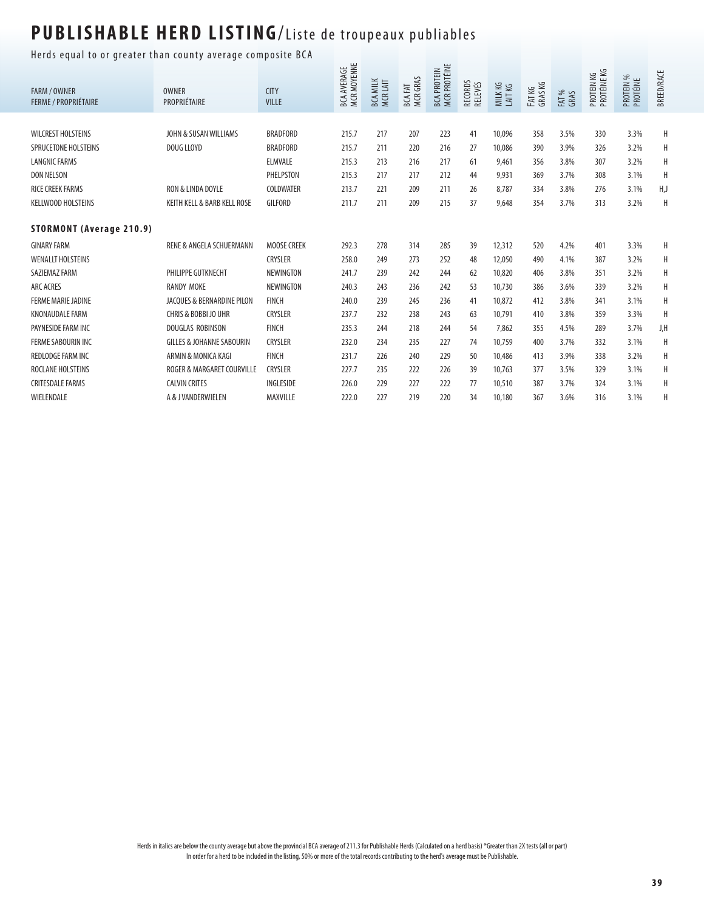# PUBLISHABLE HERD LISTING/Liste de troupeaux publiables

Herds equal to or greater than county average composite BCA

| FARM / OWNER<br>FERME / PROPRIÉTAIRE | OWNER<br>PROPRIÉTAIRE | CITY<br>VILLE | BCA AVERAGE<br>MCR MOYENNE | BCA MILK<br>MCR LAIT | BCA FAT<br>MCR GRAS | BCA PROTEIN<br>MCR PROTÉINE | RECORDS<br>RELEVÉS | MILK KG<br>LAIT KG | FAT KG<br>GRAS KG | FAT %<br>GRAS | PROTEIN KG<br>PROTÉINE KG | PROTEIN %<br>PROTÉINE | BREED/RACE |
|---|---|---|---|---|---|---|---|---|---|---|---|---|---|
| WILCREST HOLSTEINS | JOHN & SUSAN WILLIAMS | BRADFORD | 215.7 | 217 | 207 | 223 | 41 | 10,096 | 358 | 3.5% | 330 | 3.3% | H |
| SPRUCETONE HOLSTEINS | DOUG LLOYD | BRADFORD | 215.7 | 211 | 220 | 216 | 27 | 10,086 | 390 | 3.9% | 326 | 3.2% | H |
| LANGNIC FARMS | | ELMVALE | 215.3 | 213 | 216 | 217 | 61 | 9,461 | 356 | 3.8% | 307 | 3.2% | H |
| DON NELSON | | PHELPSTON | 215.3 | 217 | 217 | 212 | 44 | 9,931 | 369 | 3.7% | 308 | 3.1% | H |
| RICE CREEK FARMS | RON & LINDA DOYLE | COLDWATER | 213.7 | 221 | 209 | 211 | 26 | 8,787 | 334 | 3.8% | 276 | 3.1% | H,J |
| KELLWOOD HOLSTEINS | KEITH KELL & BARB KELL ROSE | GILFORD | 211.7 | 211 | 209 | 215 | 37 | 9,648 | 354 | 3.7% | 313 | 3.2% | H |
| **STORMONT (Average 210.9)** | | | | | | | | | | | | | |
| GINARY FARM | RENE & ANGELA SCHUERMANN | MOOSE CREEK | 292.3 | 278 | 314 | 285 | 39 | 12,312 | 520 | 4.2% | 401 | 3.3% | H |
| WENALLT HOLSTEINS | | CRYSLER | 258.0 | 249 | 273 | 252 | 48 | 12,050 | 490 | 4.1% | 387 | 3.2% | H |
| SAZIEMAZ FARM | PHILIPPE GUTKNECHT | NEWINGTON | 241.7 | 239 | 242 | 244 | 62 | 10,820 | 406 | 3.8% | 351 | 3.2% | H |
| ARC ACRES | RANDY MOKE | NEWINGTON | 240.3 | 243 | 236 | 242 | 53 | 10,730 | 386 | 3.6% | 339 | 3.2% | H |
| FERME MARIE JADINE | JACQUES & BERNARDINE PILON | FINCH | 240.0 | 239 | 245 | 236 | 41 | 10,872 | 412 | 3.8% | 341 | 3.1% | H |
| KNONAUDALE FARM | CHRIS & BOBBI JO UHR | CRYSLER | 237.7 | 232 | 238 | 243 | 63 | 10,791 | 410 | 3.8% | 359 | 3.3% | H |
| PAYNESIDE FARM INC | DOUGLAS ROBINSON | FINCH | 235.3 | 244 | 218 | 244 | 54 | 7,862 | 355 | 4.5% | 289 | 3.7% | J,H |
| FERME SABOURIN INC | GILLES & JOHANNE SABOURIN | CRYSLER | 232.0 | 234 | 235 | 227 | 74 | 10,759 | 400 | 3.7% | 332 | 3.1% | H |
| REDLODGE FARM INC | ARMIN & MONICA KAGI | FINCH | 231.7 | 226 | 240 | 229 | 50 | 10,486 | 413 | 3.9% | 338 | 3.2% | H |
| ROCLANE HOLSTEINS | ROGER & MARGARET COURVILLE | CRYSLER | 227.7 | 235 | 222 | 226 | 39 | 10,763 | 377 | 3.5% | 329 | 3.1% | H |
| CRITESDALE FARMS | CALVIN CRITES | INGLESIDE | 226.0 | 229 | 227 | 222 | 77 | 10,510 | 387 | 3.7% | 324 | 3.1% | H |
| WIELENDALE | A & J VANDERWIELEN | MAXVILLE | 222.0 | 227 | 219 | 220 | 34 | 10,180 | 367 | 3.6% | 316 | 3.1% | H |

Herds in italics are below the county average but above the provincial BCA average of 211.3 for Publishable Herds (Calculated on a herd basis) *Greater than 2X tests (all or part)
In order for a herd to be included in the listing, 50% or more of the total records contributing to the herd's average must be Publishable.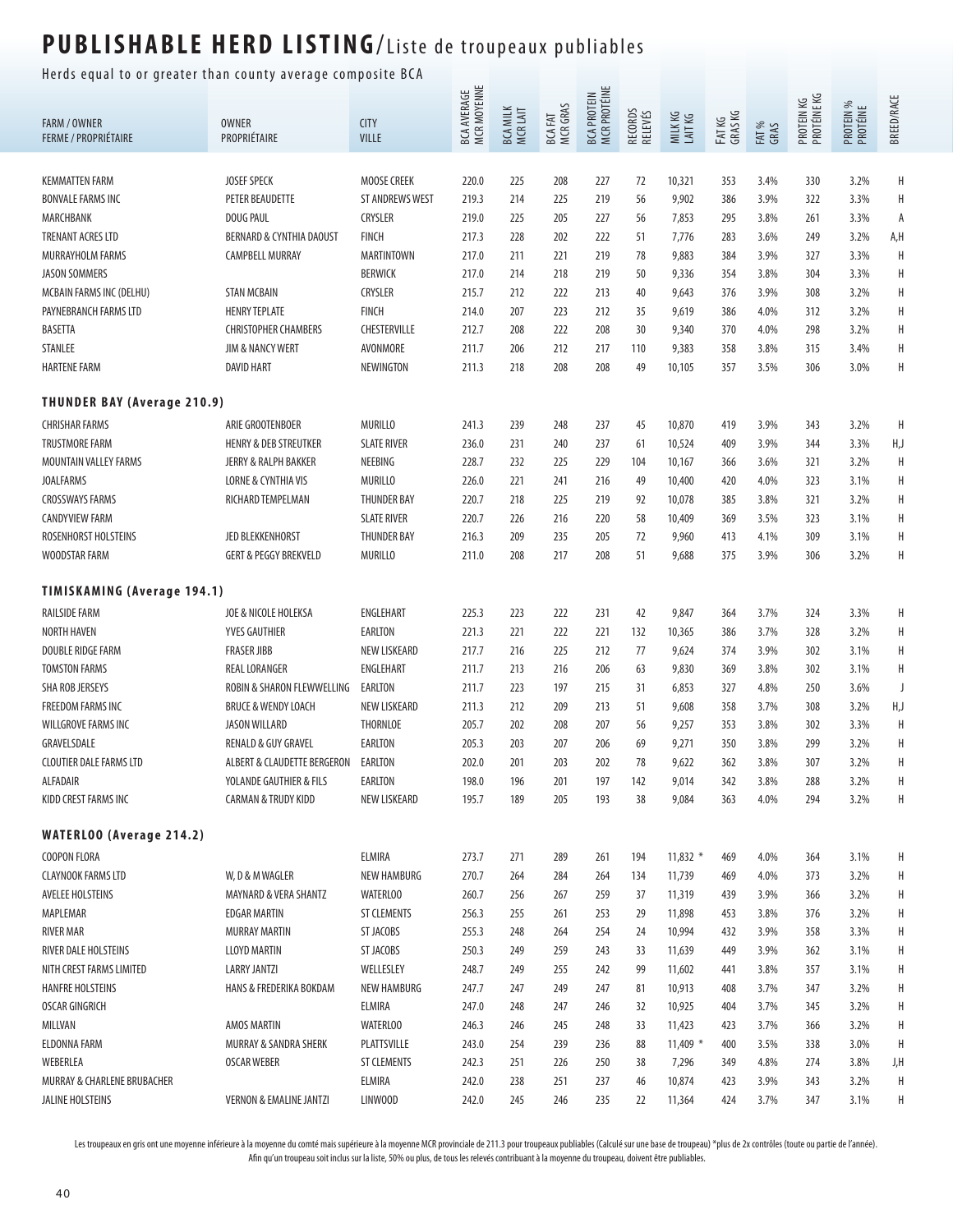# PUBLISHABLE HERD LISTING/Liste de troupeaux publiables

Herds equal to or greater than county average composite BCA

| FARM / OWNER<br>FERME / PROPRIÉTAIRE | OWNER<br>PROPRIÉTAIRE | CITY<br>VILLE | BCA AVERAGE<br>MCR MOYENNE | BCA MILK<br>MCR LAIT | BCA FAT<br>MCR GRAS | BCA PROTEIN<br>MCR PROTÉINE | RECORDS<br>RELEVÉS | MILK KG<br>LAIT KG | FAT KG<br>GRAS KG | FAT %<br>GRAS | PROTEIN KG<br>PROTÉINE KG | PROTEIN %<br>PROTÉINE | BREED/RACE |
|---|---|---|---|---|---|---|---|---|---|---|---|---|---|
| KEMMATTEN FARM | JOSEF SPECK | MOOSE CREEK | 220.0 | 225 | 208 | 227 | 72 | 10,321 | 353 | 3.4% | 330 | 3.2% | H |
| BONVALE FARMS INC | PETER BEAUDETTE | ST ANDREWS WEST | 219.3 | 214 | 225 | 219 | 56 | 9,902 | 386 | 3.9% | 322 | 3.3% | H |
| MARCHBANK | DOUG PAUL | CRYSLER | 219.0 | 225 | 205 | 227 | 56 | 7,853 | 295 | 3.8% | 261 | 3.3% | A |
| TRENANT ACRES LTD | BERNARD & CYNTHIA DAOUST | FINCH | 217.3 | 228 | 202 | 222 | 51 | 7,776 | 283 | 3.6% | 249 | 3.2% | A,H |
| MURRAYHOLM FARMS | CAMPBELL MURRAY | MARTINTOWN | 217.0 | 211 | 221 | 219 | 78 | 9,883 | 384 | 3.9% | 327 | 3.3% | H |
| JASON SOMMERS | | BERWICK | 217.0 | 214 | 218 | 219 | 50 | 9,336 | 354 | 3.8% | 304 | 3.3% | H |
| MCBAIN FARMS INC (DELHU) | STAN MCBAIN | CRYSLER | 215.7 | 212 | 222 | 213 | 40 | 9,643 | 376 | 3.9% | 308 | 3.2% | H |
| PAYNEBRANCH FARMS LTD | HENRY TEPLATE | FINCH | 214.0 | 207 | 223 | 212 | 35 | 9,619 | 386 | 4.0% | 312 | 3.2% | H |
| BASETTA | CHRISTOPHER CHAMBERS | CHESTERVILLE | 212.7 | 208 | 222 | 208 | 30 | 9,340 | 370 | 4.0% | 298 | 3.2% | H |
| STANLEE | JIM & NANCY WERT | AVONMORE | 211.7 | 206 | 212 | 217 | 110 | 9,383 | 358 | 3.8% | 315 | 3.4% | H |
| HARTENE FARM | DAVID HART | NEWINGTON | 211.3 | 218 | 208 | 208 | 49 | 10,105 | 357 | 3.5% | 306 | 3.0% | H |
| **THUNDER BAY (Average 210.9)** | | | | | | | | | | | | | |
| CHRISHAR FARMS | ARIE GROOTENBOER | MURILLO | 241.3 | 239 | 248 | 237 | 45 | 10,870 | 419 | 3.9% | 343 | 3.2% | H |
| TRUSTMORE FARM | HENRY & DEB STREUTKER | SLATE RIVER | 236.0 | 231 | 240 | 237 | 61 | 10,524 | 409 | 3.9% | 344 | 3.3% | H,J |
| MOUNTAIN VALLEY FARMS | JERRY & RALPH BAKKER | NEEBING | 228.7 | 232 | 225 | 229 | 104 | 10,167 | 366 | 3.6% | 321 | 3.2% | H |
| JOALFARMS | LORNE & CYNTHIA VIS | MURILLO | 226.0 | 221 | 241 | 216 | 49 | 10,400 | 420 | 4.0% | 323 | 3.1% | H |
| CROSSWAYS FARMS | RICHARD TEMPELMAN | THUNDER BAY | 220.7 | 218 | 225 | 219 | 92 | 10,078 | 385 | 3.8% | 321 | 3.2% | H |
| CANDYVIEW FARM | | SLATE RIVER | 220.7 | 226 | 216 | 220 | 58 | 10,409 | 369 | 3.5% | 323 | 3.1% | H |
| ROSENHORST HOLSTEINS | JED BLEKKENHORST | THUNDER BAY | 216.3 | 209 | 235 | 205 | 72 | 9,960 | 413 | 4.1% | 309 | 3.1% | H |
| WOODSTAR FARM | GERT & PEGGY BREKVELD | MURILLO | 211.0 | 208 | 217 | 208 | 51 | 9,688 | 375 | 3.9% | 306 | 3.2% | H |
| **TIMISKAMING (Average 194.1)** | | | | | | | | | | | | | |
| RAILSIDE FARM | JOE & NICOLE HOLEKSA | ENGLEHART | 225.3 | 223 | 222 | 231 | 42 | 9,847 | 364 | 3.7% | 324 | 3.3% | H |
| NORTH HAVEN | YVES GAUTHIER | EARLTON | 221.3 | 221 | 222 | 221 | 132 | 10,365 | 386 | 3.7% | 328 | 3.2% | H |
| DOUBLE RIDGE FARM | FRASER JIBB | NEW LISKEARD | 217.7 | 216 | 225 | 212 | 77 | 9,624 | 374 | 3.9% | 302 | 3.1% | H |
| TOMSTON FARMS | REAL LORANGER | ENGLEHART | 211.7 | 213 | 216 | 206 | 63 | 9,830 | 369 | 3.8% | 302 | 3.1% | H |
| SHA ROB JERSEYS | ROBIN & SHARON FLEWWELLING | EARLTON | 211.7 | 223 | 197 | 215 | 31 | 6,853 | 327 | 4.8% | 250 | 3.6% | J |
| FREEDOM FARMS INC | BRUCE & WENDY LOACH | NEW LISKEARD | 211.3 | 212 | 209 | 213 | 51 | 9,608 | 358 | 3.7% | 308 | 3.2% | H,J |
| WILLGROVE FARMS INC | JASON WILLARD | THORNLOE | 205.7 | 202 | 208 | 207 | 56 | 9,257 | 353 | 3.8% | 302 | 3.3% | H |
| GRAVELSDALE | RENALD & GUY GRAVEL | EARLTON | 205.3 | 203 | 207 | 206 | 69 | 9,271 | 350 | 3.8% | 299 | 3.2% | H |
| CLOUTIER DALE FARMS LTD | ALBERT & CLAUDETTE BERGERON | EARLTON | 202.0 | 201 | 203 | 202 | 78 | 9,622 | 362 | 3.8% | 307 | 3.2% | H |
| ALFADAIR | YOLANDE GAUTHIER & FILS | EARLTON | 198.0 | 196 | 201 | 197 | 142 | 9,014 | 342 | 3.8% | 288 | 3.2% | H |
| KIDD CREST FARMS INC | CARMAN & TRUDY KIDD | NEW LISKEARD | 195.7 | 189 | 205 | 193 | 38 | 9,084 | 363 | 4.0% | 294 | 3.2% | H |
| **WATERLOO (Average 214.2)** | | | | | | | | | | | | | |
| COOPON FLORA | | ELMIRA | 273.7 | 271 | 289 | 261 | 194 | 11,832 * | 469 | 4.0% | 364 | 3.1% | H |
| CLAYNOOK FARMS LTD | W, D & M WAGLER | NEW HAMBURG | 270.7 | 264 | 284 | 264 | 134 | 11,739 | 469 | 4.0% | 373 | 3.2% | H |
| AVELEE HOLSTEINS | MAYNARD & VERA SHANTZ | WATERLOO | 260.7 | 256 | 267 | 259 | 37 | 11,319 | 439 | 3.9% | 366 | 3.2% | H |
| MAPLEMAR | EDGAR MARTIN | ST CLEMENTS | 256.3 | 255 | 261 | 253 | 29 | 11,898 | 453 | 3.8% | 376 | 3.2% | H |
| RIVER MAR | MURRAY MARTIN | ST JACOBS | 255.3 | 248 | 264 | 254 | 24 | 10,994 | 432 | 3.9% | 358 | 3.3% | H |
| RIVER DALE HOLSTEINS | LLOYD MARTIN | ST JACOBS | 250.3 | 249 | 259 | 243 | 33 | 11,639 | 449 | 3.9% | 362 | 3.1% | H |
| NITH CREST FARMS LIMITED | LARRY JANTZI | WELLESLEY | 248.7 | 249 | 255 | 242 | 99 | 11,602 | 441 | 3.8% | 357 | 3.1% | H |
| HANFRE HOLSTEINS | HANS & FREDERIKA BOKDAM | NEW HAMBURG | 247.7 | 247 | 249 | 247 | 81 | 10,913 | 408 | 3.7% | 347 | 3.2% | H |
| OSCAR GINGRICH | | ELMIRA | 247.0 | 248 | 247 | 246 | 32 | 10,925 | 404 | 3.7% | 345 | 3.2% | H |
| MILLVAN | AMOS MARTIN | WATERLOO | 246.3 | 246 | 245 | 248 | 33 | 11,423 | 423 | 3.7% | 366 | 3.2% | H |
| ELDONNA FARM | MURRAY & SANDRA SHERK | PLATTSVILLE | 243.0 | 254 | 239 | 236 | 88 | 11,409 * | 400 | 3.5% | 338 | 3.0% | H |
| WEBERLEA | OSCAR WEBER | ST CLEMENTS | 242.3 | 251 | 226 | 250 | 38 | 7,296 | 349 | 4.8% | 274 | 3.8% | J,H |
| MURRAY & CHARLENE BRUBACHER | | ELMIRA | 242.0 | 238 | 251 | 237 | 46 | 10,874 | 423 | 3.9% | 343 | 3.2% | H |
| JALINE HOLSTEINS | VERNON & EMALINE JANTZI | LINWOOD | 242.0 | 245 | 246 | 235 | 22 | 11,364 | 424 | 3.7% | 347 | 3.1% | H |

Les troupeaux en gris ont une moyenne inférieure à la moyenne du comté mais supérieure à la moyenne MCR provinciale de 211.3 pour troupeaux publiables (Calculé sur une base de troupeau) *plus de 2x contrôles (toute ou partie de l'année). Afin qu'un troupeau soit inclus sur la liste, 50% ou plus, de tous les relevés contribuant à la moyenne du troupeau, doivent être publiables.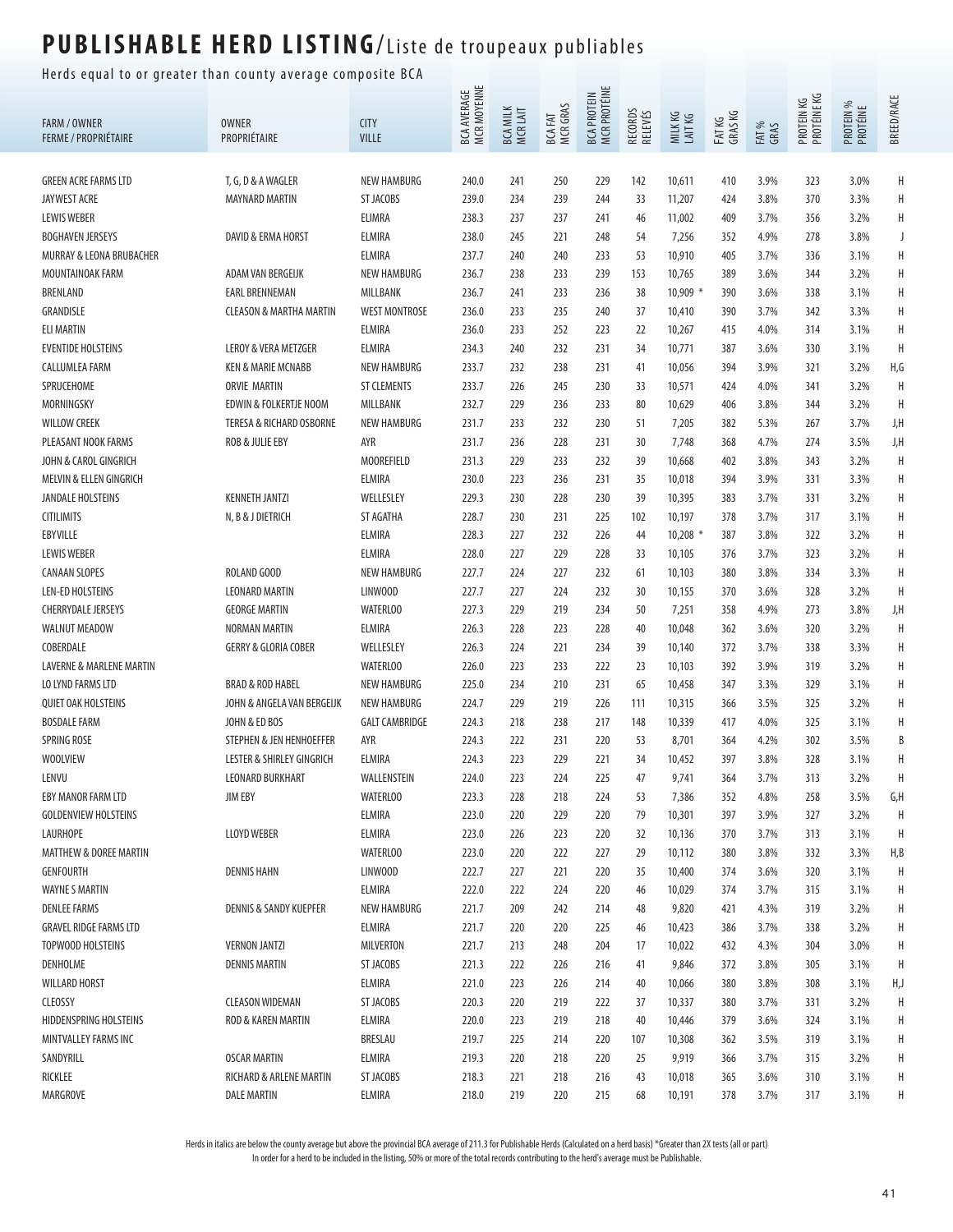# PUBLISHABLE HERD LISTING/Liste de troupeaux publiables

Herds equal to or greater than county average composite BCA

| FARM / OWNER<br>FERME / PROPRIÉTAIRE | OWNER<br>PROPRIÉTAIRE | CITY<br>VILLE | BCA AVERAGE<br>MCR MOYENNE | BCA MILK<br>MCR LAIT | BCA FAT<br>MCR GRAS | BCA PROTEIN<br>MCR PROTÉINE | RECORDS<br>RELEVÉS | MILK KG<br>LAIT KG | FAT KG<br>GRAS KG | FAT %<br>GRAS | PROTEIN KG<br>PROTÉINE KG | PROTEIN %<br>PROTÉINE | BREED/RACE |
|---|---|---|---|---|---|---|---|---|---|---|---|---|---|
| GREEN ACRE FARMS LTD | T, G, D & A WAGLER | NEW HAMBURG | 240.0 | 241 | 250 | 229 | 142 | 10,611 | 410 | 3.9% | 323 | 3.0% | H |
| JAYWEST ACRE | MAYNARD MARTIN | ST JACOBS | 239.0 | 234 | 239 | 244 | 33 | 11,207 | 424 | 3.8% | 370 | 3.3% | H |
| LEWIS WEBER | | ELIMRA | 238.3 | 237 | 237 | 241 | 46 | 11,002 | 409 | 3.7% | 356 | 3.2% | H |
| BOGHAVEN JERSEYS | DAVID & ERMA HORST | ELMIRA | 238.0 | 245 | 221 | 248 | 54 | 7,256 | 352 | 4.9% | 278 | 3.8% | J |
| MURRAY & LEONA BRUBACHER | | ELMIRA | 237.7 | 240 | 240 | 233 | 53 | 10,910 | 405 | 3.7% | 336 | 3.1% | H |
| MOUNTAINOAK FARM | ADAM VAN BERGEIJK | NEW HAMBURG | 236.7 | 238 | 233 | 239 | 153 | 10,765 | 389 | 3.6% | 344 | 3.2% | H |
| BRENLAND | EARL BRENNEMAN | MILLBANK | 236.7 | 241 | 233 | 236 | 38 | 10,909 * | 390 | 3.6% | 338 | 3.1% | H |
| GRANDISLE | CLEASON & MARTHA MARTIN | WEST MONTROSE | 236.0 | 233 | 235 | 240 | 37 | 10,410 | 390 | 3.7% | 342 | 3.3% | H |
| ELI MARTIN | | ELMIRA | 236.0 | 233 | 252 | 223 | 22 | 10,267 | 415 | 4.0% | 314 | 3.1% | H |
| EVENTIDE HOLSTEINS | LEROY & VERA METZGER | ELMIRA | 234.3 | 240 | 232 | 231 | 34 | 10,771 | 387 | 3.6% | 330 | 3.1% | H |
| CALLUMLEA FARM | KEN & MARIE MCNABB | NEW HAMBURG | 233.7 | 232 | 238 | 231 | 41 | 10,056 | 394 | 3.9% | 321 | 3.2% | H,G |
| SPRUCEHOME | ORVIE MARTIN | ST CLEMENTS | 233.7 | 226 | 245 | 230 | 33 | 10,571 | 424 | 4.0% | 341 | 3.2% | H |
| MORNINGSKY | EDWIN & FOLKERTJE NOOM | MILLBANK | 232.7 | 229 | 236 | 233 | 80 | 10,629 | 406 | 3.8% | 344 | 3.2% | H |
| WILLOW CREEK | TERESA & RICHARD OSBORNE | NEW HAMBURG | 231.7 | 233 | 232 | 230 | 51 | 7,205 | 382 | 5.3% | 267 | 3.7% | J,H |
| PLEASANT NOOK FARMS | ROB & JULIE EBY | AYR | 231.7 | 236 | 228 | 231 | 30 | 7,748 | 368 | 4.7% | 274 | 3.5% | J,H |
| JOHN & CAROL GINGRICH | | MOOREFIELD | 231.3 | 229 | 233 | 232 | 39 | 10,668 | 402 | 3.8% | 343 | 3.2% | H |
| MELVIN & ELLEN GINGRICH | | ELMIRA | 230.0 | 223 | 236 | 231 | 35 | 10,018 | 394 | 3.9% | 331 | 3.3% | H |
| JANDALE HOLSTEINS | KENNETH JANTZI | WELLESLEY | 229.3 | 230 | 228 | 230 | 39 | 10,395 | 383 | 3.7% | 331 | 3.2% | H |
| CITILIMITS | N, B & J DIETRICH | ST AGATHA | 228.7 | 230 | 231 | 225 | 102 | 10,197 | 378 | 3.7% | 317 | 3.1% | H |
| EBYVILLE | | ELMIRA | 228.3 | 227 | 232 | 226 | 44 | 10,208 * | 387 | 3.8% | 322 | 3.2% | H |
| LEWIS WEBER | | ELMIRA | 228.0 | 227 | 229 | 228 | 33 | 10,105 | 376 | 3.7% | 323 | 3.2% | H |
| CANAAN SLOPES | ROLAND GOOD | NEW HAMBURG | 227.7 | 224 | 227 | 232 | 61 | 10,103 | 380 | 3.8% | 334 | 3.3% | H |
| LEN-ED HOLSTEINS | LEONARD MARTIN | LINWOOD | 227.7 | 227 | 224 | 232 | 30 | 10,155 | 370 | 3.6% | 328 | 3.2% | H |
| CHERRYDALE JERSEYS | GEORGE MARTIN | WATERLOO | 227.3 | 229 | 219 | 234 | 50 | 7,251 | 358 | 4.9% | 273 | 3.8% | J,H |
| WALNUT MEADOW | NORMAN MARTIN | ELMIRA | 226.3 | 228 | 223 | 228 | 40 | 10,048 | 362 | 3.6% | 320 | 3.2% | H |
| COBERDALE | GERRY & GLORIA COBER | WELLESLEY | 226.3 | 224 | 221 | 234 | 39 | 10,140 | 372 | 3.7% | 338 | 3.3% | H |
| LAVERNE & MARLENE MARTIN | | WATERLOO | 226.0 | 223 | 233 | 222 | 23 | 10,103 | 392 | 3.9% | 319 | 3.2% | H |
| LO LYND FARMS LTD | BRAD & ROD HABEL | NEW HAMBURG | 225.0 | 234 | 210 | 231 | 65 | 10,458 | 347 | 3.3% | 329 | 3.1% | H |
| QUIET OAK HOLSTEINS | JOHN & ANGELA VAN BERGEIJK | NEW HAMBURG | 224.7 | 229 | 219 | 226 | 111 | 10,315 | 366 | 3.5% | 325 | 3.2% | H |
| BOSDALE FARM | JOHN & ED BOS | GALT CAMBRIDGE | 224.3 | 218 | 238 | 217 | 148 | 10,339 | 417 | 4.0% | 325 | 3.1% | H |
| SPRING ROSE | STEPHEN & JEN HENHOEFFER | AYR | 224.3 | 222 | 231 | 220 | 53 | 8,701 | 364 | 4.2% | 302 | 3.5% | B |
| WOOLVIEW | LESTER & SHIRLEY GINGRICH | ELMIRA | 224.3 | 223 | 229 | 221 | 34 | 10,452 | 397 | 3.8% | 328 | 3.1% | H |
| LENVU | LEONARD BURKHART | WALLENSTEIN | 224.0 | 223 | 224 | 225 | 47 | 9,741 | 364 | 3.7% | 313 | 3.2% | H |
| EBY MANOR FARM LTD | JIM EBY | WATERLOO | 223.3 | 228 | 218 | 224 | 53 | 7,386 | 352 | 4.8% | 258 | 3.5% | G,H |
| GOLDENVIEW HOLSTEINS | | ELMIRA | 223.0 | 220 | 229 | 220 | 79 | 10,301 | 397 | 3.9% | 327 | 3.2% | H |
| LAURHOPE | LLOYD WEBER | ELMIRA | 223.0 | 226 | 223 | 220 | 32 | 10,136 | 370 | 3.7% | 313 | 3.1% | H |
| MATTHEW & DOREE MARTIN | | WATERLOO | 223.0 | 220 | 222 | 227 | 29 | 10,112 | 380 | 3.8% | 332 | 3.3% | H,B |
| GENFOURTH | DENNIS HAHN | LINWOOD | 222.7 | 227 | 221 | 220 | 35 | 10,400 | 374 | 3.6% | 320 | 3.1% | H |
| WAYNE S MARTIN | | ELMIRA | 222.0 | 222 | 224 | 220 | 46 | 10,029 | 374 | 3.7% | 315 | 3.1% | H |
| DENLEE FARMS | DENNIS & SANDY KUEPFER | NEW HAMBURG | 221.7 | 209 | 242 | 214 | 48 | 9,820 | 421 | 4.3% | 319 | 3.2% | H |
| GRAVEL RIDGE FARMS LTD | | ELMIRA | 221.7 | 220 | 220 | 225 | 46 | 10,423 | 386 | 3.7% | 338 | 3.2% | H |
| TOPWOOD HOLSTEINS | VERNON JANTZI | MILVERTON | 221.7 | 213 | 248 | 204 | 17 | 10,022 | 432 | 4.3% | 304 | 3.0% | H |
| DENHOLME | DENNIS MARTIN | ST JACOBS | 221.3 | 222 | 226 | 216 | 41 | 9,846 | 372 | 3.8% | 305 | 3.1% | H |
| WILLARD HORST | | ELMIRA | 221.0 | 223 | 226 | 214 | 40 | 10,066 | 380 | 3.8% | 308 | 3.1% | H,J |
| CLEOSSY | CLEASON WIDEMAN | ST JACOBS | 220.3 | 220 | 219 | 222 | 37 | 10,337 | 380 | 3.7% | 331 | 3.2% | H |
| HIDDENSPRING HOLSTEINS | ROD & KAREN MARTIN | ELMIRA | 220.0 | 223 | 219 | 218 | 40 | 10,446 | 379 | 3.6% | 324 | 3.1% | H |
| MINTVALLEY FARMS INC | | BRESLAU | 219.7 | 225 | 214 | 220 | 107 | 10,308 | 362 | 3.5% | 319 | 3.1% | H |
| SANDYRILL | OSCAR MARTIN | ELMIRA | 219.3 | 220 | 218 | 220 | 25 | 9,919 | 366 | 3.7% | 315 | 3.2% | H |
| RICKLEE | RICHARD & ARLENE MARTIN | ST JACOBS | 218.3 | 221 | 218 | 216 | 43 | 10,018 | 365 | 3.6% | 310 | 3.1% | H |
| MARGROVE | DALE MARTIN | ELMIRA | 218.0 | 219 | 220 | 215 | 68 | 10,191 | 378 | 3.7% | 317 | 3.1% | H |

Herds in italics are below the county average but above the provincial BCA average of 211.3 for Publishable Herds (Calculated on a herd basis) *Greater than 2X tests (all or part)

In order for a herd to be included in the listing, 50% or more of the total records contributing to the herd's average must be Publishable.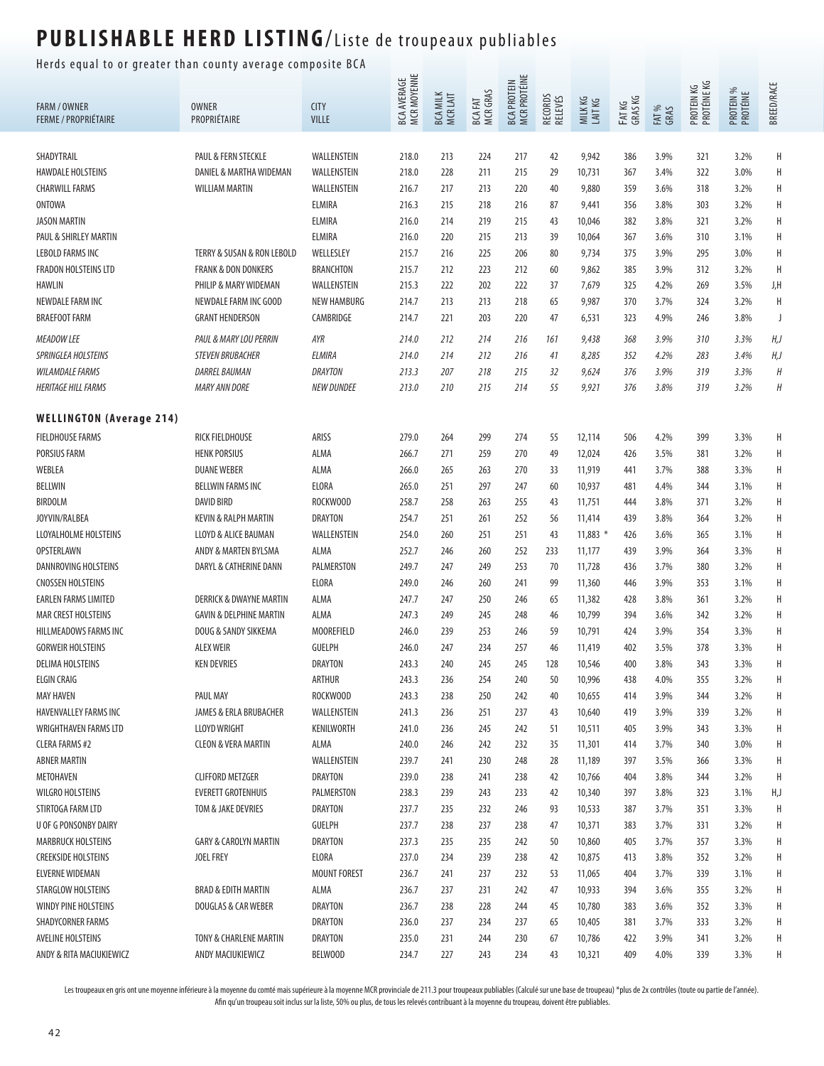# PUBLISHABLE HERD LISTING/Liste de troupeaux publiables

Herds equal to or greater than county average composite BCA

| FARM / OWNER<br>FERME / PROPRIÉTAIRE | OWNER<br>PROPRIÉTAIRE | CITY<br>VILLE | BCA AVERAGE<br>MCR MOYENNE | BCA MILK<br>MCR LAIT | BCA FAT<br>MCR GRAS | BCA PROTEIN<br>MCR PROTÉINE | RECORDS<br>RELEVÉS | MILK KG<br>LAIT KG | FAT KG<br>GRAS KG | FAT %<br>GRAS | PROTEIN KG<br>PROTÉINE KG | PROTEIN %<br>PROTÉINE | BREED/RACE |
|---|---|---|---|---|---|---|---|---|---|---|---|---|---|
| SHADYTRAIL | PAUL & FERN STECKLE | WALLENSTEIN | 218.0 | 213 | 224 | 217 | 42 | 9,942 | 386 | 3.9% | 321 | 3.2% | H |
| HAWDALE HOLSTEINS | DANIEL & MARTHA WIDEMAN | WALLENSTEIN | 218.0 | 228 | 211 | 215 | 29 | 10,731 | 367 | 3.4% | 322 | 3.0% | H |
| CHARWILL FARMS | WILLIAM MARTIN | WALLENSTEIN | 216.7 | 217 | 213 | 220 | 40 | 9,880 | 359 | 3.6% | 318 | 3.2% | H |
| ONTOWA | | ELMIRA | 216.3 | 215 | 218 | 216 | 87 | 9,441 | 356 | 3.8% | 303 | 3.2% | H |
| JASON MARTIN | | ELMIRA | 216.0 | 214 | 219 | 215 | 43 | 10,046 | 382 | 3.8% | 321 | 3.2% | H |
| PAUL & SHIRLEY MARTIN | | ELMIRA | 216.0 | 220 | 215 | 213 | 39 | 10,064 | 367 | 3.6% | 310 | 3.1% | H |
| LEBOLD FARMS INC | TERRY & SUSAN & RON LEBOLD | WELLESLEY | 215.7 | 216 | 225 | 206 | 80 | 9,734 | 375 | 3.9% | 295 | 3.0% | H |
| FRADON HOLSTEINS LTD | FRANK & DON DONKERS | BRANCHTON | 215.7 | 212 | 223 | 212 | 60 | 9,862 | 385 | 3.9% | 312 | 3.2% | H |
| HAWLIN | PHILIP & MARY WIDEMAN | WALLENSTEIN | 215.3 | 222 | 202 | 222 | 37 | 7,679 | 325 | 4.2% | 269 | 3.5% | J,H |
| NEWDALE FARM INC | NEWDALE FARM INC GOOD | NEW HAMBURG | 214.7 | 213 | 213 | 218 | 65 | 9,987 | 370 | 3.7% | 324 | 3.2% | H |
| BRAEFOOT FARM | GRANT HENDERSON | CAMBRIDGE | 214.7 | 221 | 203 | 220 | 47 | 6,531 | 323 | 4.9% | 246 | 3.8% | J |
| *MEADOW LEE* | *PAUL & MARY LOU PERRIN* | *AYR* | *214.0* | *212* | *214* | *216* | *161* | *9,438* | *368* | *3.9%* | *310* | *3.3%* | *H,J* |
| *SPRINGLEA HOLSTEINS* | *STEVEN BRUBACHER* | *ELMIRA* | *214.0* | *214* | *212* | *216* | *41* | *8,285* | *352* | *4.2%* | *283* | *3.4%* | *H,J* |
| *WILAMDALE FARMS* | *DARREL BAUMAN* | *DRAYTON* | *213.3* | *207* | *218* | *215* | *32* | *9,624* | *376* | *3.9%* | *319* | *3.3%* | *H* |
| *HERITAGE HILL FARMS* | *MARY ANN DORE* | *NEW DUNDEE* | *213.0* | *210* | *215* | *214* | *55* | *9,921* | *376* | *3.8%* | *319* | *3.2%* | *H* |
| **WELLINGTON (Average 214)** | | | | | | | | | | | | | |
| FIELDHOUSE FARMS | RICK FIELDHOUSE | ARISS | 279.0 | 264 | 299 | 274 | 55 | 12,114 | 506 | 4.2% | 399 | 3.3% | H |
| PORSIUS FARM | HENK PORSIUS | ALMA | 266.7 | 271 | 259 | 270 | 49 | 12,024 | 426 | 3.5% | 381 | 3.2% | H |
| WEBLEA | DUANE WEBER | ALMA | 266.0 | 265 | 263 | 270 | 33 | 11,919 | 441 | 3.7% | 388 | 3.3% | H |
| BELLWIN | BELLWIN FARMS INC | ELORA | 265.0 | 251 | 297 | 247 | 60 | 10,937 | 481 | 4.4% | 344 | 3.1% | H |
| BIRDOLM | DAVID BIRD | ROCKWOOD | 258.7 | 258 | 263 | 255 | 43 | 11,751 | 444 | 3.8% | 371 | 3.2% | H |
| JOYVIN/RALBEA | KEVIN & RALPH MARTIN | DRAYTON | 254.7 | 251 | 261 | 252 | 56 | 11,414 | 439 | 3.8% | 364 | 3.2% | H |
| LLOYALHOLME HOLSTEINS | LLOYD & ALICE BAUMAN | WALLENSTEIN | 254.0 | 260 | 251 | 251 | 43 | 11,883 * | 426 | 3.6% | 365 | 3.1% | H |
| OPSTERLAWN | ANDY & MARTEN BYLSMA | ALMA | 252.7 | 246 | 260 | 252 | 233 | 11,177 | 439 | 3.9% | 364 | 3.3% | H |
| DANNROVING HOLSTEINS | DARYL & CATHERINE DANN | PALMERSTON | 249.7 | 247 | 249 | 253 | 70 | 11,728 | 436 | 3.7% | 380 | 3.2% | H |
| CNOSSEN HOLSTEINS | | ELORA | 249.0 | 246 | 260 | 241 | 99 | 11,360 | 446 | 3.9% | 353 | 3.1% | H |
| EARLEN FARMS LIMITED | DERRICK & DWAYNE MARTIN | ALMA | 247.7 | 247 | 250 | 246 | 65 | 11,382 | 428 | 3.8% | 361 | 3.2% | H |
| MAR CREST HOLSTEINS | GAVIN & DELPHINE MARTIN | ALMA | 247.3 | 249 | 245 | 248 | 46 | 10,799 | 394 | 3.6% | 342 | 3.2% | H |
| HILLMEADOWS FARMS INC | DOUG & SANDY SIKKEMA | MOOREFIELD | 246.0 | 239 | 253 | 246 | 59 | 10,791 | 424 | 3.9% | 354 | 3.3% | H |
| GORWEIR HOLSTEINS | ALEX WEIR | GUELPH | 246.0 | 247 | 234 | 257 | 46 | 11,419 | 402 | 3.5% | 378 | 3.3% | H |
| DELIMA HOLSTEINS | KEN DEVRIES | DRAYTON | 243.3 | 240 | 245 | 245 | 128 | 10,546 | 400 | 3.8% | 343 | 3.3% | H |
| ELGIN CRAIG | | ARTHUR | 243.3 | 236 | 254 | 240 | 50 | 10,996 | 438 | 4.0% | 355 | 3.2% | H |
| MAY HAVEN | PAUL MAY | ROCKWOOD | 243.3 | 238 | 250 | 242 | 40 | 10,655 | 414 | 3.9% | 344 | 3.2% | H |
| HAVENVALLEY FARMS INC | JAMES & ERLA BRUBACHER | WALLENSTEIN | 241.3 | 236 | 251 | 237 | 43 | 10,640 | 419 | 3.9% | 339 | 3.2% | H |
| WRIGHTHAVEN FARMS LTD | LLOYD WRIGHT | KENILWORTH | 241.0 | 236 | 245 | 242 | 51 | 10,511 | 405 | 3.9% | 343 | 3.3% | H |
| CLERA FARMS #2 | CLEON & VERA MARTIN | ALMA | 240.0 | 246 | 242 | 232 | 35 | 11,301 | 414 | 3.7% | 340 | 3.0% | H |
| ABNER MARTIN | | WALLENSTEIN | 239.7 | 241 | 230 | 248 | 28 | 11,189 | 397 | 3.5% | 366 | 3.3% | H |
| METOHAVEN | CLIFFORD METZGER | DRAYTON | 239.0 | 238 | 241 | 238 | 42 | 10,766 | 404 | 3.8% | 344 | 3.2% | H |
| WILGRO HOLSTEINS | EVERETT GROTENHUIS | PALMERSTON | 238.3 | 239 | 243 | 233 | 42 | 10,340 | 397 | 3.8% | 323 | 3.1% | H,J |
| STIRTOGA FARM LTD | TOM & JAKE DEVRIES | DRAYTON | 237.7 | 235 | 232 | 246 | 93 | 10,533 | 387 | 3.7% | 351 | 3.3% | H |
| U OF G PONSONBY DAIRY | | GUELPH | 237.7 | 238 | 237 | 238 | 47 | 10,371 | 383 | 3.7% | 331 | 3.2% | H |
| MARBRUCK HOLSTEINS | GARY & CAROLYN MARTIN | DRAYTON | 237.3 | 235 | 235 | 242 | 50 | 10,860 | 405 | 3.7% | 357 | 3.3% | H |
| CREEKSIDE HOLSTEINS | JOEL FREY | ELORA | 237.0 | 234 | 239 | 238 | 42 | 10,875 | 413 | 3.8% | 352 | 3.2% | H |
| ELVERNE WIDEMAN | | MOUNT FOREST | 236.7 | 241 | 237 | 232 | 53 | 11,065 | 404 | 3.7% | 339 | 3.1% | H |
| STARGLOW HOLSTEINS | BRAD & EDITH MARTIN | ALMA | 236.7 | 237 | 231 | 242 | 47 | 10,933 | 394 | 3.6% | 355 | 3.2% | H |
| WINDY PINE HOLSTEINS | DOUGLAS & CAR WEBER | DRAYTON | 236.7 | 238 | 228 | 244 | 45 | 10,780 | 383 | 3.6% | 352 | 3.3% | H |
| SHADYCORNER FARMS | | DRAYTON | 236.0 | 237 | 234 | 237 | 65 | 10,405 | 381 | 3.7% | 333 | 3.2% | H |
| AVELINE HOLSTEINS | TONY & CHARLENE MARTIN | DRAYTON | 235.0 | 231 | 244 | 230 | 67 | 10,786 | 422 | 3.9% | 341 | 3.2% | H |
| ANDY & RITA MACIUKIEWICZ | ANDY MACIUKIEWICZ | BELWOOD | 234.7 | 227 | 243 | 234 | 43 | 10,321 | 409 | 4.0% | 339 | 3.3% | H |

Les troupeaux en gris ont une moyenne inférieure à la moyenne du comté mais supérieure à la moyenne MCR provinciale de 211.3 pour troupeaux publiables (Calculé sur une base de troupeau) *plus de 2x contrôles (toute ou partie de l'année).
Afin qu'un troupeau soit inclus sur la liste, 50% ou plus, de tous les relevés contribuant à la moyenne du troupeau, doivent être publiables.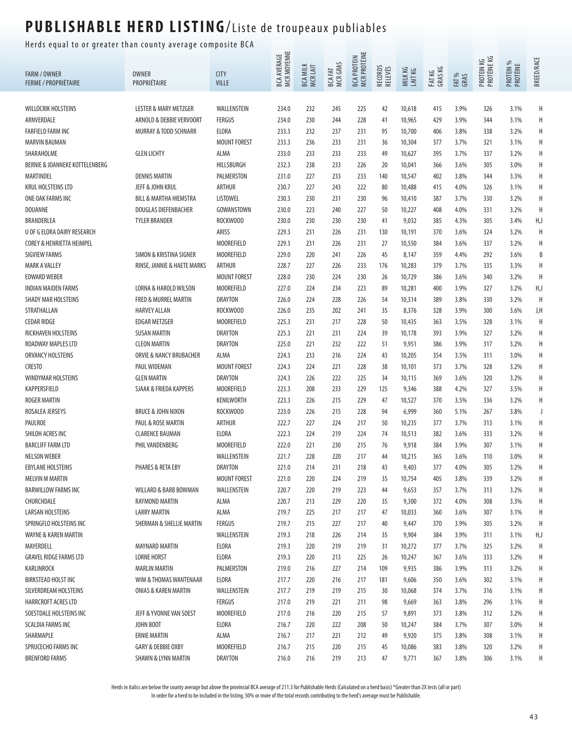# PUBLISHABLE HERD LISTING/Liste de troupeaux publiables

Herds equal to or greater than county average composite BCA

| FARM / OWNER<br>FERME / PROPRIÉTAIRE | OWNER<br>PROPRIÉTAIRE | CITY<br>VILLE | BCA AVERAGE<br>MCR MOYENNE | BCA MILK<br>MCR LAIT | BCA FAT<br>MCR GRAS | BCA PROTEIN<br>MCR PROTÉINE | RECORDS<br>RELEVÉS | MILK KG<br>LAIT KG | FAT KG<br>GRAS KG | FAT %<br>GRAS | PROTEIN KG<br>PROTÉINE KG | PROTEIN %<br>PROTÉINE | BREED/RACE |
|---|---|---|---|---|---|---|---|---|---|---|---|---|---|
| WILLOCRIK HOLSTEINS | LESTER & MARY METZGER | WALLENSTEIN | 234.0 | 232 | 245 | 225 | 42 | 10,618 | 415 | 3.9% | 326 | 3.1% | H |
| ARNVERDALE | ARNOLD & DEBBIE VERVOORT | FERGUS | 234.0 | 230 | 244 | 228 | 41 | 10,965 | 429 | 3.9% | 344 | 3.1% | H |
| FARFIELD FARM INC | MURRAY & TODD SCHNARR | ELORA | 233.3 | 232 | 237 | 231 | 95 | 10,700 | 406 | 3.8% | 338 | 3.2% | H |
| MARVIN BAUMAN | | MOUNT FOREST | 233.3 | 236 | 233 | 231 | 36 | 10,304 | 377 | 3.7% | 321 | 3.1% | H |
| SHARAHOLME | GLEN LICHTY | ALMA | 233.0 | 233 | 233 | 233 | 49 | 10,627 | 395 | 3.7% | 337 | 3.2% | H |
| BERNIE & JOANNEKE KOTTELENBERG | | HILLSBURGH | 232.3 | 238 | 233 | 226 | 20 | 10,041 | 366 | 3.6% | 305 | 3.0% | H |
| MARTINDEL | DENNIS MARTIN | PALMERSTON | 231.0 | 227 | 233 | 233 | 140 | 10,547 | 402 | 3.8% | 344 | 3.3% | H |
| KRUL HOLSTEINS LTD | JEFF & JOHN KRUL | ARTHUR | 230.7 | 227 | 243 | 222 | 80 | 10,488 | 415 | 4.0% | 326 | 3.1% | H |
| ONE OAK FARMS INC | BILL & MARTHA HIEMSTRA | LISTOWEL | 230.3 | 230 | 231 | 230 | 96 | 10,410 | 387 | 3.7% | 330 | 3.2% | H |
| DOUANNE | DOUGLAS DIEFENBACHER | GOWANSTOWN | 230.0 | 223 | 240 | 227 | 50 | 10,227 | 408 | 4.0% | 331 | 3.2% | H |
| BRANDERLEA | TYLER BRANDER | ROCKWOOD | 230.0 | 230 | 230 | 230 | 41 | 9,032 | 385 | 4.3% | 305 | 3.4% | H,J |
| U OF G ELORA DAIRY RESEARCH | | ARISS | 229.3 | 231 | 226 | 231 | 130 | 10,191 | 370 | 3.6% | 324 | 3.2% | H |
| COREY & HENRIETTA HEIMPEL | | MOOREFIELD | 229.3 | 231 | 226 | 231 | 27 | 10,550 | 384 | 3.6% | 337 | 3.2% | H |
| SIGVIEW FARMS | SIMON & KRISTINA SIGNER | MOOREFIELD | 229.0 | 220 | 241 | 226 | 45 | 8,147 | 359 | 4.4% | 292 | 3.6% | B |
| MARK A VALLEY | RINSE, JANNIE & HAETE MARKS | ARTHUR | 228.7 | 227 | 226 | 233 | 176 | 10,283 | 379 | 3.7% | 335 | 3.3% | H |
| EDWARD WEBER | | MOUNT FOREST | 228.0 | 230 | 224 | 230 | 26 | 10,729 | 386 | 3.6% | 340 | 3.2% | H |
| INDIAN MAIDEN FARMS | LORNA & HAROLD WILSON | MOOREFIELD | 227.0 | 224 | 234 | 223 | 89 | 10,281 | 400 | 3.9% | 327 | 3.2% | H,J |
| SHADY MAR HOLSTEINS | FRED & MURREL MARTIN | DRAYTON | 226.0 | 224 | 228 | 226 | 54 | 10,314 | 389 | 3.8% | 330 | 3.2% | H |
| STRATHALLAN | HARVEY ALLAN | ROCKWOOD | 226.0 | 235 | 202 | 241 | 35 | 8,376 | 328 | 3.9% | 300 | 3.6% | J,H |
| CEDAR RIDGE | EDGAR METZGER | MOOREFIELD | 225.3 | 231 | 217 | 228 | 50 | 10,435 | 363 | 3.5% | 328 | 3.1% | H |
| RICKHAVEN HOLSTEINS | SUSAN MARTIN | DRAYTON | 225.3 | 221 | 231 | 224 | 39 | 10,178 | 393 | 3.9% | 327 | 3.2% | H |
| ROADWAY MAPLES LTD | CLEON MARTIN | DRAYTON | 225.0 | 221 | 232 | 222 | 51 | 9,951 | 386 | 3.9% | 317 | 3.2% | H |
| ORVANCY HOLSTEINS | ORVIE & NANCY BRUBACHER | ALMA | 224.3 | 233 | 216 | 224 | 43 | 10,205 | 354 | 3.5% | 311 | 3.0% | H |
| CRESTO | PAUL WIDEMAN | MOUNT FOREST | 224.3 | 224 | 221 | 228 | 38 | 10,101 | 373 | 3.7% | 328 | 3.2% | H |
| WINDYMAR HOLSTEINS | GLEN MARTIN | DRAYTON | 224.3 | 226 | 222 | 225 | 34 | 10,115 | 369 | 3.6% | 320 | 3.2% | H |
| KAPPERSFIELD | SJAAK & FRIEDA KAPPERS | MOOREFIELD | 223.3 | 208 | 233 | 229 | 125 | 9,346 | 388 | 4.2% | 327 | 3.5% | H |
| ROGER MARTIN | | KENILWORTH | 223.3 | 226 | 215 | 229 | 47 | 10,527 | 370 | 3.5% | 336 | 3.2% | H |
| ROSALEA JERSEYS | BRUCE & JOHN NIXON | ROCKWOOD | 223.0 | 226 | 215 | 228 | 94 | 6,999 | 360 | 5.1% | 267 | 3.8% | J |
| PAULROE | PAUL & ROSE MARTIN | ARTHUR | 222.7 | 227 | 224 | 217 | 50 | 10,235 | 377 | 3.7% | 313 | 3.1% | H |
| SHILOH ACRES INC | CLARENCE BAUMAN | ELORA | 222.3 | 224 | 219 | 224 | 74 | 10,513 | 382 | 3.6% | 333 | 3.2% | H |
| BARCLIFF FARM LTD | PHIL VANDENBERG | MOOREFIELD | 222.0 | 221 | 230 | 215 | 76 | 9,918 | 384 | 3.9% | 307 | 3.1% | H |
| NELSON WEBER | | WALLENSTEIN | 221.7 | 228 | 220 | 217 | 44 | 10,215 | 365 | 3.6% | 310 | 3.0% | H |
| EBYLANE HOLSTEINS | PHARES & RETA EBY | DRAYTON | 221.0 | 214 | 231 | 218 | 43 | 9,403 | 377 | 4.0% | 305 | 3.2% | H |
| MELVIN M MARTIN | | MOUNT FOREST | 221.0 | 220 | 224 | 219 | 35 | 10,754 | 405 | 3.8% | 339 | 3.2% | H |
| BARWILLOW FARMS INC | WILLARD & BARB BOWMAN | WALLENSTEIN | 220.7 | 220 | 219 | 223 | 44 | 9,653 | 357 | 3.7% | 313 | 3.2% | H |
| CHURCHDALE | RAYMOND MARTIN | ALMA | 220.7 | 213 | 229 | 220 | 35 | 9,300 | 372 | 4.0% | 308 | 3.3% | H |
| LARSAN HOLSTEINS | LARRY MARTIN | ALMA | 219.7 | 225 | 217 | 217 | 47 | 10,033 | 360 | 3.6% | 307 | 3.1% | H |
| SPRINGFLO HOLSTEINS INC | SHERMAN & SHELLIE MARTIN | FERGUS | 219.7 | 215 | 227 | 217 | 40 | 9,447 | 370 | 3.9% | 305 | 3.2% | H |
| WAYNE & KAREN MARTIN | | WALLENSTEIN | 219.3 | 218 | 226 | 214 | 35 | 9,904 | 384 | 3.9% | 311 | 3.1% | H,J |
| MAYERDELL | MAYNARD MARTIN | ELORA | 219.3 | 220 | 219 | 219 | 31 | 10,272 | 377 | 3.7% | 325 | 3.2% | H |
| GRAVEL RIDGE FARMS LTD | LORNE HORST | ELORA | 219.3 | 220 | 213 | 225 | 26 | 10,247 | 367 | 3.6% | 333 | 3.2% | H |
| KARLINROCK | MARLIN MARTIN | PALMERSTON | 219.0 | 216 | 227 | 214 | 109 | 9,935 | 386 | 3.9% | 313 | 3.2% | H |
| BIRKSTEAD HOLST INC | WIM & THOMAS WANTENAAR | ELORA | 217.7 | 220 | 216 | 217 | 181 | 9,606 | 350 | 3.6% | 302 | 3.1% | H |
| SILVERDREAM HOLSTEINS | ONIAS & KAREN MARTIN | WALLENSTEIN | 217.7 | 219 | 219 | 215 | 30 | 10,068 | 374 | 3.7% | 316 | 3.1% | H |
| HARRCROFT ACRES LTD | | FERGUS | 217.0 | 219 | 221 | 211 | 98 | 9,669 | 363 | 3.8% | 296 | 3.1% | H |
| SOESTDALE HOLSTEINS INC | JEFF & YVONNE VAN SOEST | MOOREFIELD | 217.0 | 216 | 220 | 215 | 57 | 9,891 | 373 | 3.8% | 312 | 3.2% | H |
| SCALDIA FARMS INC | JOHN BOOT | ELORA | 216.7 | 220 | 222 | 208 | 50 | 10,247 | 384 | 3.7% | 307 | 3.0% | H |
| SHARMAPLE | ERNIE MARTIN | ALMA | 216.7 | 217 | 221 | 212 | 49 | 9,920 | 375 | 3.8% | 308 | 3.1% | H |
| SPRUCECHO FARMS INC | GARY & DEBBIE OXBY | MOOREFIELD | 216.7 | 215 | 220 | 215 | 45 | 10,086 | 383 | 3.8% | 320 | 3.2% | H |
| BRENFORD FARMS | SHAWN & LYNN MARTIN | DRAYTON | 216.0 | 216 | 219 | 213 | 47 | 9,771 | 367 | 3.8% | 306 | 3.1% | H |

Herds in italics are below the county average but above the provincial BCA average of 211.3 for Publishable Herds (Calculated on a herd basis) *Greater than 2X tests (all or part)
In order for a herd to be included in the listing, 50% or more of the total records contributing to the herd's average must be Publishable.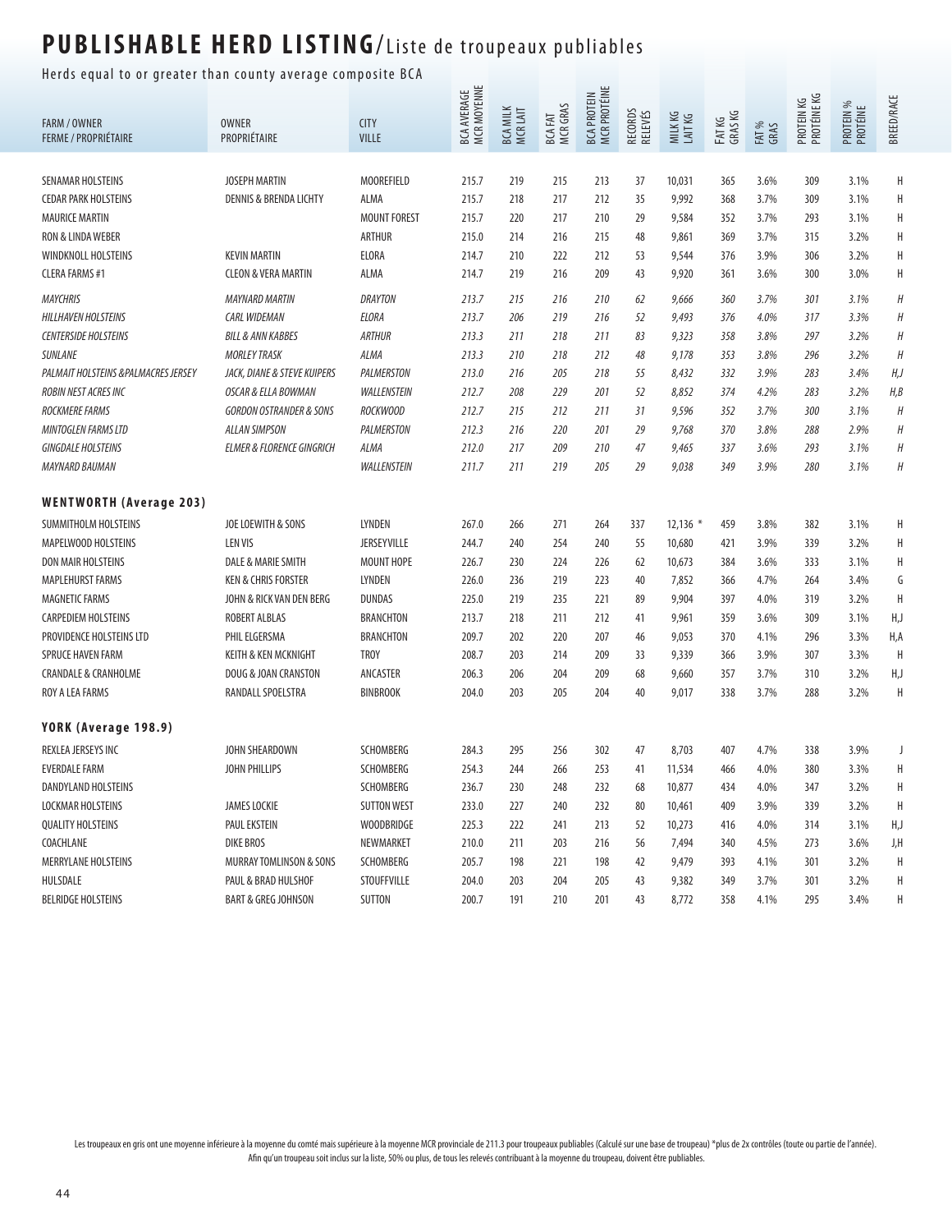# PUBLISHABLE HERD LISTING/Liste de troupeaux publiables

Herds equal to or greater than county average composite BCA

| FARM / OWNER<br>FERME / PROPRIÉTAIRE | OWNER<br>PROPRIÉTAIRE | CITY<br>VILLE | BCA AVERAGE<br>MCR MOYENNE | BCA MILK<br>MCR LAIT | BCA FAT<br>MCR GRAS | BCA PROTEIN<br>MCR PROTÉINE | RECORDS<br>RELEVÉS | MILK KG<br>LAIT KG | FAT KG<br>GRAS KG | FAT %<br>GRAS | PROTEIN KG<br>PROTÉINE KG | PROTEIN %<br>PROTÉINE | BREED/RACE |
|---|---|---|---|---|---|---|---|---|---|---|---|---|---|
| SENAMAR HOLSTEINS | JOSEPH MARTIN | MOOREFIELD | 215.7 | 219 | 215 | 213 | 37 | 10,031 | 365 | 3.6% | 309 | 3.1% | H |
| CEDAR PARK HOLSTEINS | DENNIS & BRENDA LICHTY | ALMA | 215.7 | 218 | 217 | 212 | 35 | 9,992 | 368 | 3.7% | 309 | 3.1% | H |
| MAURICE MARTIN | | MOUNT FOREST | 215.7 | 220 | 217 | 210 | 29 | 9,584 | 352 | 3.7% | 293 | 3.1% | H |
| RON & LINDA WEBER | | ARTHUR | 215.0 | 214 | 216 | 215 | 48 | 9,861 | 369 | 3.7% | 315 | 3.2% | H |
| WINDKNOLL HOLSTEINS | KEVIN MARTIN | ELORA | 214.7 | 210 | 222 | 212 | 53 | 9,544 | 376 | 3.9% | 306 | 3.2% | H |
| CLERA FARMS #1 | CLEON & VERA MARTIN | ALMA | 214.7 | 219 | 216 | 209 | 43 | 9,920 | 361 | 3.6% | 300 | 3.0% | H |
| *MAYCHRIS* | *MAYNARD MARTIN* | *DRAYTON* | *213.7* | *215* | *216* | *210* | *62* | *9,666* | *360* | *3.7%* | *301* | *3.1%* | *H* |
| *HILLHAVEN HOLSTEINS* | *CARL WIDEMAN* | *ELORA* | *213.7* | *206* | *219* | *216* | *52* | *9,493* | *376* | *4.0%* | *317* | *3.3%* | *H* |
| *CENTERSIDE HOLSTEINS* | *BILL & ANN KABBES* | *ARTHUR* | *213.3* | *211* | *218* | *211* | *83* | *9,323* | *358* | *3.8%* | *297* | *3.2%* | *H* |
| *SUNLANE* | *MORLEY TRASK* | *ALMA* | *213.3* | *210* | *218* | *212* | *48* | *9,178* | *353* | *3.8%* | *296* | *3.2%* | *H* |
| *PALMAIT HOLSTEINS &PALMACRES JERSEY* | *JACK, DIANE & STEVE KUIPERS* | *PALMERSTON* | *213.0* | *216* | *205* | *218* | *55* | *8,432* | *332* | *3.9%* | *283* | *3.4%* | *H,J* |
| *ROBIN NEST ACRES INC* | *OSCAR & ELLA BOWMAN* | *WALLENSTEIN* | *212.7* | *208* | *229* | *201* | *52* | *8,852* | *374* | *4.2%* | *283* | *3.2%* | *H,B* |
| *ROCKMERE FARMS* | *GORDON OSTRANDER & SONS* | *ROCKWOOD* | *212.7* | *215* | *212* | *211* | *31* | *9,596* | *352* | *3.7%* | *300* | *3.1%* | *H* |
| *MINTOGLEN FARMS LTD* | *ALLAN SIMPSON* | *PALMERSTON* | *212.3* | *216* | *220* | *201* | *29* | *9,768* | *370* | *3.8%* | *288* | *2.9%* | *H* |
| *GINGDALE HOLSTEINS* | *ELMER & FLORENCE GINGRICH* | *ALMA* | *212.0* | *217* | *209* | *210* | *47* | *9,465* | *337* | *3.6%* | *293* | *3.1%* | *H* |
| *MAYNARD BAUMAN* | | *WALLENSTEIN* | *211.7* | *211* | *219* | *205* | *29* | *9,038* | *349* | *3.9%* | *280* | *3.1%* | *H* |
| **WENTWORTH (Average 203)** | | | | | | | | | | | | | |
| SUMMITHOLM HOLSTEINS | JOE LOEWITH & SONS | LYNDEN | 267.0 | 266 | 271 | 264 | 337 | 12,136 * | 459 | 3.8% | 382 | 3.1% | H |
| MAPELWOOD HOLSTEINS | LEN VIS | JERSEYVILLE | 244.7 | 240 | 254 | 240 | 55 | 10,680 | 421 | 3.9% | 339 | 3.2% | H |
| DON MAIR HOLSTEINS | DALE & MARIE SMITH | MOUNT HOPE | 226.7 | 230 | 224 | 226 | 62 | 10,673 | 384 | 3.6% | 333 | 3.1% | H |
| MAPLEHURST FARMS | KEN & CHRIS FORSTER | LYNDEN | 226.0 | 236 | 219 | 223 | 40 | 7,852 | 366 | 4.7% | 264 | 3.4% | G |
| MAGNETIC FARMS | JOHN & RICK VAN DEN BERG | DUNDAS | 225.0 | 219 | 235 | 221 | 89 | 9,904 | 397 | 4.0% | 319 | 3.2% | H |
| CARPEDIEM HOLSTEINS | ROBERT ALBLAS | BRANCHTON | 213.7 | 218 | 211 | 212 | 41 | 9,961 | 359 | 3.6% | 309 | 3.1% | H,J |
| PROVIDENCE HOLSTEINS LTD | PHIL ELGERSMA | BRANCHTON | 209.7 | 202 | 220 | 207 | 46 | 9,053 | 370 | 4.1% | 296 | 3.3% | H,A |
| SPRUCE HAVEN FARM | KEITH & KEN MCKNIGHT | TROY | 208.7 | 203 | 214 | 209 | 33 | 9,339 | 366 | 3.9% | 307 | 3.3% | H |
| CRANDALE & CRANHOLME | DOUG & JOAN CRANSTON | ANCASTER | 206.3 | 206 | 204 | 209 | 68 | 9,660 | 357 | 3.7% | 310 | 3.2% | H,J |
| ROY A LEA FARMS | RANDALL SPOELSTRA | BINBROOK | 204.0 | 203 | 205 | 204 | 40 | 9,017 | 338 | 3.7% | 288 | 3.2% | H |
| **YORK (Average 198.9)** | | | | | | | | | | | | | |
| REXLEA JERSEYS INC | JOHN SHEARDOWN | SCHOMBERG | 284.3 | 295 | 256 | 302 | 47 | 8,703 | 407 | 4.7% | 338 | 3.9% | J |
| EVERDALE FARM | JOHN PHILLIPS | SCHOMBERG | 254.3 | 244 | 266 | 253 | 41 | 11,534 | 466 | 4.0% | 380 | 3.3% | H |
| DANDYLAND HOLSTEINS | | SCHOMBERG | 236.7 | 230 | 248 | 232 | 68 | 10,877 | 434 | 4.0% | 347 | 3.2% | H |
| LOCKMAR HOLSTEINS | JAMES LOCKIE | SUTTON WEST | 233.0 | 227 | 240 | 232 | 80 | 10,461 | 409 | 3.9% | 339 | 3.2% | H |
| QUALITY HOLSTEINS | PAUL EKSTEIN | WOODBRIDGE | 225.3 | 222 | 241 | 213 | 52 | 10,273 | 416 | 4.0% | 314 | 3.1% | H,J |
| COACHLANE | DIKE BROS | NEWMARKET | 210.0 | 211 | 203 | 216 | 56 | 7,494 | 340 | 4.5% | 273 | 3.6% | J,H |
| MERRYLANE HOLSTEINS | MURRAY TOMLINSON & SONS | SCHOMBERG | 205.7 | 198 | 221 | 198 | 42 | 9,479 | 393 | 4.1% | 301 | 3.2% | H |
| HULSDALE | PAUL & BRAD HULSHOF | STOUFFVILLE | 204.0 | 203 | 204 | 205 | 43 | 9,382 | 349 | 3.7% | 301 | 3.2% | H |
| BELRIDGE HOLSTEINS | BART & GREG JOHNSON | SUTTON | 200.7 | 191 | 210 | 201 | 43 | 8,772 | 358 | 4.1% | 295 | 3.4% | H |

Les troupeaux en gris ont une moyenne inférieure à la moyenne du comté mais supérieure à la moyenne MCR provinciale de 211.3 pour troupeaux publiables (Calculé sur une base de troupeau) *plus de 2x contrôles (toute ou partie de l'année).
Afin qu'un troupeau soit inclus sur la liste, 50% ou plus, de tous les relevés contribuant à la moyenne du troupeau, doivent être publiables.